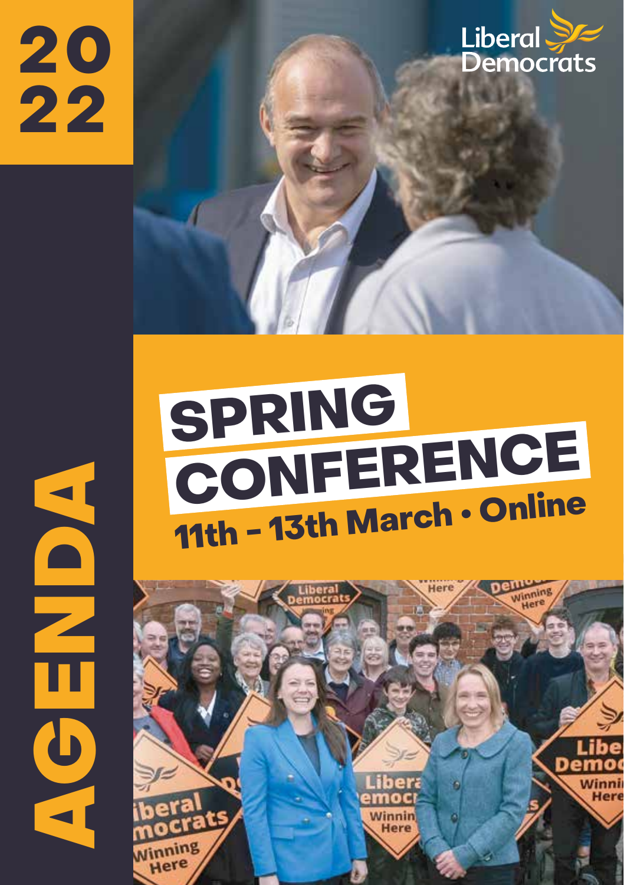# 2022

# AGENDA

Liberal Democrats

# SPRING CONFERENCE

## 11th – 13th March • Online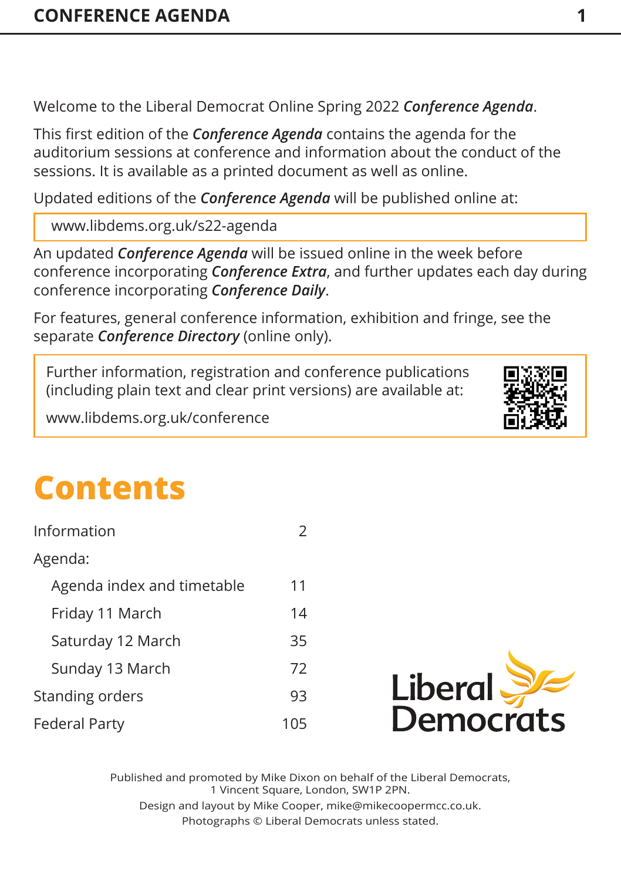Welcome to the Liberal Democrat Online Spring 2022 ***Conference Agenda***.

This first edition of the ***Conference Agenda*** contains the agenda for the auditorium sessions at conference and information about the conduct of the sessions. It is available as a printed document as well as online.

Updated editions of the ***Conference Agenda*** will be published online at:

www.libdems.org.uk/s22-agenda

An updated ***Conference Agenda*** will be issued online in the week before conference incorporating ***Conference Extra***, and further updates each day during conference incorporating ***Conference Daily***.

For features, general conference information, exhibition and fringe, see the separate ***Conference Directory*** (online only).

Further information, registration and conference publications (including plain text and clear print versions) are available at:

www.libdems.org.uk/conference

# Contents

| | |
|---|---|
| Information | 2 |
| Agenda: | |
| Agenda index and timetable | 11 |
| Friday 11 March | 14 |
| Saturday 12 March | 35 |
| Sunday 13 March | 72 |
| Standing orders | 93 |
| Federal Party | 105 |

Published and promoted by Mike Dixon on behalf of the Liberal Democrats, 1 Vincent Square, London, SW1P 2PN.

Design and layout by Mike Cooper, mike@mikecoopermcc.co.uk.

Photographs © Liberal Democrats unless stated.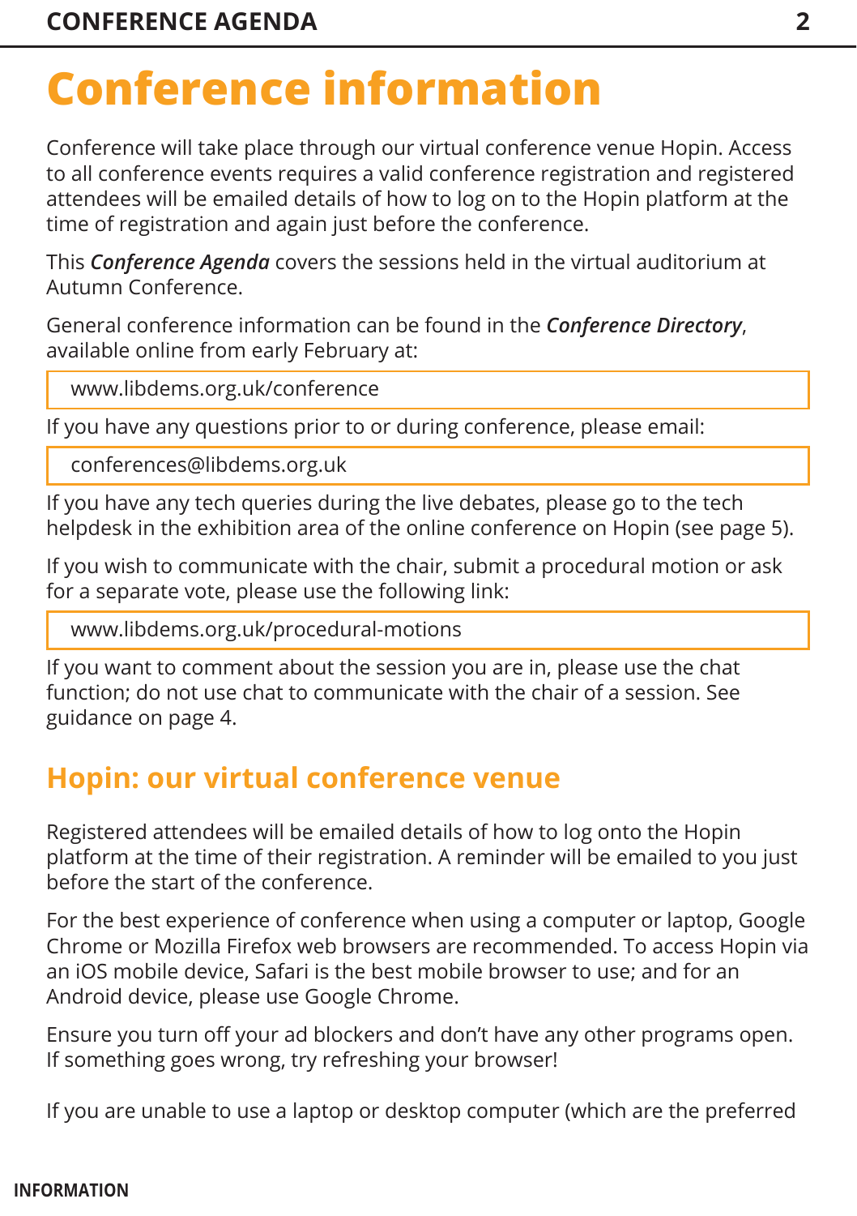# Conference information

Conference will take place through our virtual conference venue Hopin. Access to all conference events requires a valid conference registration and registered attendees will be emailed details of how to log on to the Hopin platform at the time of registration and again just before the conference.

This ***Conference Agenda*** covers the sessions held in the virtual auditorium at Autumn Conference.

General conference information can be found in the ***Conference Directory***, available online from early February at:

> www.libdems.org.uk/conference

If you have any questions prior to or during conference, please email:

> conferences@libdems.org.uk

If you have any tech queries during the live debates, please go to the tech helpdesk in the exhibition area of the online conference on Hopin (see page 5).

If you wish to communicate with the chair, submit a procedural motion or ask for a separate vote, please use the following link:

> www.libdems.org.uk/procedural-motions

If you want to comment about the session you are in, please use the chat function; do not use chat to communicate with the chair of a session. See guidance on page 4.

## Hopin: our virtual conference venue

Registered attendees will be emailed details of how to log onto the Hopin platform at the time of their registration. A reminder will be emailed to you just before the start of the conference.

For the best experience of conference when using a computer or laptop, Google Chrome or Mozilla Firefox web browsers are recommended. To access Hopin via an iOS mobile device, Safari is the best mobile browser to use; and for an Android device, please use Google Chrome.

Ensure you turn off your ad blockers and don't have any other programs open. If something goes wrong, try refreshing your browser!

If you are unable to use a laptop or desktop computer (which are the preferred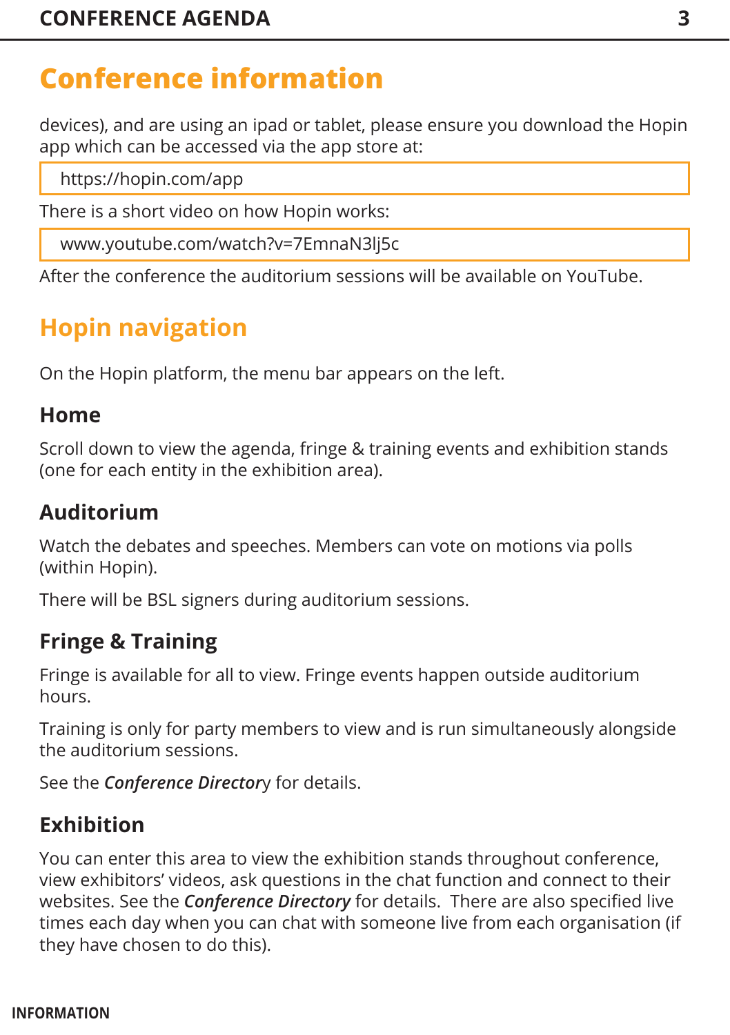# Conference information

devices), and are using an ipad or tablet, please ensure you download the Hopin app which can be accessed via the app store at:

https://hopin.com/app

There is a short video on how Hopin works:

www.youtube.com/watch?v=7EmnaN3lj5c

After the conference the auditorium sessions will be available on YouTube.

# Hopin navigation

On the Hopin platform, the menu bar appears on the left.

## Home

Scroll down to view the agenda, fringe & training events and exhibition stands (one for each entity in the exhibition area).

## Auditorium

Watch the debates and speeches. Members can vote on motions via polls (within Hopin).

There will be BSL signers during auditorium sessions.

## Fringe & Training

Fringe is available for all to view. Fringe events happen outside auditorium hours.

Training is only for party members to view and is run simultaneously alongside the auditorium sessions.

See the ***Conference Directory*** for details.

## Exhibition

You can enter this area to view the exhibition stands throughout conference, view exhibitors' videos, ask questions in the chat function and connect to their websites. See the ***Conference Directory*** for details. There are also specified live times each day when you can chat with someone live from each organisation (if they have chosen to do this).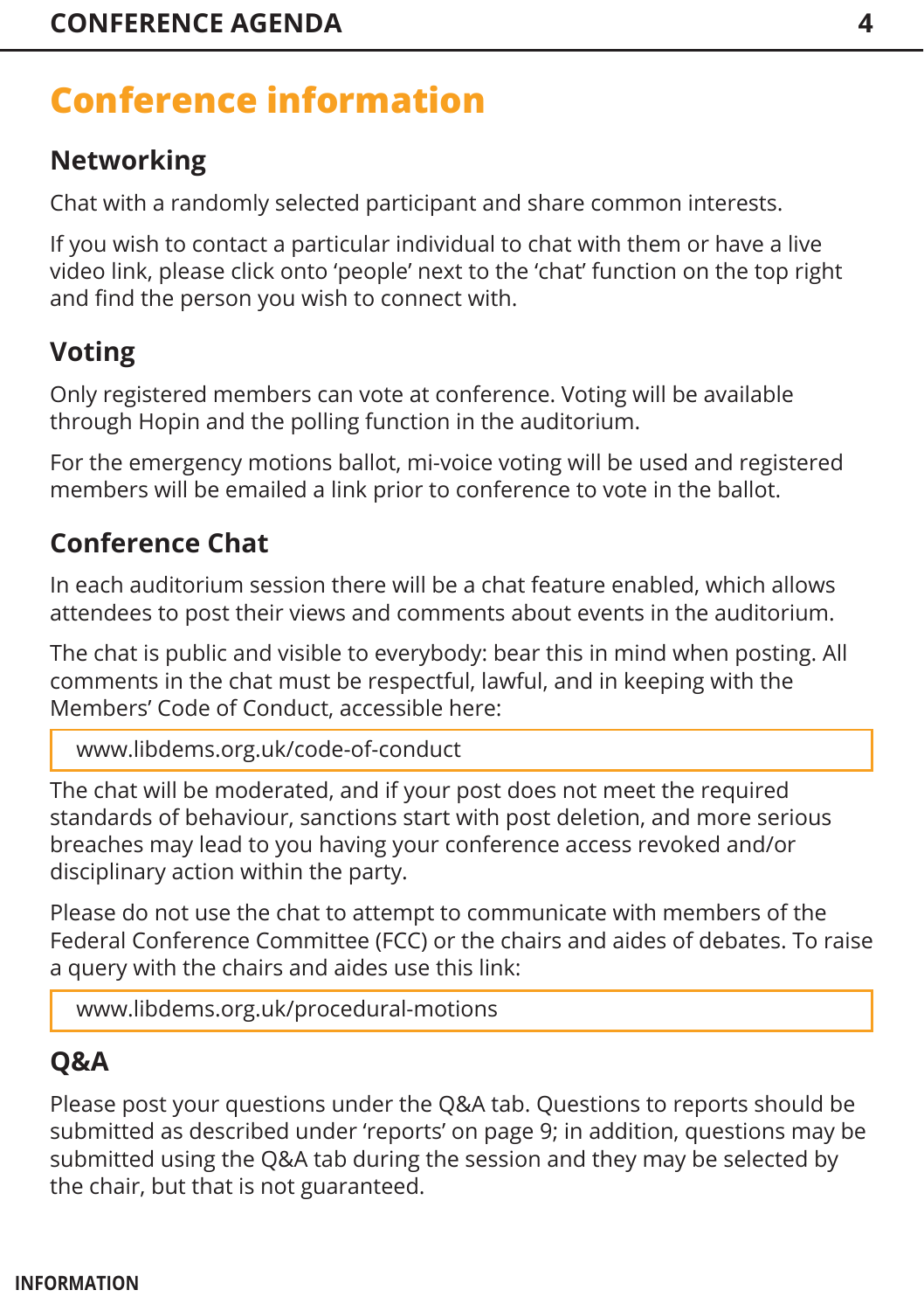# Conference information

## Networking

Chat with a randomly selected participant and share common interests.

If you wish to contact a particular individual to chat with them or have a live video link, please click onto 'people' next to the 'chat' function on the top right and find the person you wish to connect with.

## Voting

Only registered members can vote at conference. Voting will be available through Hopin and the polling function in the auditorium.

For the emergency motions ballot, mi-voice voting will be used and registered members will be emailed a link prior to conference to vote in the ballot.

## Conference Chat

In each auditorium session there will be a chat feature enabled, which allows attendees to post their views and comments about events in the auditorium.

The chat is public and visible to everybody: bear this in mind when posting. All comments in the chat must be respectful, lawful, and in keeping with the Members' Code of Conduct, accessible here:

> www.libdems.org.uk/code-of-conduct

The chat will be moderated, and if your post does not meet the required standards of behaviour, sanctions start with post deletion, and more serious breaches may lead to you having your conference access revoked and/or disciplinary action within the party.

Please do not use the chat to attempt to communicate with members of the Federal Conference Committee (FCC) or the chairs and aides of debates. To raise a query with the chairs and aides use this link:

> www.libdems.org.uk/procedural-motions

## Q&A

Please post your questions under the Q&A tab. Questions to reports should be submitted as described under 'reports' on page 9; in addition, questions may be submitted using the Q&A tab during the session and they may be selected by the chair, but that is not guaranteed.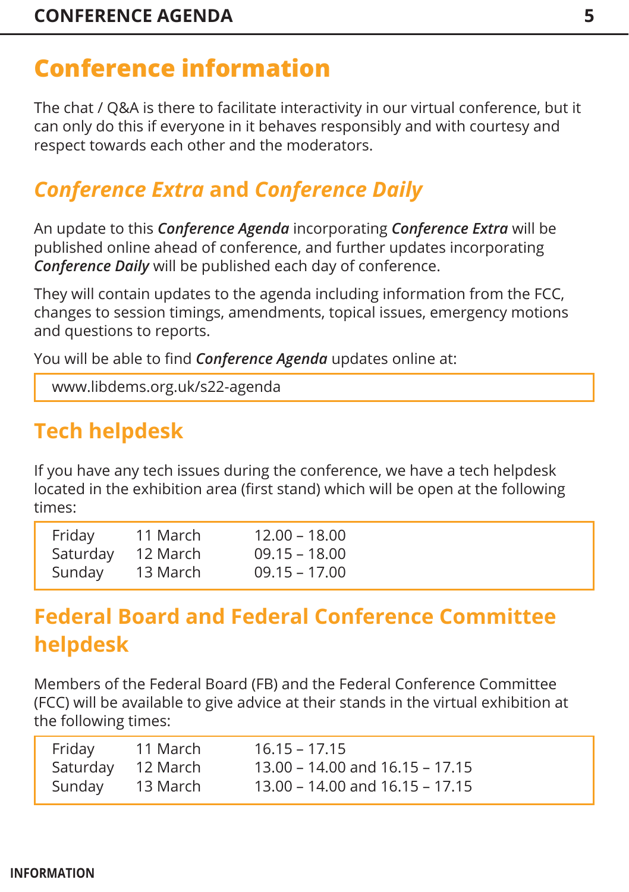# Conference information

The chat / Q&A is there to facilitate interactivity in our virtual conference, but it can only do this if everyone in it behaves responsibly and with courtesy and respect towards each other and the moderators.

## *Conference Extra* and *Conference Daily*

An update to this ***Conference Agenda*** incorporating ***Conference Extra*** will be published online ahead of conference, and further updates incorporating ***Conference Daily*** will be published each day of conference.

They will contain updates to the agenda including information from the FCC, changes to session timings, amendments, topical issues, emergency motions and questions to reports.

You will be able to find ***Conference Agenda*** updates online at:

www.libdems.org.uk/s22-agenda

## Tech helpdesk

If you have any tech issues during the conference, we have a tech helpdesk located in the exhibition area (first stand) which will be open at the following times:

| | | |
|---|---|---|
| Friday | 11 March | 12.00 – 18.00 |
| Saturday | 12 March | 09.15 – 18.00 |
| Sunday | 13 March | 09.15 – 17.00 |

## Federal Board and Federal Conference Committee helpdesk

Members of the Federal Board (FB) and the Federal Conference Committee (FCC) will be available to give advice at their stands in the virtual exhibition at the following times:

| | | |
|---|---|---|
| Friday | 11 March | 16.15 – 17.15 |
| Saturday | 12 March | 13.00 – 14.00 and 16.15 – 17.15 |
| Sunday | 13 March | 13.00 – 14.00 and 16.15 – 17.15 |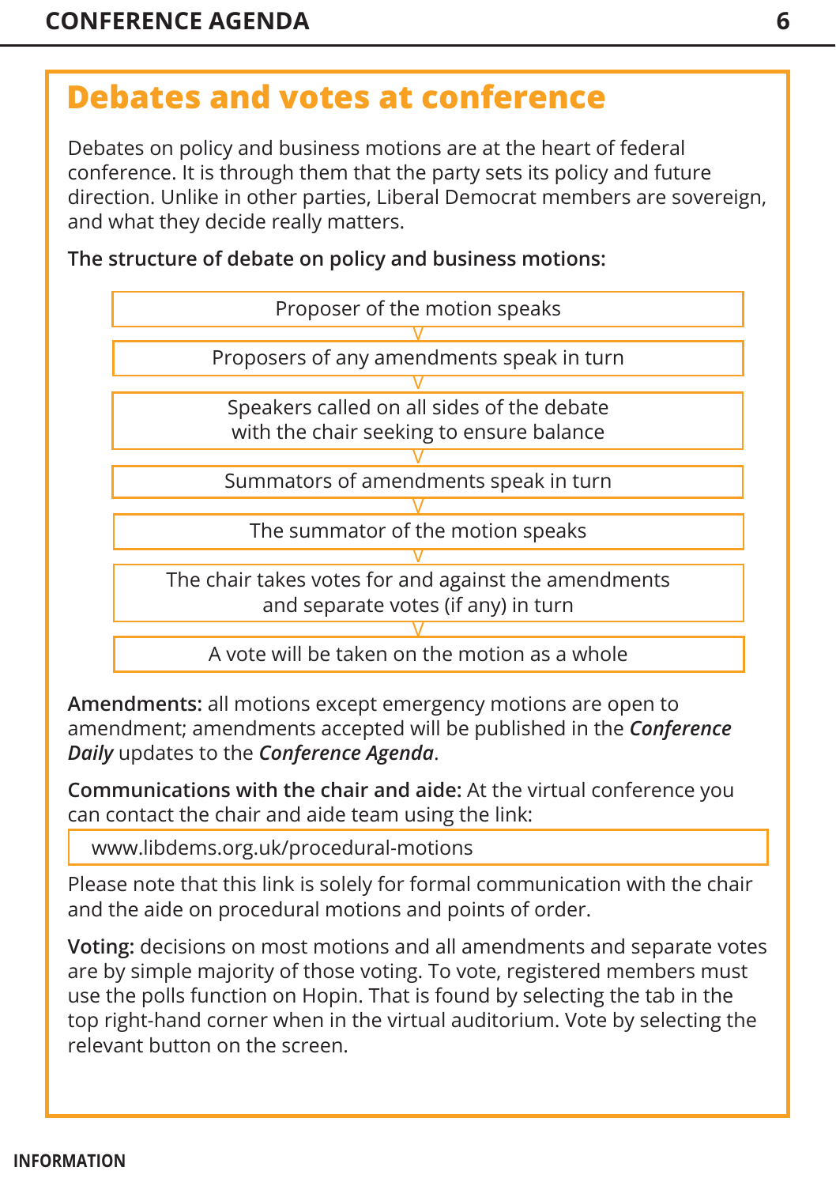# Debates and votes at conference

Debates on policy and business motions are at the heart of federal conference. It is through them that the party sets its policy and future direction. Unlike in other parties, Liberal Democrat members are sovereign, and what they decide really matters.

**The structure of debate on policy and business motions:**

1. Proposer of the motion speaks
2. Proposers of any amendments speak in turn
3. Speakers called on all sides of the debate with the chair seeking to ensure balance
4. Summators of amendments speak in turn
5. The summator of the motion speaks
6. The chair takes votes for and against the amendments and separate votes (if any) in turn
7. A vote will be taken on the motion as a whole

**Amendments:** all motions except emergency motions are open to amendment; amendments accepted will be published in the ***Conference Daily*** updates to the ***Conference Agenda***.

**Communications with the chair and aide:** At the virtual conference you can contact the chair and aide team using the link:

www.libdems.org.uk/procedural-motions

Please note that this link is solely for formal communication with the chair and the aide on procedural motions and points of order.

**Voting:** decisions on most motions and all amendments and separate votes are by simple majority of those voting. To vote, registered members must use the polls function on Hopin. That is found by selecting the tab in the top right-hand corner when in the virtual auditorium. Vote by selecting the relevant button on the screen.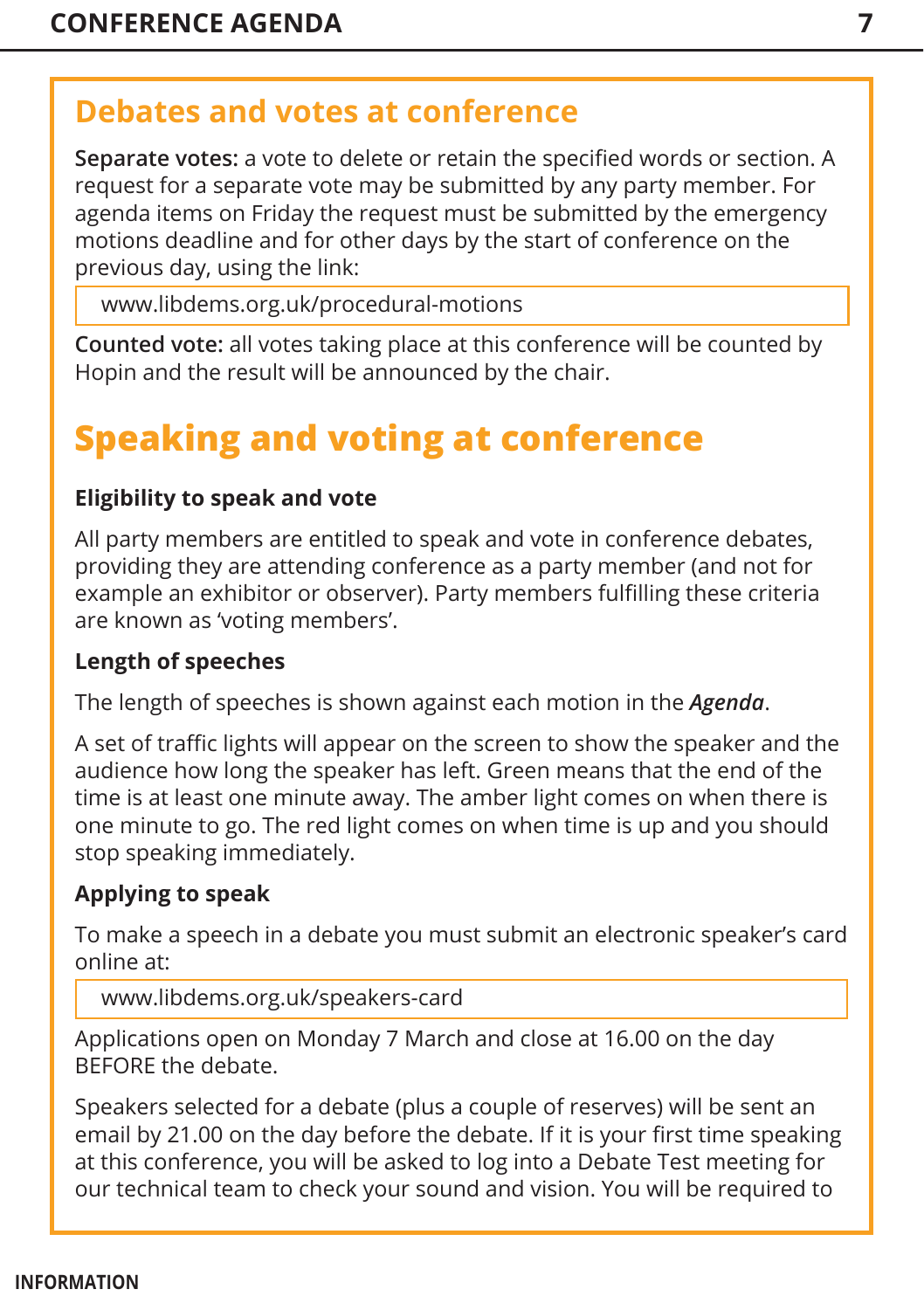## Debates and votes at conference

**Separate votes:** a vote to delete or retain the specified words or section. A request for a separate vote may be submitted by any party member. For agenda items on Friday the request must be submitted by the emergency motions deadline and for other days by the start of conference on the previous day, using the link:

www.libdems.org.uk/procedural-motions

**Counted vote:** all votes taking place at this conference will be counted by Hopin and the result will be announced by the chair.

# Speaking and voting at conference

### Eligibility to speak and vote

All party members are entitled to speak and vote in conference debates, providing they are attending conference as a party member (and not for example an exhibitor or observer). Party members fulfilling these criteria are known as 'voting members'.

### Length of speeches

The length of speeches is shown against each motion in the ***Agenda***.

A set of traffic lights will appear on the screen to show the speaker and the audience how long the speaker has left. Green means that the end of the time is at least one minute away. The amber light comes on when there is one minute to go. The red light comes on when time is up and you should stop speaking immediately.

### Applying to speak

To make a speech in a debate you must submit an electronic speaker's card online at:

www.libdems.org.uk/speakers-card

Applications open on Monday 7 March and close at 16.00 on the day BEFORE the debate.

Speakers selected for a debate (plus a couple of reserves) will be sent an email by 21.00 on the day before the debate. If it is your first time speaking at this conference, you will be asked to log into a Debate Test meeting for our technical team to check your sound and vision. You will be required to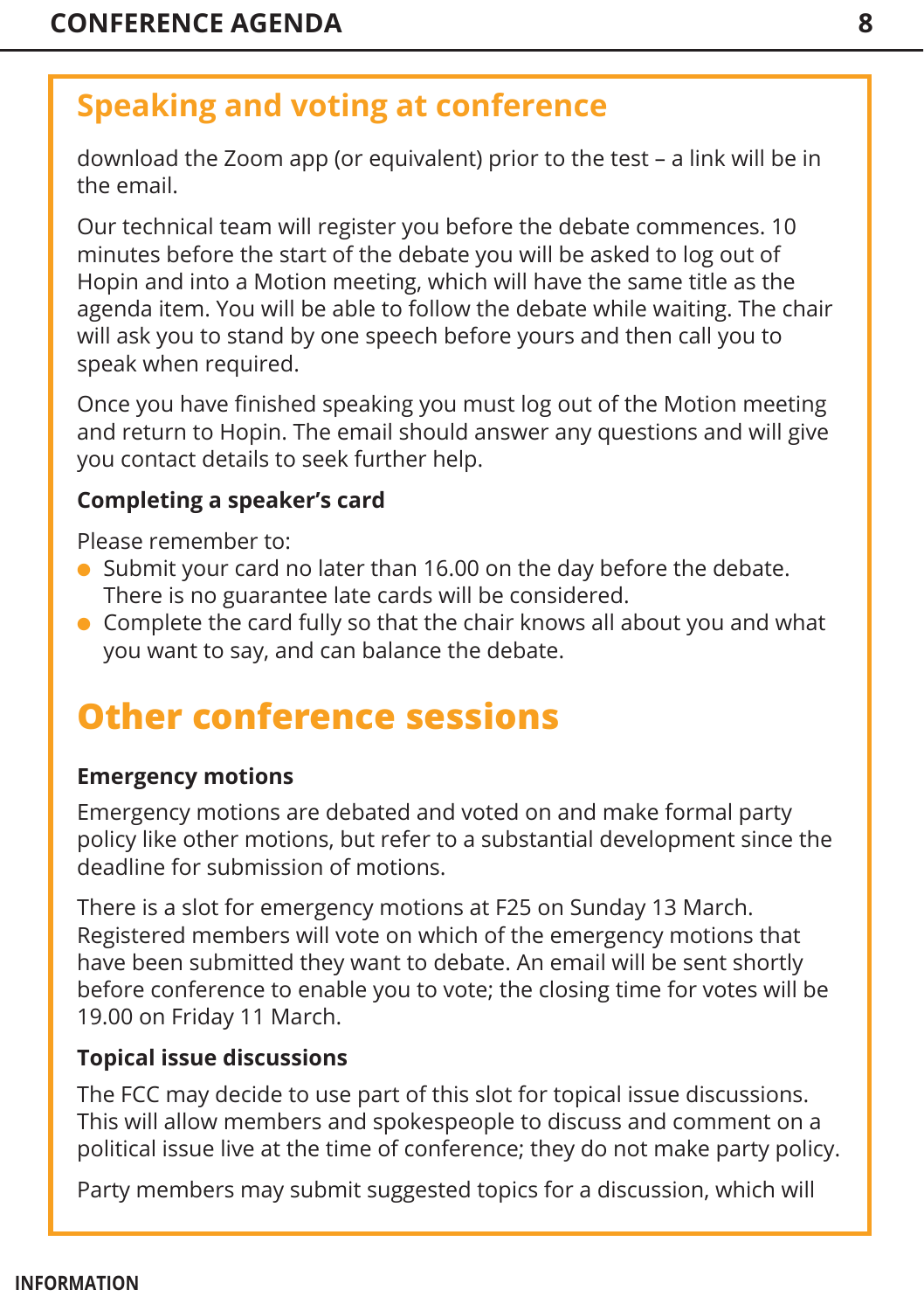## Speaking and voting at conference

download the Zoom app (or equivalent) prior to the test – a link will be in the email.

Our technical team will register you before the debate commences. 10 minutes before the start of the debate you will be asked to log out of Hopin and into a Motion meeting, which will have the same title as the agenda item. You will be able to follow the debate while waiting. The chair will ask you to stand by one speech before yours and then call you to speak when required.

Once you have finished speaking you must log out of the Motion meeting and return to Hopin. The email should answer any questions and will give you contact details to seek further help.

**Completing a speaker's card**

Please remember to:

- Submit your card no later than 16.00 on the day before the debate. There is no guarantee late cards will be considered.
- Complete the card fully so that the chair knows all about you and what you want to say, and can balance the debate.

# Other conference sessions

**Emergency motions**

Emergency motions are debated and voted on and make formal party policy like other motions, but refer to a substantial development since the deadline for submission of motions.

There is a slot for emergency motions at F25 on Sunday 13 March. Registered members will vote on which of the emergency motions that have been submitted they want to debate. An email will be sent shortly before conference to enable you to vote; the closing time for votes will be 19.00 on Friday 11 March.

**Topical issue discussions**

The FCC may decide to use part of this slot for topical issue discussions. This will allow members and spokespeople to discuss and comment on a political issue live at the time of conference; they do not make party policy.

Party members may submit suggested topics for a discussion, which will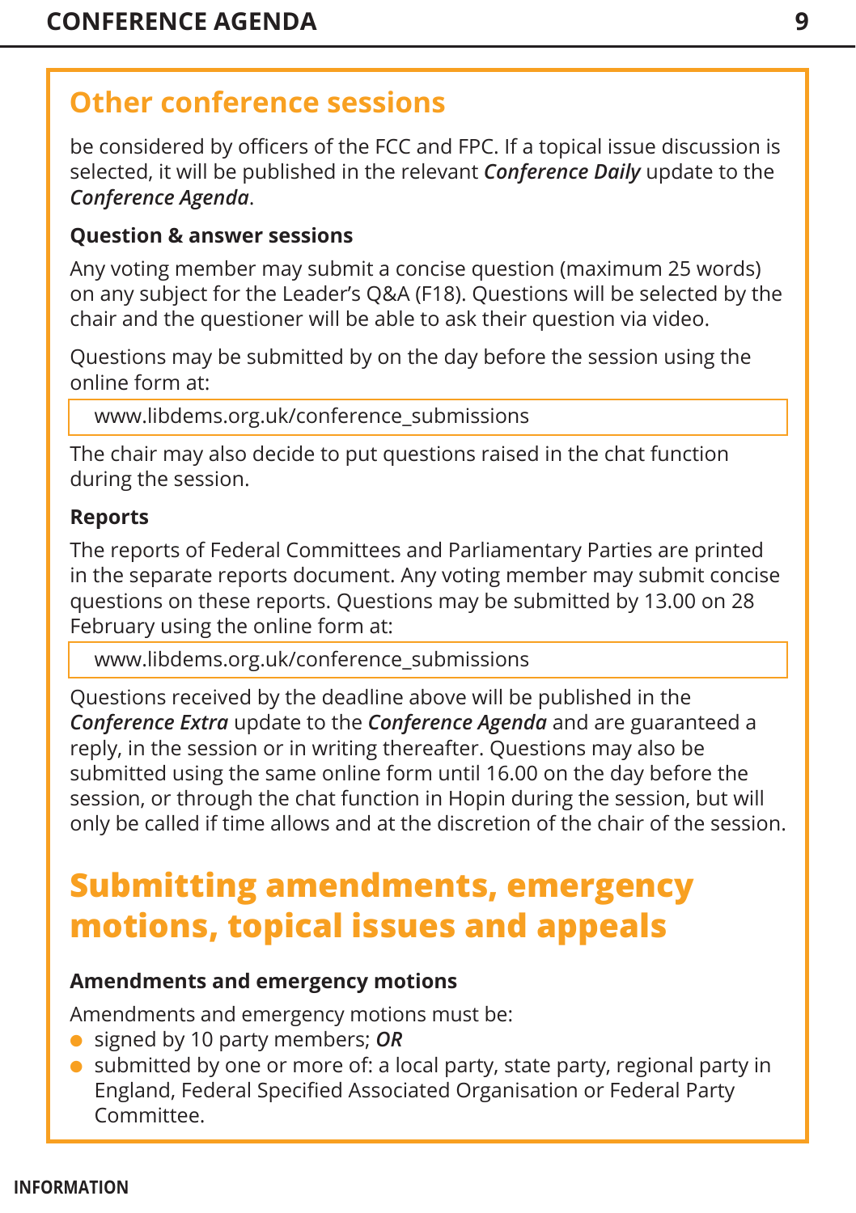## Other conference sessions

be considered by officers of the FCC and FPC. If a topical issue discussion is selected, it will be published in the relevant ***Conference Daily*** update to the ***Conference Agenda***.

### Question & answer sessions

Any voting member may submit a concise question (maximum 25 words) on any subject for the Leader's Q&A (F18). Questions will be selected by the chair and the questioner will be able to ask their question via video.

Questions may be submitted by on the day before the session using the online form at:

www.libdems.org.uk/conference_submissions

The chair may also decide to put questions raised in the chat function during the session.

### Reports

The reports of Federal Committees and Parliamentary Parties are printed in the separate reports document. Any voting member may submit concise questions on these reports. Questions may be submitted by 13.00 on 28 February using the online form at:

www.libdems.org.uk/conference_submissions

Questions received by the deadline above will be published in the ***Conference Extra*** update to the ***Conference Agenda*** and are guaranteed a reply, in the session or in writing thereafter. Questions may also be submitted using the same online form until 16.00 on the day before the session, or through the chat function in Hopin during the session, but will only be called if time allows and at the discretion of the chair of the session.

## Submitting amendments, emergency motions, topical issues and appeals

### Amendments and emergency motions

Amendments and emergency motions must be:

- signed by 10 party members; ***OR***
- submitted by one or more of: a local party, state party, regional party in England, Federal Specified Associated Organisation or Federal Party Committee.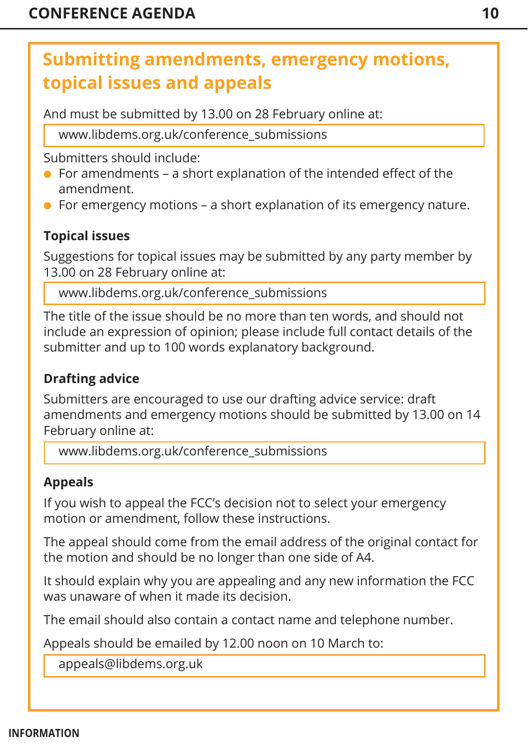## Submitting amendments, emergency motions, topical issues and appeals

And must be submitted by 13.00 on 28 February online at:

www.libdems.org.uk/conference_submissions

Submitters should include:

- For amendments – a short explanation of the intended effect of the amendment.
- For emergency motions – a short explanation of its emergency nature.

### Topical issues

Suggestions for topical issues may be submitted by any party member by 13.00 on 28 February online at:

www.libdems.org.uk/conference_submissions

The title of the issue should be no more than ten words, and should not include an expression of opinion; please include full contact details of the submitter and up to 100 words explanatory background.

### Drafting advice

Submitters are encouraged to use our drafting advice service: draft amendments and emergency motions should be submitted by 13.00 on 14 February online at:

www.libdems.org.uk/conference_submissions

### Appeals

If you wish to appeal the FCC's decision not to select your emergency motion or amendment, follow these instructions.

The appeal should come from the email address of the original contact for the motion and should be no longer than one side of A4.

It should explain why you are appealing and any new information the FCC was unaware of when it made its decision.

The email should also contain a contact name and telephone number.

Appeals should be emailed by 12.00 noon on 10 March to:

appeals@libdems.org.uk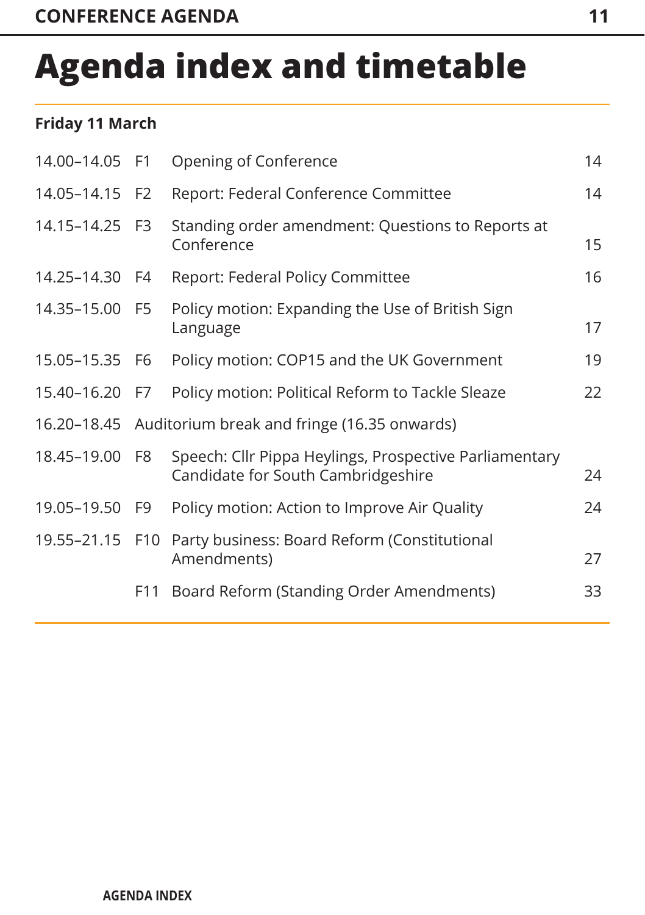# Agenda index and timetable

**Friday 11 March**

| Time | No. | Item | Page |
|---|---|---|---|
| 14.00–14.05 | F1 | Opening of Conference | 14 |
| 14.05–14.15 | F2 | Report: Federal Conference Committee | 14 |
| 14.15–14.25 | F3 | Standing order amendment: Questions to Reports at Conference | 15 |
| 14.25–14.30 | F4 | Report: Federal Policy Committee | 16 |
| 14.35–15.00 | F5 | Policy motion: Expanding the Use of British Sign Language | 17 |
| 15.05–15.35 | F6 | Policy motion: COP15 and the UK Government | 19 |
| 15.40–16.20 | F7 | Policy motion: Political Reform to Tackle Sleaze | 22 |
| 16.20–18.45 | Auditorium break and fringe (16.35 onwards) | | |
| 18.45–19.00 | F8 | Speech: Cllr Pippa Heylings, Prospective Parliamentary Candidate for South Cambridgeshire | 24 |
| 19.05–19.50 | F9 | Policy motion: Action to Improve Air Quality | 24 |
| 19.55–21.15 | F10 | Party business: Board Reform (Constitutional Amendments) | 27 |
| | F11 | Board Reform (Standing Order Amendments) | 33 |

**AGENDA INDEX**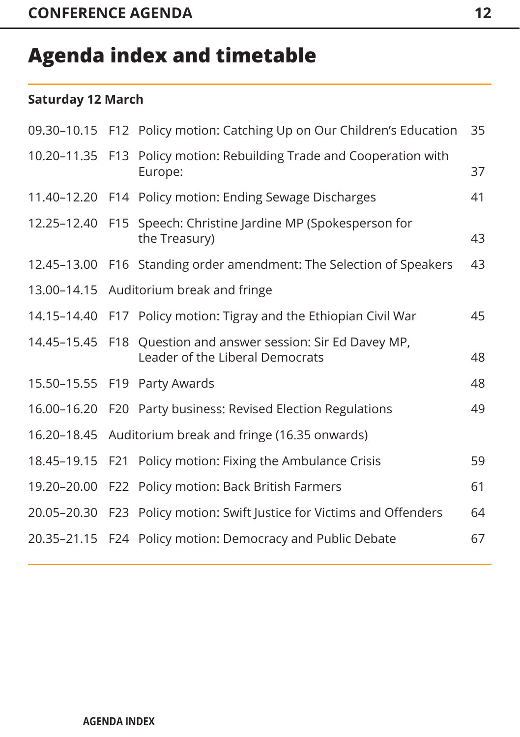# Agenda index and timetable

### Saturday 12 March

| Time | Item | Title | Page |
|---|---|---|---|
| 09.30–10.15 | F12 | Policy motion: Catching Up on Our Children's Education | 35 |
| 10.20–11.35 | F13 | Policy motion: Rebuilding Trade and Cooperation with Europe: | 37 |
| 11.40–12.20 | F14 | Policy motion: Ending Sewage Discharges | 41 |
| 12.25–12.40 | F15 | Speech: Christine Jardine MP (Spokesperson for the Treasury) | 43 |
| 12.45–13.00 | F16 | Standing order amendment: The Selection of Speakers | 43 |
| 13.00–14.15 | | Auditorium break and fringe | |
| 14.15–14.40 | F17 | Policy motion: Tigray and the Ethiopian Civil War | 45 |
| 14.45–15.45 | F18 | Question and answer session: Sir Ed Davey MP, Leader of the Liberal Democrats | 48 |
| 15.50–15.55 | F19 | Party Awards | 48 |
| 16.00–16.20 | F20 | Party business: Revised Election Regulations | 49 |
| 16.20–18.45 | | Auditorium break and fringe (16.35 onwards) | |
| 18.45–19.15 | F21 | Policy motion: Fixing the Ambulance Crisis | 59 |
| 19.20–20.00 | F22 | Policy motion: Back British Farmers | 61 |
| 20.05–20.30 | F23 | Policy motion: Swift Justice for Victims and Offenders | 64 |
| 20.35–21.15 | F24 | Policy motion: Democracy and Public Debate | 67 |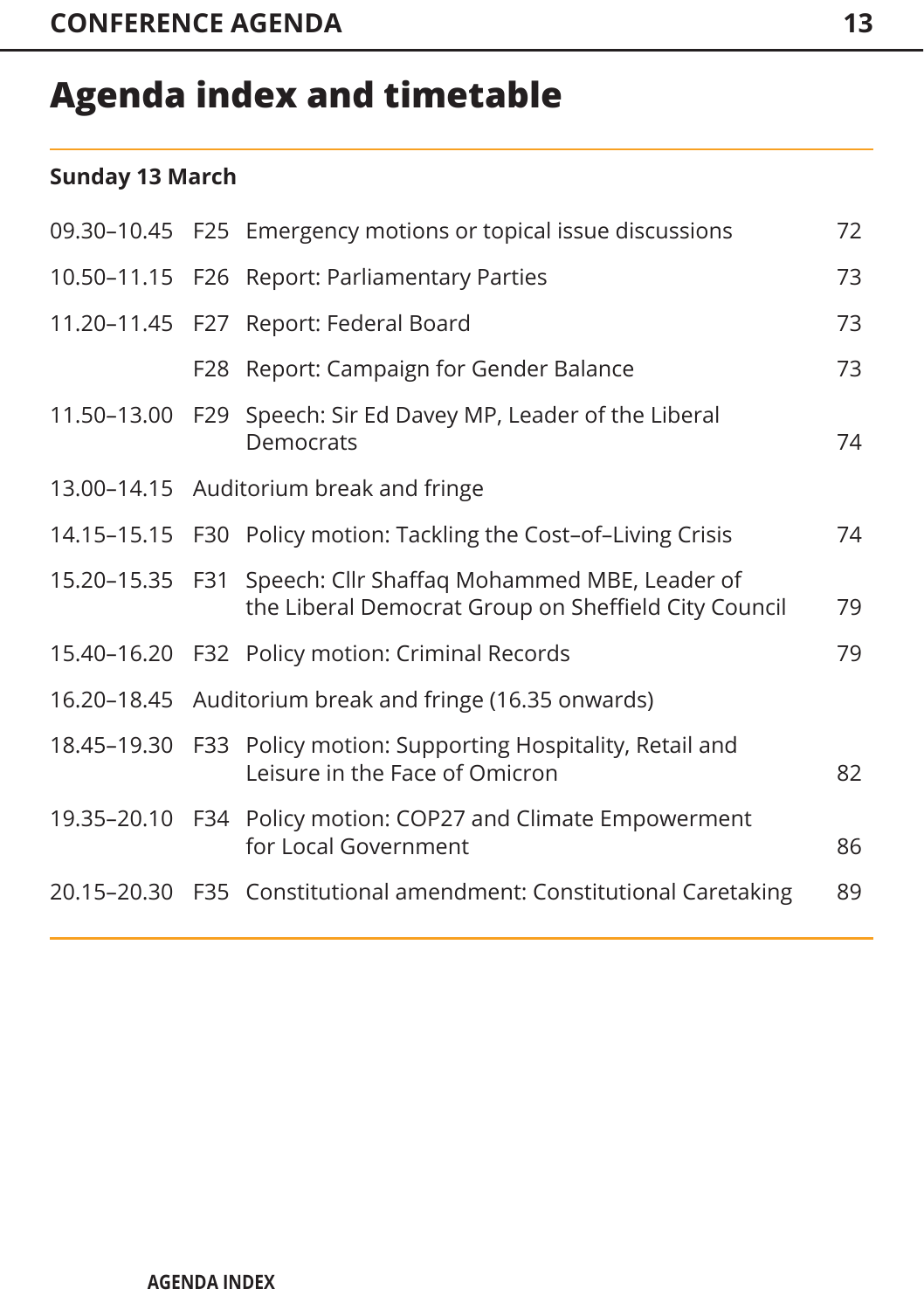# Agenda index and timetable

**Sunday 13 March**

| | | | |
|---|---|---|---|
| 09.30–10.45 | F25 | Emergency motions or topical issue discussions | 72 |
| 10.50–11.15 | F26 | Report: Parliamentary Parties | 73 |
| 11.20–11.45 | F27 | Report: Federal Board | 73 |
| | F28 | Report: Campaign for Gender Balance | 73 |
| 11.50–13.00 | F29 | Speech: Sir Ed Davey MP, Leader of the Liberal Democrats | 74 |
| 13.00–14.15 | Auditorium break and fringe | | |
| 14.15–15.15 | F30 | Policy motion: Tackling the Cost–of–Living Crisis | 74 |
| 15.20–15.35 | F31 | Speech: Cllr Shaffaq Mohammed MBE, Leader of the Liberal Democrat Group on Sheffield City Council | 79 |
| 15.40–16.20 | F32 | Policy motion: Criminal Records | 79 |
| 16.20–18.45 | Auditorium break and fringe (16.35 onwards) | | |
| 18.45–19.30 | F33 | Policy motion: Supporting Hospitality, Retail and Leisure in the Face of Omicron | 82 |
| 19.35–20.10 | F34 | Policy motion: COP27 and Climate Empowerment for Local Government | 86 |
| 20.15–20.30 | F35 | Constitutional amendment: Constitutional Caretaking | 89 |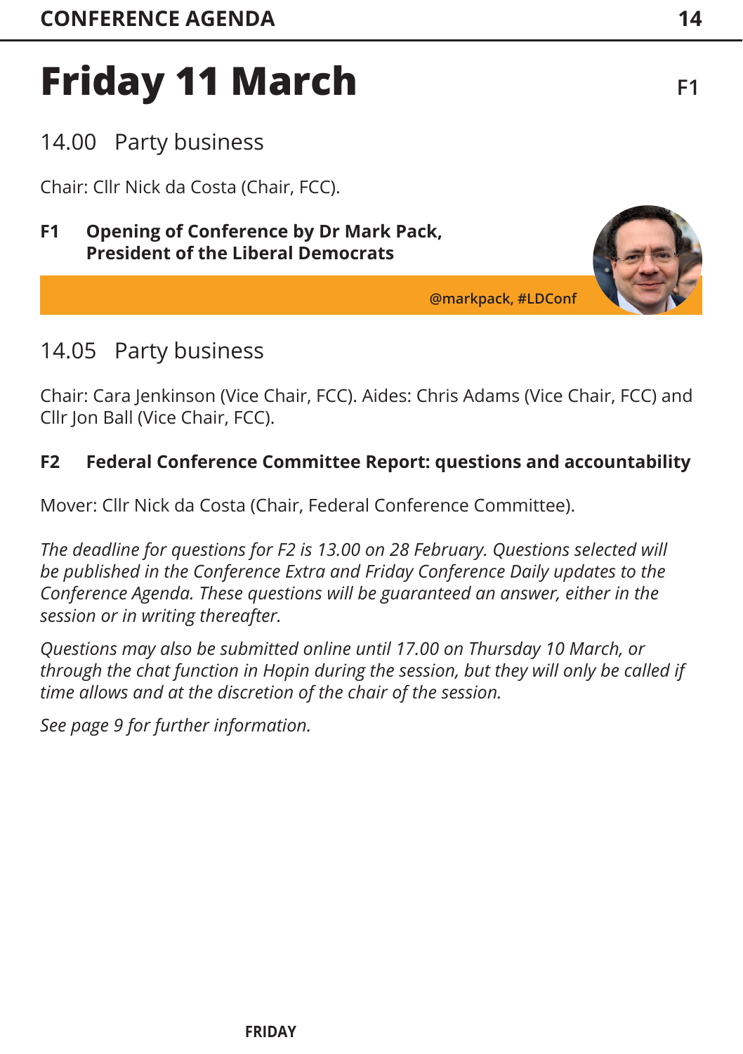# Friday 11 March

F1

## 14.00 Party business

Chair: Cllr Nick da Costa (Chair, FCC).

**F1 Opening of Conference by Dr Mark Pack, President of the Liberal Democrats**

@markpack, #LDConf

## 14.05 Party business

Chair: Cara Jenkinson (Vice Chair, FCC). Aides: Chris Adams (Vice Chair, FCC) and Cllr Jon Ball (Vice Chair, FCC).

**F2 Federal Conference Committee Report: questions and accountability**

Mover: Cllr Nick da Costa (Chair, Federal Conference Committee).

*The deadline for questions for F2 is 13.00 on 28 February. Questions selected will be published in the Conference Extra and Friday Conference Daily updates to the Conference Agenda. These questions will be guaranteed an answer, either in the session or in writing thereafter.*

*Questions may also be submitted online until 17.00 on Thursday 10 March, or through the chat function in Hopin during the session, but they will only be called if time allows and at the discretion of the chair of the session.*

*See page 9 for further information.*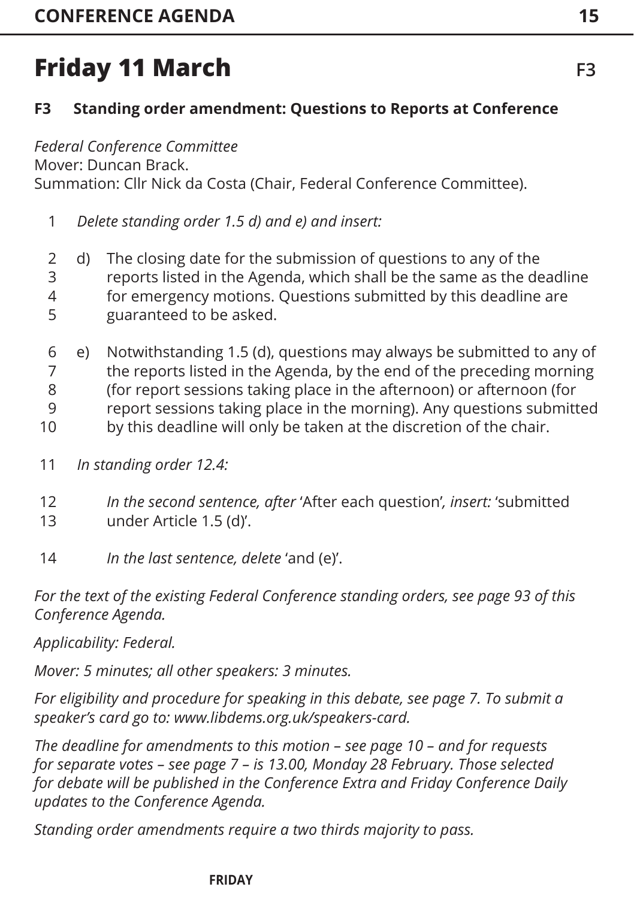# Friday 11 March

F3

## F3 Standing order amendment: Questions to Reports at Conference

*Federal Conference Committee*
Mover: Duncan Brack.
Summation: Cllr Nick da Costa (Chair, Federal Conference Committee).

1 *Delete standing order 1.5 d) and e) and insert:*

2 d) The closing date for the submission of questions to any of the
3 reports listed in the Agenda, which shall be the same as the deadline
4 for emergency motions. Questions submitted by this deadline are
5 guaranteed to be asked.

6 e) Notwithstanding 1.5 (d), questions may always be submitted to any of
7 the reports listed in the Agenda, by the end of the preceding morning
8 (for report sessions taking place in the afternoon) or afternoon (for
9 report sessions taking place in the morning). Any questions submitted
10 by this deadline will only be taken at the discretion of the chair.

11 *In standing order 12.4:*

12 *In the second sentence, after* 'After each question', *insert:* 'submitted
13 under Article 1.5 (d)'.

14 *In the last sentence, delete* 'and (e)'.

*For the text of the existing Federal Conference standing orders, see page 93 of this Conference Agenda.*

*Applicability: Federal.*

*Mover: 5 minutes; all other speakers: 3 minutes.*

*For eligibility and procedure for speaking in this debate, see page 7. To submit a speaker's card go to: www.libdems.org.uk/speakers-card.*

*The deadline for amendments to this motion – see page 10 – and for requests for separate votes – see page 7 – is 13.00, Monday 28 February. Those selected for debate will be published in the Conference Extra and Friday Conference Daily updates to the Conference Agenda.*

*Standing order amendments require a two thirds majority to pass.*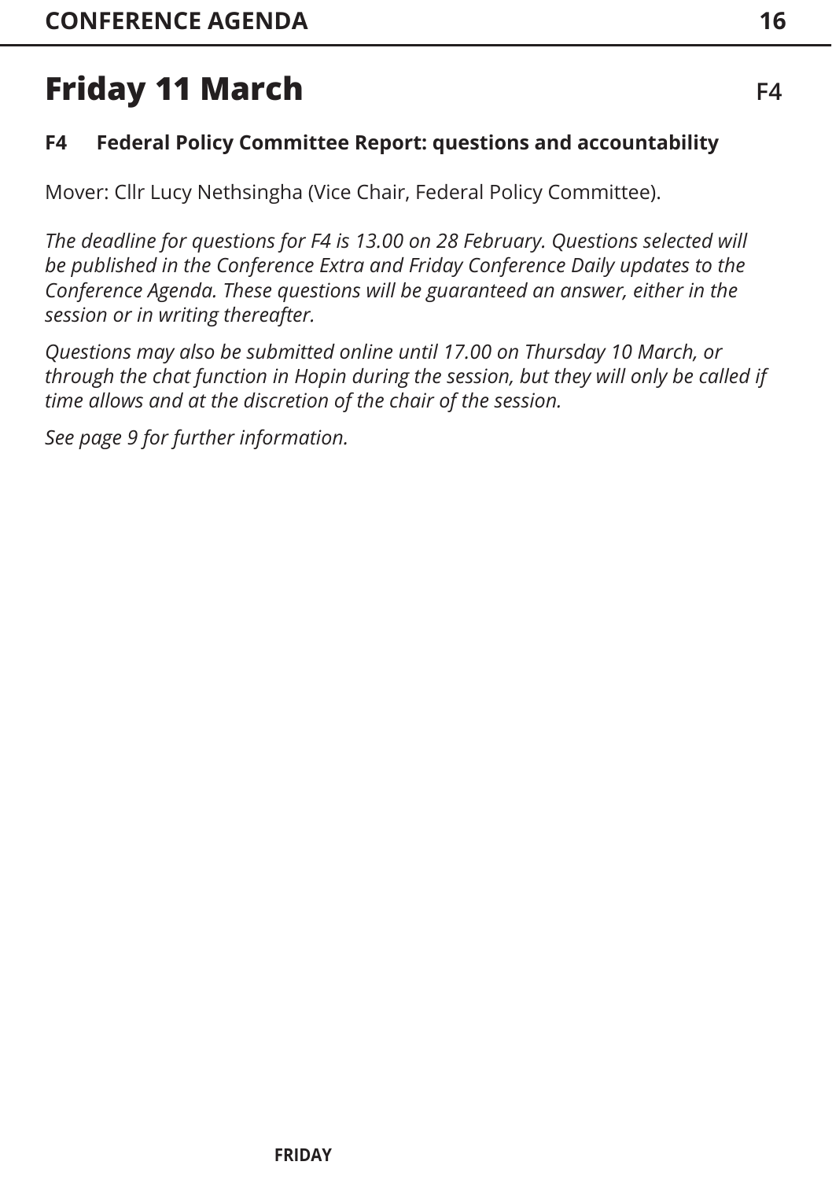# Friday 11 March

## F4 Federal Policy Committee Report: questions and accountability

Mover: Cllr Lucy Nethsingha (Vice Chair, Federal Policy Committee).

*The deadline for questions for F4 is 13.00 on 28 February. Questions selected will be published in the Conference Extra and Friday Conference Daily updates to the Conference Agenda. These questions will be guaranteed an answer, either in the session or in writing thereafter.*

*Questions may also be submitted online until 17.00 on Thursday 10 March, or through the chat function in Hopin during the session, but they will only be called if time allows and at the discretion of the chair of the session.*

*See page 9 for further information.*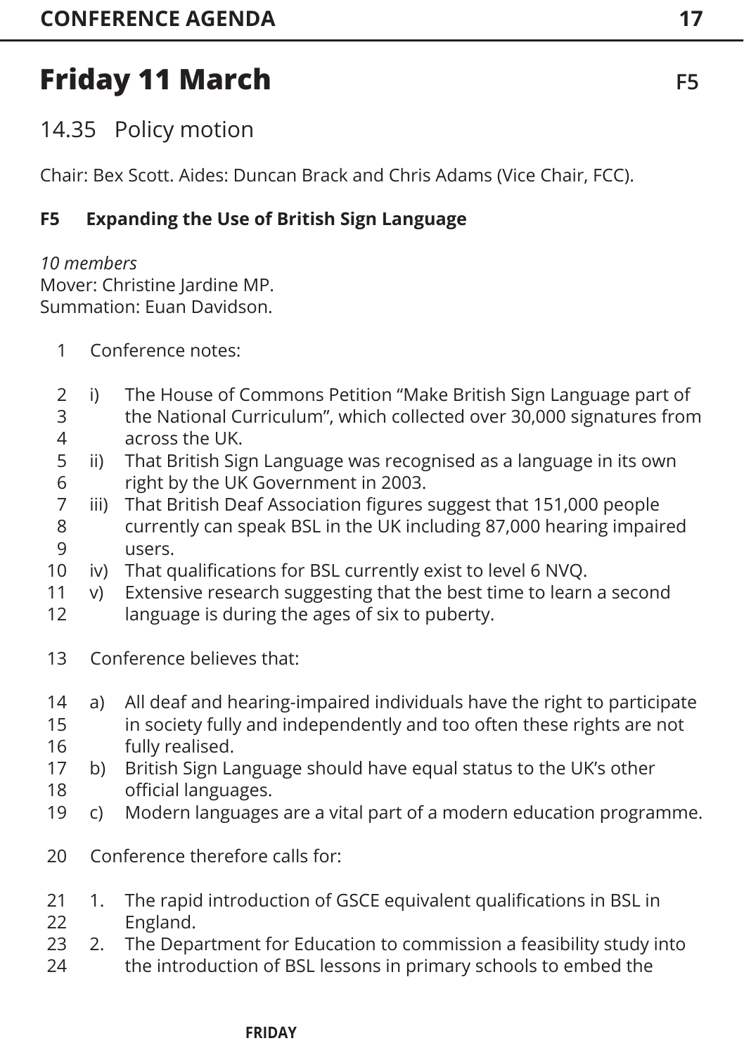# Friday 11 March

F5

## 14.35 Policy motion

Chair: Bex Scott. Aides: Duncan Brack and Chris Adams (Vice Chair, FCC).

**F5 Expanding the Use of British Sign Language**

*10 members*
Mover: Christine Jardine MP.
Summation: Euan Davidson.

1 Conference notes:

2 i) The House of Commons Petition "Make British Sign Language part of
3 the National Curriculum", which collected over 30,000 signatures from
4 across the UK.
5 ii) That British Sign Language was recognised as a language in its own
6 right by the UK Government in 2003.
7 iii) That British Deaf Association figures suggest that 151,000 people
8 currently can speak BSL in the UK including 87,000 hearing impaired
9 users.
10 iv) That qualifications for BSL currently exist to level 6 NVQ.
11 v) Extensive research suggesting that the best time to learn a second
12 language is during the ages of six to puberty.

13 Conference believes that:

14 a) All deaf and hearing-impaired individuals have the right to participate
15 in society fully and independently and too often these rights are not
16 fully realised.
17 b) British Sign Language should have equal status to the UK's other
18 official languages.
19 c) Modern languages are a vital part of a modern education programme.

20 Conference therefore calls for:

21 1. The rapid introduction of GSCE equivalent qualifications in BSL in
22 England.
23 2. The Department for Education to commission a feasibility study into
24 the introduction of BSL lessons in primary schools to embed the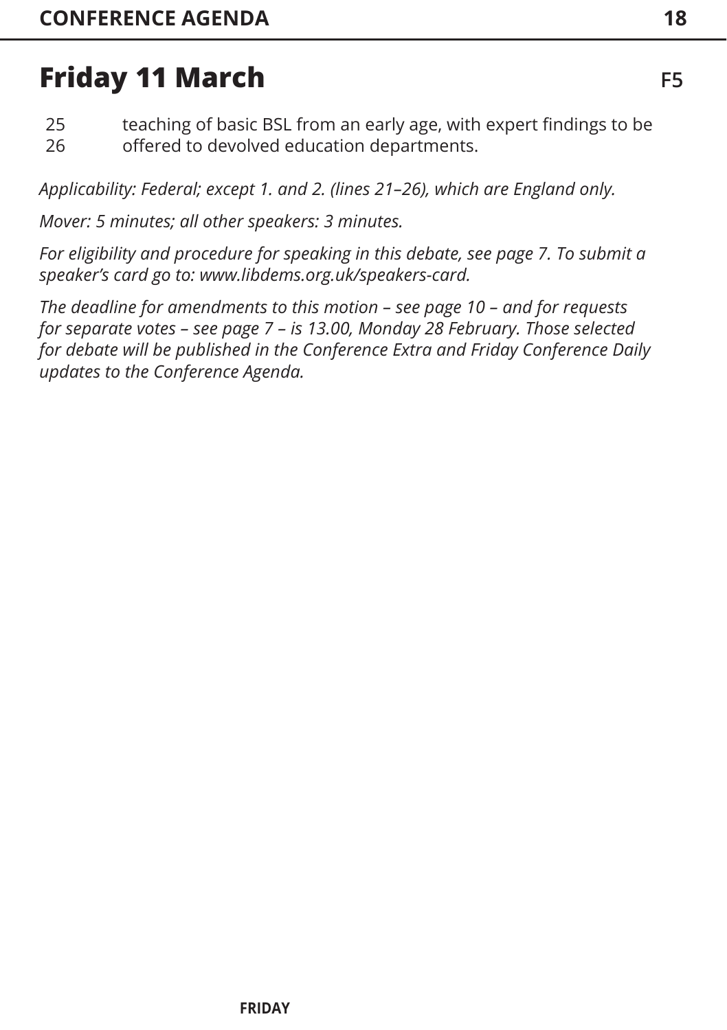# Friday 11 March

F5

25 teaching of basic BSL from an early age, with expert findings to be
26 offered to devolved education departments.

*Applicability: Federal; except 1. and 2. (lines 21–26), which are England only.*

*Mover: 5 minutes; all other speakers: 3 minutes.*

*For eligibility and procedure for speaking in this debate, see page 7. To submit a speaker's card go to: www.libdems.org.uk/speakers-card.*

*The deadline for amendments to this motion – see page 10 – and for requests for separate votes – see page 7 – is 13.00, Monday 28 February. Those selected for debate will be published in the Conference Extra and Friday Conference Daily updates to the Conference Agenda.*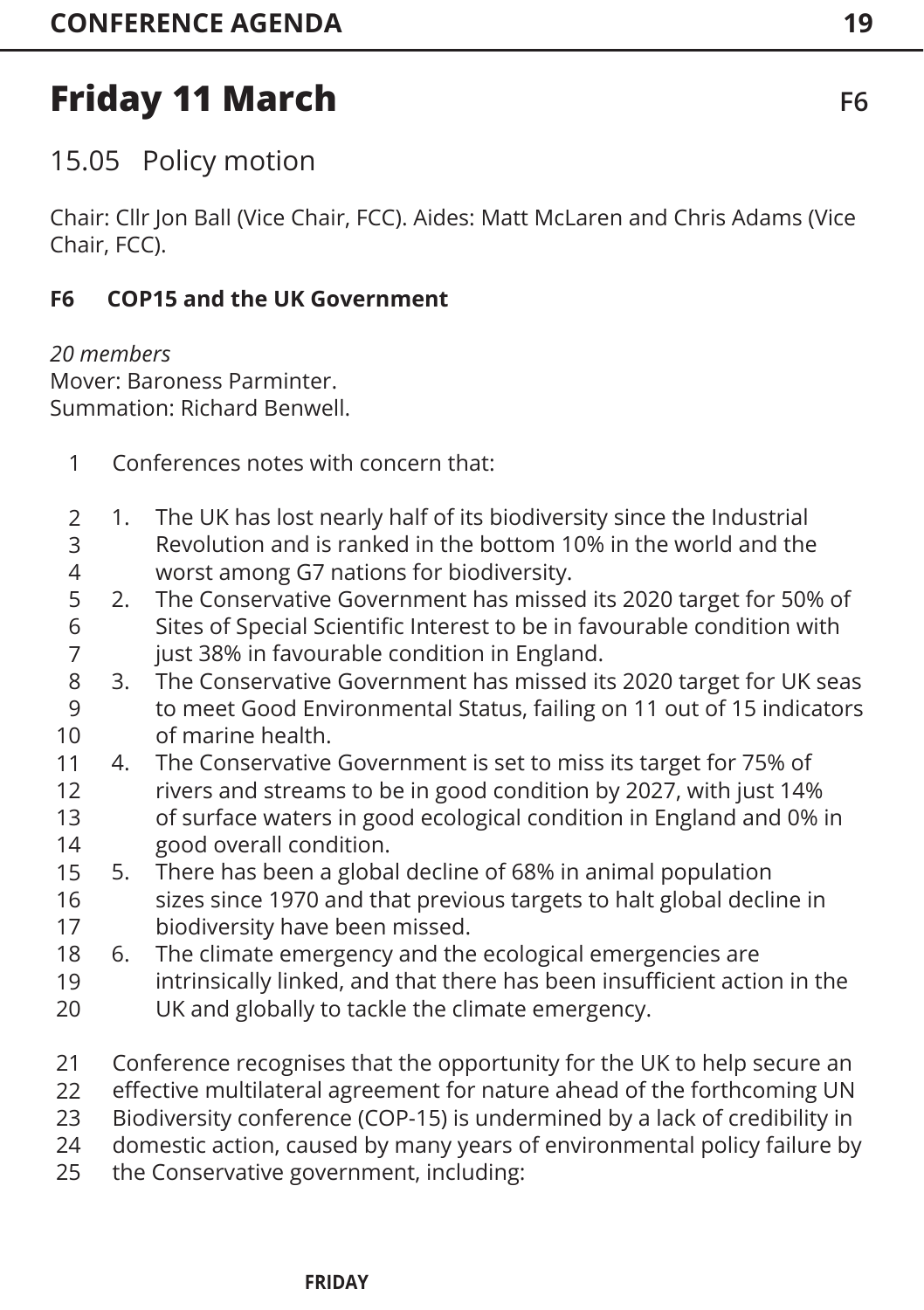# Friday 11 March

F6

## 15.05 Policy motion

Chair: Cllr Jon Ball (Vice Chair, FCC). Aides: Matt McLaren and Chris Adams (Vice Chair, FCC).

### F6 COP15 and the UK Government

*20 members*
Mover: Baroness Parminter.
Summation: Richard Benwell.

Conferences notes with concern that:

1. The UK has lost nearly half of its biodiversity since the Industrial Revolution and is ranked in the bottom 10% in the world and the worst among G7 nations for biodiversity.
2. The Conservative Government has missed its 2020 target for 50% of Sites of Special Scientific Interest to be in favourable condition with just 38% in favourable condition in England.
3. The Conservative Government has missed its 2020 target for UK seas to meet Good Environmental Status, failing on 11 out of 15 indicators of marine health.
4. The Conservative Government is set to miss its target for 75% of rivers and streams to be in good condition by 2027, with just 14% of surface waters in good ecological condition in England and 0% in good overall condition.
5. There has been a global decline of 68% in animal population sizes since 1970 and that previous targets to halt global decline in biodiversity have been missed.
6. The climate emergency and the ecological emergencies are intrinsically linked, and that there has been insufficient action in the UK and globally to tackle the climate emergency.

Conference recognises that the opportunity for the UK to help secure an effective multilateral agreement for nature ahead of the forthcoming UN Biodiversity conference (COP-15) is undermined by a lack of credibility in domestic action, caused by many years of environmental policy failure by the Conservative government, including: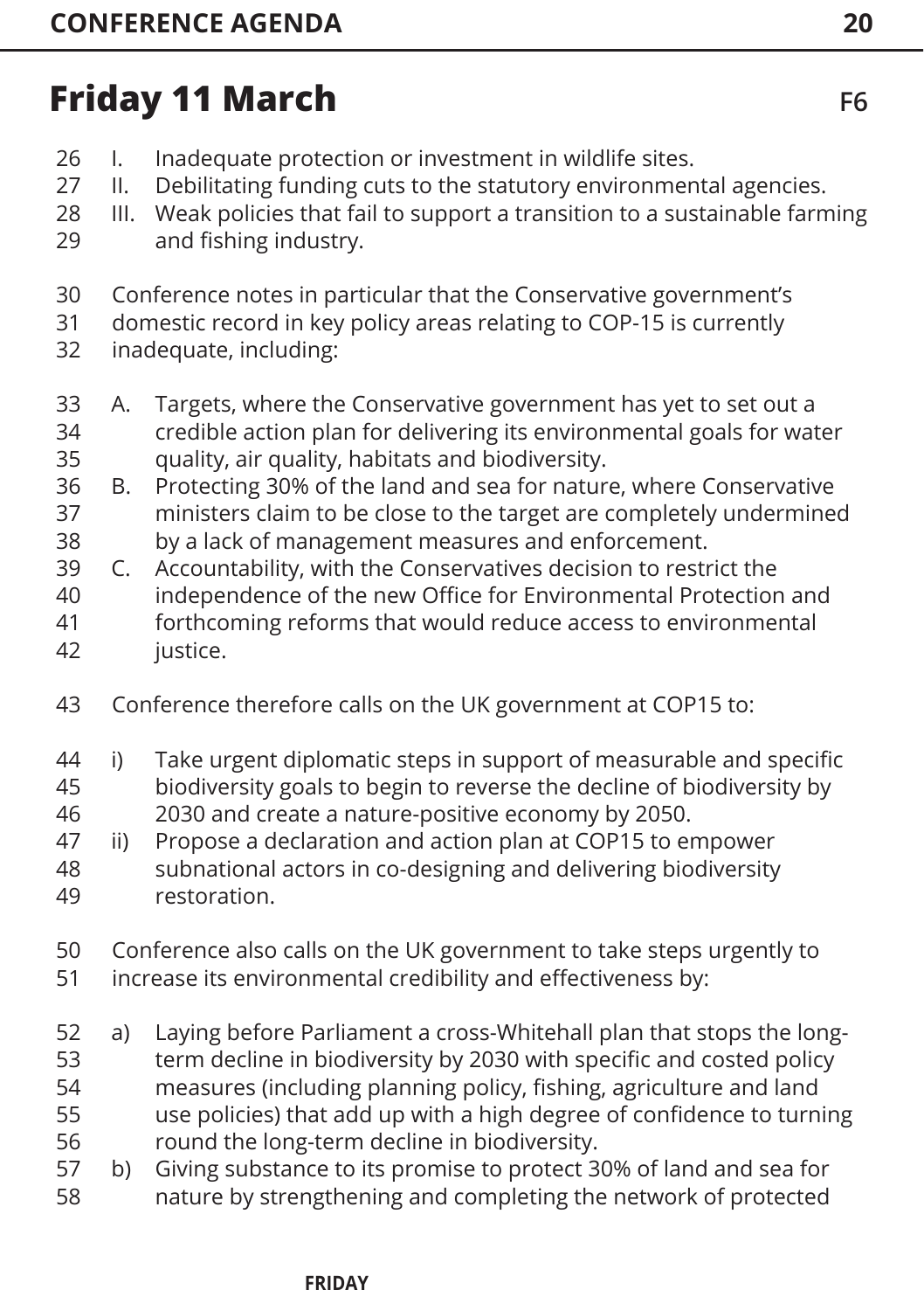## Friday 11 March

F6

I. Inadequate protection or investment in wildlife sites.
II. Debilitating funding cuts to the statutory environmental agencies.
III. Weak policies that fail to support a transition to a sustainable farming and fishing industry.

Conference notes in particular that the Conservative government's domestic record in key policy areas relating to COP-15 is currently inadequate, including:

A. Targets, where the Conservative government has yet to set out a credible action plan for delivering its environmental goals for water quality, air quality, habitats and biodiversity.
B. Protecting 30% of the land and sea for nature, where Conservative ministers claim to be close to the target are completely undermined by a lack of management measures and enforcement.
C. Accountability, with the Conservatives decision to restrict the independence of the new Office for Environmental Protection and forthcoming reforms that would reduce access to environmental justice.

Conference therefore calls on the UK government at COP15 to:

i) Take urgent diplomatic steps in support of measurable and specific biodiversity goals to begin to reverse the decline of biodiversity by 2030 and create a nature-positive economy by 2050.
ii) Propose a declaration and action plan at COP15 to empower subnational actors in co-designing and delivering biodiversity restoration.

Conference also calls on the UK government to take steps urgently to increase its environmental credibility and effectiveness by:

a) Laying before Parliament a cross-Whitehall plan that stops the long-term decline in biodiversity by 2030 with specific and costed policy measures (including planning policy, fishing, agriculture and land use policies) that add up with a high degree of confidence to turning round the long-term decline in biodiversity.
b) Giving substance to its promise to protect 30% of land and sea for nature by strengthening and completing the network of protected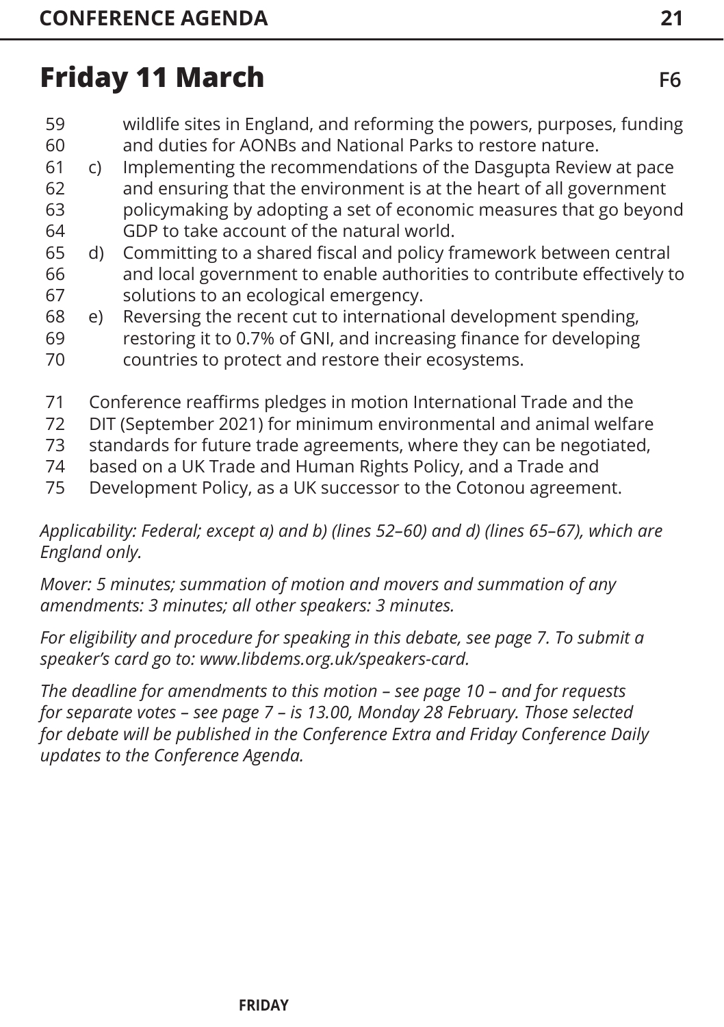## Friday 11 March

F6

59 wildlife sites in England, and reforming the powers, purposes, funding
60 and duties for AONBs and National Parks to restore nature.
61 c) Implementing the recommendations of the Dasgupta Review at pace
62 and ensuring that the environment is at the heart of all government
63 policymaking by adopting a set of economic measures that go beyond
64 GDP to take account of the natural world.
65 d) Committing to a shared fiscal and policy framework between central
66 and local government to enable authorities to contribute effectively to
67 solutions to an ecological emergency.
68 e) Reversing the recent cut to international development spending,
69 restoring it to 0.7% of GNI, and increasing finance for developing
70 countries to protect and restore their ecosystems.

71 Conference reaffirms pledges in motion International Trade and the
72 DIT (September 2021) for minimum environmental and animal welfare
73 standards for future trade agreements, where they can be negotiated,
74 based on a UK Trade and Human Rights Policy, and a Trade and
75 Development Policy, as a UK successor to the Cotonou agreement.

*Applicability: Federal; except a) and b) (lines 52–60) and d) (lines 65–67), which are England only.*

*Mover: 5 minutes; summation of motion and movers and summation of any amendments: 3 minutes; all other speakers: 3 minutes.*

*For eligibility and procedure for speaking in this debate, see page 7. To submit a speaker's card go to: www.libdems.org.uk/speakers-card.*

*The deadline for amendments to this motion – see page 10 – and for requests for separate votes – see page 7 – is 13.00, Monday 28 February. Those selected for debate will be published in the Conference Extra and Friday Conference Daily updates to the Conference Agenda.*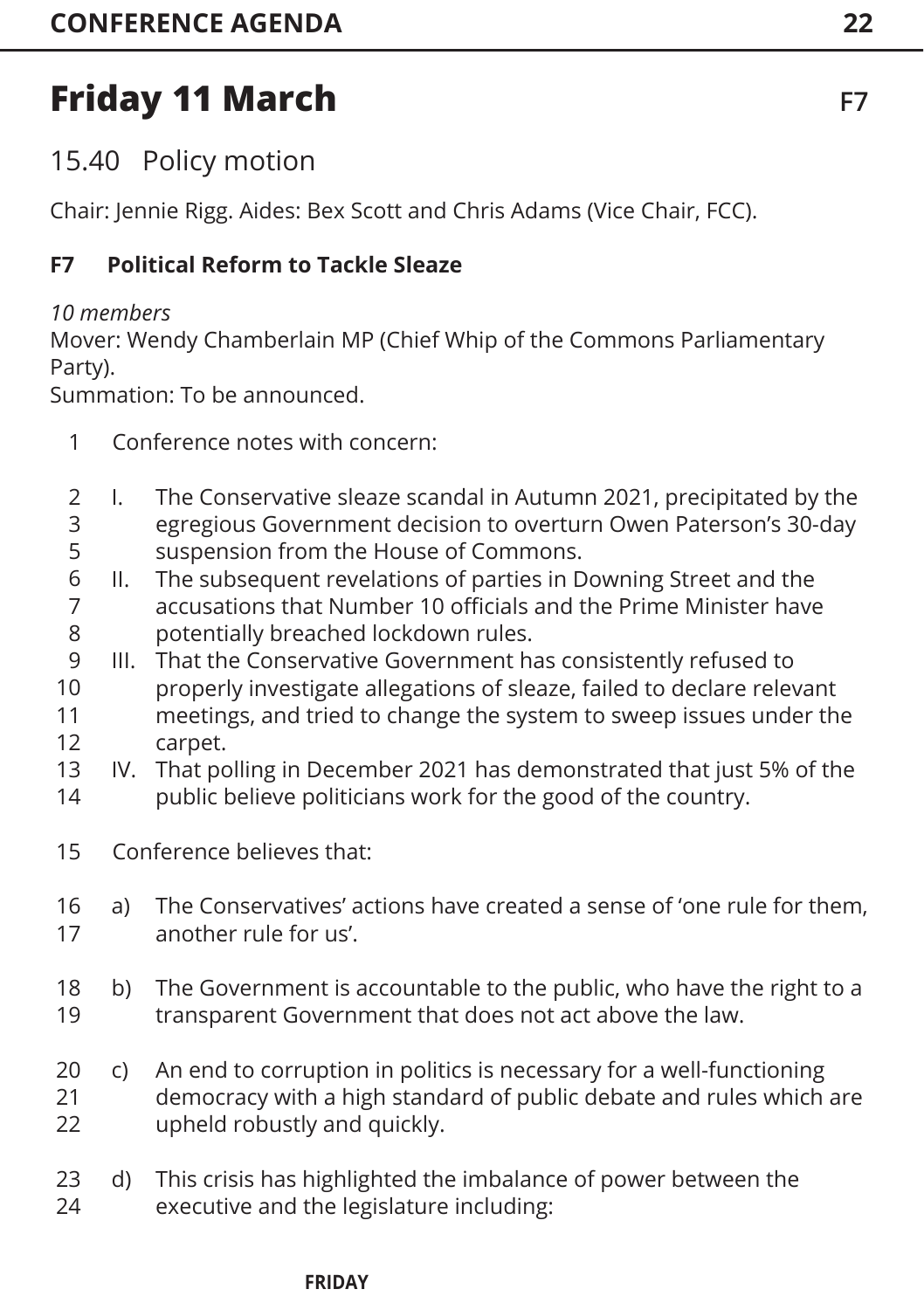# Friday 11 March

F7

## 15.40 Policy motion

Chair: Jennie Rigg. Aides: Bex Scott and Chris Adams (Vice Chair, FCC).

### F7 Political Reform to Tackle Sleaze

*10 members*
Mover: Wendy Chamberlain MP (Chief Whip of the Commons Parliamentary Party).
Summation: To be announced.

1 Conference notes with concern:

2 I. The Conservative sleaze scandal in Autumn 2021, precipitated by the
3 egregious Government decision to overturn Owen Paterson's 30-day
5 suspension from the House of Commons.
6 II. The subsequent revelations of parties in Downing Street and the
7 accusations that Number 10 officials and the Prime Minister have
8 potentially breached lockdown rules.
9 III. That the Conservative Government has consistently refused to
10 properly investigate allegations of sleaze, failed to declare relevant
11 meetings, and tried to change the system to sweep issues under the
12 carpet.
13 IV. That polling in December 2021 has demonstrated that just 5% of the
14 public believe politicians work for the good of the country.

15 Conference believes that:

16 a) The Conservatives' actions have created a sense of 'one rule for them,
17 another rule for us'.

18 b) The Government is accountable to the public, who have the right to a
19 transparent Government that does not act above the law.

20 c) An end to corruption in politics is necessary for a well-functioning
21 democracy with a high standard of public debate and rules which are
22 upheld robustly and quickly.

23 d) This crisis has highlighted the imbalance of power between the
24 executive and the legislature including: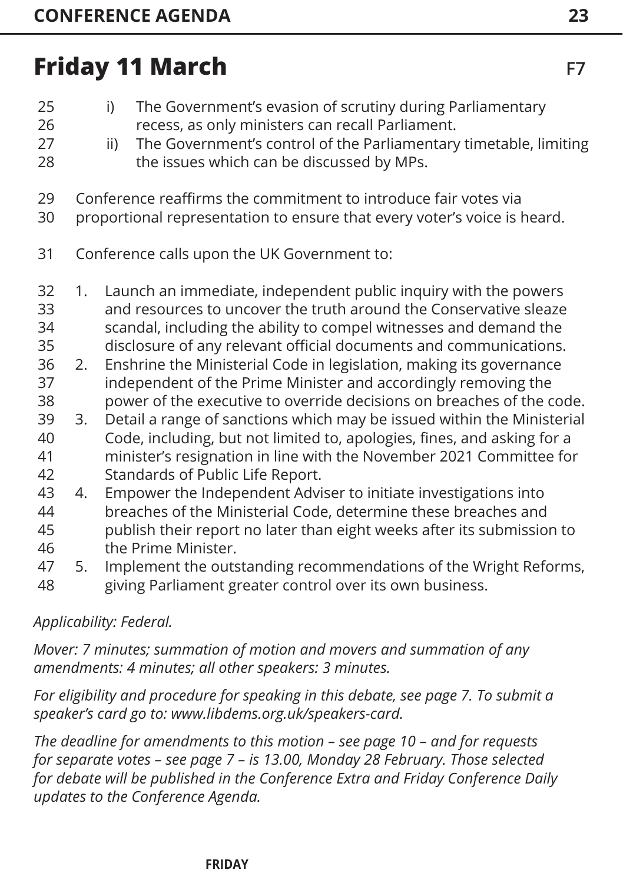# Friday 11 March

F7

i) The Government's evasion of scrutiny during Parliamentary recess, as only ministers can recall Parliament.

ii) The Government's control of the Parliamentary timetable, limiting the issues which can be discussed by MPs.

Conference reaffirms the commitment to introduce fair votes via proportional representation to ensure that every voter's voice is heard.

Conference calls upon the UK Government to:

1. Launch an immediate, independent public inquiry with the powers and resources to uncover the truth around the Conservative sleaze scandal, including the ability to compel witnesses and demand the disclosure of any relevant official documents and communications.
2. Enshrine the Ministerial Code in legislation, making its governance independent of the Prime Minister and accordingly removing the power of the executive to override decisions on breaches of the code.
3. Detail a range of sanctions which may be issued within the Ministerial Code, including, but not limited to, apologies, fines, and asking for a minister's resignation in line with the November 2021 Committee for Standards of Public Life Report.
4. Empower the Independent Adviser to initiate investigations into breaches of the Ministerial Code, determine these breaches and publish their report no later than eight weeks after its submission to the Prime Minister.
5. Implement the outstanding recommendations of the Wright Reforms, giving Parliament greater control over its own business.

*Applicability: Federal.*

*Mover: 7 minutes; summation of motion and movers and summation of any amendments: 4 minutes; all other speakers: 3 minutes.*

*For eligibility and procedure for speaking in this debate, see page 7. To submit a speaker's card go to: www.libdems.org.uk/speakers-card.*

*The deadline for amendments to this motion – see page 10 – and for requests for separate votes – see page 7 – is 13.00, Monday 28 February. Those selected for debate will be published in the Conference Extra and Friday Conference Daily updates to the Conference Agenda.*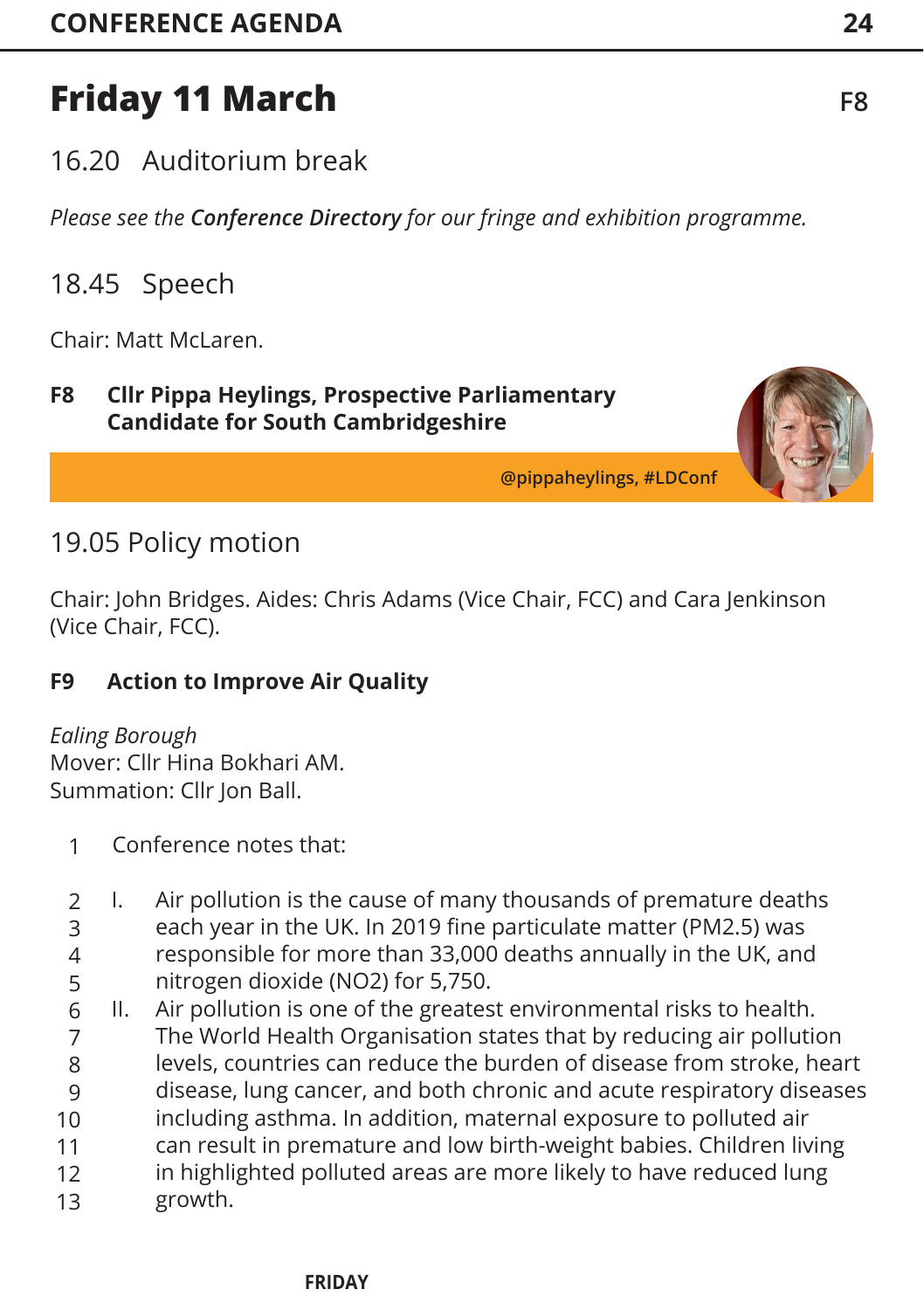# Friday 11 March

F8

## 16.20 Auditorium break

*Please see the **Conference Directory** for our fringe and exhibition programme.*

## 18.45 Speech

Chair: Matt McLaren.

**F8 Cllr Pippa Heylings, Prospective Parliamentary Candidate for South Cambridgeshire**

**@pippaheylings, #LDConf**

## 19.05 Policy motion

Chair: John Bridges. Aides: Chris Adams (Vice Chair, FCC) and Cara Jenkinson (Vice Chair, FCC).

**F9 Action to Improve Air Quality**

*Ealing Borough*
Mover: Cllr Hina Bokhari AM.
Summation: Cllr Jon Ball.

1 Conference notes that:

2 I. Air pollution is the cause of many thousands of premature deaths
3 each year in the UK. In 2019 fine particulate matter (PM2.5) was
4 responsible for more than 33,000 deaths annually in the UK, and
5 nitrogen dioxide ($NO_2$) for 5,750.
6 II. Air pollution is one of the greatest environmental risks to health.
7 The World Health Organisation states that by reducing air pollution
8 levels, countries can reduce the burden of disease from stroke, heart
9 disease, lung cancer, and both chronic and acute respiratory diseases
10 including asthma. In addition, maternal exposure to polluted air
11 can result in premature and low birth-weight babies. Children living
12 in highlighted polluted areas are more likely to have reduced lung
13 growth.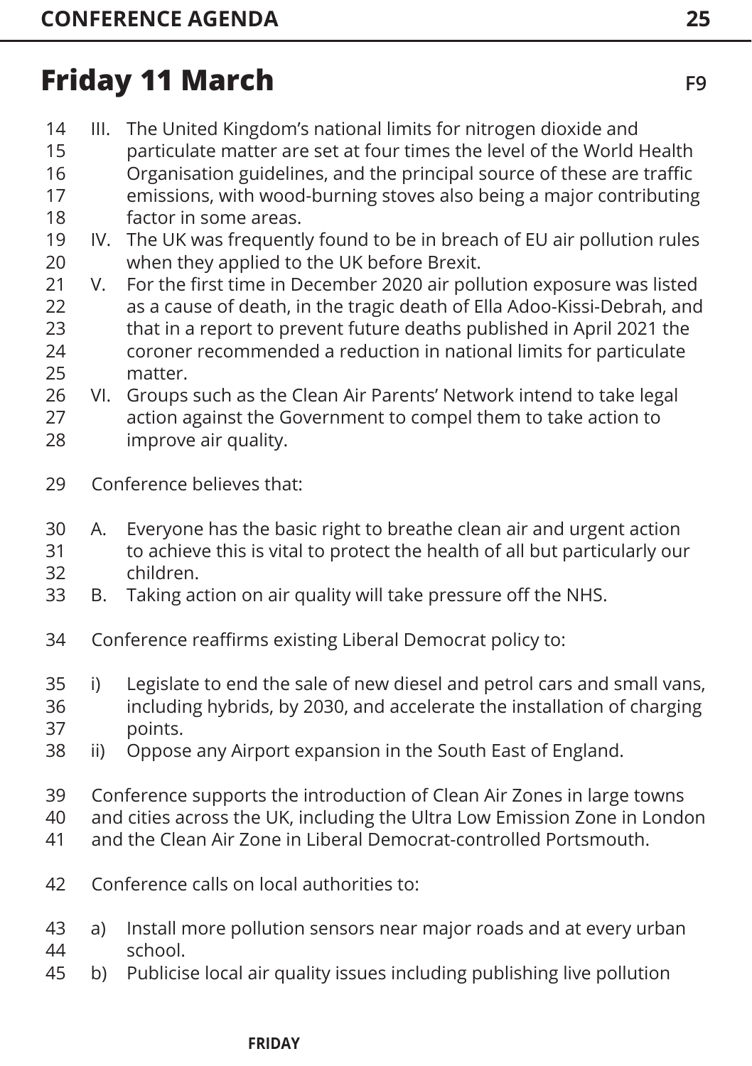## Friday 11 March

F9

III. The United Kingdom's national limits for nitrogen dioxide and particulate matter are set at four times the level of the World Health Organisation guidelines, and the principal source of these are traffic emissions, with wood-burning stoves also being a major contributing factor in some areas.

IV. The UK was frequently found to be in breach of EU air pollution rules when they applied to the UK before Brexit.

V. For the first time in December 2020 air pollution exposure was listed as a cause of death, in the tragic death of Ella Adoo-Kissi-Debrah, and that in a report to prevent future deaths published in April 2021 the coroner recommended a reduction in national limits for particulate matter.

VI. Groups such as the Clean Air Parents' Network intend to take legal action against the Government to compel them to take action to improve air quality.

Conference believes that:

A. Everyone has the basic right to breathe clean air and urgent action to achieve this is vital to protect the health of all but particularly our children.

B. Taking action on air quality will take pressure off the NHS.

Conference reaffirms existing Liberal Democrat policy to:

i) Legislate to end the sale of new diesel and petrol cars and small vans, including hybrids, by 2030, and accelerate the installation of charging points.

ii) Oppose any Airport expansion in the South East of England.

Conference supports the introduction of Clean Air Zones in large towns and cities across the UK, including the Ultra Low Emission Zone in London and the Clean Air Zone in Liberal Democrat-controlled Portsmouth.

Conference calls on local authorities to:

a) Install more pollution sensors near major roads and at every urban school.

b) Publicise local air quality issues including publishing live pollution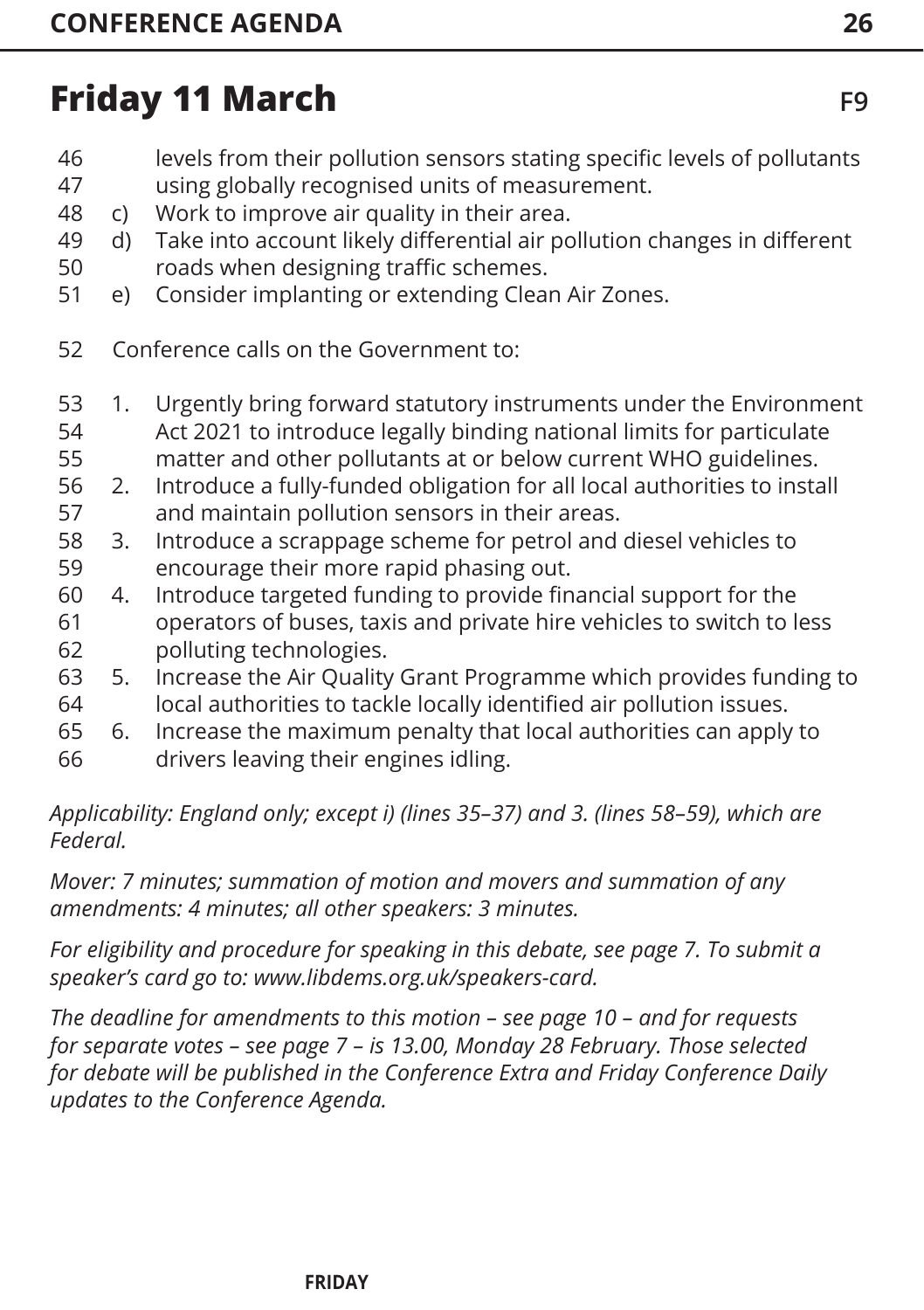# Friday 11 March

F9

levels from their pollution sensors stating specific levels of pollutants using globally recognised units of measurement.

c) Work to improve air quality in their area.

d) Take into account likely differential air pollution changes in different roads when designing traffic schemes.

e) Consider implanting or extending Clean Air Zones.

Conference calls on the Government to:

1. Urgently bring forward statutory instruments under the Environment Act 2021 to introduce legally binding national limits for particulate matter and other pollutants at or below current WHO guidelines.
2. Introduce a fully-funded obligation for all local authorities to install and maintain pollution sensors in their areas.
3. Introduce a scrappage scheme for petrol and diesel vehicles to encourage their more rapid phasing out.
4. Introduce targeted funding to provide financial support for the operators of buses, taxis and private hire vehicles to switch to less polluting technologies.
5. Increase the Air Quality Grant Programme which provides funding to local authorities to tackle locally identified air pollution issues.
6. Increase the maximum penalty that local authorities can apply to drivers leaving their engines idling.

*Applicability: England only; except i) (lines 35–37) and 3. (lines 58–59), which are Federal.*

*Mover: 7 minutes; summation of motion and movers and summation of any amendments: 4 minutes; all other speakers: 3 minutes.*

*For eligibility and procedure for speaking in this debate, see page 7. To submit a speaker's card go to: www.libdems.org.uk/speakers-card.*

*The deadline for amendments to this motion – see page 10 – and for requests for separate votes – see page 7 – is 13.00, Monday 28 February. Those selected for debate will be published in the Conference Extra and Friday Conference Daily updates to the Conference Agenda.*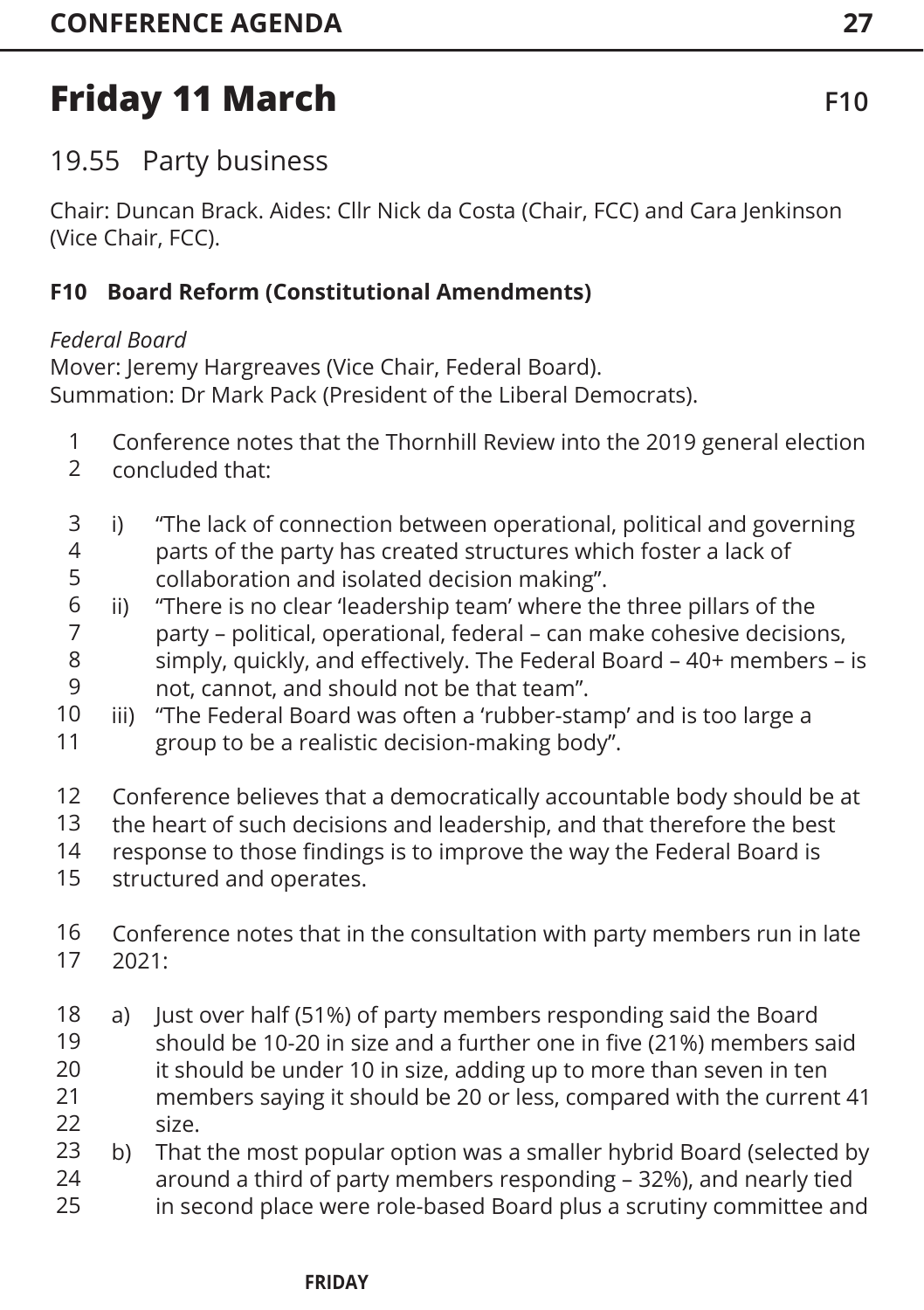# Friday 11 March

F10

## 19.55 Party business

Chair: Duncan Brack. Aides: Cllr Nick da Costa (Chair, FCC) and Cara Jenkinson (Vice Chair, FCC).

### F10 Board Reform (Constitutional Amendments)

*Federal Board*
Mover: Jeremy Hargreaves (Vice Chair, Federal Board).
Summation: Dr Mark Pack (President of the Liberal Democrats).

1 Conference notes that the Thornhill Review into the 2019 general election
2 concluded that:

3 i) "The lack of connection between operational, political and governing
4 parts of the party has created structures which foster a lack of
5 collaboration and isolated decision making".
6 ii) "There is no clear 'leadership team' where the three pillars of the
7 party – political, operational, federal – can make cohesive decisions,
8 simply, quickly, and effectively. The Federal Board – 40+ members – is
9 not, cannot, and should not be that team".
10 iii) "The Federal Board was often a 'rubber-stamp' and is too large a
11 group to be a realistic decision-making body".

12 Conference believes that a democratically accountable body should be at
13 the heart of such decisions and leadership, and that therefore the best
14 response to those findings is to improve the way the Federal Board is
15 structured and operates.

16 Conference notes that in the consultation with party members run in late
17 2021:

18 a) Just over half (51%) of party members responding said the Board
19 should be 10-20 in size and a further one in five (21%) members said
20 it should be under 10 in size, adding up to more than seven in ten
21 members saying it should be 20 or less, compared with the current 41
22 size.
23 b) That the most popular option was a smaller hybrid Board (selected by
24 around a third of party members responding – 32%), and nearly tied
25 in second place were role-based Board plus a scrutiny committee and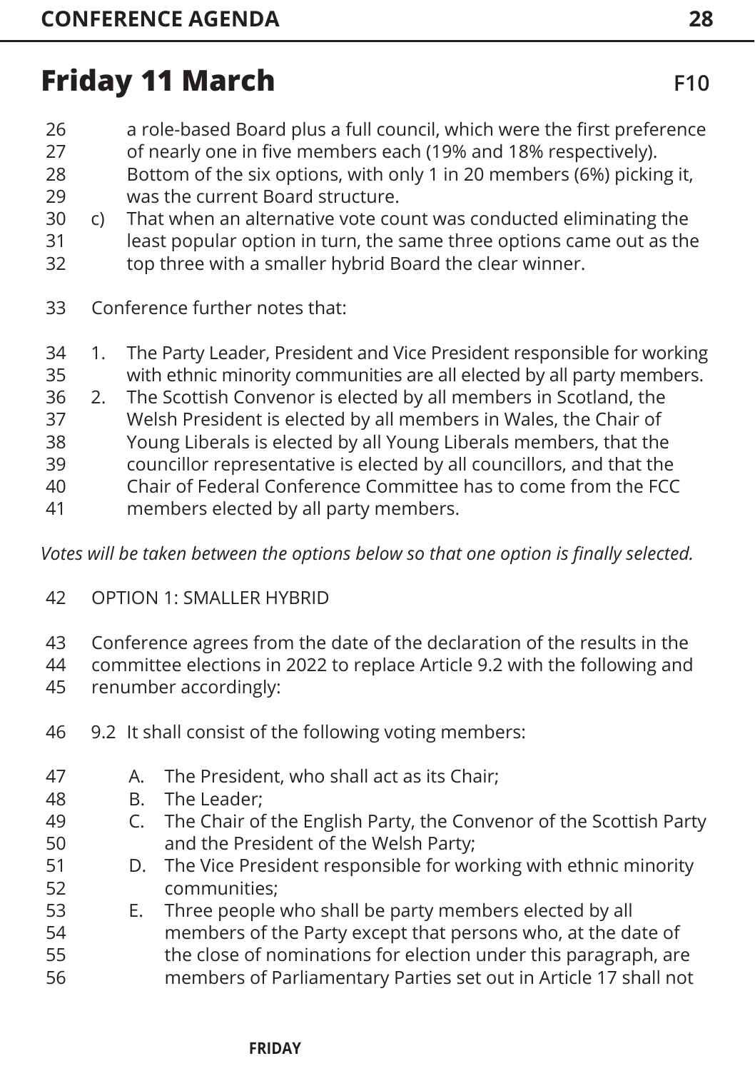## Friday 11 March

F10

a role-based Board plus a full council, which were the first preference of nearly one in five members each (19% and 18% respectively). Bottom of the six options, with only 1 in 20 members (6%) picking it, was the current Board structure.

c) That when an alternative vote count was conducted eliminating the least popular option in turn, the same three options came out as the top three with a smaller hybrid Board the clear winner.

Conference further notes that:

1. The Party Leader, President and Vice President responsible for working with ethnic minority communities are all elected by all party members.
2. The Scottish Convenor is elected by all members in Scotland, the Welsh President is elected by all members in Wales, the Chair of Young Liberals is elected by all Young Liberals members, that the councillor representative is elected by all councillors, and that the Chair of Federal Conference Committee has to come from the FCC members elected by all party members.

*Votes will be taken between the options below so that one option is finally selected.*

OPTION 1: SMALLER HYBRID

Conference agrees from the date of the declaration of the results in the committee elections in 2022 to replace Article 9.2 with the following and renumber accordingly:

9.2 It shall consist of the following voting members:

- A. The President, who shall act as its Chair;
- B. The Leader;
- C. The Chair of the English Party, the Convenor of the Scottish Party and the President of the Welsh Party;
- D. The Vice President responsible for working with ethnic minority communities;
- E. Three people who shall be party members elected by all members of the Party except that persons who, at the date of the close of nominations for election under this paragraph, are members of Parliamentary Parties set out in Article 17 shall not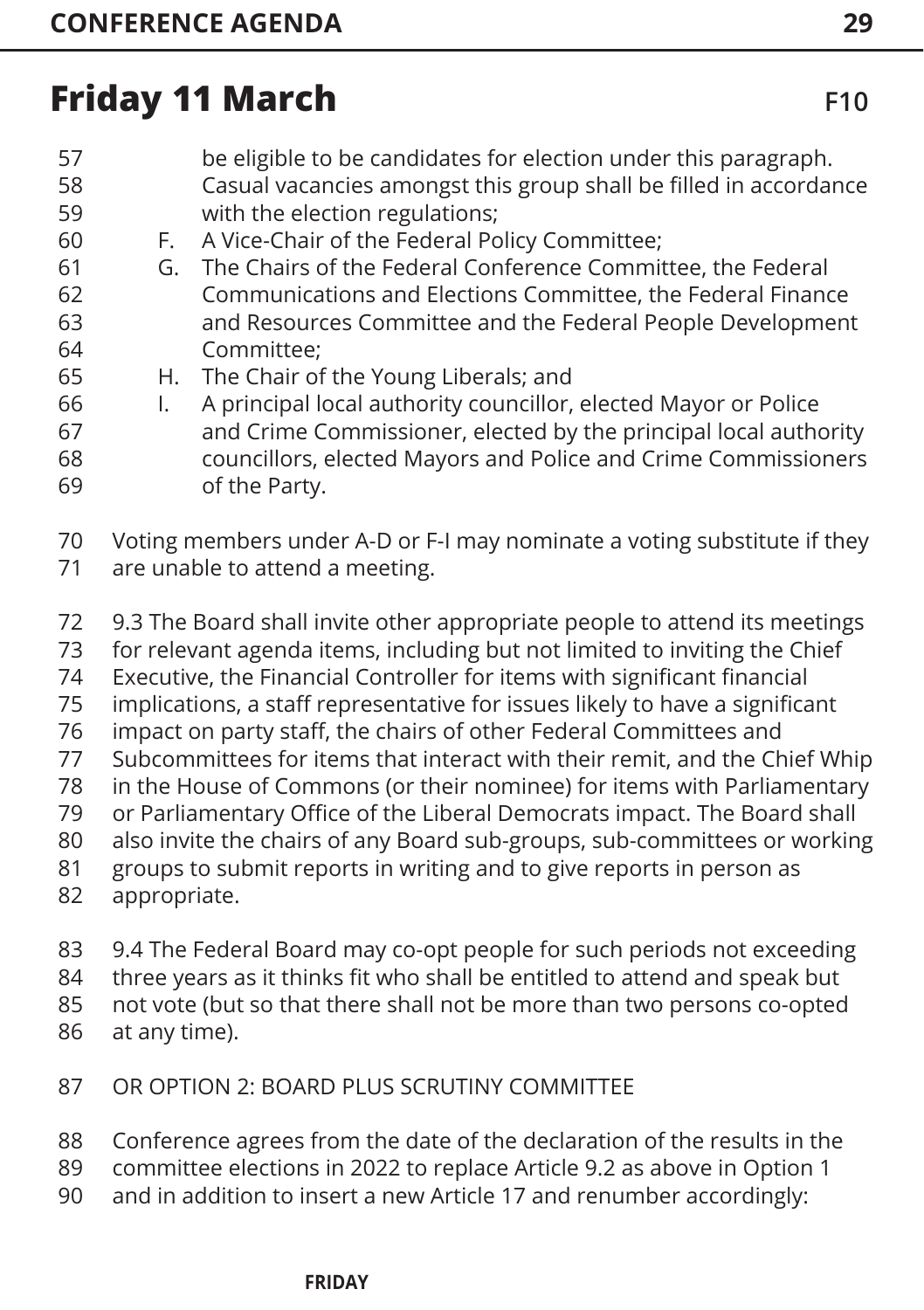## Friday 11 March

F10

be eligible to be candidates for election under this paragraph. Casual vacancies amongst this group shall be filled in accordance with the election regulations;

F. A Vice-Chair of the Federal Policy Committee;
G. The Chairs of the Federal Conference Committee, the Federal Communications and Elections Committee, the Federal Finance and Resources Committee and the Federal People Development Committee;
H. The Chair of the Young Liberals; and
I. A principal local authority councillor, elected Mayor or Police and Crime Commissioner, elected by the principal local authority councillors, elected Mayors and Police and Crime Commissioners of the Party.

Voting members under A-D or F-I may nominate a voting substitute if they are unable to attend a meeting.

9.3 The Board shall invite other appropriate people to attend its meetings for relevant agenda items, including but not limited to inviting the Chief Executive, the Financial Controller for items with significant financial implications, a staff representative for issues likely to have a significant impact on party staff, the chairs of other Federal Committees and Subcommittees for items that interact with their remit, and the Chief Whip in the House of Commons (or their nominee) for items with Parliamentary or Parliamentary Office of the Liberal Democrats impact. The Board shall also invite the chairs of any Board sub-groups, sub-committees or working groups to submit reports in writing and to give reports in person as appropriate.

9.4 The Federal Board may co-opt people for such periods not exceeding three years as it thinks fit who shall be entitled to attend and speak but not vote (but so that there shall not be more than two persons co-opted at any time).

OR OPTION 2: BOARD PLUS SCRUTINY COMMITTEE

Conference agrees from the date of the declaration of the results in the committee elections in 2022 to replace Article 9.2 as above in Option 1 and in addition to insert a new Article 17 and renumber accordingly: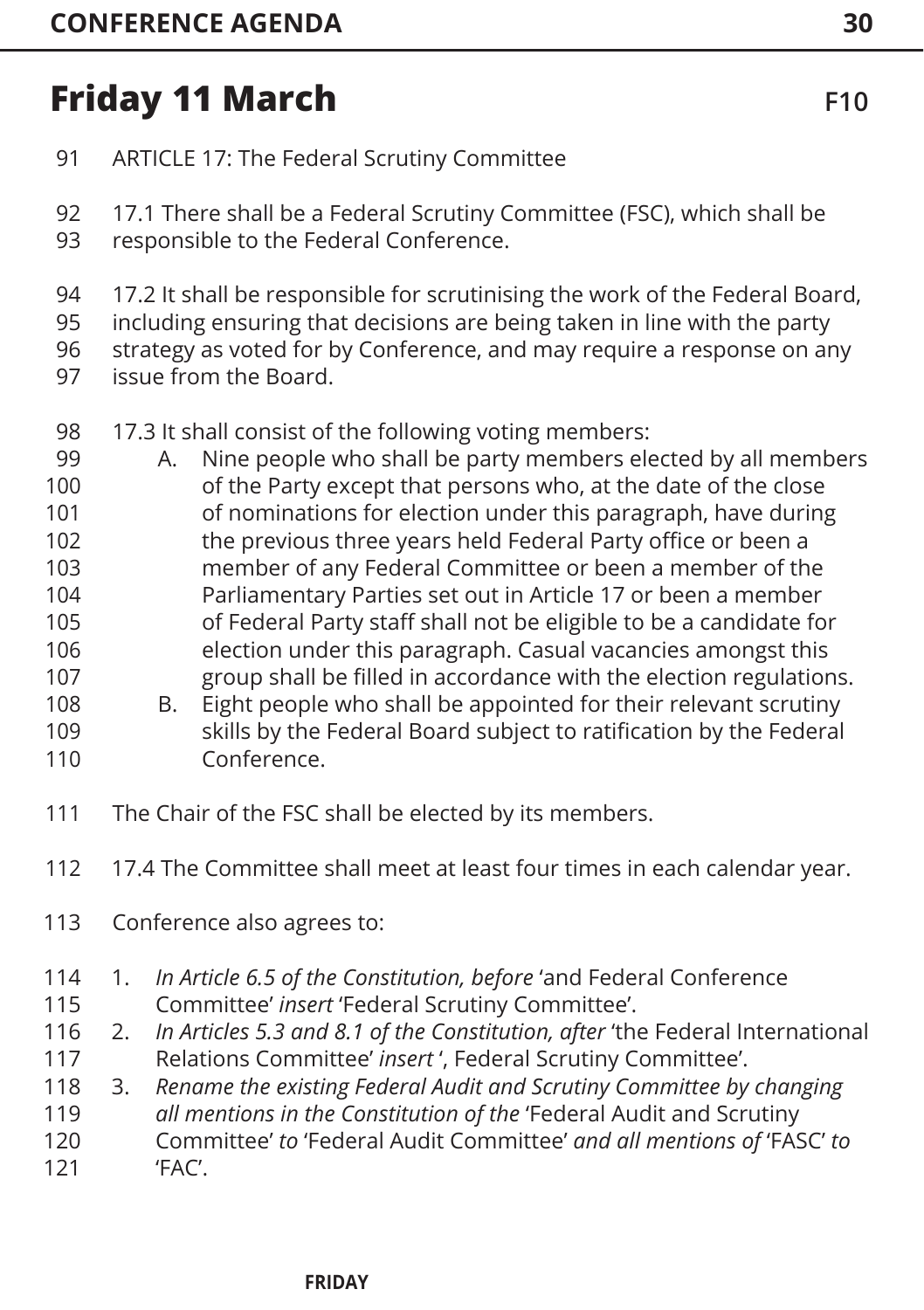## Friday 11 March

F10

ARTICLE 17: The Federal Scrutiny Committee

17.1 There shall be a Federal Scrutiny Committee (FSC), which shall be responsible to the Federal Conference.

17.2 It shall be responsible for scrutinising the work of the Federal Board, including ensuring that decisions are being taken in line with the party strategy as voted for by Conference, and may require a response on any issue from the Board.

17.3 It shall consist of the following voting members:

A. Nine people who shall be party members elected by all members of the Party except that persons who, at the date of the close of nominations for election under this paragraph, have during the previous three years held Federal Party office or been a member of any Federal Committee or been a member of the Parliamentary Parties set out in Article 17 or been a member of Federal Party staff shall not be eligible to be a candidate for election under this paragraph. Casual vacancies amongst this group shall be filled in accordance with the election regulations.

B. Eight people who shall be appointed for their relevant scrutiny skills by the Federal Board subject to ratification by the Federal Conference.

The Chair of the FSC shall be elected by its members.

17.4 The Committee shall meet at least four times in each calendar year.

Conference also agrees to:

1. *In Article 6.5 of the Constitution, before* 'and Federal Conference Committee' *insert* 'Federal Scrutiny Committee'.
2. *In Articles 5.3 and 8.1 of the Constitution, after* 'the Federal International Relations Committee' *insert* ', Federal Scrutiny Committee'.
3. *Rename the existing Federal Audit and Scrutiny Committee by changing all mentions in the Constitution of the* 'Federal Audit and Scrutiny Committee' *to* 'Federal Audit Committee' *and all mentions of* 'FASC' *to* 'FAC'.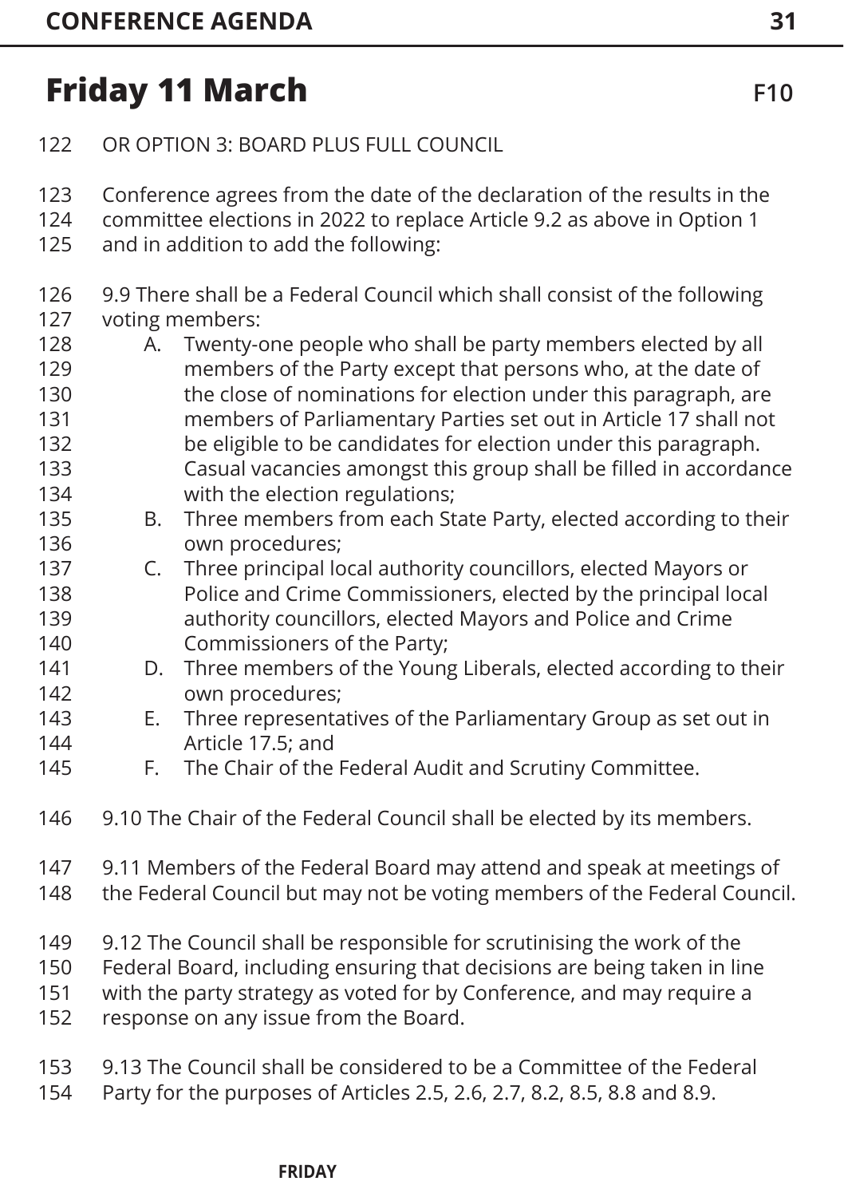## Friday 11 March

F10

OR OPTION 3: BOARD PLUS FULL COUNCIL

Conference agrees from the date of the declaration of the results in the committee elections in 2022 to replace Article 9.2 as above in Option 1 and in addition to add the following:

9.9 There shall be a Federal Council which shall consist of the following voting members:

A. Twenty-one people who shall be party members elected by all members of the Party except that persons who, at the date of the close of nominations for election under this paragraph, are members of Parliamentary Parties set out in Article 17 shall not be eligible to be candidates for election under this paragraph. Casual vacancies amongst this group shall be filled in accordance with the election regulations;
B. Three members from each State Party, elected according to their own procedures;
C. Three principal local authority councillors, elected Mayors or Police and Crime Commissioners, elected by the principal local authority councillors, elected Mayors and Police and Crime Commissioners of the Party;
D. Three members of the Young Liberals, elected according to their own procedures;
E. Three representatives of the Parliamentary Group as set out in Article 17.5; and
F. The Chair of the Federal Audit and Scrutiny Committee.

9.10 The Chair of the Federal Council shall be elected by its members.

9.11 Members of the Federal Board may attend and speak at meetings of the Federal Council but may not be voting members of the Federal Council.

9.12 The Council shall be responsible for scrutinising the work of the Federal Board, including ensuring that decisions are being taken in line with the party strategy as voted for by Conference, and may require a response on any issue from the Board.

9.13 The Council shall be considered to be a Committee of the Federal Party for the purposes of Articles 2.5, 2.6, 2.7, 8.2, 8.5, 8.8 and 8.9.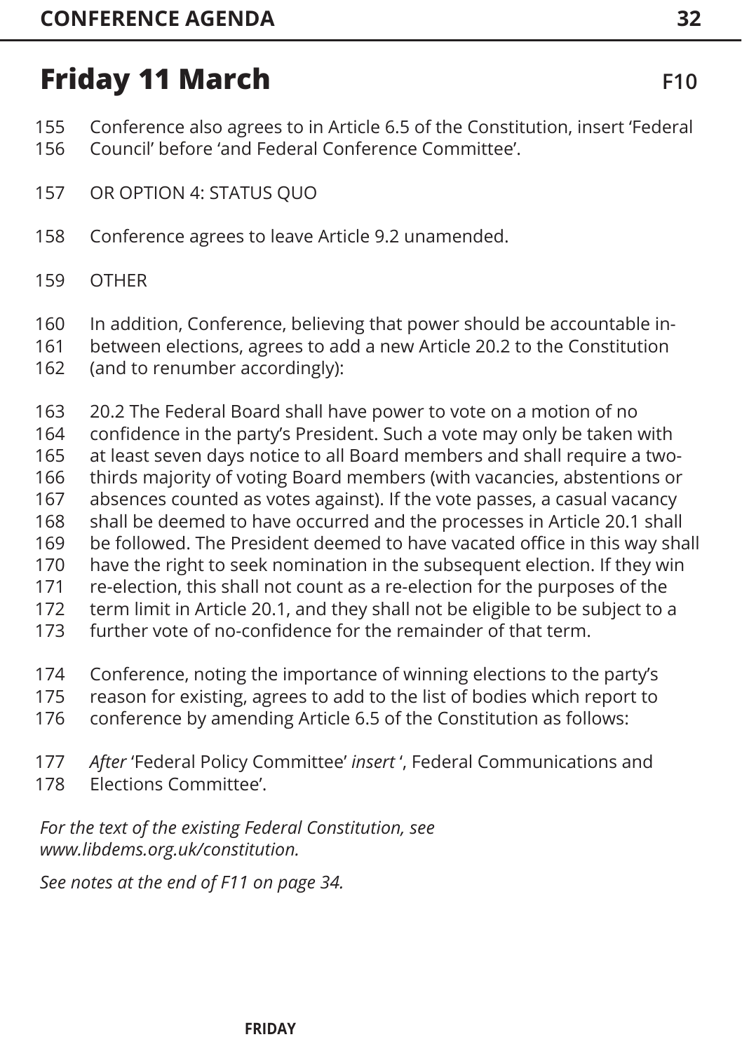## Friday 11 March

F10

155 Conference also agrees to in Article 6.5 of the Constitution, insert 'Federal
156 Council' before 'and Federal Conference Committee'.

157 OR OPTION 4: STATUS QUO

158 Conference agrees to leave Article 9.2 unamended.

159 OTHER

160 In addition, Conference, believing that power should be accountable in-
161 between elections, agrees to add a new Article 20.2 to the Constitution
162 (and to renumber accordingly):

163 20.2 The Federal Board shall have power to vote on a motion of no
164 confidence in the party's President. Such a vote may only be taken with
165 at least seven days notice to all Board members and shall require a two-
166 thirds majority of voting Board members (with vacancies, abstentions or
167 absences counted as votes against). If the vote passes, a casual vacancy
168 shall be deemed to have occurred and the processes in Article 20.1 shall
169 be followed. The President deemed to have vacated office in this way shall
170 have the right to seek nomination in the subsequent election. If they win
171 re-election, this shall not count as a re-election for the purposes of the
172 term limit in Article 20.1, and they shall not be eligible to be subject to a
173 further vote of no-confidence for the remainder of that term.

174 Conference, noting the importance of winning elections to the party's
175 reason for existing, agrees to add to the list of bodies which report to
176 conference by amending Article 6.5 of the Constitution as follows:

177 *After* 'Federal Policy Committee' *insert* ', Federal Communications and
178 Elections Committee'.

*For the text of the existing Federal Constitution, see www.libdems.org.uk/constitution.*

*See notes at the end of F11 on page 34.*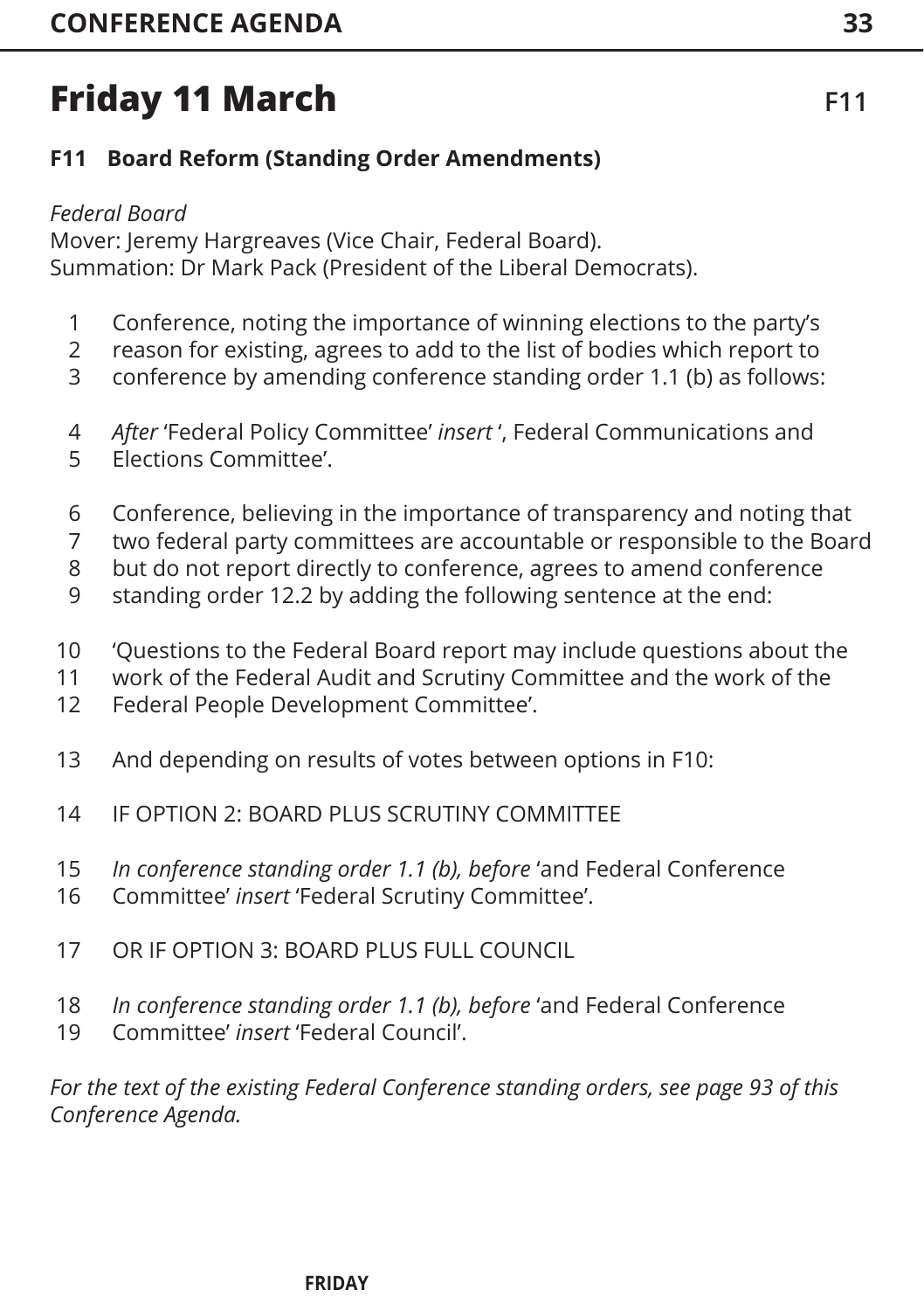# Friday 11 March

F11

## F11 Board Reform (Standing Order Amendments)

*Federal Board*
Mover: Jeremy Hargreaves (Vice Chair, Federal Board).
Summation: Dr Mark Pack (President of the Liberal Democrats).

1 Conference, noting the importance of winning elections to the party's
2 reason for existing, agrees to add to the list of bodies which report to
3 conference by amending conference standing order 1.1 (b) as follows:

4 *After* 'Federal Policy Committee' *insert* ', Federal Communications and
5 Elections Committee'.

6 Conference, believing in the importance of transparency and noting that
7 two federal party committees are accountable or responsible to the Board
8 but do not report directly to conference, agrees to amend conference
9 standing order 12.2 by adding the following sentence at the end:

10 'Questions to the Federal Board report may include questions about the
11 work of the Federal Audit and Scrutiny Committee and the work of the
12 Federal People Development Committee'.

13 And depending on results of votes between options in F10:

14 IF OPTION 2: BOARD PLUS SCRUTINY COMMITTEE

15 *In conference standing order 1.1 (b), before* 'and Federal Conference
16 Committee' *insert* 'Federal Scrutiny Committee'.

17 OR IF OPTION 3: BOARD PLUS FULL COUNCIL

18 *In conference standing order 1.1 (b), before* 'and Federal Conference
19 Committee' *insert* 'Federal Council'.

*For the text of the existing Federal Conference standing orders, see page 93 of this Conference Agenda.*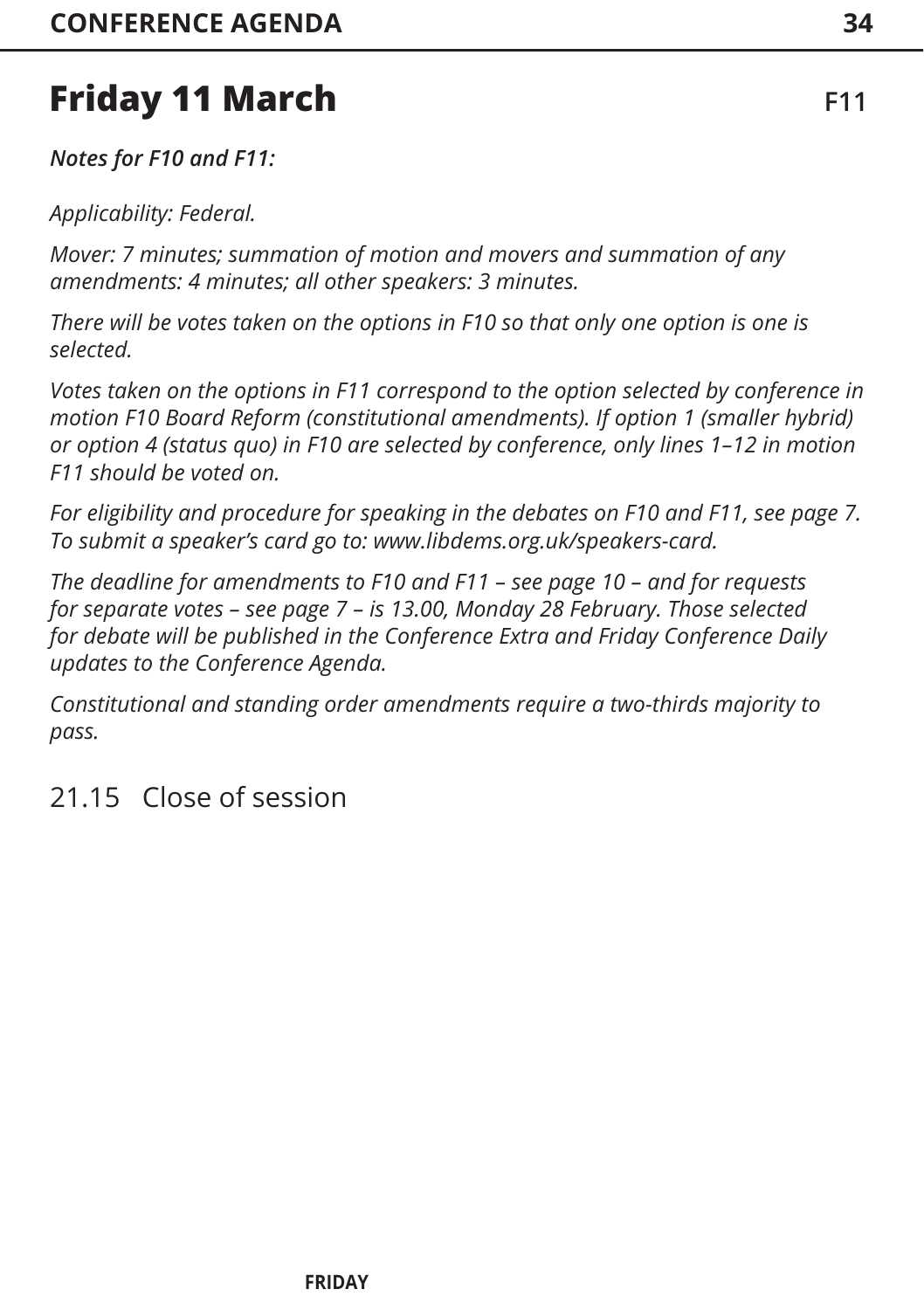# Friday 11 March

F11

***Notes for F10 and F11:***

*Applicability: Federal.*

*Mover: 7 minutes; summation of motion and movers and summation of any amendments: 4 minutes; all other speakers: 3 minutes.*

*There will be votes taken on the options in F10 so that only one option is one is selected.*

*Votes taken on the options in F11 correspond to the option selected by conference in motion F10 Board Reform (constitutional amendments). If option 1 (smaller hybrid) or option 4 (status quo) in F10 are selected by conference, only lines 1–12 in motion F11 should be voted on.*

*For eligibility and procedure for speaking in the debates on F10 and F11, see page 7. To submit a speaker's card go to: www.libdems.org.uk/speakers-card.*

*The deadline for amendments to F10 and F11 – see page 10 – and for requests for separate votes – see page 7 – is 13.00, Monday 28 February. Those selected for debate will be published in the Conference Extra and Friday Conference Daily updates to the Conference Agenda.*

*Constitutional and standing order amendments require a two-thirds majority to pass.*

## 21.15 Close of session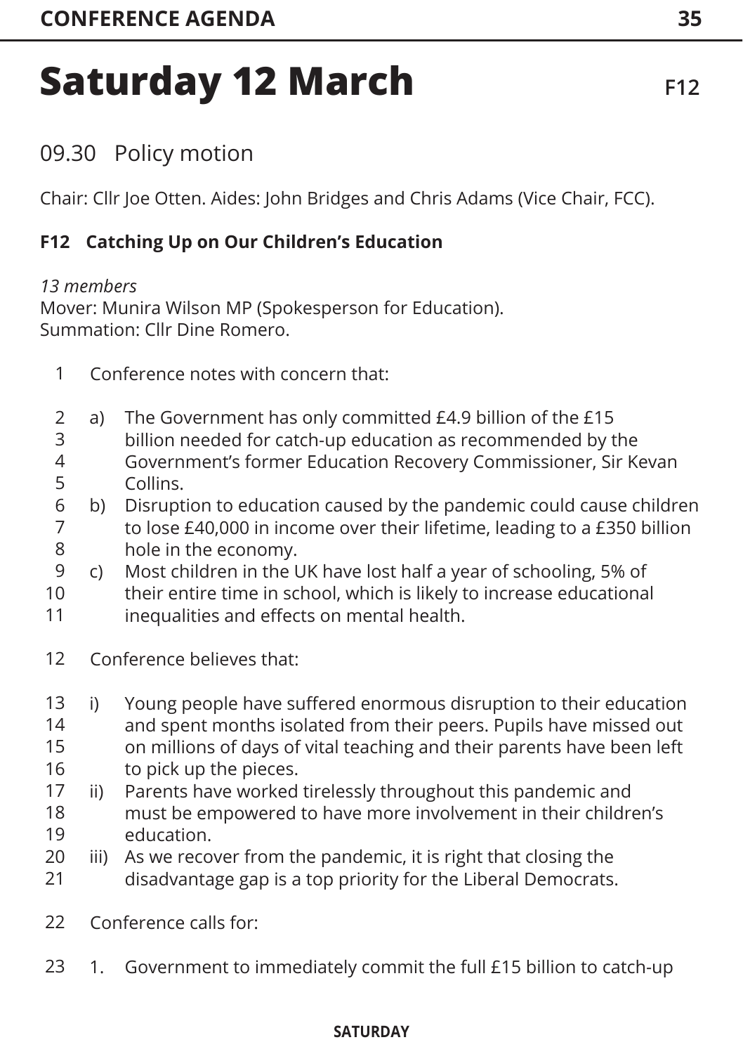# Saturday 12 March

F12

## 09.30 Policy motion

Chair: Cllr Joe Otten. Aides: John Bridges and Chris Adams (Vice Chair, FCC).

### F12 Catching Up on Our Children's Education

*13 members*
Mover: Munira Wilson MP (Spokesperson for Education).
Summation: Cllr Dine Romero.

1 Conference notes with concern that:

2 a) The Government has only committed £4.9 billion of the £15
3 billion needed for catch-up education as recommended by the
4 Government's former Education Recovery Commissioner, Sir Kevan
5 Collins.
6 b) Disruption to education caused by the pandemic could cause children
7 to lose £40,000 in income over their lifetime, leading to a £350 billion
8 hole in the economy.
9 c) Most children in the UK have lost half a year of schooling, 5% of
10 their entire time in school, which is likely to increase educational
11 inequalities and effects on mental health.

12 Conference believes that:

13 i) Young people have suffered enormous disruption to their education
14 and spent months isolated from their peers. Pupils have missed out
15 on millions of days of vital teaching and their parents have been left
16 to pick up the pieces.
17 ii) Parents have worked tirelessly throughout this pandemic and
18 must be empowered to have more involvement in their children's
19 education.
20 iii) As we recover from the pandemic, it is right that closing the
21 disadvantage gap is a top priority for the Liberal Democrats.

22 Conference calls for:

23 1. Government to immediately commit the full £15 billion to catch-up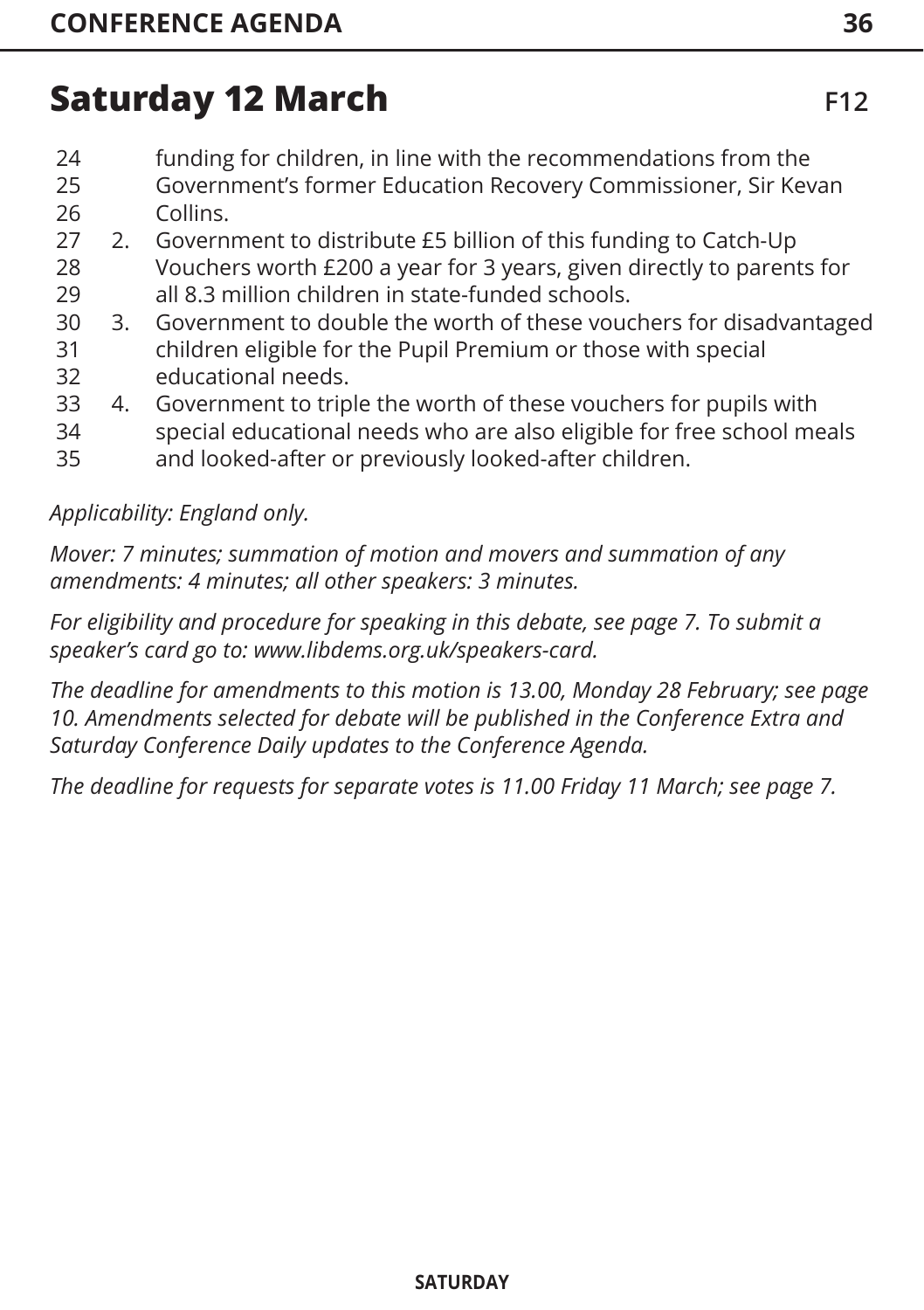## Saturday 12 March

F12

funding for children, in line with the recommendations from the Government's former Education Recovery Commissioner, Sir Kevan Collins.

2. Government to distribute £5 billion of this funding to Catch-Up Vouchers worth £200 a year for 3 years, given directly to parents for all 8.3 million children in state-funded schools.
3. Government to double the worth of these vouchers for disadvantaged children eligible for the Pupil Premium or those with special educational needs.
4. Government to triple the worth of these vouchers for pupils with special educational needs who are also eligible for free school meals and looked-after or previously looked-after children.

*Applicability: England only.*

*Mover: 7 minutes; summation of motion and movers and summation of any amendments: 4 minutes; all other speakers: 3 minutes.*

*For eligibility and procedure for speaking in this debate, see page 7. To submit a speaker's card go to: www.libdems.org.uk/speakers-card.*

*The deadline for amendments to this motion is 13.00, Monday 28 February; see page 10. Amendments selected for debate will be published in the Conference Extra and Saturday Conference Daily updates to the Conference Agenda.*

*The deadline for requests for separate votes is 11.00 Friday 11 March; see page 7.*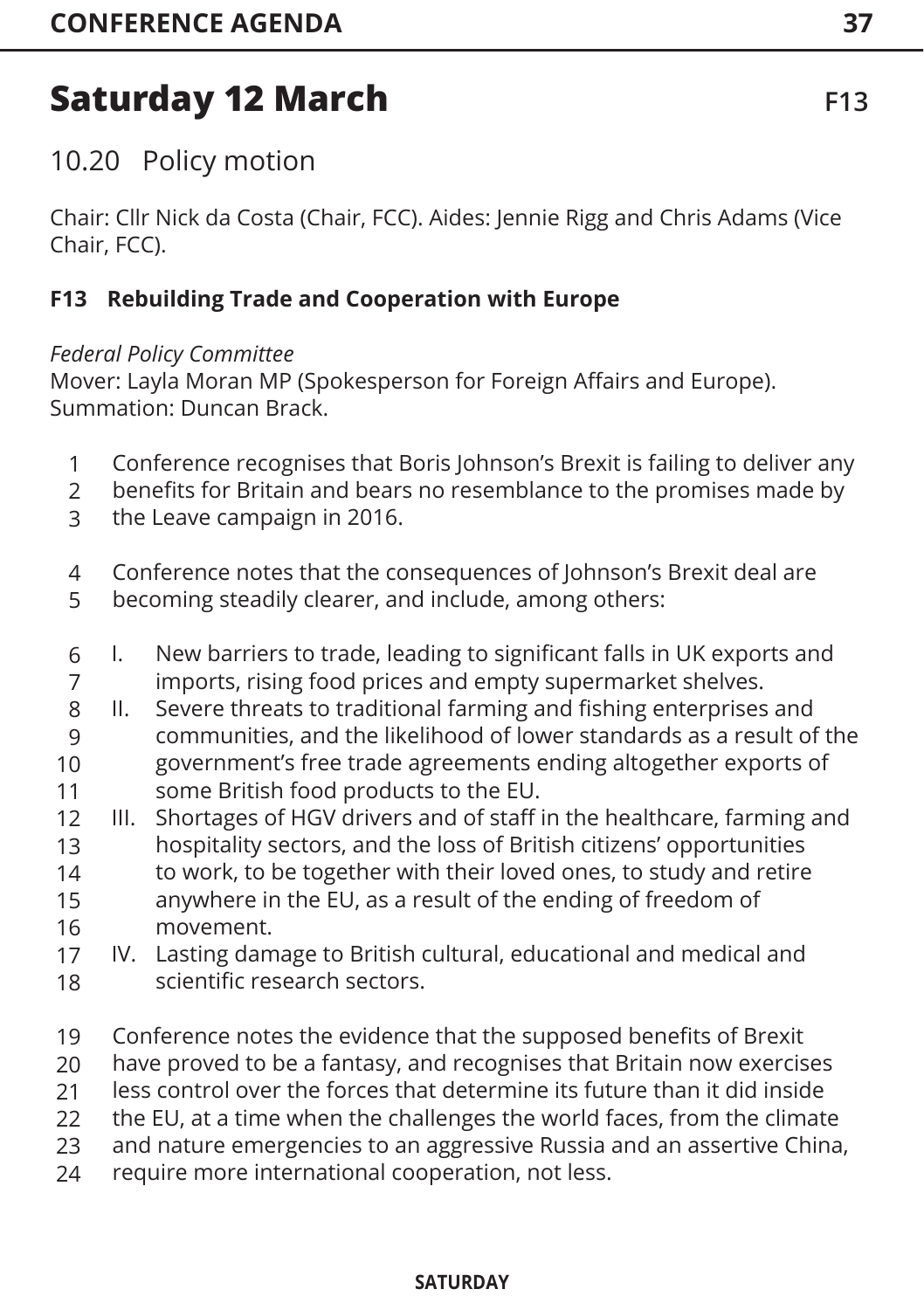# Saturday 12 March

F13

## 10.20 Policy motion

Chair: Cllr Nick da Costa (Chair, FCC). Aides: Jennie Rigg and Chris Adams (Vice Chair, FCC).

### F13 Rebuilding Trade and Cooperation with Europe

*Federal Policy Committee*
Mover: Layla Moran MP (Spokesperson for Foreign Affairs and Europe).
Summation: Duncan Brack.

Conference recognises that Boris Johnson's Brexit is failing to deliver any benefits for Britain and bears no resemblance to the promises made by the Leave campaign in 2016.

Conference notes that the consequences of Johnson's Brexit deal are becoming steadily clearer, and include, among others:

I. New barriers to trade, leading to significant falls in UK exports and imports, rising food prices and empty supermarket shelves.
II. Severe threats to traditional farming and fishing enterprises and communities, and the likelihood of lower standards as a result of the government's free trade agreements ending altogether exports of some British food products to the EU.
III. Shortages of HGV drivers and of staff in the healthcare, farming and hospitality sectors, and the loss of British citizens' opportunities to work, to be together with their loved ones, to study and retire anywhere in the EU, as a result of the ending of freedom of movement.
IV. Lasting damage to British cultural, educational and medical and scientific research sectors.

Conference notes the evidence that the supposed benefits of Brexit have proved to be a fantasy, and recognises that Britain now exercises less control over the forces that determine its future than it did inside the EU, at a time when the challenges the world faces, from the climate and nature emergencies to an aggressive Russia and an assertive China, require more international cooperation, not less.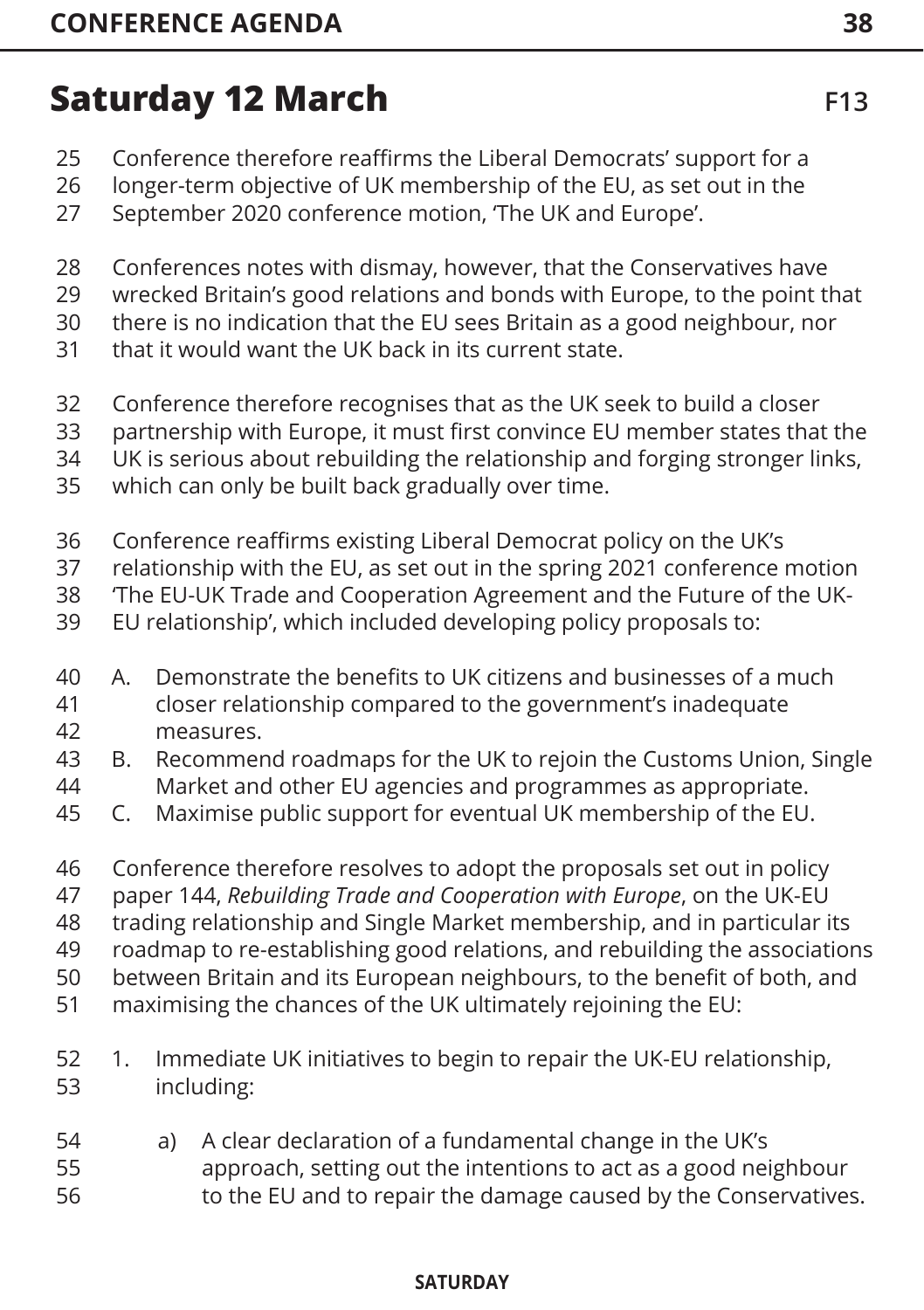## Saturday 12 March

F13

Conference therefore reaffirms the Liberal Democrats' support for a longer-term objective of UK membership of the EU, as set out in the September 2020 conference motion, 'The UK and Europe'.

Conferences notes with dismay, however, that the Conservatives have wrecked Britain's good relations and bonds with Europe, to the point that there is no indication that the EU sees Britain as a good neighbour, nor that it would want the UK back in its current state.

Conference therefore recognises that as the UK seek to build a closer partnership with Europe, it must first convince EU member states that the UK is serious about rebuilding the relationship and forging stronger links, which can only be built back gradually over time.

Conference reaffirms existing Liberal Democrat policy on the UK's relationship with the EU, as set out in the spring 2021 conference motion 'The EU-UK Trade and Cooperation Agreement and the Future of the UK-EU relationship', which included developing policy proposals to:

A. Demonstrate the benefits to UK citizens and businesses of a much closer relationship compared to the government's inadequate measures.
B. Recommend roadmaps for the UK to rejoin the Customs Union, Single Market and other EU agencies and programmes as appropriate.
C. Maximise public support for eventual UK membership of the EU.

Conference therefore resolves to adopt the proposals set out in policy paper 144, *Rebuilding Trade and Cooperation with Europe*, on the UK-EU trading relationship and Single Market membership, and in particular its roadmap to re-establishing good relations, and rebuilding the associations between Britain and its European neighbours, to the benefit of both, and maximising the chances of the UK ultimately rejoining the EU:

1. Immediate UK initiatives to begin to repair the UK-EU relationship, including:

    a) A clear declaration of a fundamental change in the UK's approach, setting out the intentions to act as a good neighbour to the EU and to repair the damage caused by the Conservatives.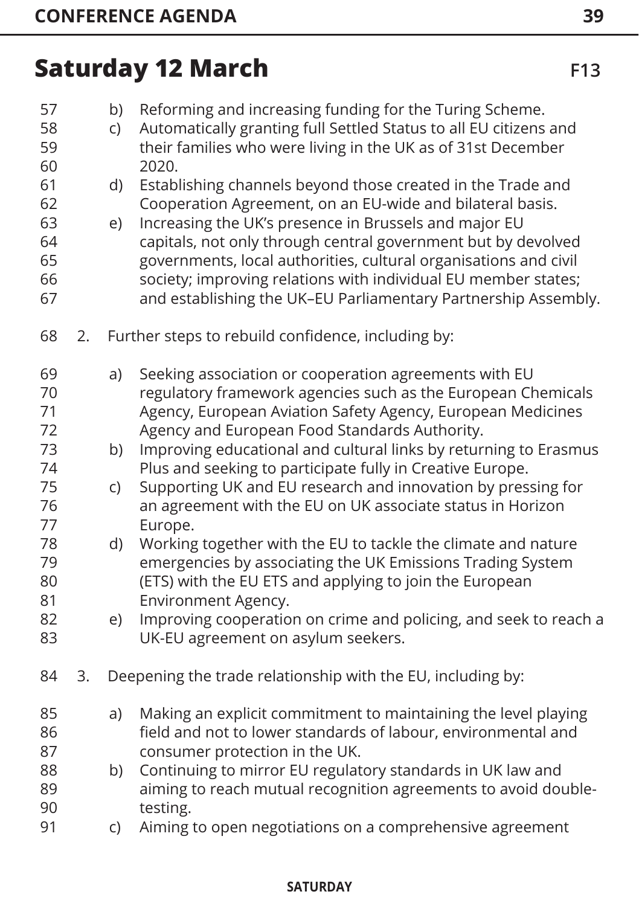## Saturday 12 March

F13

b) Reforming and increasing funding for the Turing Scheme.
c) Automatically granting full Settled Status to all EU citizens and their families who were living in the UK as of 31st December 2020.
d) Establishing channels beyond those created in the Trade and Cooperation Agreement, on an EU-wide and bilateral basis.
e) Increasing the UK's presence in Brussels and major EU capitals, not only through central government but by devolved governments, local authorities, cultural organisations and civil society; improving relations with individual EU member states; and establishing the UK–EU Parliamentary Partnership Assembly.

2. Further steps to rebuild confidence, including by:

   a) Seeking association or cooperation agreements with EU regulatory framework agencies such as the European Chemicals Agency, European Aviation Safety Agency, European Medicines Agency and European Food Standards Authority.
   b) Improving educational and cultural links by returning to Erasmus Plus and seeking to participate fully in Creative Europe.
   c) Supporting UK and EU research and innovation by pressing for an agreement with the EU on UK associate status in Horizon Europe.
   d) Working together with the EU to tackle the climate and nature emergencies by associating the UK Emissions Trading System (ETS) with the EU ETS and applying to join the European Environment Agency.
   e) Improving cooperation on crime and policing, and seek to reach a UK-EU agreement on asylum seekers.

3. Deepening the trade relationship with the EU, including by:

   a) Making an explicit commitment to maintaining the level playing field and not to lower standards of labour, environmental and consumer protection in the UK.
   b) Continuing to mirror EU regulatory standards in UK law and aiming to reach mutual recognition agreements to avoid double-testing.
   c) Aiming to open negotiations on a comprehensive agreement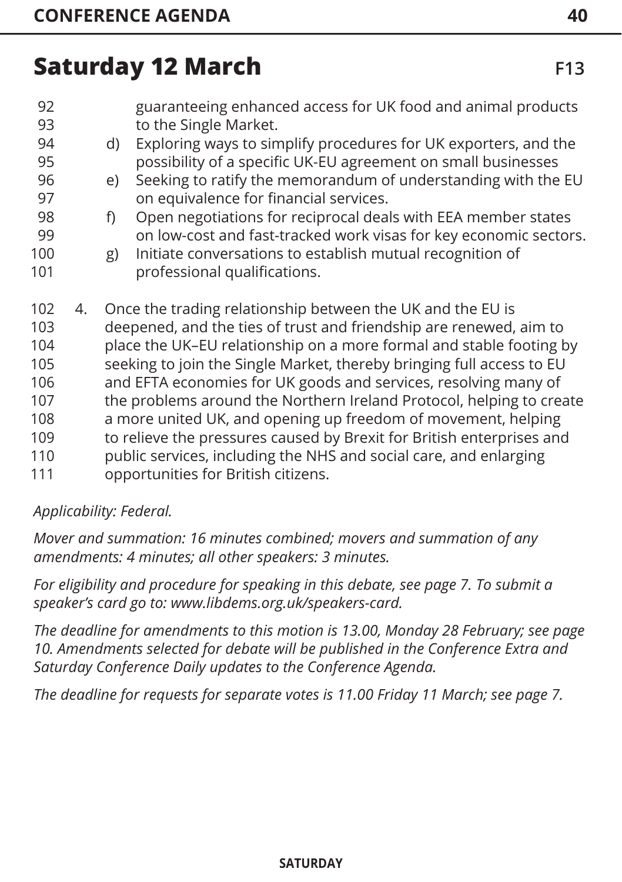## Saturday 12 March

**F13**

guaranteeing enhanced access for UK food and animal products to the Single Market.

d) Exploring ways to simplify procedures for UK exporters, and the possibility of a specific UK-EU agreement on small businesses

e) Seeking to ratify the memorandum of understanding with the EU on equivalence for financial services.

f) Open negotiations for reciprocal deals with EEA member states on low-cost and fast-tracked work visas for key economic sectors.

g) Initiate conversations to establish mutual recognition of professional qualifications.

4. Once the trading relationship between the UK and the EU is deepened, and the ties of trust and friendship are renewed, aim to place the UK–EU relationship on a more formal and stable footing by seeking to join the Single Market, thereby bringing full access to EU and EFTA economies for UK goods and services, resolving many of the problems around the Northern Ireland Protocol, helping to create a more united UK, and opening up freedom of movement, helping to relieve the pressures caused by Brexit for British enterprises and public services, including the NHS and social care, and enlarging opportunities for British citizens.

*Applicability: Federal.*

*Mover and summation: 16 minutes combined; movers and summation of any amendments: 4 minutes; all other speakers: 3 minutes.*

*For eligibility and procedure for speaking in this debate, see page 7. To submit a speaker's card go to: www.libdems.org.uk/speakers-card.*

*The deadline for amendments to this motion is 13.00, Monday 28 February; see page 10. Amendments selected for debate will be published in the Conference Extra and Saturday Conference Daily updates to the Conference Agenda.*

*The deadline for requests for separate votes is 11.00 Friday 11 March; see page 7.*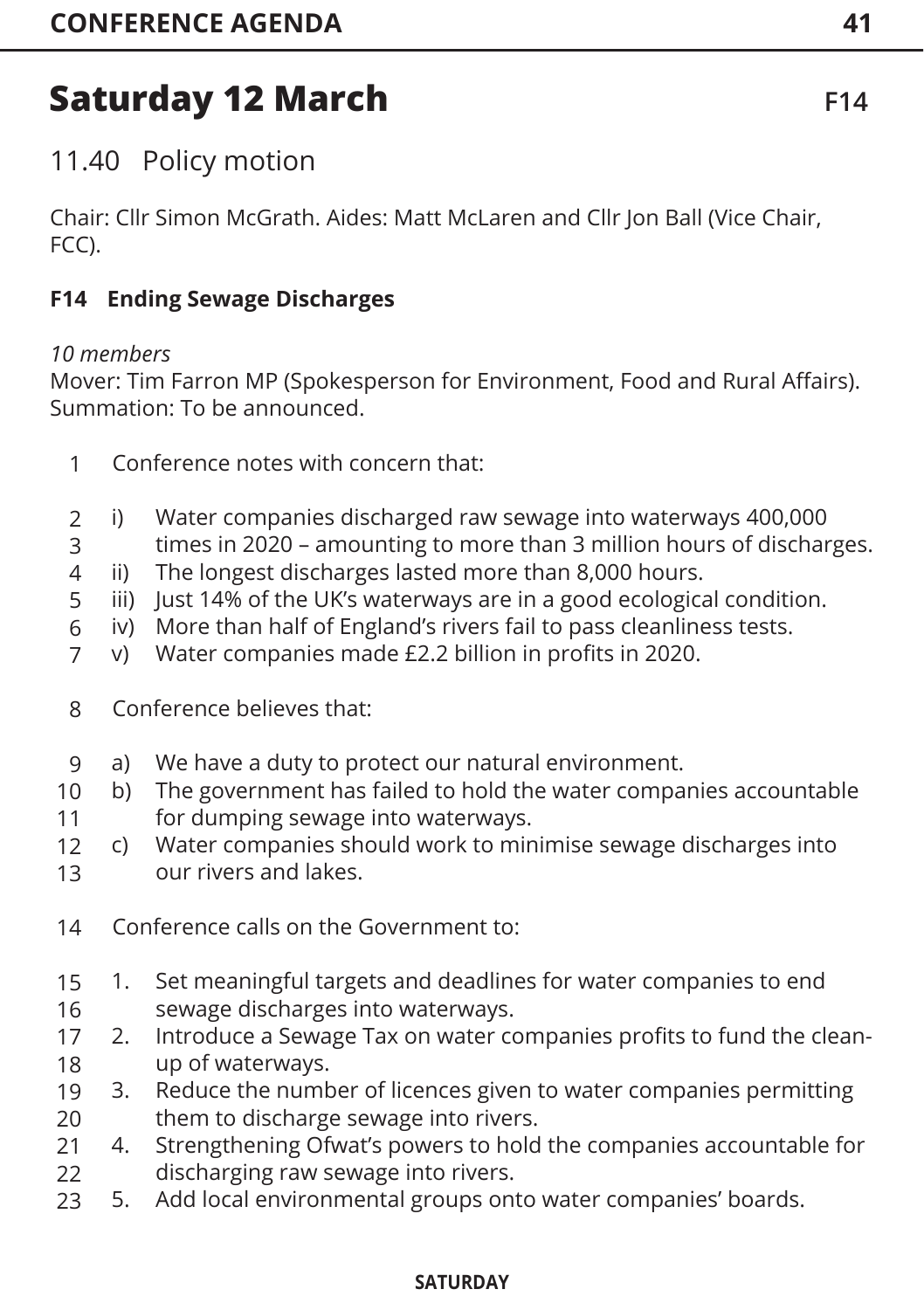# Saturday 12 March

F14

## 11.40 Policy motion

Chair: Cllr Simon McGrath. Aides: Matt McLaren and Cllr Jon Ball (Vice Chair, FCC).

### F14 Ending Sewage Discharges

*10 members*
Mover: Tim Farron MP (Spokesperson for Environment, Food and Rural Affairs).
Summation: To be announced.

1 Conference notes with concern that:

2 i) Water companies discharged raw sewage into waterways 400,000
3 times in 2020 – amounting to more than 3 million hours of discharges.
4 ii) The longest discharges lasted more than 8,000 hours.
5 iii) Just 14% of the UK's waterways are in a good ecological condition.
6 iv) More than half of England's rivers fail to pass cleanliness tests.
7 v) Water companies made £2.2 billion in profits in 2020.

8 Conference believes that:

9 a) We have a duty to protect our natural environment.
10 b) The government has failed to hold the water companies accountable
11 for dumping sewage into waterways.
12 c) Water companies should work to minimise sewage discharges into
13 our rivers and lakes.

14 Conference calls on the Government to:

15 1. Set meaningful targets and deadlines for water companies to end
16 sewage discharges into waterways.
17 2. Introduce a Sewage Tax on water companies profits to fund the clean-
18 up of waterways.
19 3. Reduce the number of licences given to water companies permitting
20 them to discharge sewage into rivers.
21 4. Strengthening Ofwat's powers to hold the companies accountable for
22 discharging raw sewage into rivers.
23 5. Add local environmental groups onto water companies' boards.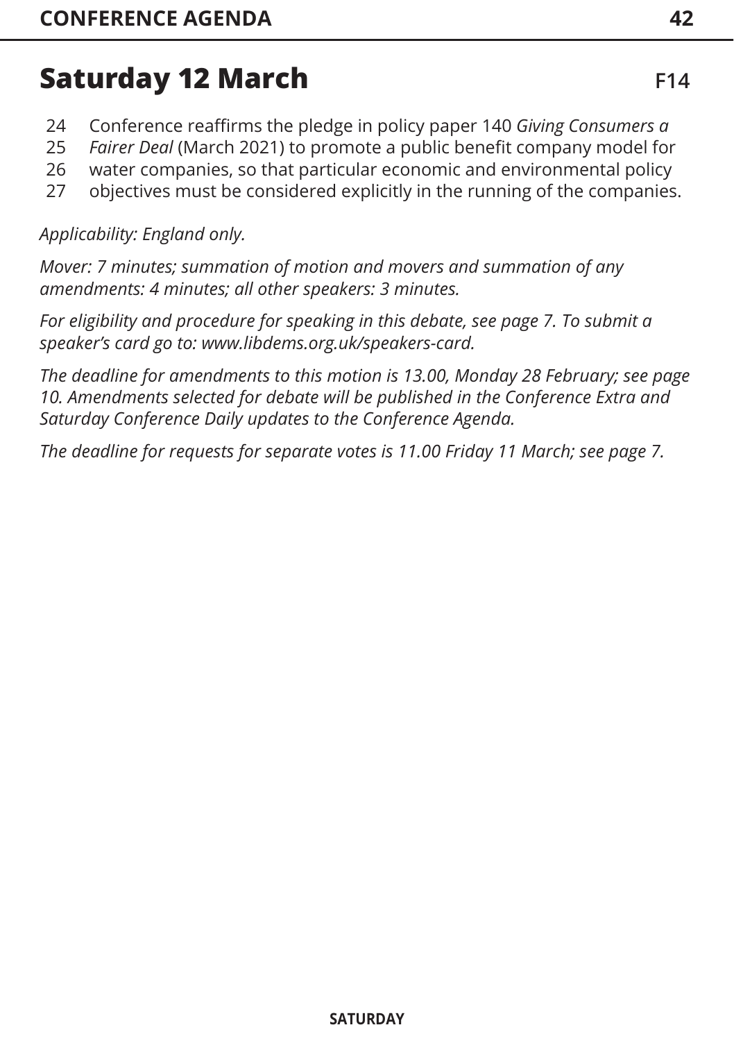## Saturday 12 March

F14

24 Conference reaffirms the pledge in policy paper 140 *Giving Consumers a*
25 *Fairer Deal* (March 2021) to promote a public benefit company model for
26 water companies, so that particular economic and environmental policy
27 objectives must be considered explicitly in the running of the companies.

*Applicability: England only.*

*Mover: 7 minutes; summation of motion and movers and summation of any amendments: 4 minutes; all other speakers: 3 minutes.*

*For eligibility and procedure for speaking in this debate, see page 7. To submit a speaker's card go to: www.libdems.org.uk/speakers-card.*

*The deadline for amendments to this motion is 13.00, Monday 28 February; see page 10. Amendments selected for debate will be published in the Conference Extra and Saturday Conference Daily updates to the Conference Agenda.*

*The deadline for requests for separate votes is 11.00 Friday 11 March; see page 7.*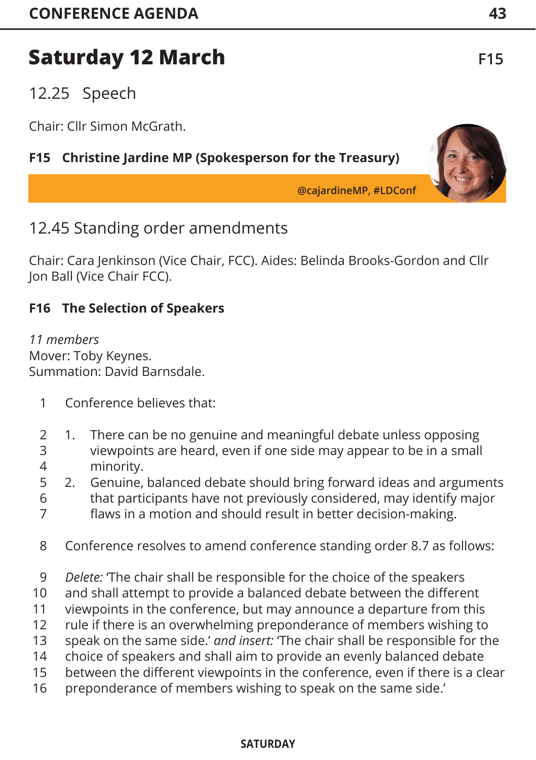# Saturday 12 March

F15

## 12.25 Speech

Chair: Cllr Simon McGrath.

**F15 Christine Jardine MP (Spokesperson for the Treasury)**

**@cajardineMP, #LDConf**

## 12.45 Standing order amendments

Chair: Cara Jenkinson (Vice Chair, FCC). Aides: Belinda Brooks-Gordon and Cllr Jon Ball (Vice Chair FCC).

**F16 The Selection of Speakers**

*11 members*
Mover: Toby Keynes.
Summation: David Barnsdale.

1 Conference believes that:

2 1. There can be no genuine and meaningful debate unless opposing
3 viewpoints are heard, even if one side may appear to be in a small
4 minority.
5 2. Genuine, balanced debate should bring forward ideas and arguments
6 that participants have not previously considered, may identify major
7 flaws in a motion and should result in better decision-making.

8 Conference resolves to amend conference standing order 8.7 as follows:

9 *Delete:* 'The chair shall be responsible for the choice of the speakers
10 and shall attempt to provide a balanced debate between the different
11 viewpoints in the conference, but may announce a departure from this
12 rule if there is an overwhelming preponderance of members wishing to
13 speak on the same side.' *and insert:* 'The chair shall be responsible for the
14 choice of speakers and shall aim to provide an evenly balanced debate
15 between the different viewpoints in the conference, even if there is a clear
16 preponderance of members wishing to speak on the same side.'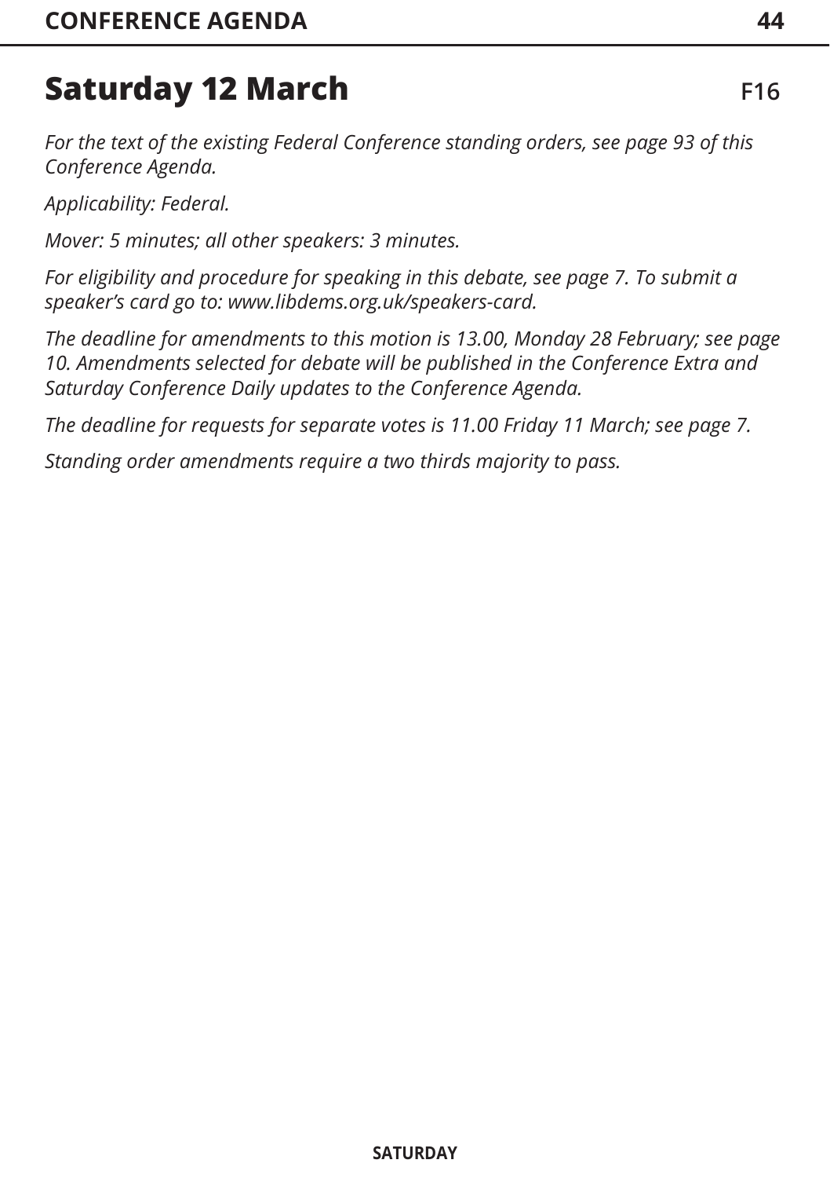## Saturday 12 March

**F16**

*For the text of the existing Federal Conference standing orders, see page 93 of this Conference Agenda.*

*Applicability: Federal.*

*Mover: 5 minutes; all other speakers: 3 minutes.*

*For eligibility and procedure for speaking in this debate, see page 7. To submit a speaker's card go to: www.libdems.org.uk/speakers-card.*

*The deadline for amendments to this motion is 13.00, Monday 28 February; see page 10. Amendments selected for debate will be published in the Conference Extra and Saturday Conference Daily updates to the Conference Agenda.*

*The deadline for requests for separate votes is 11.00 Friday 11 March; see page 7.*

*Standing order amendments require a two thirds majority to pass.*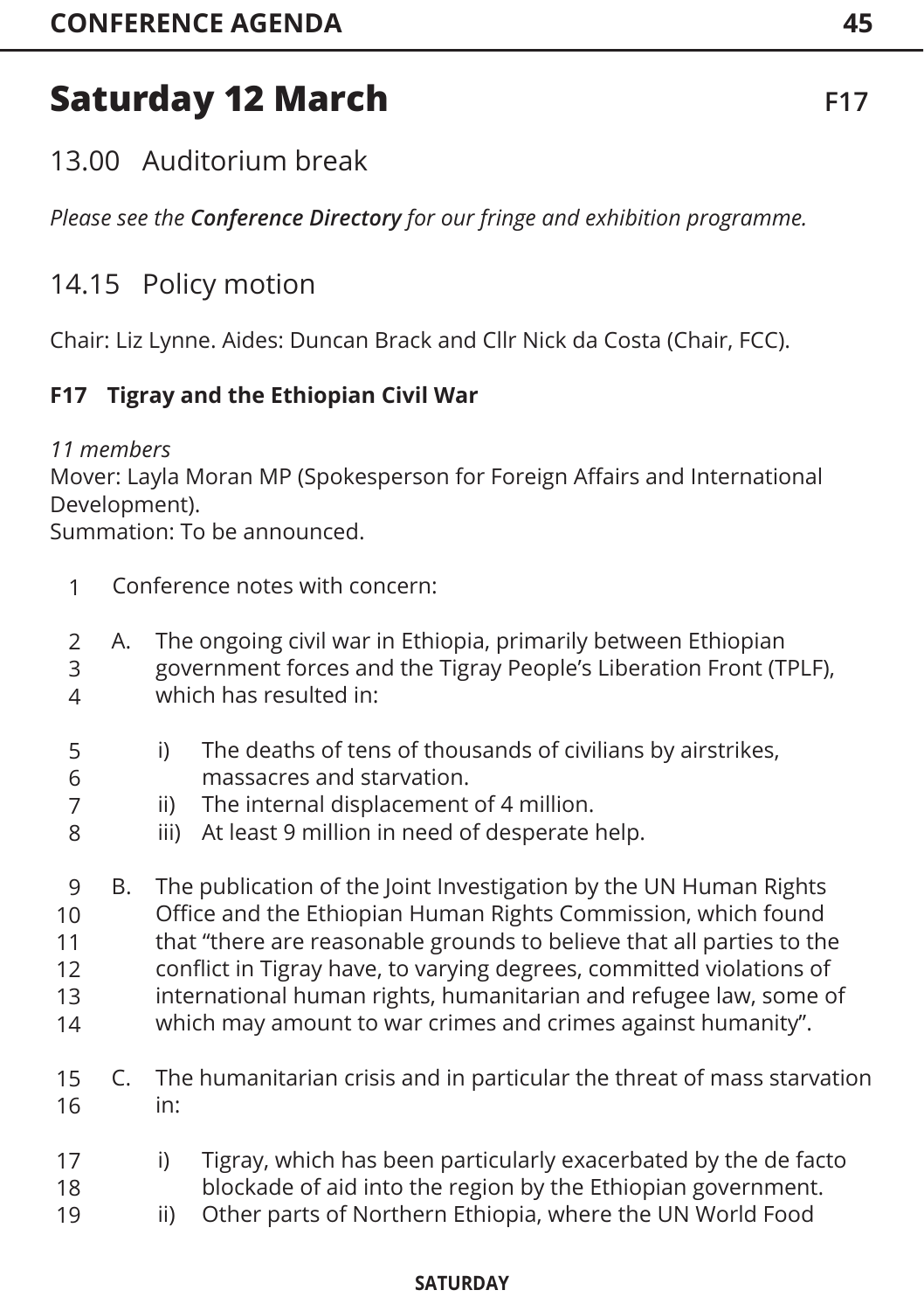# Saturday 12 March

## 13.00 Auditorium break

*Please see the **Conference Directory** for our fringe and exhibition programme.*

## 14.15 Policy motion

Chair: Liz Lynne. Aides: Duncan Brack and Cllr Nick da Costa (Chair, FCC).

### F17 Tigray and the Ethiopian Civil War

*11 members*
Mover: Layla Moran MP (Spokesperson for Foreign Affairs and International Development).
Summation: To be announced.

Conference notes with concern:

A. The ongoing civil war in Ethiopia, primarily between Ethiopian government forces and the Tigray People's Liberation Front (TPLF), which has resulted in:

   i) The deaths of tens of thousands of civilians by airstrikes, massacres and starvation.
   ii) The internal displacement of 4 million.
   iii) At least 9 million in need of desperate help.

B. The publication of the Joint Investigation by the UN Human Rights Office and the Ethiopian Human Rights Commission, which found that "there are reasonable grounds to believe that all parties to the conflict in Tigray have, to varying degrees, committed violations of international human rights, humanitarian and refugee law, some of which may amount to war crimes and crimes against humanity".

C. The humanitarian crisis and in particular the threat of mass starvation in:

   i) Tigray, which has been particularly exacerbated by the de facto blockade of aid into the region by the Ethiopian government.
   ii) Other parts of Northern Ethiopia, where the UN World Food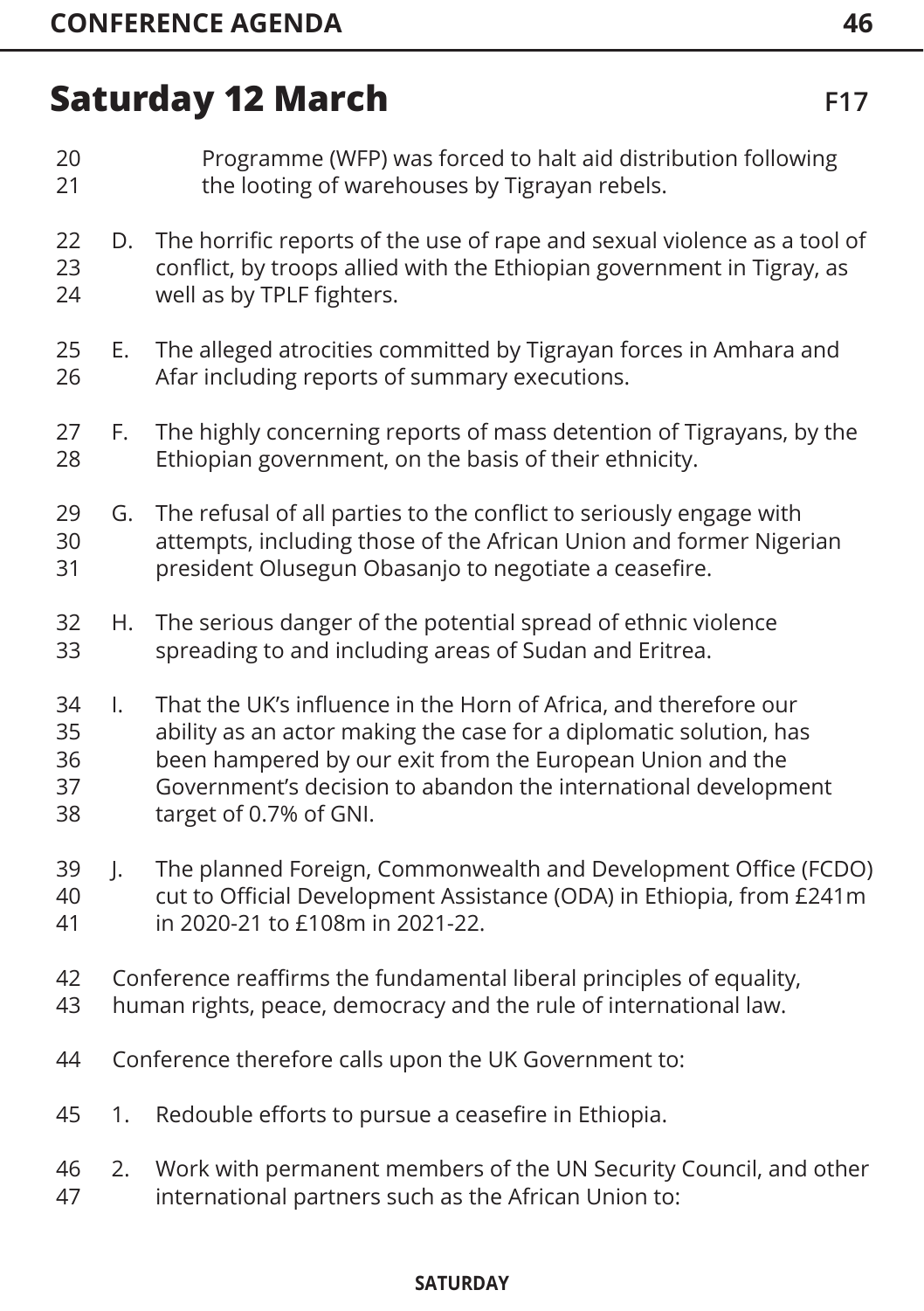## Saturday 12 March

F17

Programme (WFP) was forced to halt aid distribution following the looting of warehouses by Tigrayan rebels.

D. The horrific reports of the use of rape and sexual violence as a tool of conflict, by troops allied with the Ethiopian government in Tigray, as well as by TPLF fighters.

E. The alleged atrocities committed by Tigrayan forces in Amhara and Afar including reports of summary executions.

F. The highly concerning reports of mass detention of Tigrayans, by the Ethiopian government, on the basis of their ethnicity.

G. The refusal of all parties to the conflict to seriously engage with attempts, including those of the African Union and former Nigerian president Olusegun Obasanjo to negotiate a ceasefire.

H. The serious danger of the potential spread of ethnic violence spreading to and including areas of Sudan and Eritrea.

I. That the UK's influence in the Horn of Africa, and therefore our ability as an actor making the case for a diplomatic solution, has been hampered by our exit from the European Union and the Government's decision to abandon the international development target of 0.7% of GNI.

J. The planned Foreign, Commonwealth and Development Office (FCDO) cut to Official Development Assistance (ODA) in Ethiopia, from £241m in 2020-21 to £108m in 2021-22.

Conference reaffirms the fundamental liberal principles of equality, human rights, peace, democracy and the rule of international law.

Conference therefore calls upon the UK Government to:

1. Redouble efforts to pursue a ceasefire in Ethiopia.
2. Work with permanent members of the UN Security Council, and other international partners such as the African Union to: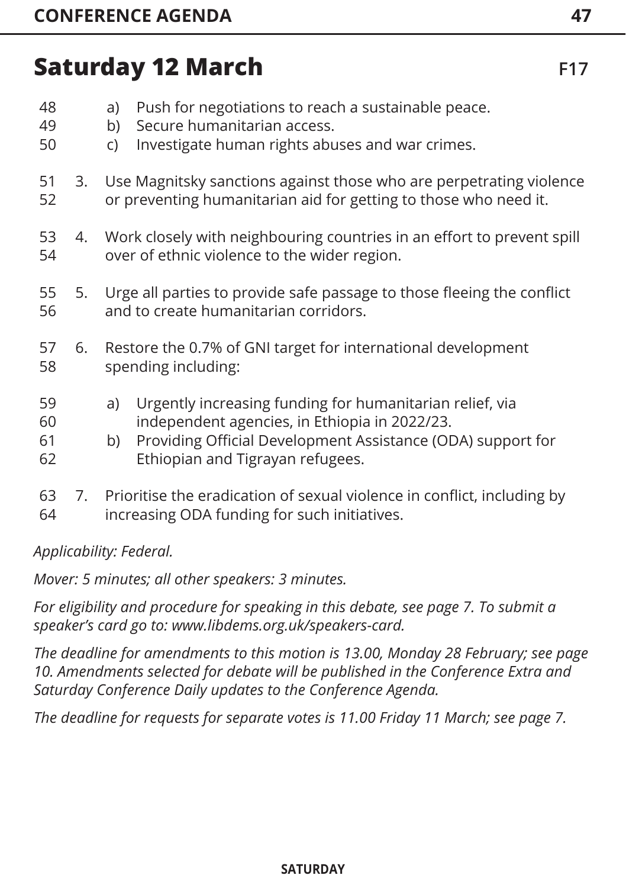## Saturday 12 March

F17

    a) Push for negotiations to reach a sustainable peace.
    b) Secure humanitarian access.
    c) Investigate human rights abuses and war crimes.

3. Use Magnitsky sanctions against those who are perpetrating violence or preventing humanitarian aid for getting to those who need it.

4. Work closely with neighbouring countries in an effort to prevent spill over of ethnic violence to the wider region.

5. Urge all parties to provide safe passage to those fleeing the conflict and to create humanitarian corridors.

6. Restore the 0.7% of GNI target for international development spending including:

    a) Urgently increasing funding for humanitarian relief, via independent agencies, in Ethiopia in 2022/23.
    b) Providing Official Development Assistance (ODA) support for Ethiopian and Tigrayan refugees.

7. Prioritise the eradication of sexual violence in conflict, including by increasing ODA funding for such initiatives.

*Applicability: Federal.*

*Mover: 5 minutes; all other speakers: 3 minutes.*

*For eligibility and procedure for speaking in this debate, see page 7. To submit a speaker's card go to: www.libdems.org.uk/speakers-card.*

*The deadline for amendments to this motion is 13.00, Monday 28 February; see page 10. Amendments selected for debate will be published in the Conference Extra and Saturday Conference Daily updates to the Conference Agenda.*

*The deadline for requests for separate votes is 11.00 Friday 11 March; see page 7.*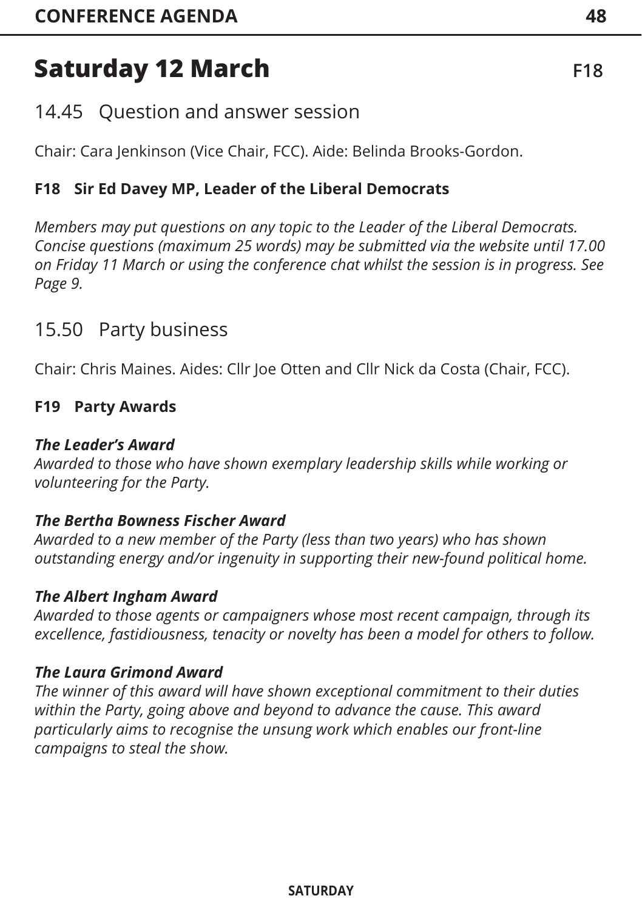# Saturday 12 March

## 14.45 Question and answer session

Chair: Cara Jenkinson (Vice Chair, FCC). Aide: Belinda Brooks-Gordon.

### F18 Sir Ed Davey MP, Leader of the Liberal Democrats

*Members may put questions on any topic to the Leader of the Liberal Democrats. Concise questions (maximum 25 words) may be submitted via the website until 17.00 on Friday 11 March or using the conference chat whilst the session is in progress. See Page 9.*

## 15.50 Party business

Chair: Chris Maines. Aides: Cllr Joe Otten and Cllr Nick da Costa (Chair, FCC).

### F19 Party Awards

***The Leader's Award***
*Awarded to those who have shown exemplary leadership skills while working or volunteering for the Party.*

***The Bertha Bowness Fischer Award***
*Awarded to a new member of the Party (less than two years) who has shown outstanding energy and/or ingenuity in supporting their new-found political home.*

***The Albert Ingham Award***
*Awarded to those agents or campaigners whose most recent campaign, through its excellence, fastidiousness, tenacity or novelty has been a model for others to follow.*

***The Laura Grimond Award***
*The winner of this award will have shown exceptional commitment to their duties within the Party, going above and beyond to advance the cause. This award particularly aims to recognise the unsung work which enables our front-line campaigns to steal the show.*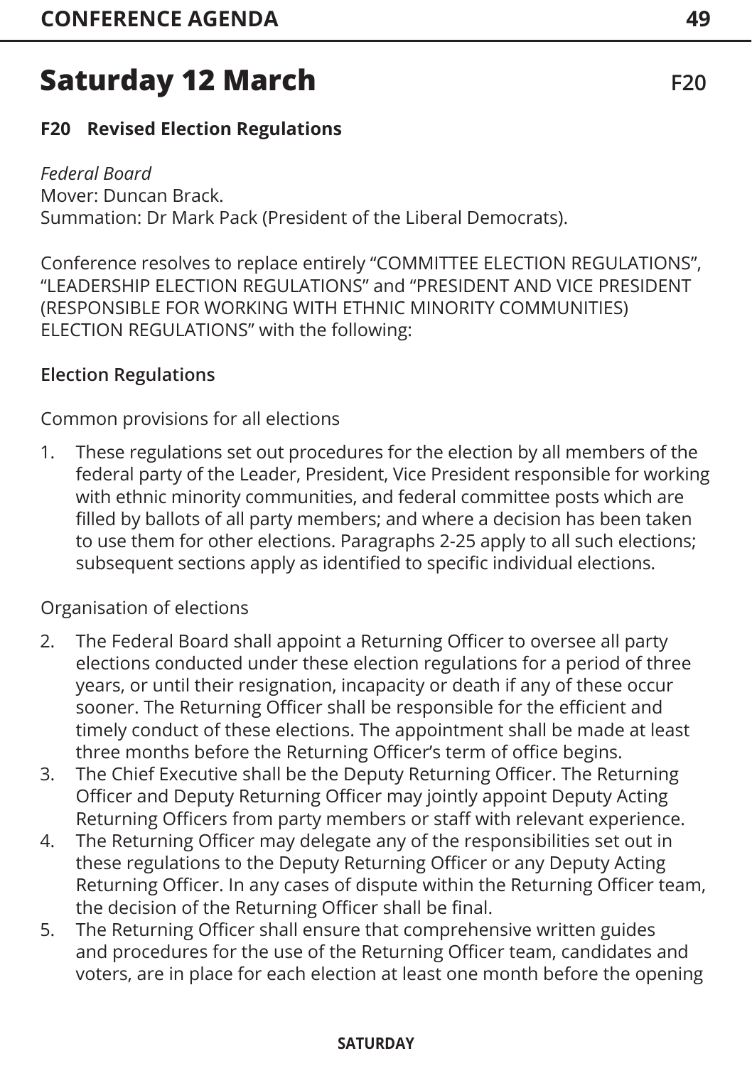# Saturday 12 March

## F20 Revised Election Regulations

*Federal Board*
Mover: Duncan Brack.
Summation: Dr Mark Pack (President of the Liberal Democrats).

Conference resolves to replace entirely "COMMITTEE ELECTION REGULATIONS", "LEADERSHIP ELECTION REGULATIONS" and "PRESIDENT AND VICE PRESIDENT (RESPONSIBLE FOR WORKING WITH ETHNIC MINORITY COMMUNITIES) ELECTION REGULATIONS" with the following:

### Election Regulations

Common provisions for all elections

1. These regulations set out procedures for the election by all members of the federal party of the Leader, President, Vice President responsible for working with ethnic minority communities, and federal committee posts which are filled by ballots of all party members; and where a decision has been taken to use them for other elections. Paragraphs 2-25 apply to all such elections; subsequent sections apply as identified to specific individual elections.

Organisation of elections

2. The Federal Board shall appoint a Returning Officer to oversee all party elections conducted under these election regulations for a period of three years, or until their resignation, incapacity or death if any of these occur sooner. The Returning Officer shall be responsible for the efficient and timely conduct of these elections. The appointment shall be made at least three months before the Returning Officer's term of office begins.
3. The Chief Executive shall be the Deputy Returning Officer. The Returning Officer and Deputy Returning Officer may jointly appoint Deputy Acting Returning Officers from party members or staff with relevant experience.
4. The Returning Officer may delegate any of the responsibilities set out in these regulations to the Deputy Returning Officer or any Deputy Acting Returning Officer. In any cases of dispute within the Returning Officer team, the decision of the Returning Officer shall be final.
5. The Returning Officer shall ensure that comprehensive written guides and procedures for the use of the Returning Officer team, candidates and voters, are in place for each election at least one month before the opening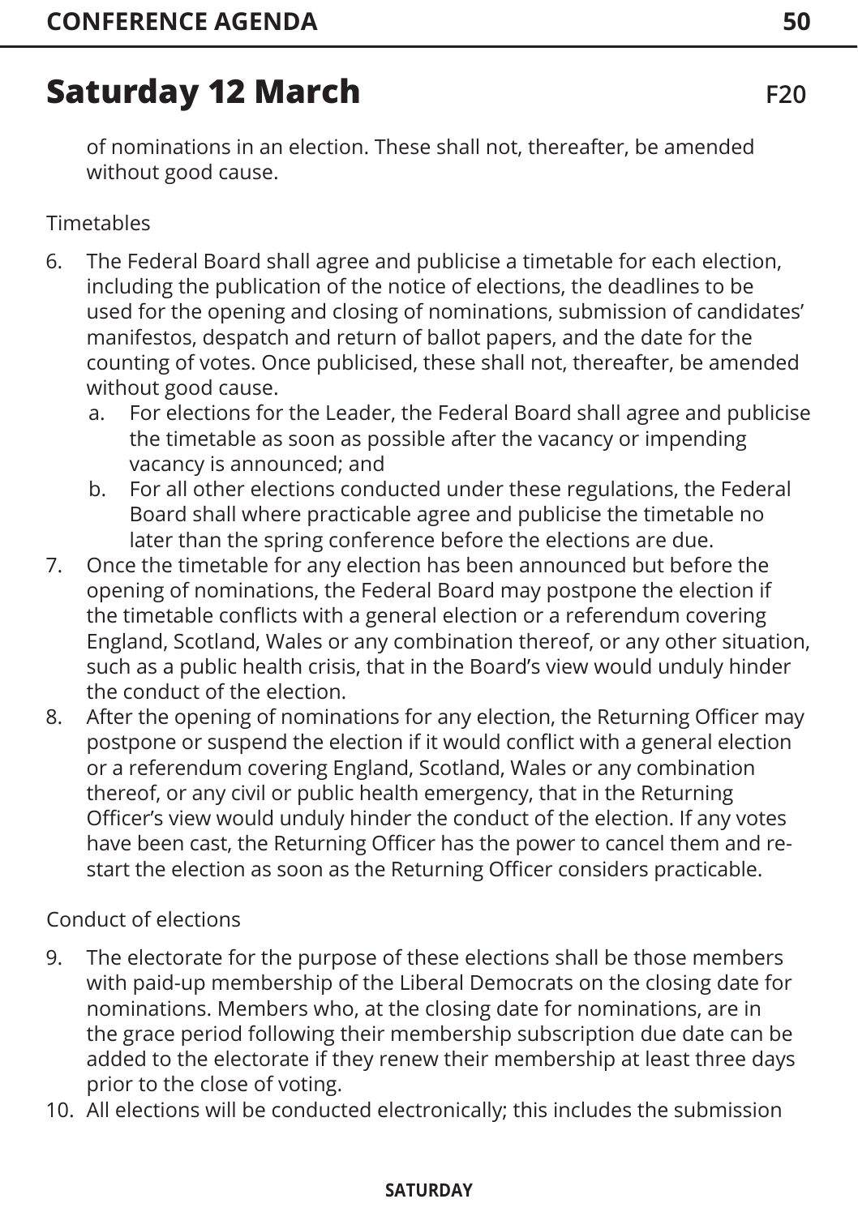## Saturday 12 March

F20

of nominations in an election. These shall not, thereafter, be amended without good cause.

Timetables

6. The Federal Board shall agree and publicise a timetable for each election, including the publication of the notice of elections, the deadlines to be used for the opening and closing of nominations, submission of candidates' manifestos, despatch and return of ballot papers, and the date for the counting of votes. Once publicised, these shall not, thereafter, be amended without good cause.
   a. For elections for the Leader, the Federal Board shall agree and publicise the timetable as soon as possible after the vacancy or impending vacancy is announced; and
   b. For all other elections conducted under these regulations, the Federal Board shall where practicable agree and publicise the timetable no later than the spring conference before the elections are due.
7. Once the timetable for any election has been announced but before the opening of nominations, the Federal Board may postpone the election if the timetable conflicts with a general election or a referendum covering England, Scotland, Wales or any combination thereof, or any other situation, such as a public health crisis, that in the Board's view would unduly hinder the conduct of the election.
8. After the opening of nominations for any election, the Returning Officer may postpone or suspend the election if it would conflict with a general election or a referendum covering England, Scotland, Wales or any combination thereof, or any civil or public health emergency, that in the Returning Officer's view would unduly hinder the conduct of the election. If any votes have been cast, the Returning Officer has the power to cancel them and re-start the election as soon as the Returning Officer considers practicable.

Conduct of elections

9. The electorate for the purpose of these elections shall be those members with paid-up membership of the Liberal Democrats on the closing date for nominations. Members who, at the closing date for nominations, are in the grace period following their membership subscription due date can be added to the electorate if they renew their membership at least three days prior to the close of voting.
10. All elections will be conducted electronically; this includes the submission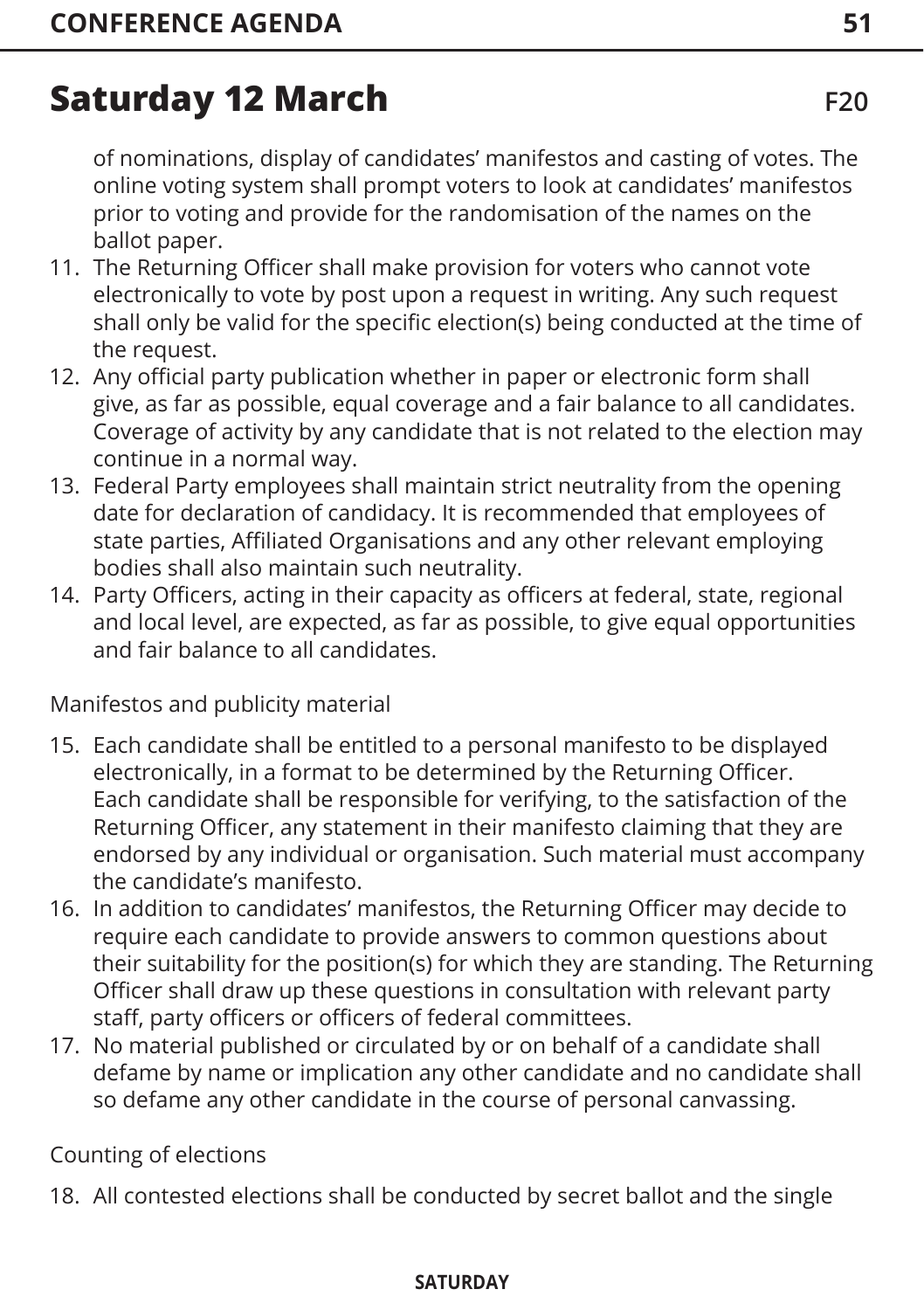## Saturday 12 March

F20

of nominations, display of candidates' manifestos and casting of votes. The online voting system shall prompt voters to look at candidates' manifestos prior to voting and provide for the randomisation of the names on the ballot paper.

11. The Returning Officer shall make provision for voters who cannot vote electronically to vote by post upon a request in writing. Any such request shall only be valid for the specific election(s) being conducted at the time of the request.
12. Any official party publication whether in paper or electronic form shall give, as far as possible, equal coverage and a fair balance to all candidates. Coverage of activity by any candidate that is not related to the election may continue in a normal way.
13. Federal Party employees shall maintain strict neutrality from the opening date for declaration of candidacy. It is recommended that employees of state parties, Affiliated Organisations and any other relevant employing bodies shall also maintain such neutrality.
14. Party Officers, acting in their capacity as officers at federal, state, regional and local level, are expected, as far as possible, to give equal opportunities and fair balance to all candidates.

Manifestos and publicity material

15. Each candidate shall be entitled to a personal manifesto to be displayed electronically, in a format to be determined by the Returning Officer. Each candidate shall be responsible for verifying, to the satisfaction of the Returning Officer, any statement in their manifesto claiming that they are endorsed by any individual or organisation. Such material must accompany the candidate's manifesto.
16. In addition to candidates' manifestos, the Returning Officer may decide to require each candidate to provide answers to common questions about their suitability for the position(s) for which they are standing. The Returning Officer shall draw up these questions in consultation with relevant party staff, party officers or officers of federal committees.
17. No material published or circulated by or on behalf of a candidate shall defame by name or implication any other candidate and no candidate shall so defame any other candidate in the course of personal canvassing.

Counting of elections

18. All contested elections shall be conducted by secret ballot and the single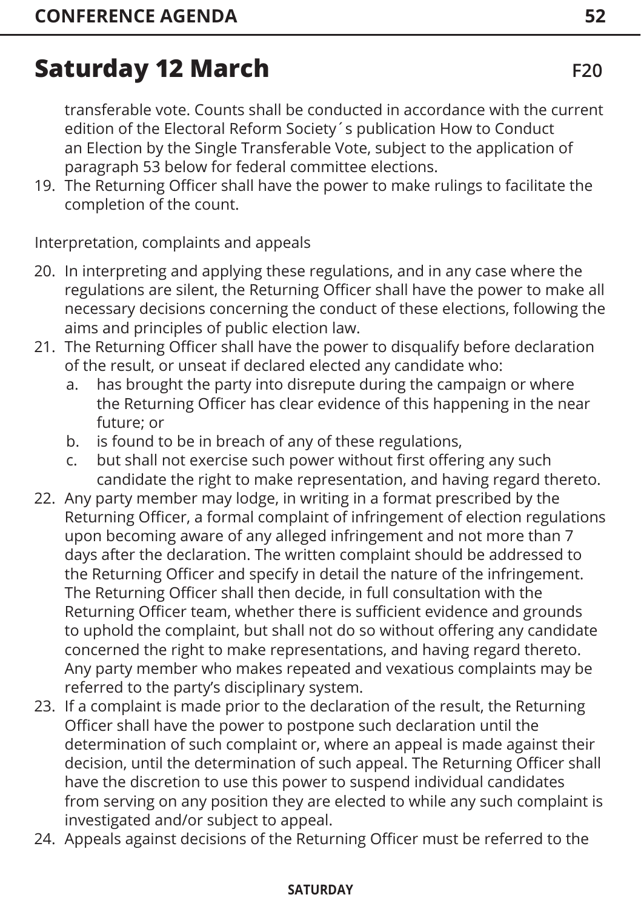## Saturday 12 March

F20

transferable vote. Counts shall be conducted in accordance with the current edition of the Electoral Reform Society´s publication How to Conduct an Election by the Single Transferable Vote, subject to the application of paragraph 53 below for federal committee elections.

19. The Returning Officer shall have the power to make rulings to facilitate the completion of the count.

Interpretation, complaints and appeals

20. In interpreting and applying these regulations, and in any case where the regulations are silent, the Returning Officer shall have the power to make all necessary decisions concerning the conduct of these elections, following the aims and principles of public election law.
21. The Returning Officer shall have the power to disqualify before declaration of the result, or unseat if declared elected any candidate who:
    a. has brought the party into disrepute during the campaign or where the Returning Officer has clear evidence of this happening in the near future; or
    b. is found to be in breach of any of these regulations,
    c. but shall not exercise such power without first offering any such candidate the right to make representation, and having regard thereto.
22. Any party member may lodge, in writing in a format prescribed by the Returning Officer, a formal complaint of infringement of election regulations upon becoming aware of any alleged infringement and not more than 7 days after the declaration. The written complaint should be addressed to the Returning Officer and specify in detail the nature of the infringement. The Returning Officer shall then decide, in full consultation with the Returning Officer team, whether there is sufficient evidence and grounds to uphold the complaint, but shall not do so without offering any candidate concerned the right to make representations, and having regard thereto. Any party member who makes repeated and vexatious complaints may be referred to the party's disciplinary system.
23. If a complaint is made prior to the declaration of the result, the Returning Officer shall have the power to postpone such declaration until the determination of such complaint or, where an appeal is made against their decision, until the determination of such appeal. The Returning Officer shall have the discretion to use this power to suspend individual candidates from serving on any position they are elected to while any such complaint is investigated and/or subject to appeal.
24. Appeals against decisions of the Returning Officer must be referred to the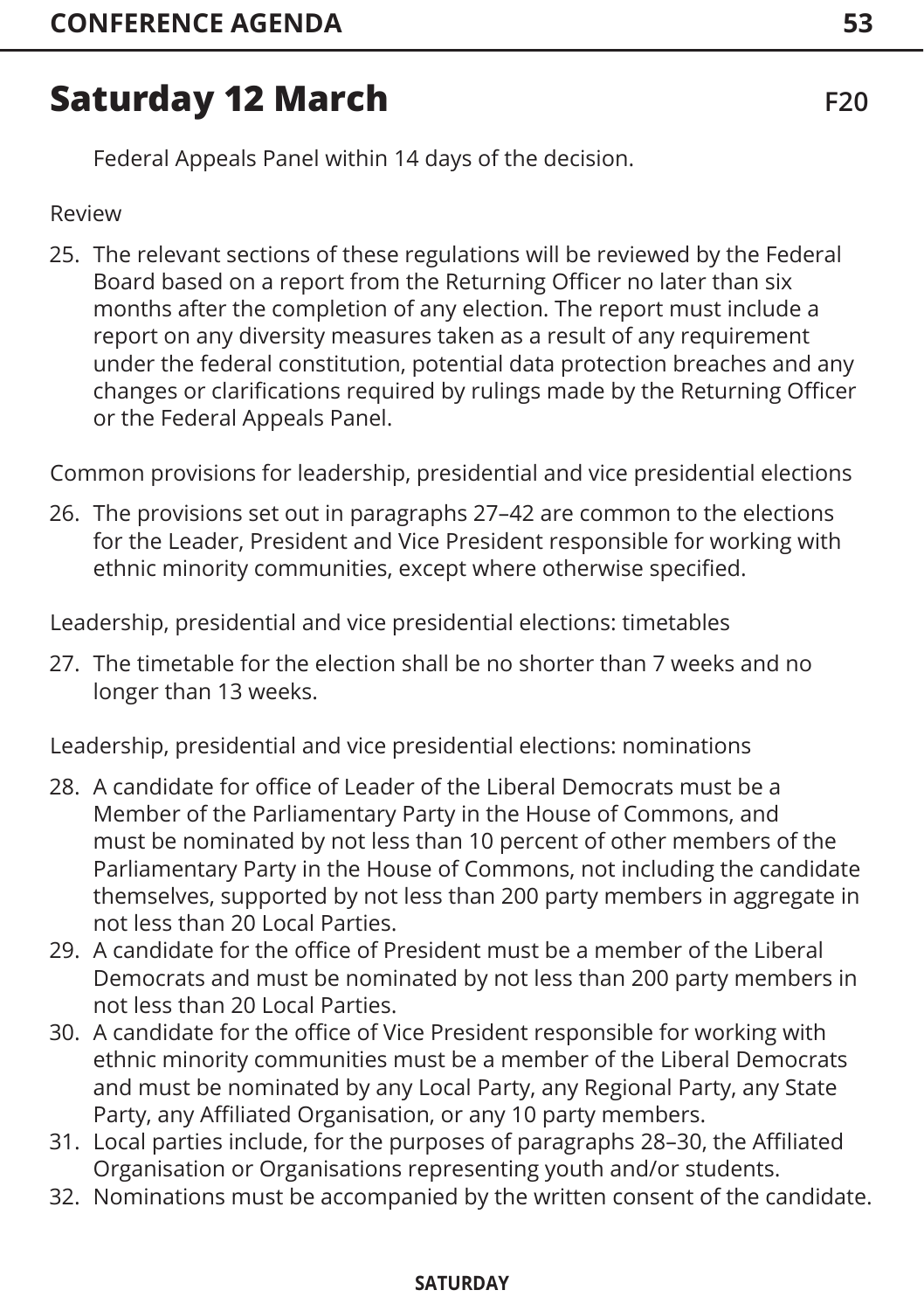## Saturday 12 March

F20

Federal Appeals Panel within 14 days of the decision.

Review

25. The relevant sections of these regulations will be reviewed by the Federal Board based on a report from the Returning Officer no later than six months after the completion of any election. The report must include a report on any diversity measures taken as a result of any requirement under the federal constitution, potential data protection breaches and any changes or clarifications required by rulings made by the Returning Officer or the Federal Appeals Panel.

Common provisions for leadership, presidential and vice presidential elections

26. The provisions set out in paragraphs 27–42 are common to the elections for the Leader, President and Vice President responsible for working with ethnic minority communities, except where otherwise specified.

Leadership, presidential and vice presidential elections: timetables

27. The timetable for the election shall be no shorter than 7 weeks and no longer than 13 weeks.

Leadership, presidential and vice presidential elections: nominations

28. A candidate for office of Leader of the Liberal Democrats must be a Member of the Parliamentary Party in the House of Commons, and must be nominated by not less than 10 percent of other members of the Parliamentary Party in the House of Commons, not including the candidate themselves, supported by not less than 200 party members in aggregate in not less than 20 Local Parties.
29. A candidate for the office of President must be a member of the Liberal Democrats and must be nominated by not less than 200 party members in not less than 20 Local Parties.
30. A candidate for the office of Vice President responsible for working with ethnic minority communities must be a member of the Liberal Democrats and must be nominated by any Local Party, any Regional Party, any State Party, any Affiliated Organisation, or any 10 party members.
31. Local parties include, for the purposes of paragraphs 28–30, the Affiliated Organisation or Organisations representing youth and/or students.
32. Nominations must be accompanied by the written consent of the candidate.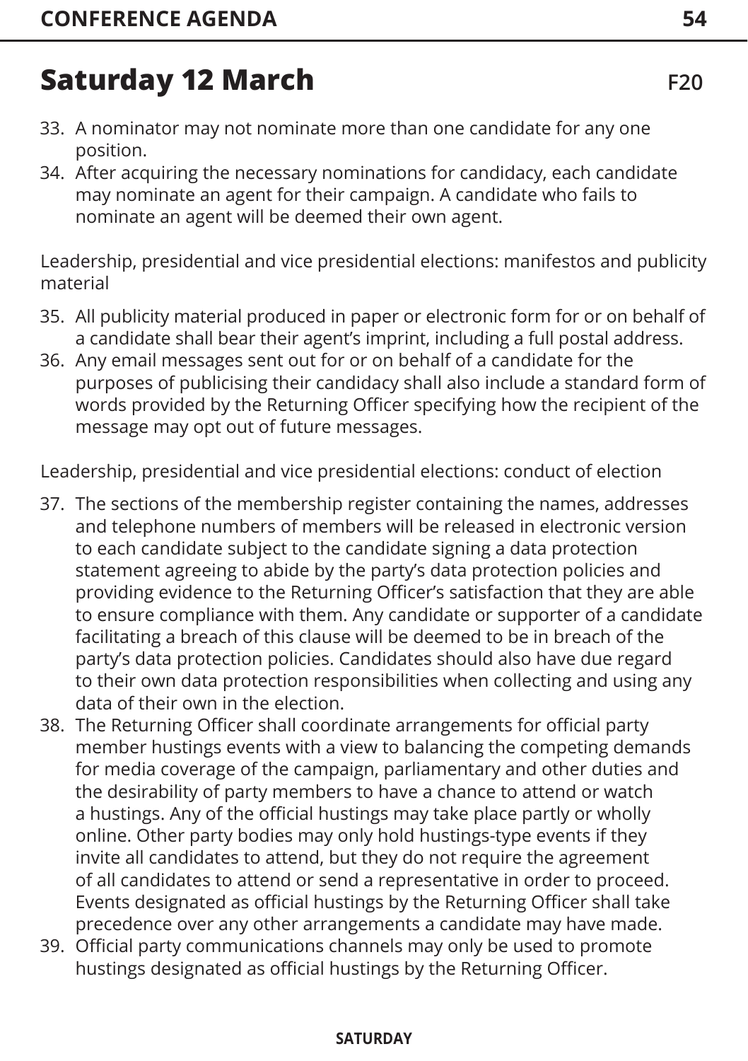## Saturday 12 March

F20

33. A nominator may not nominate more than one candidate for any one position.
34. After acquiring the necessary nominations for candidacy, each candidate may nominate an agent for their campaign. A candidate who fails to nominate an agent will be deemed their own agent.

Leadership, presidential and vice presidential elections: manifestos and publicity material

35. All publicity material produced in paper or electronic form for or on behalf of a candidate shall bear their agent's imprint, including a full postal address.
36. Any email messages sent out for or on behalf of a candidate for the purposes of publicising their candidacy shall also include a standard form of words provided by the Returning Officer specifying how the recipient of the message may opt out of future messages.

Leadership, presidential and vice presidential elections: conduct of election

37. The sections of the membership register containing the names, addresses and telephone numbers of members will be released in electronic version to each candidate subject to the candidate signing a data protection statement agreeing to abide by the party's data protection policies and providing evidence to the Returning Officer's satisfaction that they are able to ensure compliance with them. Any candidate or supporter of a candidate facilitating a breach of this clause will be deemed to be in breach of the party's data protection policies. Candidates should also have due regard to their own data protection responsibilities when collecting and using any data of their own in the election.
38. The Returning Officer shall coordinate arrangements for official party member hustings events with a view to balancing the competing demands for media coverage of the campaign, parliamentary and other duties and the desirability of party members to have a chance to attend or watch a hustings. Any of the official hustings may take place partly or wholly online. Other party bodies may only hold hustings-type events if they invite all candidates to attend, but they do not require the agreement of all candidates to attend or send a representative in order to proceed. Events designated as official hustings by the Returning Officer shall take precedence over any other arrangements a candidate may have made.
39. Official party communications channels may only be used to promote hustings designated as official hustings by the Returning Officer.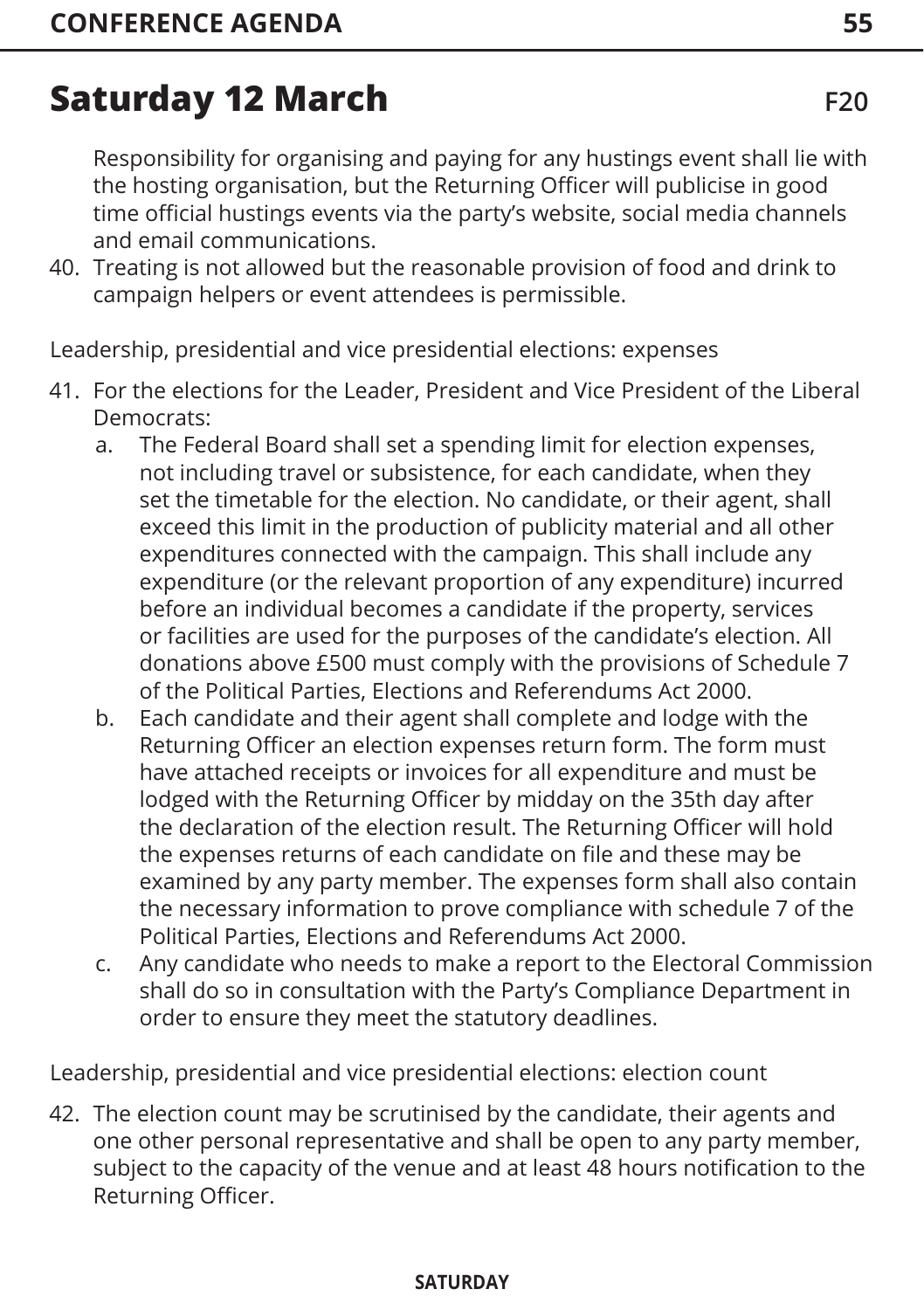## Saturday 12 March

F20

Responsibility for organising and paying for any hustings event shall lie with the hosting organisation, but the Returning Officer will publicise in good time official hustings events via the party's website, social media channels and email communications.

40. Treating is not allowed but the reasonable provision of food and drink to campaign helpers or event attendees is permissible.

Leadership, presidential and vice presidential elections: expenses

41. For the elections for the Leader, President and Vice President of the Liberal Democrats:
    a. The Federal Board shall set a spending limit for election expenses, not including travel or subsistence, for each candidate, when they set the timetable for the election. No candidate, or their agent, shall exceed this limit in the production of publicity material and all other expenditures connected with the campaign. This shall include any expenditure (or the relevant proportion of any expenditure) incurred before an individual becomes a candidate if the property, services or facilities are used for the purposes of the candidate's election. All donations above £500 must comply with the provisions of Schedule 7 of the Political Parties, Elections and Referendums Act 2000.
    b. Each candidate and their agent shall complete and lodge with the Returning Officer an election expenses return form. The form must have attached receipts or invoices for all expenditure and must be lodged with the Returning Officer by midday on the 35th day after the declaration of the election result. The Returning Officer will hold the expenses returns of each candidate on file and these may be examined by any party member. The expenses form shall also contain the necessary information to prove compliance with schedule 7 of the Political Parties, Elections and Referendums Act 2000.
    c. Any candidate who needs to make a report to the Electoral Commission shall do so in consultation with the Party's Compliance Department in order to ensure they meet the statutory deadlines.

Leadership, presidential and vice presidential elections: election count

42. The election count may be scrutinised by the candidate, their agents and one other personal representative and shall be open to any party member, subject to the capacity of the venue and at least 48 hours notification to the Returning Officer.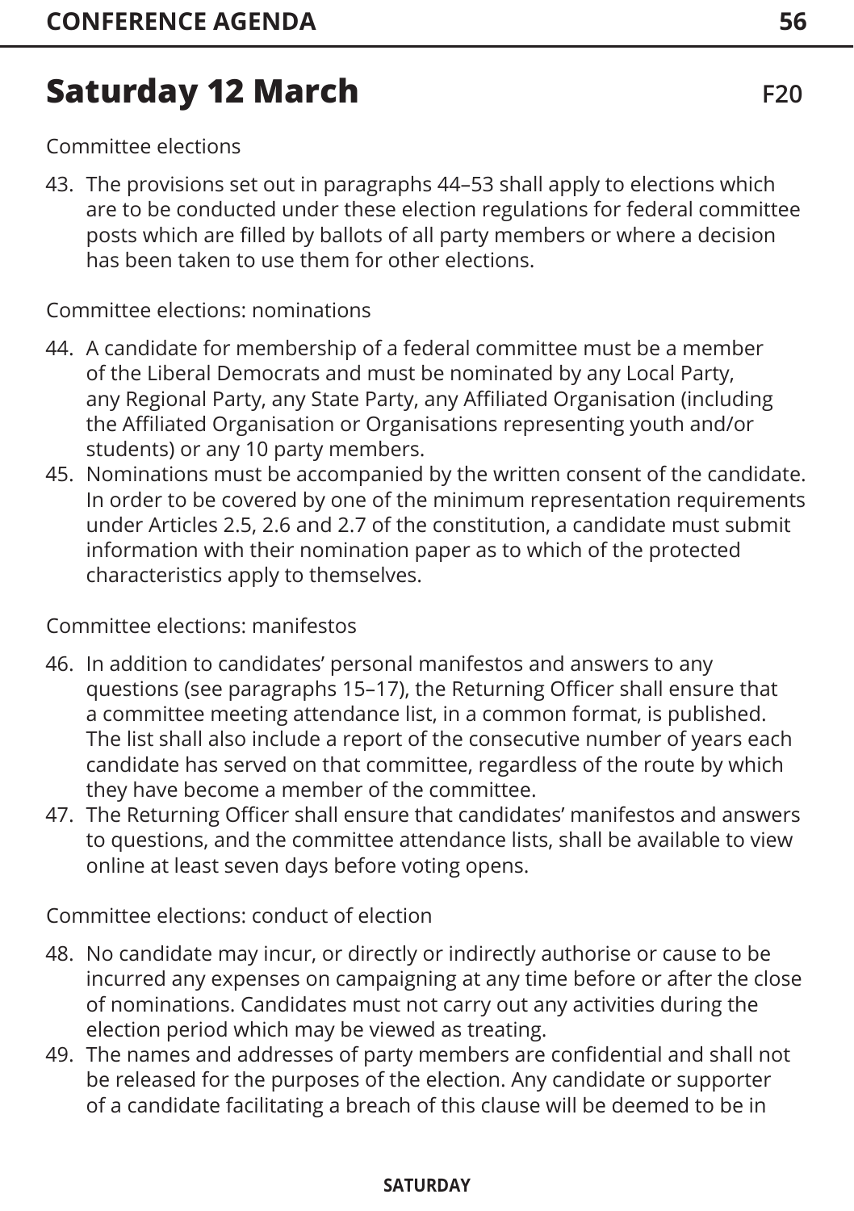## Saturday 12 March

F20

Committee elections

43. The provisions set out in paragraphs 44–53 shall apply to elections which are to be conducted under these election regulations for federal committee posts which are filled by ballots of all party members or where a decision has been taken to use them for other elections.

Committee elections: nominations

44. A candidate for membership of a federal committee must be a member of the Liberal Democrats and must be nominated by any Local Party, any Regional Party, any State Party, any Affiliated Organisation (including the Affiliated Organisation or Organisations representing youth and/or students) or any 10 party members.
45. Nominations must be accompanied by the written consent of the candidate. In order to be covered by one of the minimum representation requirements under Articles 2.5, 2.6 and 2.7 of the constitution, a candidate must submit information with their nomination paper as to which of the protected characteristics apply to themselves.

Committee elections: manifestos

46. In addition to candidates' personal manifestos and answers to any questions (see paragraphs 15–17), the Returning Officer shall ensure that a committee meeting attendance list, in a common format, is published. The list shall also include a report of the consecutive number of years each candidate has served on that committee, regardless of the route by which they have become a member of the committee.
47. The Returning Officer shall ensure that candidates' manifestos and answers to questions, and the committee attendance lists, shall be available to view online at least seven days before voting opens.

Committee elections: conduct of election

48. No candidate may incur, or directly or indirectly authorise or cause to be incurred any expenses on campaigning at any time before or after the close of nominations. Candidates must not carry out any activities during the election period which may be viewed as treating.
49. The names and addresses of party members are confidential and shall not be released for the purposes of the election. Any candidate or supporter of a candidate facilitating a breach of this clause will be deemed to be in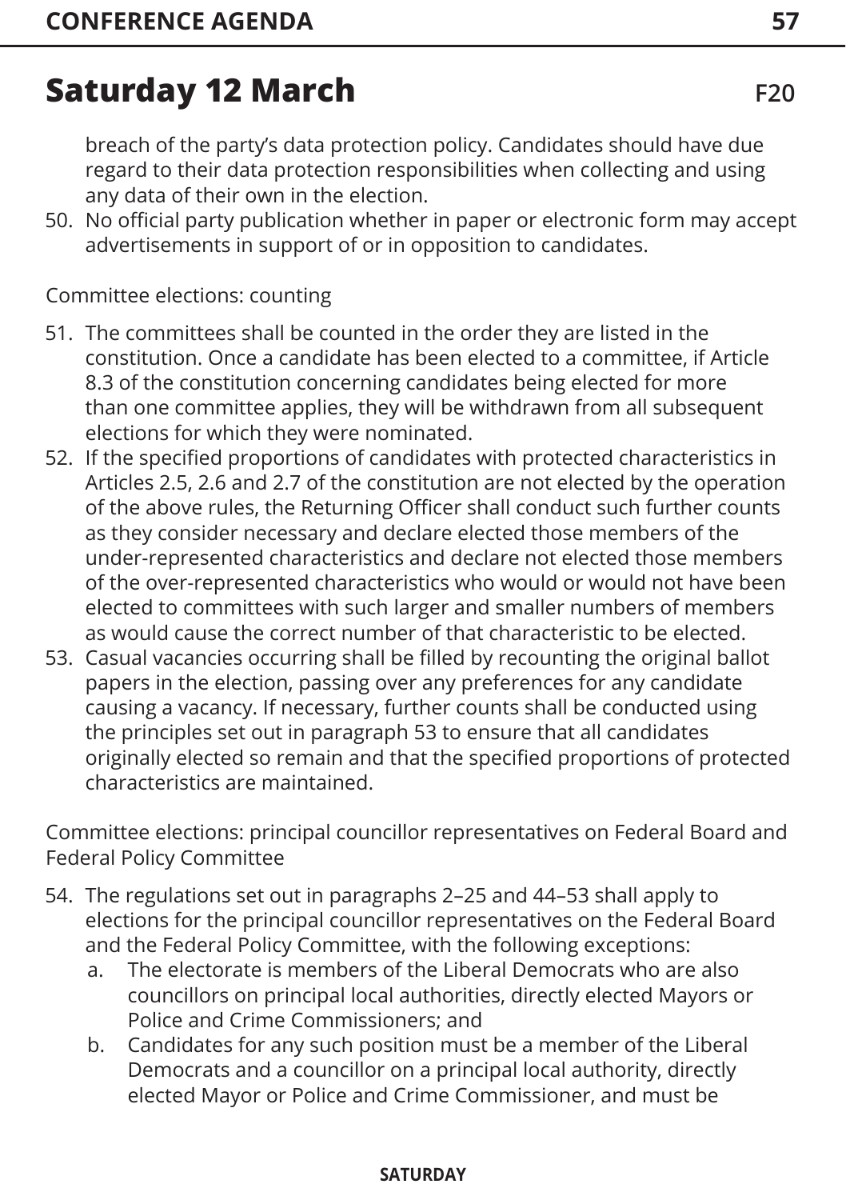## Saturday 12 March

F20

breach of the party's data protection policy. Candidates should have due regard to their data protection responsibilities when collecting and using any data of their own in the election.

50. No official party publication whether in paper or electronic form may accept advertisements in support of or in opposition to candidates.

Committee elections: counting

51. The committees shall be counted in the order they are listed in the constitution. Once a candidate has been elected to a committee, if Article 8.3 of the constitution concerning candidates being elected for more than one committee applies, they will be withdrawn from all subsequent elections for which they were nominated.
52. If the specified proportions of candidates with protected characteristics in Articles 2.5, 2.6 and 2.7 of the constitution are not elected by the operation of the above rules, the Returning Officer shall conduct such further counts as they consider necessary and declare elected those members of the under-represented characteristics and declare not elected those members of the over-represented characteristics who would or would not have been elected to committees with such larger and smaller numbers of members as would cause the correct number of that characteristic to be elected.
53. Casual vacancies occurring shall be filled by recounting the original ballot papers in the election, passing over any preferences for any candidate causing a vacancy. If necessary, further counts shall be conducted using the principles set out in paragraph 53 to ensure that all candidates originally elected so remain and that the specified proportions of protected characteristics are maintained.

Committee elections: principal councillor representatives on Federal Board and Federal Policy Committee

54. The regulations set out in paragraphs 2–25 and 44–53 shall apply to elections for the principal councillor representatives on the Federal Board and the Federal Policy Committee, with the following exceptions:
    a. The electorate is members of the Liberal Democrats who are also councillors on principal local authorities, directly elected Mayors or Police and Crime Commissioners; and
    b. Candidates for any such position must be a member of the Liberal Democrats and a councillor on a principal local authority, directly elected Mayor or Police and Crime Commissioner, and must be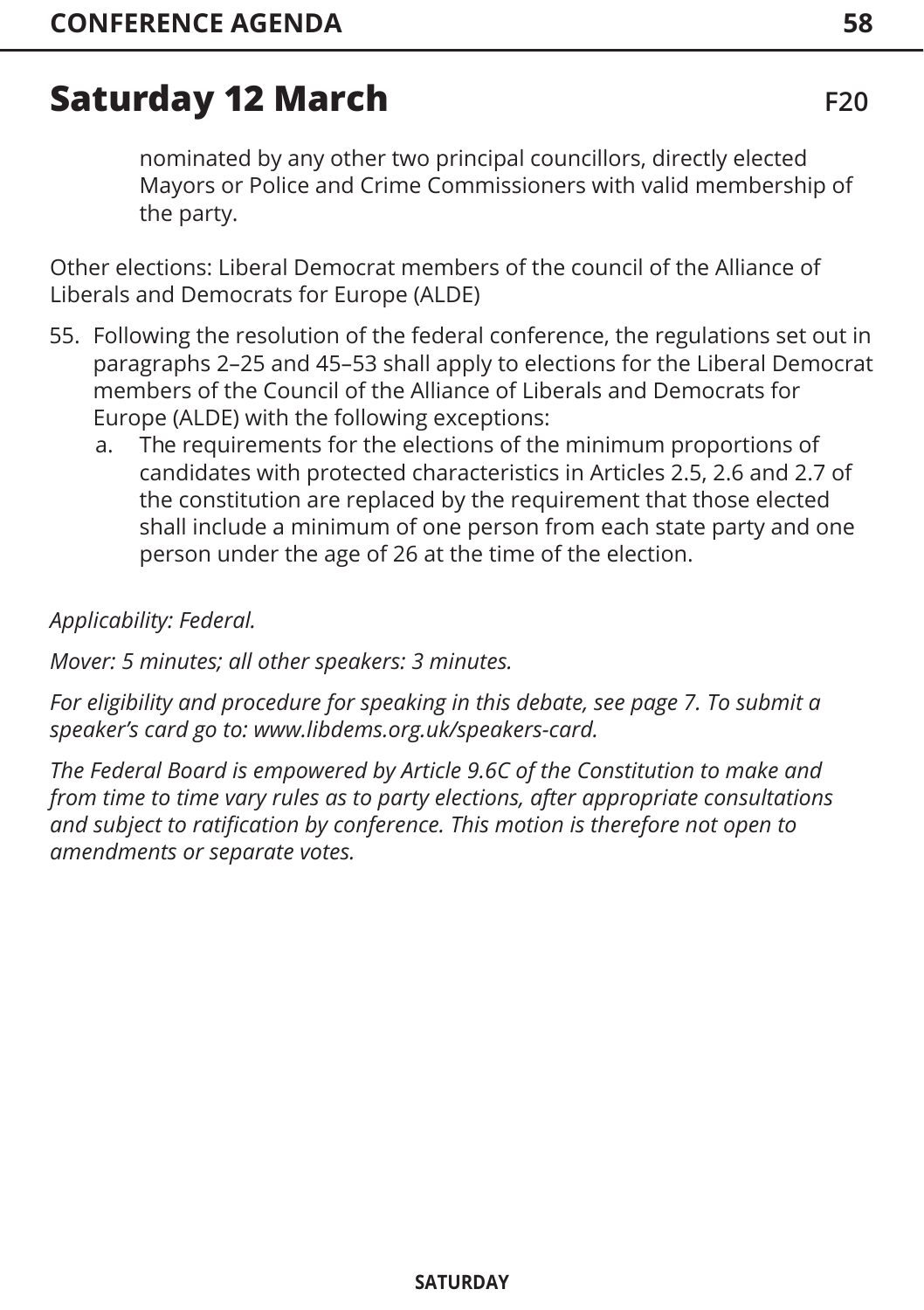## Saturday 12 March

F20

nominated by any other two principal councillors, directly elected Mayors or Police and Crime Commissioners with valid membership of the party.

Other elections: Liberal Democrat members of the council of the Alliance of Liberals and Democrats for Europe (ALDE)

55. Following the resolution of the federal conference, the regulations set out in paragraphs 2–25 and 45–53 shall apply to elections for the Liberal Democrat members of the Council of the Alliance of Liberals and Democrats for Europe (ALDE) with the following exceptions:
    a. The requirements for the elections of the minimum proportions of candidates with protected characteristics in Articles 2.5, 2.6 and 2.7 of the constitution are replaced by the requirement that those elected shall include a minimum of one person from each state party and one person under the age of 26 at the time of the election.

*Applicability: Federal.*

*Mover: 5 minutes; all other speakers: 3 minutes.*

*For eligibility and procedure for speaking in this debate, see page 7. To submit a speaker's card go to: www.libdems.org.uk/speakers-card.*

*The Federal Board is empowered by Article 9.6C of the Constitution to make and from time to time vary rules as to party elections, after appropriate consultations and subject to ratification by conference. This motion is therefore not open to amendments or separate votes.*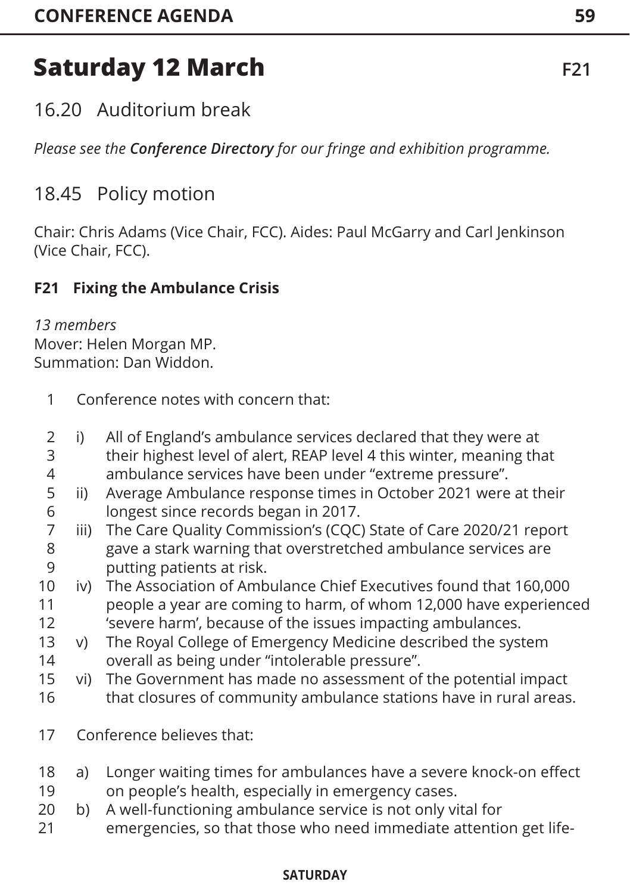# Saturday 12 March

F21

## 16.20 Auditorium break

*Please see the **Conference Directory** for our fringe and exhibition programme.*

## 18.45 Policy motion

Chair: Chris Adams (Vice Chair, FCC). Aides: Paul McGarry and Carl Jenkinson (Vice Chair, FCC).

### F21 Fixing the Ambulance Crisis

*13 members*
Mover: Helen Morgan MP.
Summation: Dan Widdon.

1 Conference notes with concern that:

2 i) All of England's ambulance services declared that they were at
3 their highest level of alert, REAP level 4 this winter, meaning that
4 ambulance services have been under "extreme pressure".
5 ii) Average Ambulance response times in October 2021 were at their
6 longest since records began in 2017.
7 iii) The Care Quality Commission's (CQC) State of Care 2020/21 report
8 gave a stark warning that overstretched ambulance services are
9 putting patients at risk.
10 iv) The Association of Ambulance Chief Executives found that 160,000
11 people a year are coming to harm, of whom 12,000 have experienced
12 'severe harm', because of the issues impacting ambulances.
13 v) The Royal College of Emergency Medicine described the system
14 overall as being under "intolerable pressure".
15 vi) The Government has made no assessment of the potential impact
16 that closures of community ambulance stations have in rural areas.

17 Conference believes that:

18 a) Longer waiting times for ambulances have a severe knock-on effect
19 on people's health, especially in emergency cases.
20 b) A well-functioning ambulance service is not only vital for
21 emergencies, so that those who need immediate attention get life-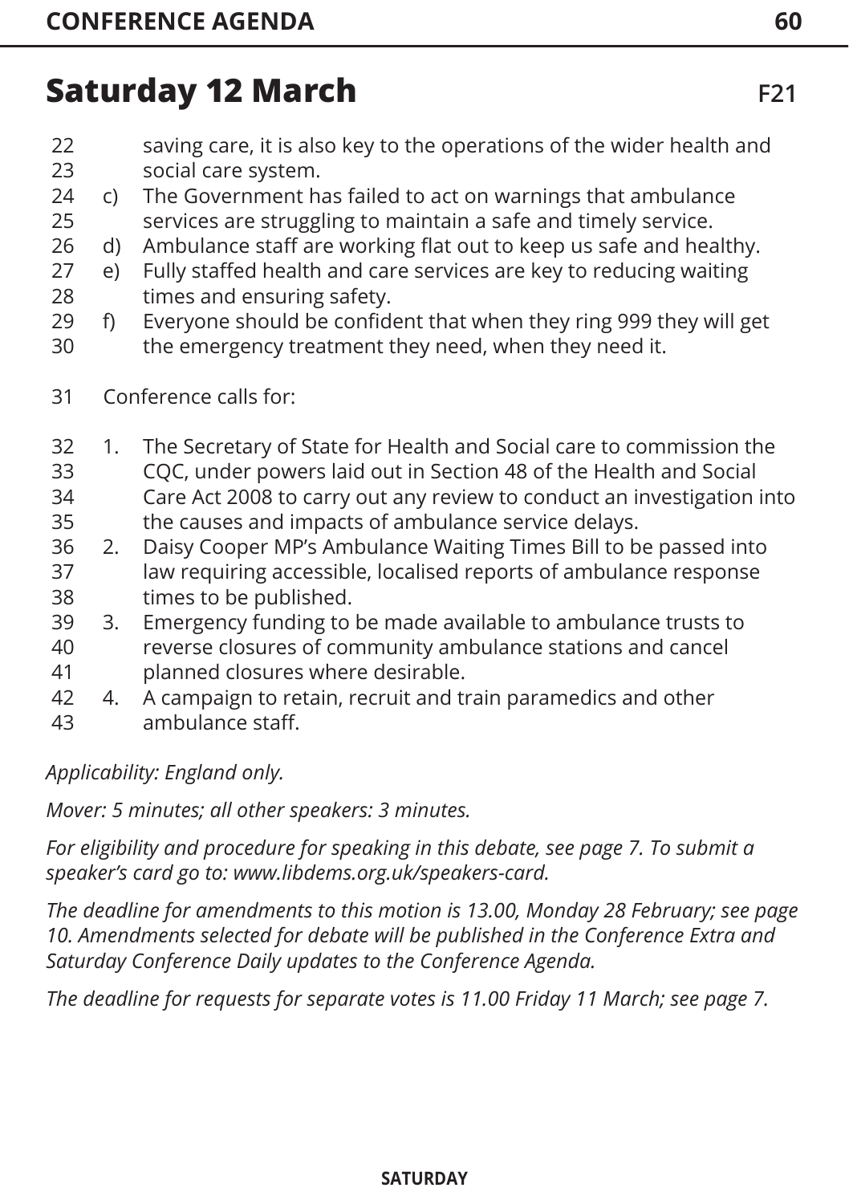## Saturday 12 March

**F21**

saving care, it is also key to the operations of the wider health and social care system.

c) The Government has failed to act on warnings that ambulance services are struggling to maintain a safe and timely service.

d) Ambulance staff are working flat out to keep us safe and healthy.

e) Fully staffed health and care services are key to reducing waiting times and ensuring safety.

f) Everyone should be confident that when they ring 999 they will get the emergency treatment they need, when they need it.

Conference calls for:

1. The Secretary of State for Health and Social care to commission the CQC, under powers laid out in Section 48 of the Health and Social Care Act 2008 to carry out any review to conduct an investigation into the causes and impacts of ambulance service delays.
2. Daisy Cooper MP's Ambulance Waiting Times Bill to be passed into law requiring accessible, localised reports of ambulance response times to be published.
3. Emergency funding to be made available to ambulance trusts to reverse closures of community ambulance stations and cancel planned closures where desirable.
4. A campaign to retain, recruit and train paramedics and other ambulance staff.

*Applicability: England only.*

*Mover: 5 minutes; all other speakers: 3 minutes.*

*For eligibility and procedure for speaking in this debate, see page 7. To submit a speaker's card go to: www.libdems.org.uk/speakers-card.*

*The deadline for amendments to this motion is 13.00, Monday 28 February; see page 10. Amendments selected for debate will be published in the Conference Extra and Saturday Conference Daily updates to the Conference Agenda.*

*The deadline for requests for separate votes is 11.00 Friday 11 March; see page 7.*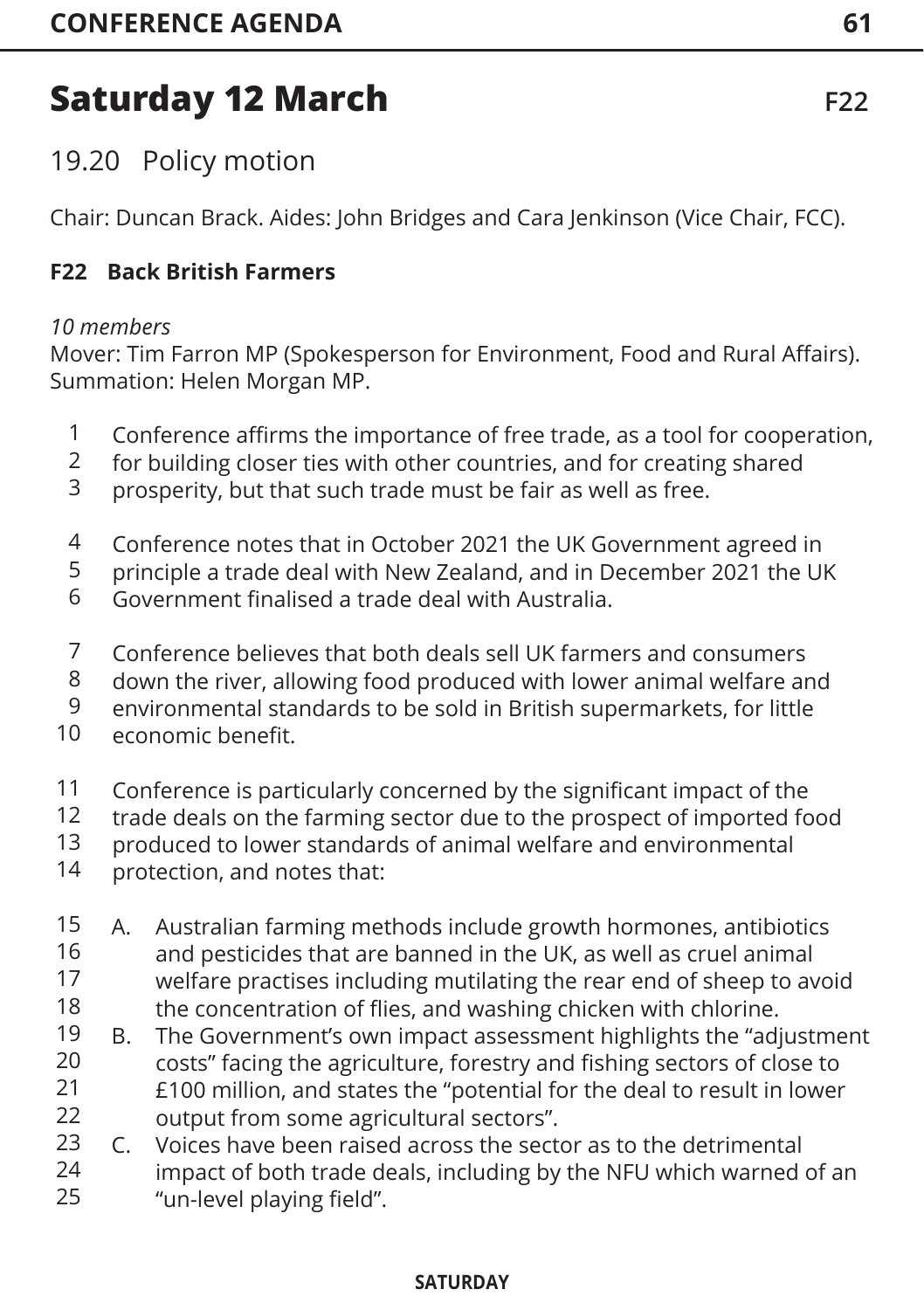# Saturday 12 March

F22

## 19.20 Policy motion

Chair: Duncan Brack. Aides: John Bridges and Cara Jenkinson (Vice Chair, FCC).

### F22 Back British Farmers

*10 members*
Mover: Tim Farron MP (Spokesperson for Environment, Food and Rural Affairs).
Summation: Helen Morgan MP.

1 Conference affirms the importance of free trade, as a tool for cooperation,
2 for building closer ties with other countries, and for creating shared
3 prosperity, but that such trade must be fair as well as free.

4 Conference notes that in October 2021 the UK Government agreed in
5 principle a trade deal with New Zealand, and in December 2021 the UK
6 Government finalised a trade deal with Australia.

7 Conference believes that both deals sell UK farmers and consumers
8 down the river, allowing food produced with lower animal welfare and
9 environmental standards to be sold in British supermarkets, for little
10 economic benefit.

11 Conference is particularly concerned by the significant impact of the
12 trade deals on the farming sector due to the prospect of imported food
13 produced to lower standards of animal welfare and environmental
14 protection, and notes that:

15 A. Australian farming methods include growth hormones, antibiotics
16 and pesticides that are banned in the UK, as well as cruel animal
17 welfare practises including mutilating the rear end of sheep to avoid
18 the concentration of flies, and washing chicken with chlorine.
19 B. The Government's own impact assessment highlights the "adjustment
20 costs" facing the agriculture, forestry and fishing sectors of close to
21 £100 million, and states the "potential for the deal to result in lower
22 output from some agricultural sectors".
23 C. Voices have been raised across the sector as to the detrimental
24 impact of both trade deals, including by the NFU which warned of an
25 "un-level playing field".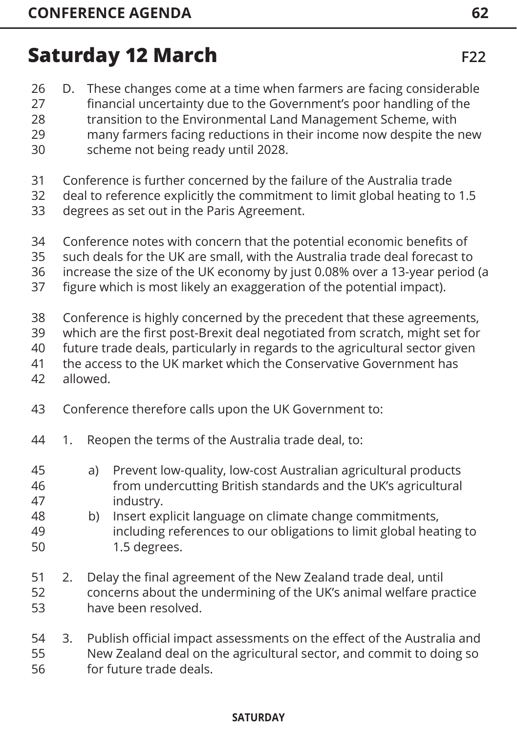## Saturday 12 March

**F22**

D. These changes come at a time when farmers are facing considerable financial uncertainty due to the Government's poor handling of the transition to the Environmental Land Management Scheme, with many farmers facing reductions in their income now despite the new scheme not being ready until 2028.

Conference is further concerned by the failure of the Australia trade deal to reference explicitly the commitment to limit global heating to 1.5 degrees as set out in the Paris Agreement.

Conference notes with concern that the potential economic benefits of such deals for the UK are small, with the Australia trade deal forecast to increase the size of the UK economy by just 0.08% over a 13-year period (a figure which is most likely an exaggeration of the potential impact).

Conference is highly concerned by the precedent that these agreements, which are the first post-Brexit deal negotiated from scratch, might set for future trade deals, particularly in regards to the agricultural sector given the access to the UK market which the Conservative Government has allowed.

Conference therefore calls upon the UK Government to:

1. Reopen the terms of the Australia trade deal, to:

   a) Prevent low-quality, low-cost Australian agricultural products from undercutting British standards and the UK's agricultural industry.
   
   b) Insert explicit language on climate change commitments, including references to our obligations to limit global heating to 1.5 degrees.

2. Delay the final agreement of the New Zealand trade deal, until concerns about the undermining of the UK's animal welfare practice have been resolved.

3. Publish official impact assessments on the effect of the Australia and New Zealand deal on the agricultural sector, and commit to doing so for future trade deals.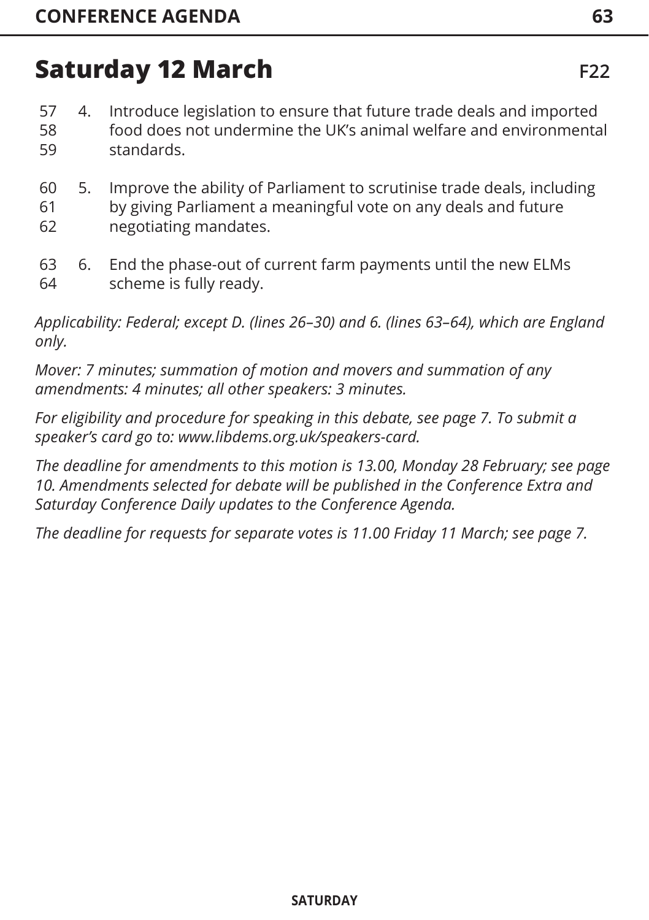## Saturday 12 March

F22

57 4. Introduce legislation to ensure that future trade deals and imported
58 food does not undermine the UK's animal welfare and environmental
59 standards.

60 5. Improve the ability of Parliament to scrutinise trade deals, including
61 by giving Parliament a meaningful vote on any deals and future
62 negotiating mandates.

63 6. End the phase-out of current farm payments until the new ELMs
64 scheme is fully ready.

*Applicability: Federal; except D. (lines 26–30) and 6. (lines 63–64), which are England only.*

*Mover: 7 minutes; summation of motion and movers and summation of any amendments: 4 minutes; all other speakers: 3 minutes.*

*For eligibility and procedure for speaking in this debate, see page 7. To submit a speaker's card go to: www.libdems.org.uk/speakers-card.*

*The deadline for amendments to this motion is 13.00, Monday 28 February; see page 10. Amendments selected for debate will be published in the Conference Extra and Saturday Conference Daily updates to the Conference Agenda.*

*The deadline for requests for separate votes is 11.00 Friday 11 March; see page 7.*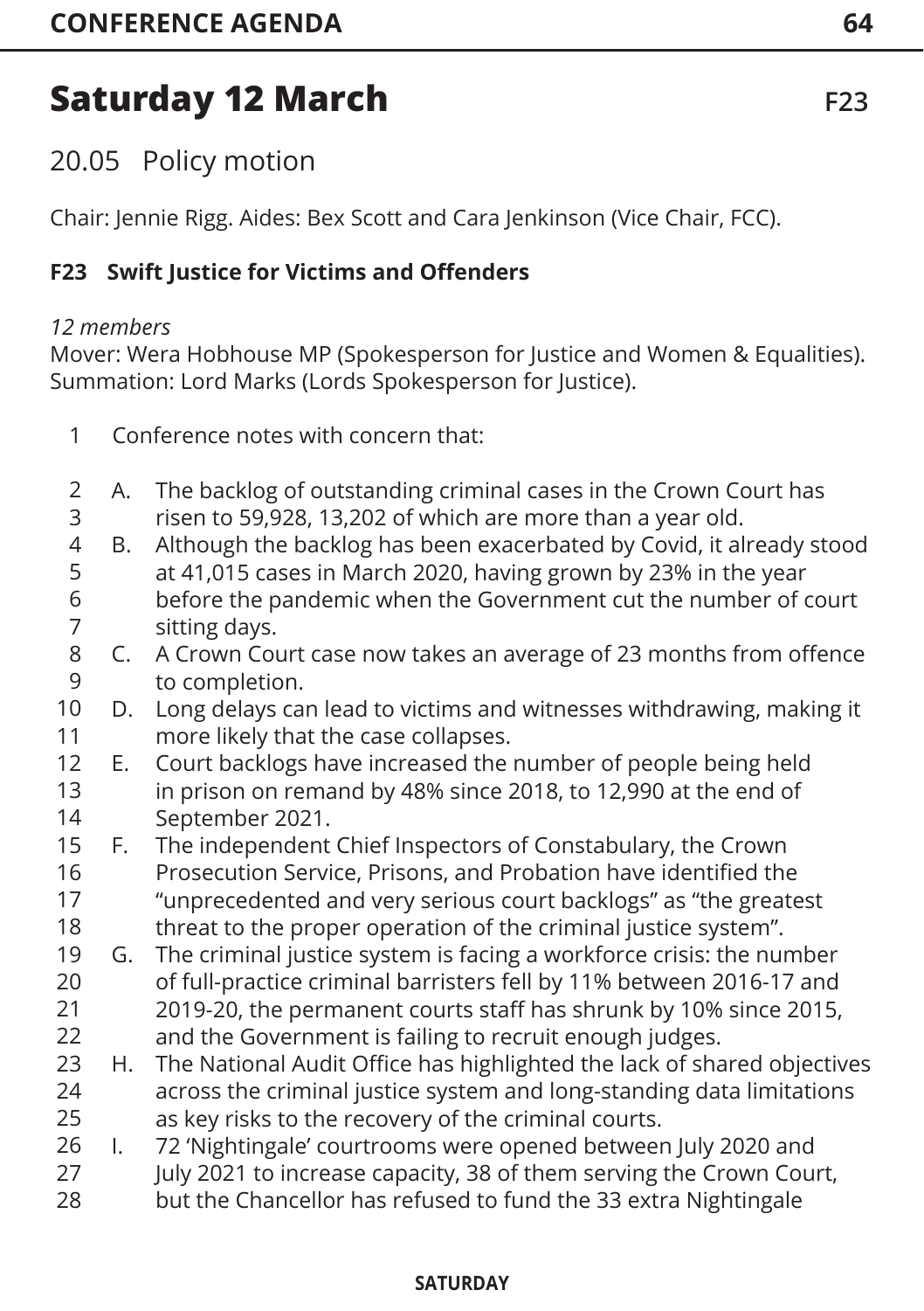# Saturday 12 March

F23

## 20.05 Policy motion

Chair: Jennie Rigg. Aides: Bex Scott and Cara Jenkinson (Vice Chair, FCC).

### F23 Swift Justice for Victims and Offenders

*12 members*

Mover: Wera Hobhouse MP (Spokesperson for Justice and Women & Equalities).
Summation: Lord Marks (Lords Spokesperson for Justice).

1 Conference notes with concern that:

2 A. The backlog of outstanding criminal cases in the Crown Court has
3 risen to 59,928, 13,202 of which are more than a year old.
4 B. Although the backlog has been exacerbated by Covid, it already stood
5 at 41,015 cases in March 2020, having grown by 23% in the year
6 before the pandemic when the Government cut the number of court
7 sitting days.
8 C. A Crown Court case now takes an average of 23 months from offence
9 to completion.
10 D. Long delays can lead to victims and witnesses withdrawing, making it
11 more likely that the case collapses.
12 E. Court backlogs have increased the number of people being held
13 in prison on remand by 48% since 2018, to 12,990 at the end of
14 September 2021.
15 F. The independent Chief Inspectors of Constabulary, the Crown
16 Prosecution Service, Prisons, and Probation have identified the
17 "unprecedented and very serious court backlogs" as "the greatest
18 threat to the proper operation of the criminal justice system".
19 G. The criminal justice system is facing a workforce crisis: the number
20 of full-practice criminal barristers fell by 11% between 2016-17 and
21 2019-20, the permanent courts staff has shrunk by 10% since 2015,
22 and the Government is failing to recruit enough judges.
23 H. The National Audit Office has highlighted the lack of shared objectives
24 across the criminal justice system and long-standing data limitations
25 as key risks to the recovery of the criminal courts.
26 I. 72 'Nightingale' courtrooms were opened between July 2020 and
27 July 2021 to increase capacity, 38 of them serving the Crown Court,
28 but the Chancellor has refused to fund the 33 extra Nightingale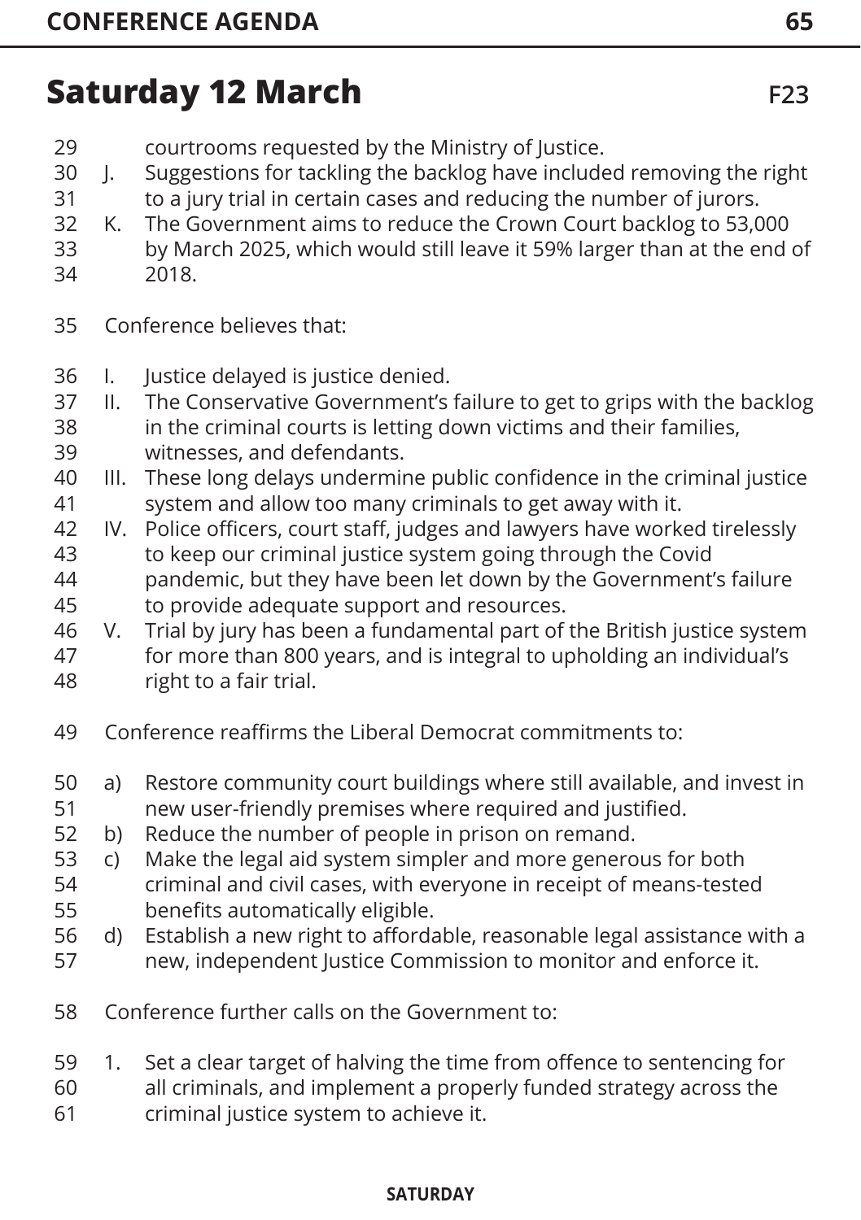## Saturday 12 March

F23

courtrooms requested by the Ministry of Justice.

J. Suggestions for tackling the backlog have included removing the right to a jury trial in certain cases and reducing the number of jurors.

K. The Government aims to reduce the Crown Court backlog to 53,000 by March 2025, which would still leave it 59% larger than at the end of 2018.

Conference believes that:

I. Justice delayed is justice denied.

II. The Conservative Government's failure to get to grips with the backlog in the criminal courts is letting down victims and their families, witnesses, and defendants.

III. These long delays undermine public confidence in the criminal justice system and allow too many criminals to get away with it.

IV. Police officers, court staff, judges and lawyers have worked tirelessly to keep our criminal justice system going through the Covid pandemic, but they have been let down by the Government's failure to provide adequate support and resources.

V. Trial by jury has been a fundamental part of the British justice system for more than 800 years, and is integral to upholding an individual's right to a fair trial.

Conference reaffirms the Liberal Democrat commitments to:

a) Restore community court buildings where still available, and invest in new user-friendly premises where required and justified.

b) Reduce the number of people in prison on remand.

c) Make the legal aid system simpler and more generous for both criminal and civil cases, with everyone in receipt of means-tested benefits automatically eligible.

d) Establish a new right to affordable, reasonable legal assistance with a new, independent Justice Commission to monitor and enforce it.

Conference further calls on the Government to:

1. Set a clear target of halving the time from offence to sentencing for all criminals, and implement a properly funded strategy across the criminal justice system to achieve it.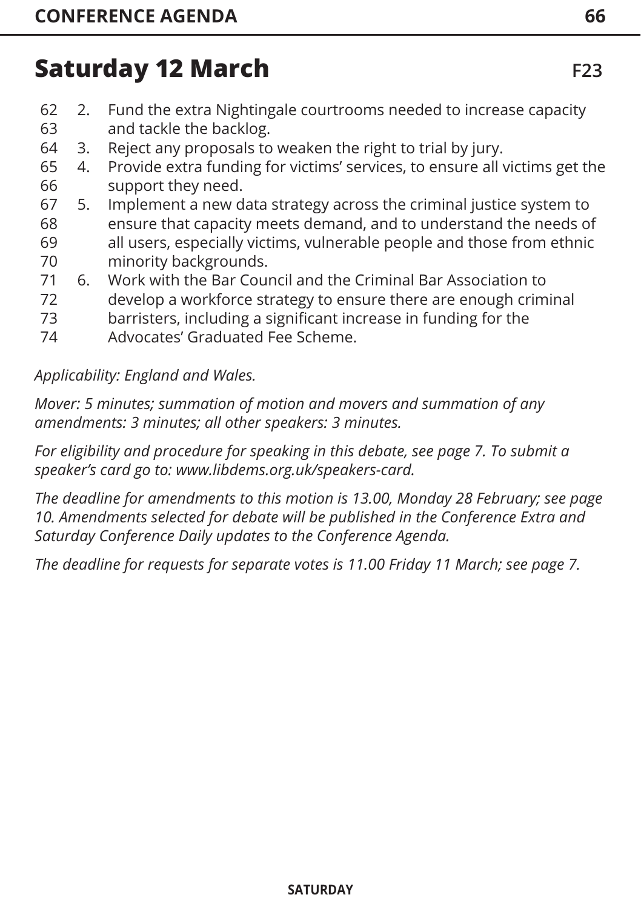## Saturday 12 March

F23

2. Fund the extra Nightingale courtrooms needed to increase capacity and tackle the backlog.
3. Reject any proposals to weaken the right to trial by jury.
4. Provide extra funding for victims' services, to ensure all victims get the support they need.
5. Implement a new data strategy across the criminal justice system to ensure that capacity meets demand, and to understand the needs of all users, especially victims, vulnerable people and those from ethnic minority backgrounds.
6. Work with the Bar Council and the Criminal Bar Association to develop a workforce strategy to ensure there are enough criminal barristers, including a significant increase in funding for the Advocates' Graduated Fee Scheme.

*Applicability: England and Wales.*

*Mover: 5 minutes; summation of motion and movers and summation of any amendments: 3 minutes; all other speakers: 3 minutes.*

*For eligibility and procedure for speaking in this debate, see page 7. To submit a speaker's card go to: www.libdems.org.uk/speakers-card.*

*The deadline for amendments to this motion is 13.00, Monday 28 February; see page 10. Amendments selected for debate will be published in the Conference Extra and Saturday Conference Daily updates to the Conference Agenda.*

*The deadline for requests for separate votes is 11.00 Friday 11 March; see page 7.*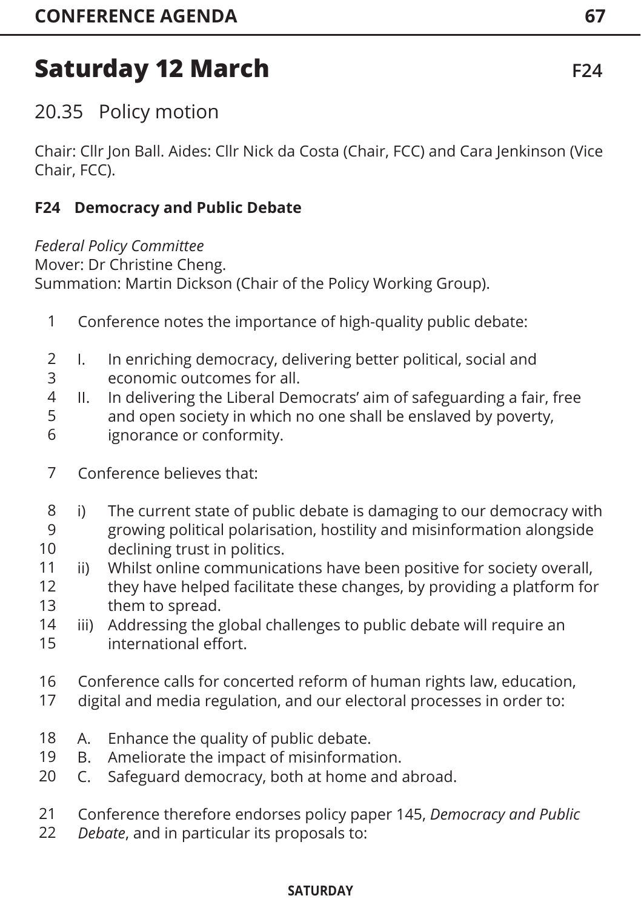# Saturday 12 March

F24

## 20.35 Policy motion

Chair: Cllr Jon Ball. Aides: Cllr Nick da Costa (Chair, FCC) and Cara Jenkinson (Vice Chair, FCC).

**F24 Democracy and Public Debate**

*Federal Policy Committee*
Mover: Dr Christine Cheng.
Summation: Martin Dickson (Chair of the Policy Working Group).

1 Conference notes the importance of high-quality public debate:

2 I. In enriching democracy, delivering better political, social and
3 economic outcomes for all.
4 II. In delivering the Liberal Democrats' aim of safeguarding a fair, free
5 and open society in which no one shall be enslaved by poverty,
6 ignorance or conformity.

7 Conference believes that:

8 i) The current state of public debate is damaging to our democracy with
9 growing political polarisation, hostility and misinformation alongside
10 declining trust in politics.
11 ii) Whilst online communications have been positive for society overall,
12 they have helped facilitate these changes, by providing a platform for
13 them to spread.
14 iii) Addressing the global challenges to public debate will require an
15 international effort.

16 Conference calls for concerted reform of human rights law, education,
17 digital and media regulation, and our electoral processes in order to:

18 A. Enhance the quality of public debate.
19 B. Ameliorate the impact of misinformation.
20 C. Safeguard democracy, both at home and abroad.

21 Conference therefore endorses policy paper 145, *Democracy and Public*
22 *Debate*, and in particular its proposals to: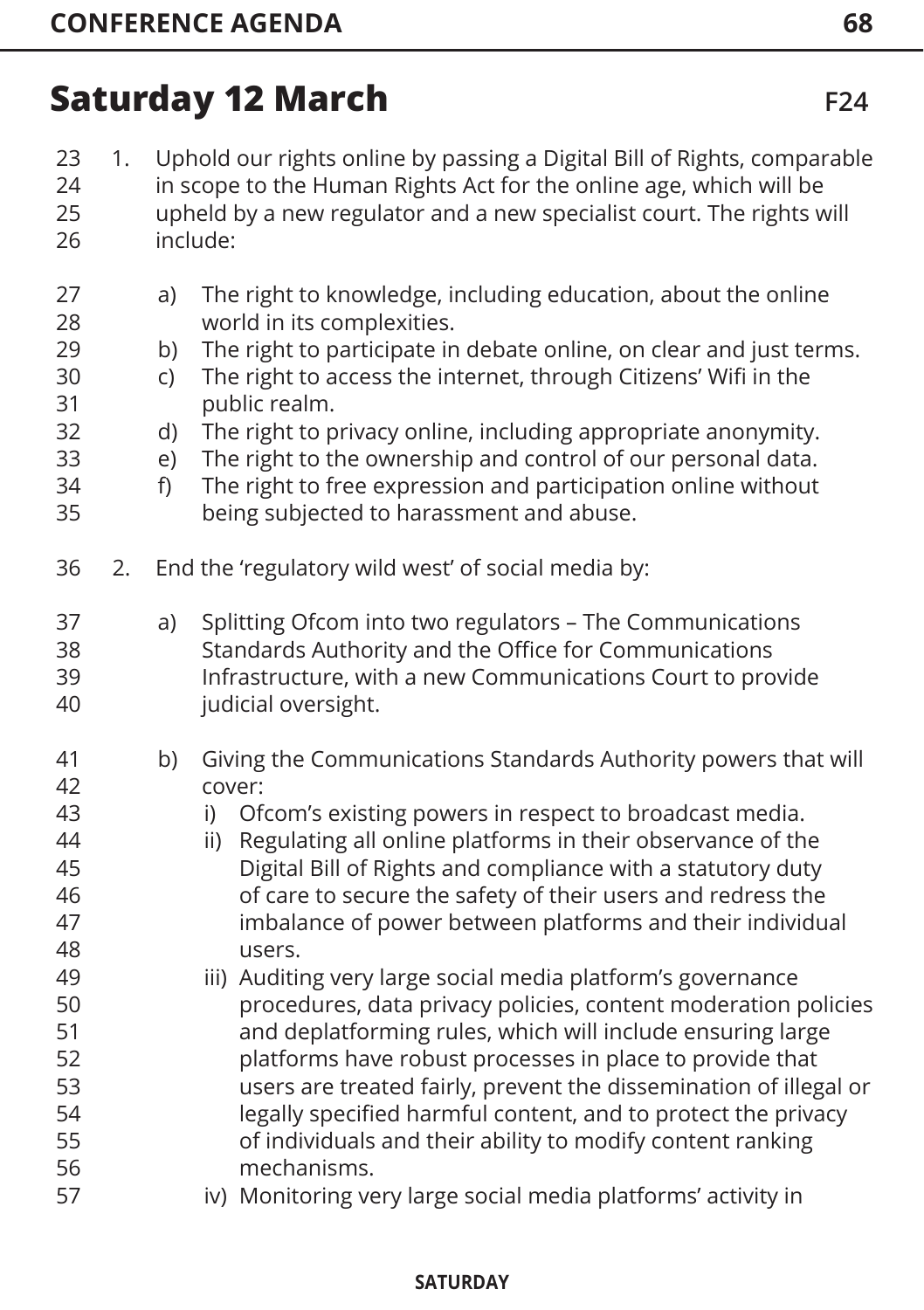## Saturday 12 March

F24

1. Uphold our rights online by passing a Digital Bill of Rights, comparable in scope to the Human Rights Act for the online age, which will be upheld by a new regulator and a new specialist court. The rights will include:

   a) The right to knowledge, including education, about the online world in its complexities.
   b) The right to participate in debate online, on clear and just terms.
   c) The right to access the internet, through Citizens' Wifi in the public realm.
   d) The right to privacy online, including appropriate anonymity.
   e) The right to the ownership and control of our personal data.
   f) The right to free expression and participation online without being subjected to harassment and abuse.

2. End the 'regulatory wild west' of social media by:

   a) Splitting Ofcom into two regulators – The Communications Standards Authority and the Office for Communications Infrastructure, with a new Communications Court to provide judicial oversight.

   b) Giving the Communications Standards Authority powers that will cover:
      i) Ofcom's existing powers in respect to broadcast media.
      ii) Regulating all online platforms in their observance of the Digital Bill of Rights and compliance with a statutory duty of care to secure the safety of their users and redress the imbalance of power between platforms and their individual users.
      iii) Auditing very large social media platform's governance procedures, data privacy policies, content moderation policies and deplatforming rules, which will include ensuring large platforms have robust processes in place to provide that users are treated fairly, prevent the dissemination of illegal or legally specified harmful content, and to protect the privacy of individuals and their ability to modify content ranking mechanisms.
      iv) Monitoring very large social media platforms' activity in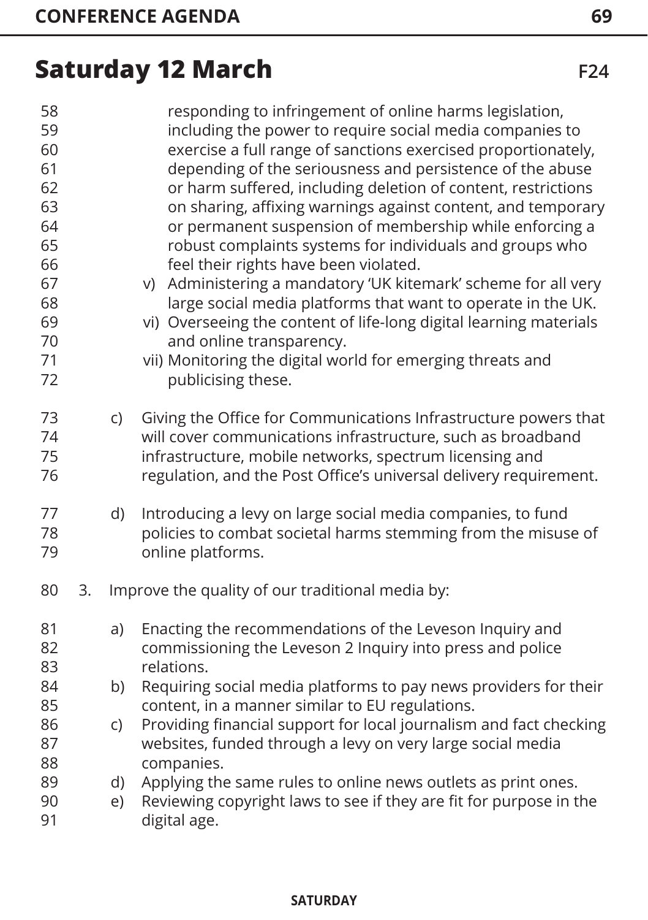## Saturday 12 March

F24

responding to infringement of online harms legislation, including the power to require social media companies to exercise a full range of sanctions exercised proportionately, depending of the seriousness and persistence of the abuse or harm suffered, including deletion of content, restrictions on sharing, affixing warnings against content, and temporary or permanent suspension of membership while enforcing a robust complaints systems for individuals and groups who feel their rights have been violated.

v) Administering a mandatory 'UK kitemark' scheme for all very large social media platforms that want to operate in the UK.

vi) Overseeing the content of life-long digital learning materials and online transparency.

vii) Monitoring the digital world for emerging threats and publicising these.

c) Giving the Office for Communications Infrastructure powers that will cover communications infrastructure, such as broadband infrastructure, mobile networks, spectrum licensing and regulation, and the Post Office's universal delivery requirement.

d) Introducing a levy on large social media companies, to fund policies to combat societal harms stemming from the misuse of online platforms.

3. Improve the quality of our traditional media by:

a) Enacting the recommendations of the Leveson Inquiry and commissioning the Leveson 2 Inquiry into press and police relations.

b) Requiring social media platforms to pay news providers for their content, in a manner similar to EU regulations.

c) Providing financial support for local journalism and fact checking websites, funded through a levy on very large social media companies.

d) Applying the same rules to online news outlets as print ones.

e) Reviewing copyright laws to see if they are fit for purpose in the digital age.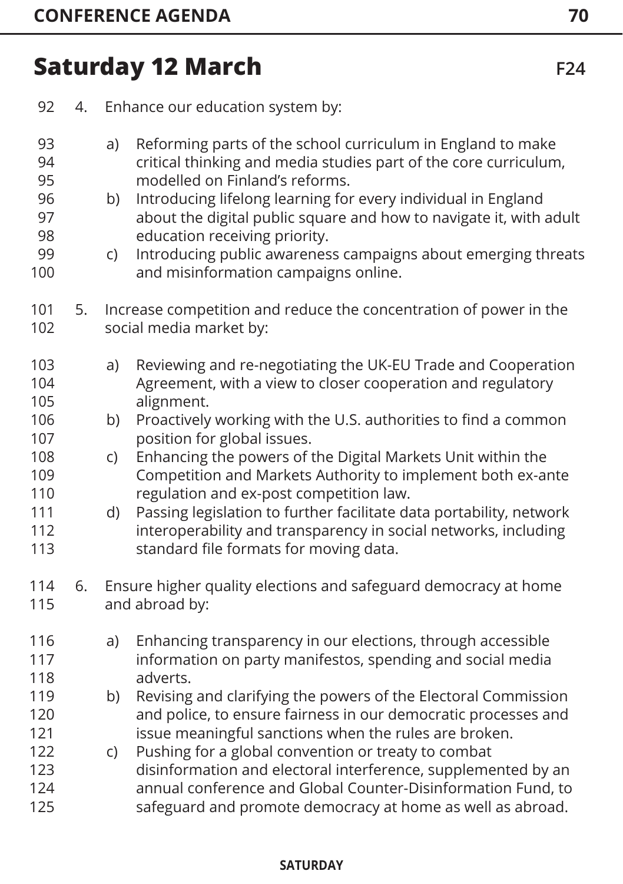## Saturday 12 March

F24

4. Enhance our education system by:

   a) Reforming parts of the school curriculum in England to make critical thinking and media studies part of the core curriculum, modelled on Finland's reforms.
   b) Introducing lifelong learning for every individual in England about the digital public square and how to navigate it, with adult education receiving priority.
   c) Introducing public awareness campaigns about emerging threats and misinformation campaigns online.

5. Increase competition and reduce the concentration of power in the social media market by:

   a) Reviewing and re-negotiating the UK-EU Trade and Cooperation Agreement, with a view to closer cooperation and regulatory alignment.
   b) Proactively working with the U.S. authorities to find a common position for global issues.
   c) Enhancing the powers of the Digital Markets Unit within the Competition and Markets Authority to implement both ex-ante regulation and ex-post competition law.
   d) Passing legislation to further facilitate data portability, network interoperability and transparency in social networks, including standard file formats for moving data.

6. Ensure higher quality elections and safeguard democracy at home and abroad by:

   a) Enhancing transparency in our elections, through accessible information on party manifestos, spending and social media adverts.
   b) Revising and clarifying the powers of the Electoral Commission and police, to ensure fairness in our democratic processes and issue meaningful sanctions when the rules are broken.
   c) Pushing for a global convention or treaty to combat disinformation and electoral interference, supplemented by an annual conference and Global Counter-Disinformation Fund, to safeguard and promote democracy at home as well as abroad.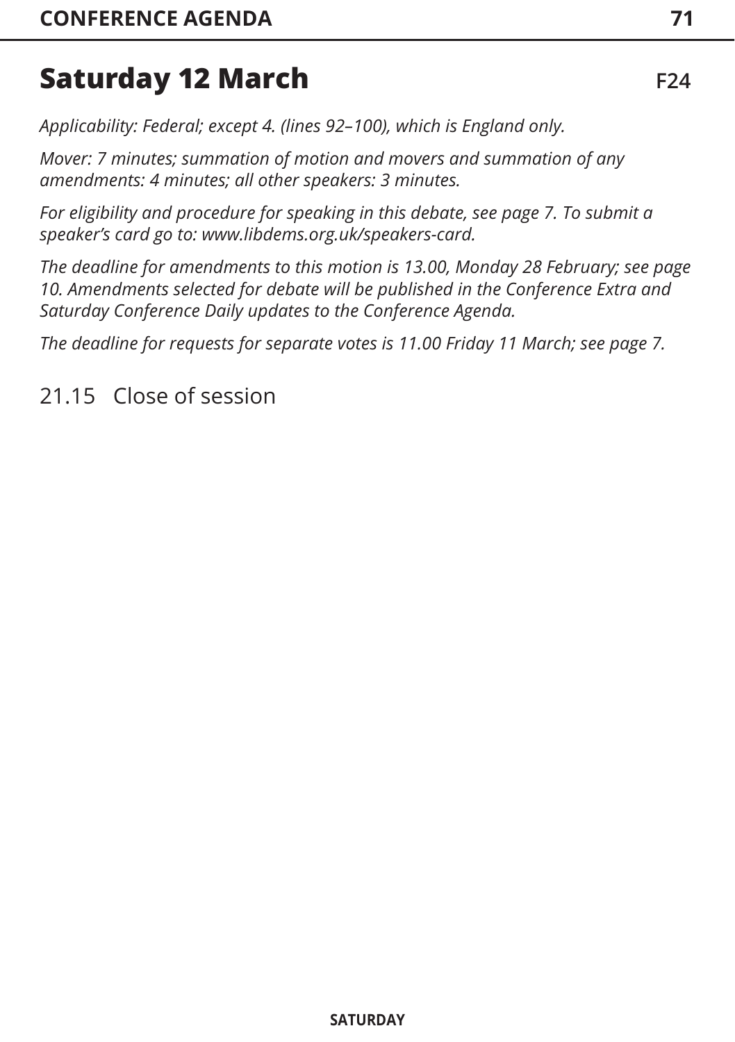## Saturday 12 March

F24

*Applicability: Federal; except 4. (lines 92–100), which is England only.*

*Mover: 7 minutes; summation of motion and movers and summation of any amendments: 4 minutes; all other speakers: 3 minutes.*

*For eligibility and procedure for speaking in this debate, see page 7. To submit a speaker's card go to: www.libdems.org.uk/speakers-card.*

*The deadline for amendments to this motion is 13.00, Monday 28 February; see page 10. Amendments selected for debate will be published in the Conference Extra and Saturday Conference Daily updates to the Conference Agenda.*

*The deadline for requests for separate votes is 11.00 Friday 11 March; see page 7.*

21.15 Close of session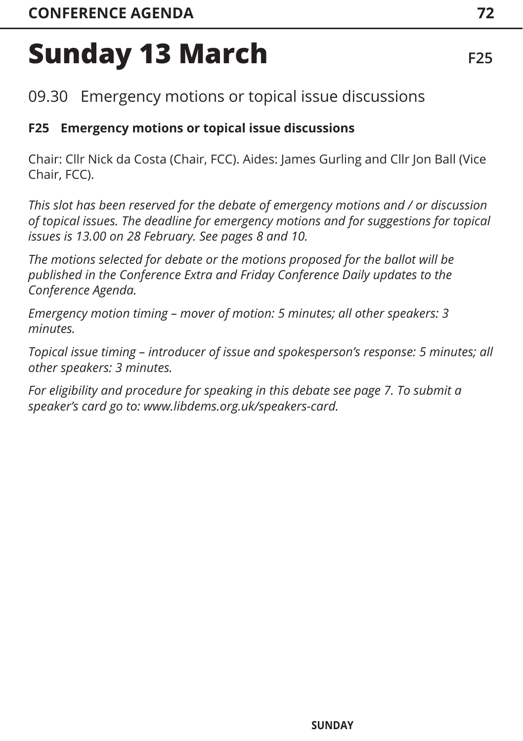# Sunday 13 March

F25

## 09.30 Emergency motions or topical issue discussions

### F25 Emergency motions or topical issue discussions

Chair: Cllr Nick da Costa (Chair, FCC). Aides: James Gurling and Cllr Jon Ball (Vice Chair, FCC).

*This slot has been reserved for the debate of emergency motions and / or discussion of topical issues. The deadline for emergency motions and for suggestions for topical issues is 13.00 on 28 February. See pages 8 and 10.*

*The motions selected for debate or the motions proposed for the ballot will be published in the Conference Extra and Friday Conference Daily updates to the Conference Agenda.*

*Emergency motion timing – mover of motion: 5 minutes; all other speakers: 3 minutes.*

*Topical issue timing – introducer of issue and spokesperson's response: 5 minutes; all other speakers: 3 minutes.*

*For eligibility and procedure for speaking in this debate see page 7. To submit a speaker's card go to: www.libdems.org.uk/speakers-card.*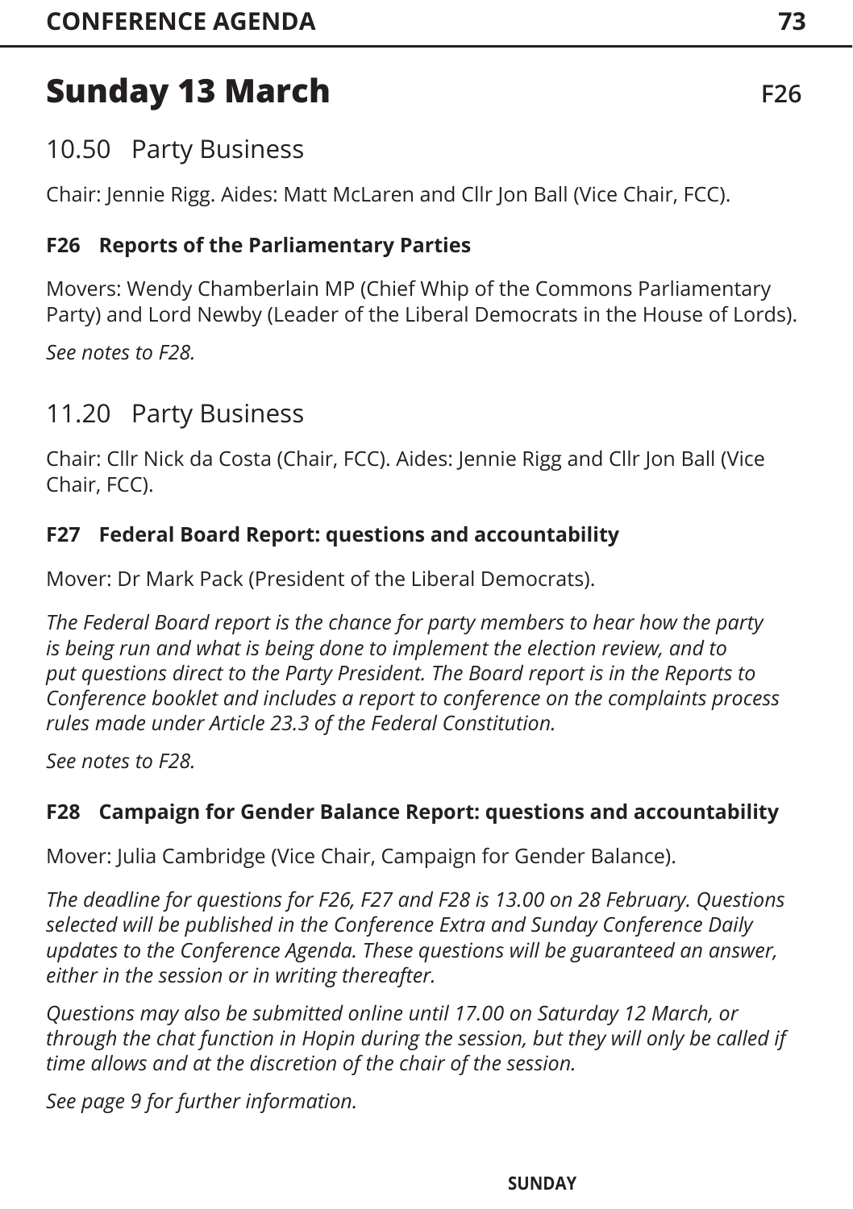# Sunday 13 March

## 10.50 Party Business

Chair: Jennie Rigg. Aides: Matt McLaren and Cllr Jon Ball (Vice Chair, FCC).

### F26 Reports of the Parliamentary Parties

Movers: Wendy Chamberlain MP (Chief Whip of the Commons Parliamentary Party) and Lord Newby (Leader of the Liberal Democrats in the House of Lords).

*See notes to F28.*

## 11.20 Party Business

Chair: Cllr Nick da Costa (Chair, FCC). Aides: Jennie Rigg and Cllr Jon Ball (Vice Chair, FCC).

### F27 Federal Board Report: questions and accountability

Mover: Dr Mark Pack (President of the Liberal Democrats).

*The Federal Board report is the chance for party members to hear how the party is being run and what is being done to implement the election review, and to put questions direct to the Party President. The Board report is in the Reports to Conference booklet and includes a report to conference on the complaints process rules made under Article 23.3 of the Federal Constitution.*

*See notes to F28.*

### F28 Campaign for Gender Balance Report: questions and accountability

Mover: Julia Cambridge (Vice Chair, Campaign for Gender Balance).

*The deadline for questions for F26, F27 and F28 is 13.00 on 28 February. Questions selected will be published in the Conference Extra and Sunday Conference Daily updates to the Conference Agenda. These questions will be guaranteed an answer, either in the session or in writing thereafter.*

*Questions may also be submitted online until 17.00 on Saturday 12 March, or through the chat function in Hopin during the session, but they will only be called if time allows and at the discretion of the chair of the session.*

*See page 9 for further information.*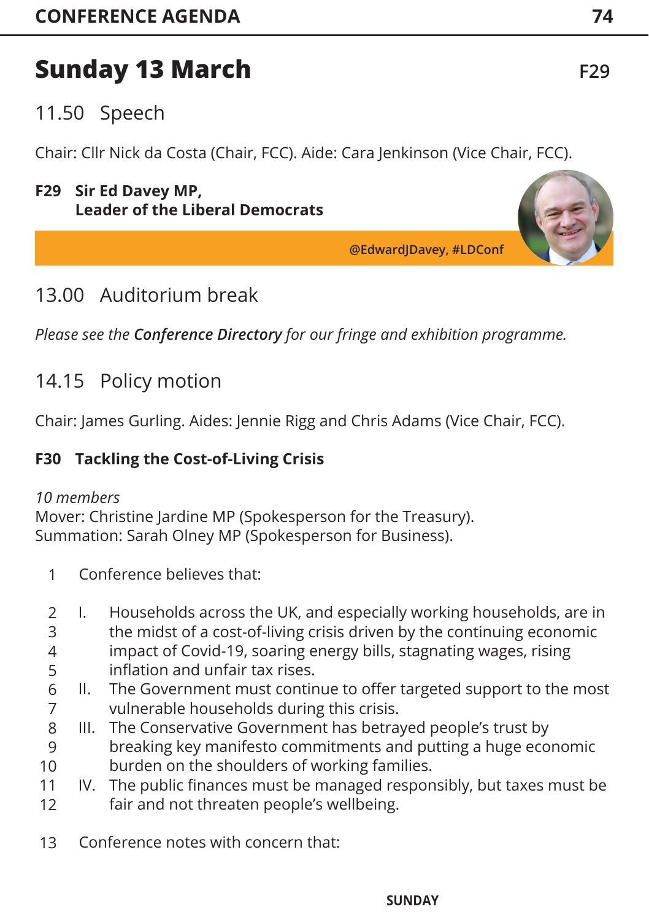# Sunday 13 March

F29

## 11.50 Speech

Chair: Cllr Nick da Costa (Chair, FCC). Aide: Cara Jenkinson (Vice Chair, FCC).

**F29 Sir Ed Davey MP,**
**Leader of the Liberal Democrats**

**@EdwardJDavey, #LDConf**

## 13.00 Auditorium break

*Please see the **Conference Directory** for our fringe and exhibition programme.*

## 14.15 Policy motion

Chair: James Gurling. Aides: Jennie Rigg and Chris Adams (Vice Chair, FCC).

**F30 Tackling the Cost-of-Living Crisis**

*10 members*
Mover: Christine Jardine MP (Spokesperson for the Treasury).
Summation: Sarah Olney MP (Spokesperson for Business).

1 Conference believes that:

2 I. Households across the UK, and especially working households, are in
3 the midst of a cost-of-living crisis driven by the continuing economic
4 impact of Covid-19, soaring energy bills, stagnating wages, rising
5 inflation and unfair tax rises.
6 II. The Government must continue to offer targeted support to the most
7 vulnerable households during this crisis.
8 III. The Conservative Government has betrayed people's trust by
9 breaking key manifesto commitments and putting a huge economic
10 burden on the shoulders of working families.
11 IV. The public finances must be managed responsibly, but taxes must be
12 fair and not threaten people's wellbeing.

13 Conference notes with concern that: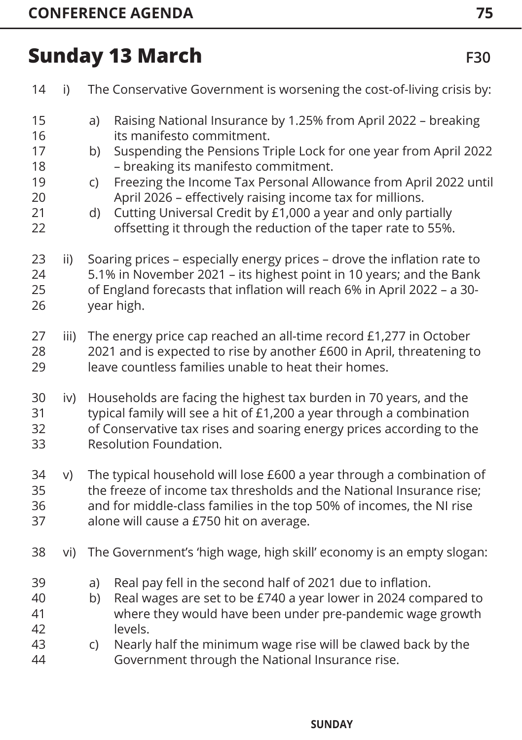## Sunday 13 March

F30

i) The Conservative Government is worsening the cost-of-living crisis by:

   a) Raising National Insurance by 1.25% from April 2022 – breaking its manifesto commitment.
   b) Suspending the Pensions Triple Lock for one year from April 2022 – breaking its manifesto commitment.
   c) Freezing the Income Tax Personal Allowance from April 2022 until April 2026 – effectively raising income tax for millions.
   d) Cutting Universal Credit by £1,000 a year and only partially offsetting it through the reduction of the taper rate to 55%.

ii) Soaring prices – especially energy prices – drove the inflation rate to 5.1% in November 2021 – its highest point in 10 years; and the Bank of England forecasts that inflation will reach 6% in April 2022 – a 30-year high.

iii) The energy price cap reached an all-time record £1,277 in October 2021 and is expected to rise by another £600 in April, threatening to leave countless families unable to heat their homes.

iv) Households are facing the highest tax burden in 70 years, and the typical family will see a hit of £1,200 a year through a combination of Conservative tax rises and soaring energy prices according to the Resolution Foundation.

v) The typical household will lose £600 a year through a combination of the freeze of income tax thresholds and the National Insurance rise; and for middle-class families in the top 50% of incomes, the NI rise alone will cause a £750 hit on average.

vi) The Government's 'high wage, high skill' economy is an empty slogan:

   a) Real pay fell in the second half of 2021 due to inflation.
   b) Real wages are set to be £740 a year lower in 2024 compared to where they would have been under pre-pandemic wage growth levels.
   c) Nearly half the minimum wage rise will be clawed back by the Government through the National Insurance rise.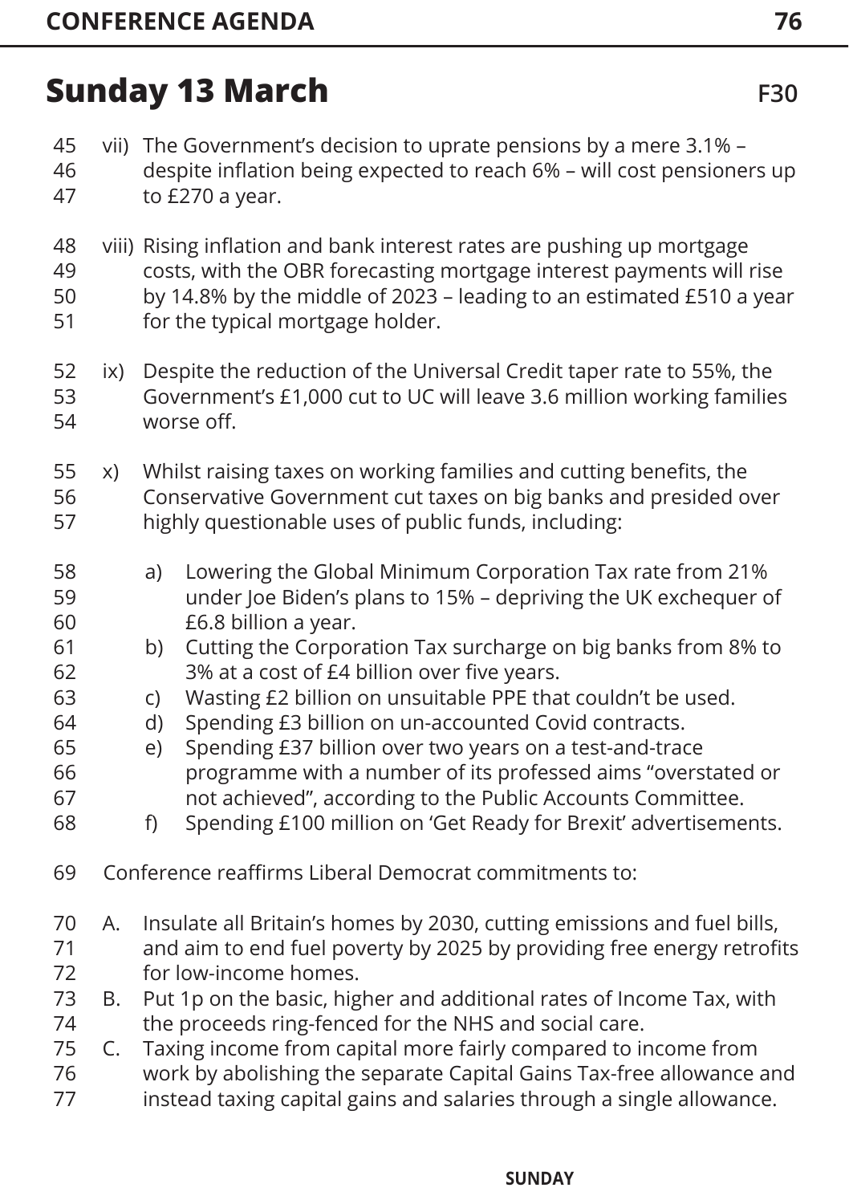## Sunday 13 March

F30

vii) The Government's decision to uprate pensions by a mere 3.1% – despite inflation being expected to reach 6% – will cost pensioners up to £270 a year.

viii) Rising inflation and bank interest rates are pushing up mortgage costs, with the OBR forecasting mortgage interest payments will rise by 14.8% by the middle of 2023 – leading to an estimated £510 a year for the typical mortgage holder.

ix) Despite the reduction of the Universal Credit taper rate to 55%, the Government's £1,000 cut to UC will leave 3.6 million working families worse off.

x) Whilst raising taxes on working families and cutting benefits, the Conservative Government cut taxes on big banks and presided over highly questionable uses of public funds, including:

   a) Lowering the Global Minimum Corporation Tax rate from 21% under Joe Biden's plans to 15% – depriving the UK exchequer of £6.8 billion a year.
   b) Cutting the Corporation Tax surcharge on big banks from 8% to 3% at a cost of £4 billion over five years.
   c) Wasting £2 billion on unsuitable PPE that couldn't be used.
   d) Spending £3 billion on un-accounted Covid contracts.
   e) Spending £37 billion over two years on a test-and-trace programme with a number of its professed aims "overstated or not achieved", according to the Public Accounts Committee.
   f) Spending £100 million on 'Get Ready for Brexit' advertisements.

Conference reaffirms Liberal Democrat commitments to:

A. Insulate all Britain's homes by 2030, cutting emissions and fuel bills, and aim to end fuel poverty by 2025 by providing free energy retrofits for low-income homes.
B. Put 1p on the basic, higher and additional rates of Income Tax, with the proceeds ring-fenced for the NHS and social care.
C. Taxing income from capital more fairly compared to income from work by abolishing the separate Capital Gains Tax-free allowance and instead taxing capital gains and salaries through a single allowance.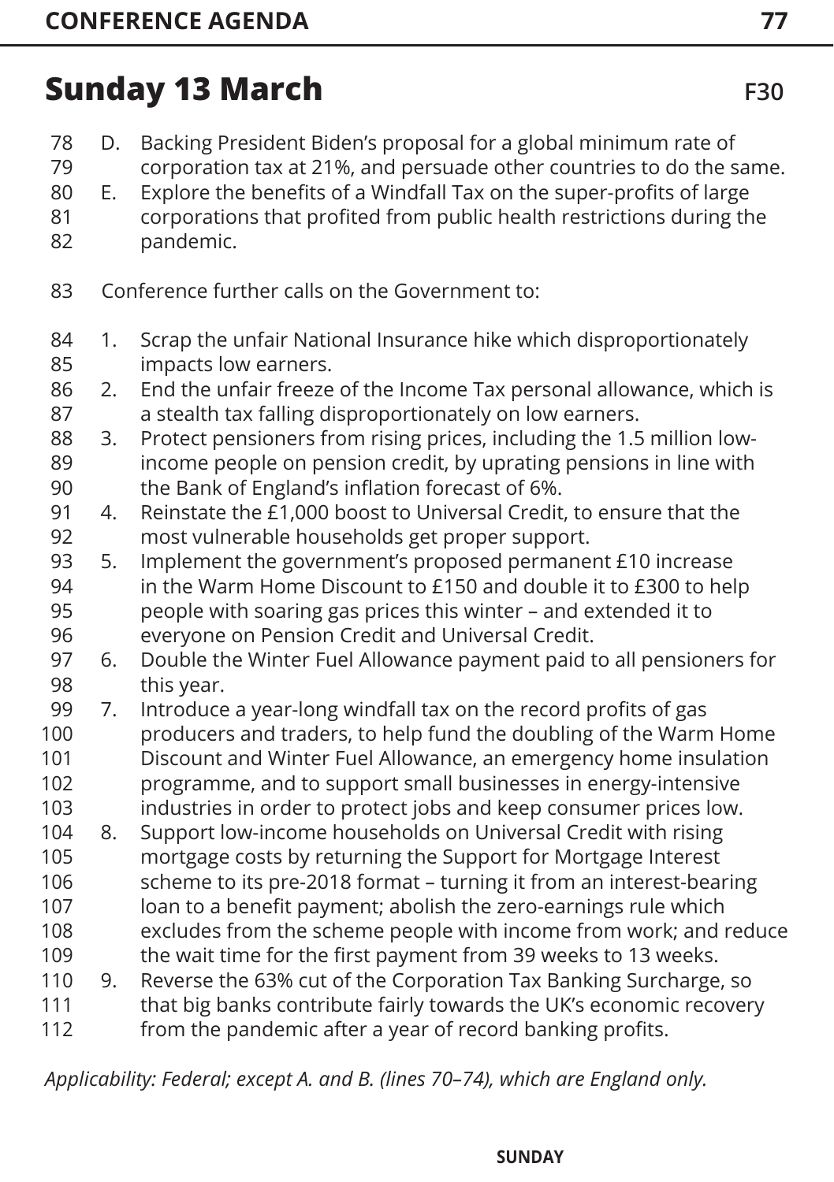## Sunday 13 March

F30

D. Backing President Biden's proposal for a global minimum rate of corporation tax at 21%, and persuade other countries to do the same.
E. Explore the benefits of a Windfall Tax on the super-profits of large corporations that profited from public health restrictions during the pandemic.

Conference further calls on the Government to:

1. Scrap the unfair National Insurance hike which disproportionately impacts low earners.
2. End the unfair freeze of the Income Tax personal allowance, which is a stealth tax falling disproportionately on low earners.
3. Protect pensioners from rising prices, including the 1.5 million low-income people on pension credit, by uprating pensions in line with the Bank of England's inflation forecast of 6%.
4. Reinstate the £1,000 boost to Universal Credit, to ensure that the most vulnerable households get proper support.
5. Implement the government's proposed permanent £10 increase in the Warm Home Discount to £150 and double it to £300 to help people with soaring gas prices this winter – and extended it to everyone on Pension Credit and Universal Credit.
6. Double the Winter Fuel Allowance payment paid to all pensioners for this year.
7. Introduce a year-long windfall tax on the record profits of gas producers and traders, to help fund the doubling of the Warm Home Discount and Winter Fuel Allowance, an emergency home insulation programme, and to support small businesses in energy-intensive industries in order to protect jobs and keep consumer prices low.
8. Support low-income households on Universal Credit with rising mortgage costs by returning the Support for Mortgage Interest scheme to its pre-2018 format – turning it from an interest-bearing loan to a benefit payment; abolish the zero-earnings rule which excludes from the scheme people with income from work; and reduce the wait time for the first payment from 39 weeks to 13 weeks.
9. Reverse the 63% cut of the Corporation Tax Banking Surcharge, so that big banks contribute fairly towards the UK's economic recovery from the pandemic after a year of record banking profits.

*Applicability: Federal; except A. and B. (lines 70–74), which are England only.*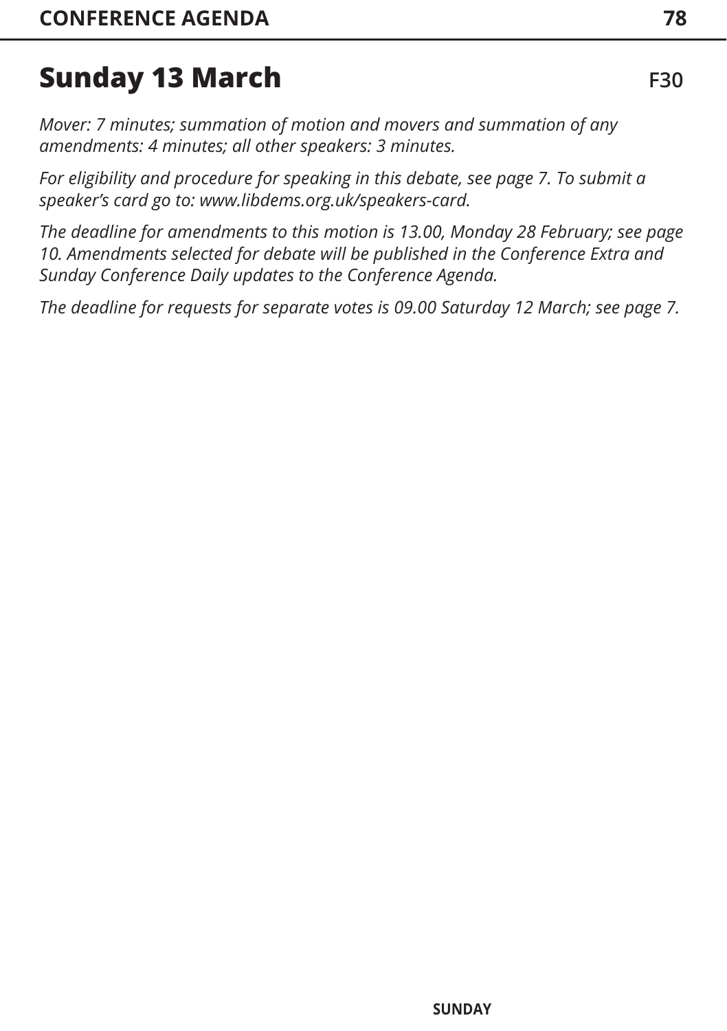# Sunday 13 March

F30

*Mover: 7 minutes; summation of motion and movers and summation of any amendments: 4 minutes; all other speakers: 3 minutes.*

*For eligibility and procedure for speaking in this debate, see page 7. To submit a speaker's card go to: www.libdems.org.uk/speakers-card.*

*The deadline for amendments to this motion is 13.00, Monday 28 February; see page 10. Amendments selected for debate will be published in the Conference Extra and Sunday Conference Daily updates to the Conference Agenda.*

*The deadline for requests for separate votes is 09.00 Saturday 12 March; see page 7.*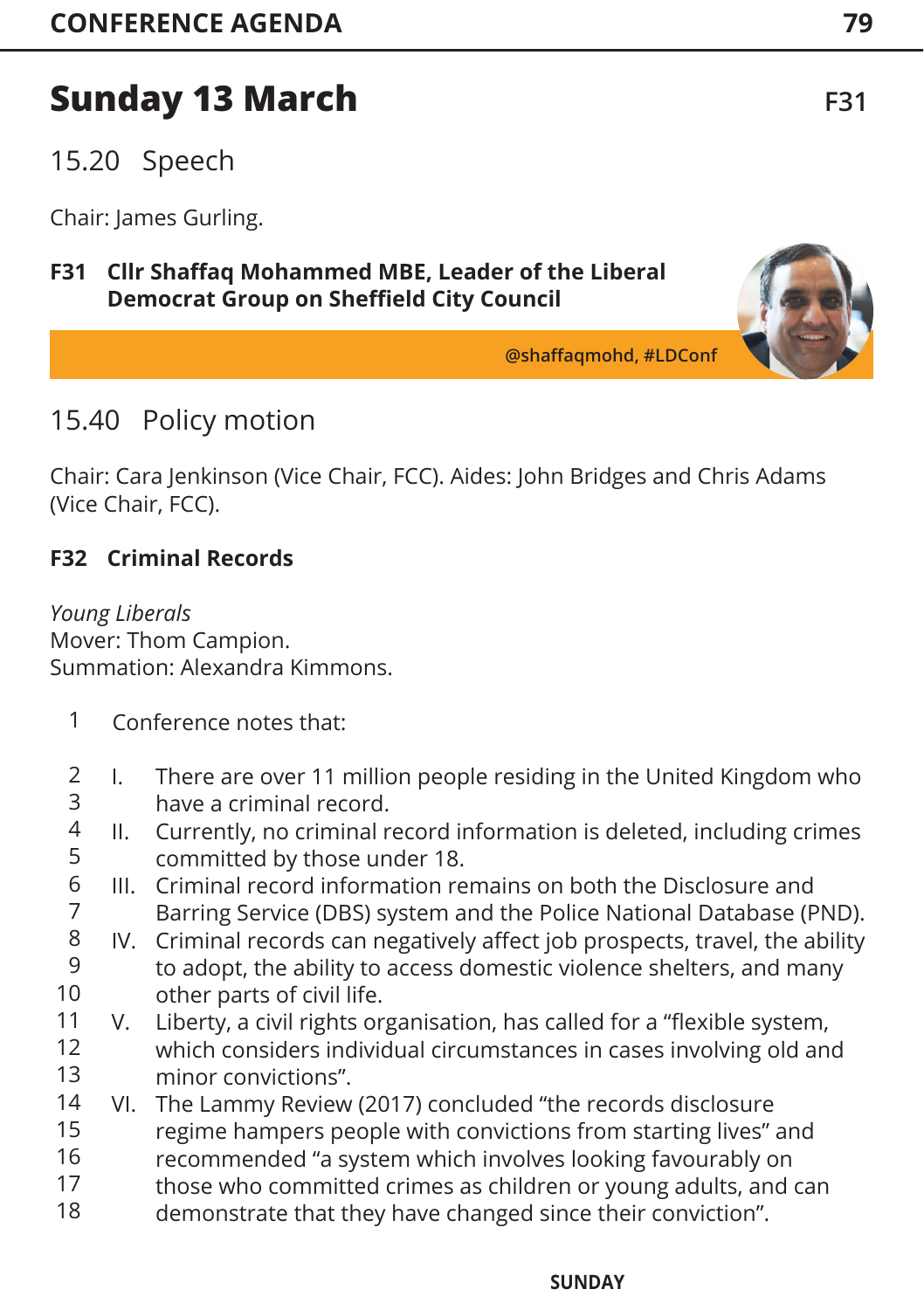# Sunday 13 March

F31

## 15.20 Speech

Chair: James Gurling.

**F31 Cllr Shaffaq Mohammed MBE, Leader of the Liberal Democrat Group on Sheffield City Council**

@shaffaqmohd, #LDConf

## 15.40 Policy motion

Chair: Cara Jenkinson (Vice Chair, FCC). Aides: John Bridges and Chris Adams (Vice Chair, FCC).

### F32 Criminal Records

*Young Liberals*
Mover: Thom Campion.
Summation: Alexandra Kimmons.

1 Conference notes that:

2 I. There are over 11 million people residing in the United Kingdom who
3 have a criminal record.
4 II. Currently, no criminal record information is deleted, including crimes
5 committed by those under 18.
6 III. Criminal record information remains on both the Disclosure and
7 Barring Service (DBS) system and the Police National Database (PND).
8 IV. Criminal records can negatively affect job prospects, travel, the ability
9 to adopt, the ability to access domestic violence shelters, and many
10 other parts of civil life.
11 V. Liberty, a civil rights organisation, has called for a "flexible system,
12 which considers individual circumstances in cases involving old and
13 minor convictions".
14 VI. The Lammy Review (2017) concluded "the records disclosure
15 regime hampers people with convictions from starting lives" and
16 recommended "a system which involves looking favourably on
17 those who committed crimes as children or young adults, and can
18 demonstrate that they have changed since their conviction".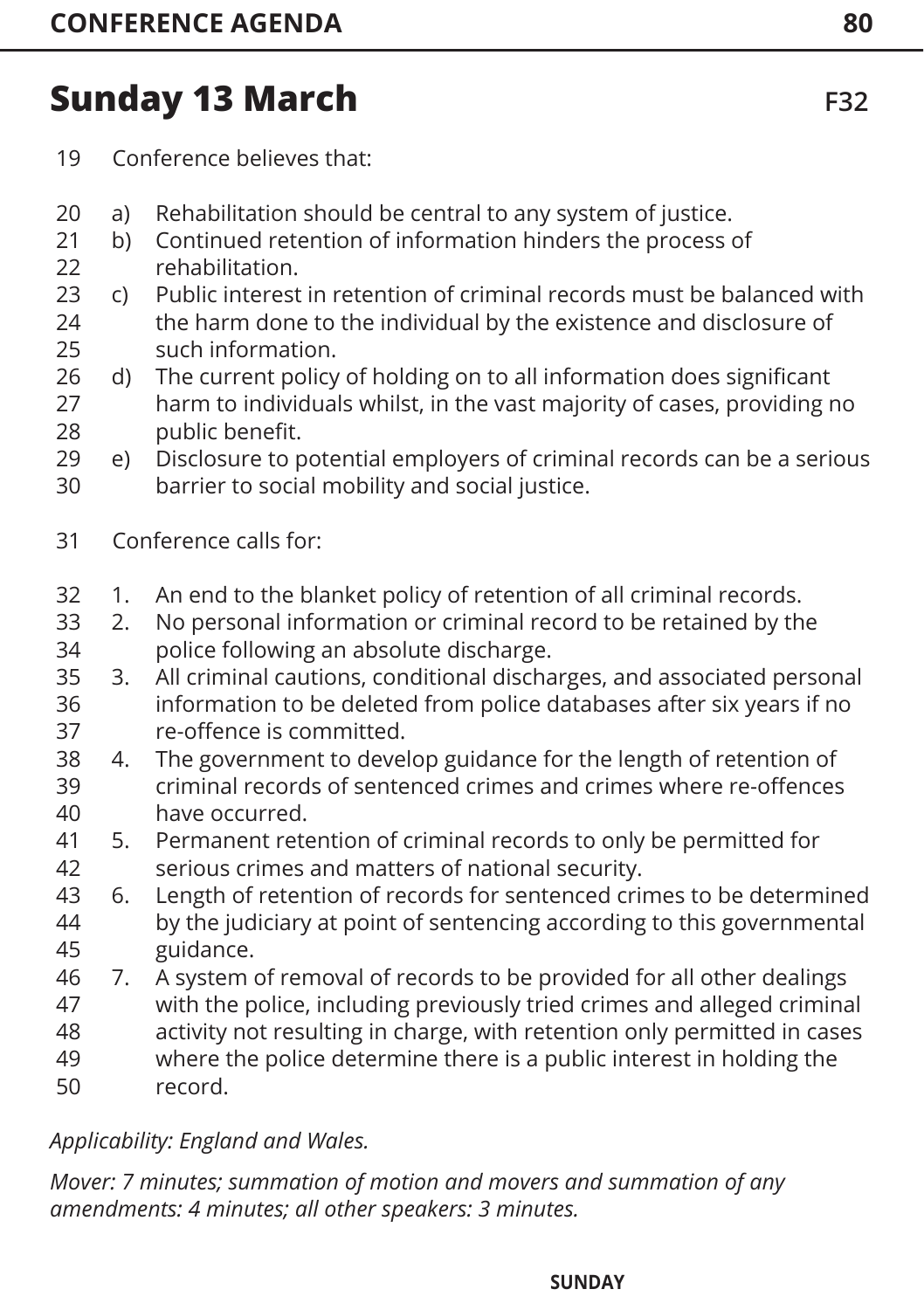## Sunday 13 March

F32

Conference believes that:

a) Rehabilitation should be central to any system of justice.
b) Continued retention of information hinders the process of rehabilitation.
c) Public interest in retention of criminal records must be balanced with the harm done to the individual by the existence and disclosure of such information.
d) The current policy of holding on to all information does significant harm to individuals whilst, in the vast majority of cases, providing no public benefit.
e) Disclosure to potential employers of criminal records can be a serious barrier to social mobility and social justice.

Conference calls for:

1. An end to the blanket policy of retention of all criminal records.
2. No personal information or criminal record to be retained by the police following an absolute discharge.
3. All criminal cautions, conditional discharges, and associated personal information to be deleted from police databases after six years if no re-offence is committed.
4. The government to develop guidance for the length of retention of criminal records of sentenced crimes and crimes where re-offences have occurred.
5. Permanent retention of criminal records to only be permitted for serious crimes and matters of national security.
6. Length of retention of records for sentenced crimes to be determined by the judiciary at point of sentencing according to this governmental guidance.
7. A system of removal of records to be provided for all other dealings with the police, including previously tried crimes and alleged criminal activity not resulting in charge, with retention only permitted in cases where the police determine there is a public interest in holding the record.

*Applicability: England and Wales.*

*Mover: 7 minutes; summation of motion and movers and summation of any amendments: 4 minutes; all other speakers: 3 minutes.*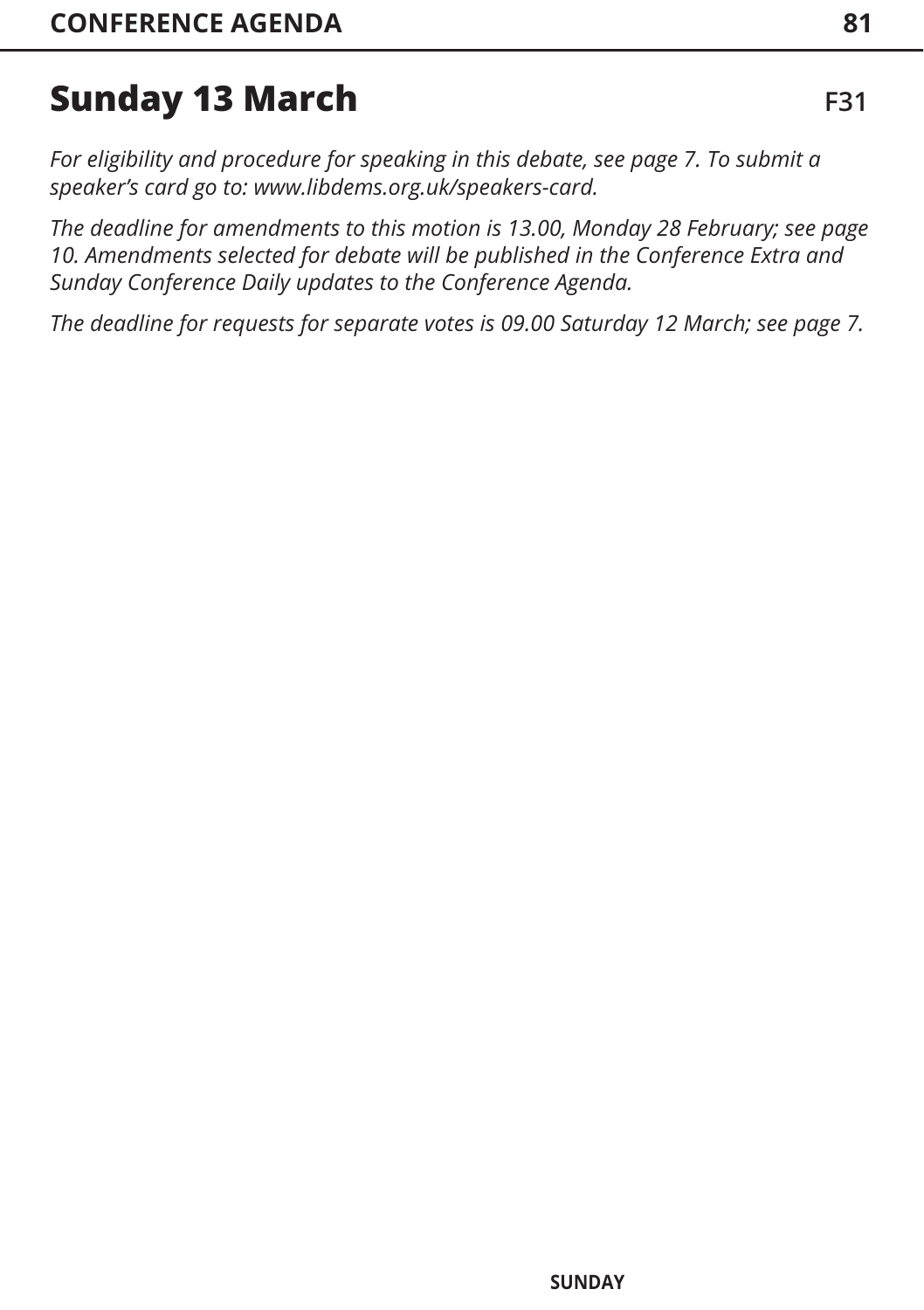# Sunday 13 March

F31

*For eligibility and procedure for speaking in this debate, see page 7. To submit a speaker's card go to: www.libdems.org.uk/speakers-card.*

*The deadline for amendments to this motion is 13.00, Monday 28 February; see page 10. Amendments selected for debate will be published in the Conference Extra and Sunday Conference Daily updates to the Conference Agenda.*

*The deadline for requests for separate votes is 09.00 Saturday 12 March; see page 7.*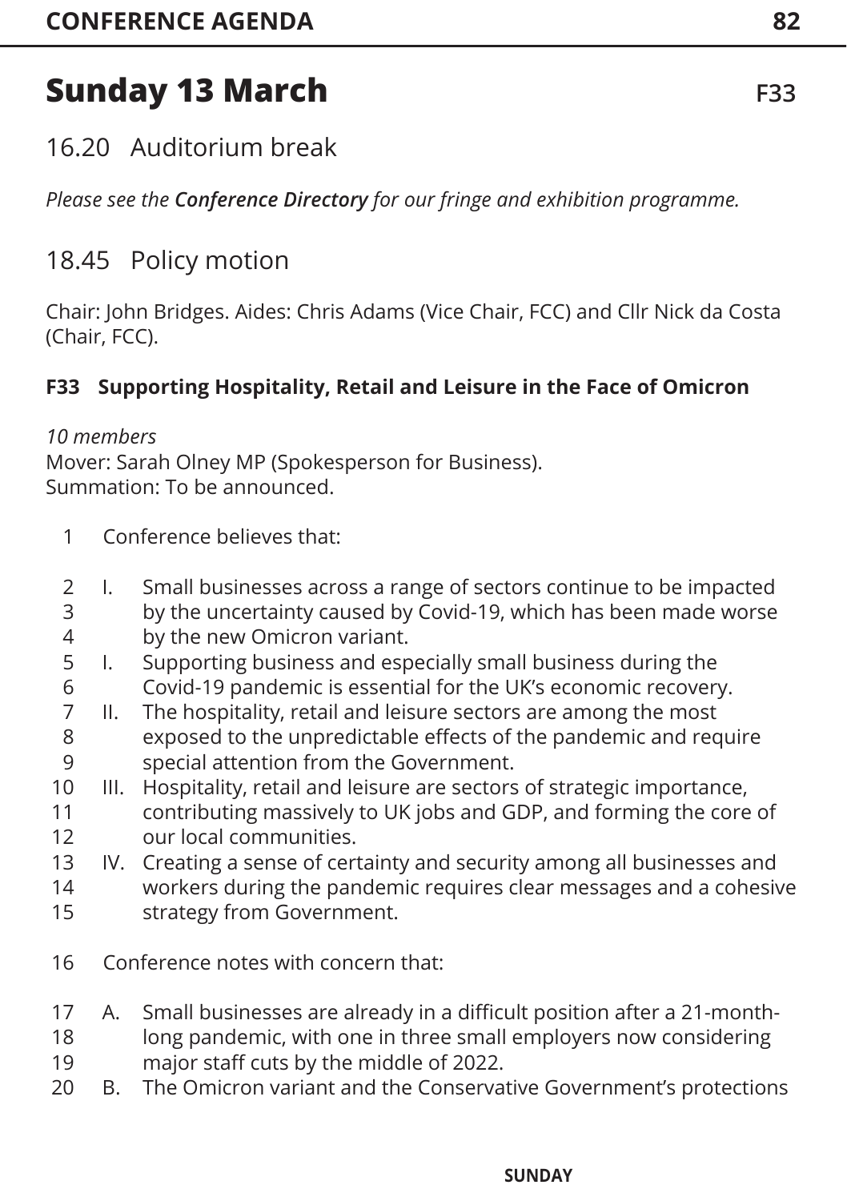# Sunday 13 March

F33

## 16.20 Auditorium break

*Please see the **Conference Directory** for our fringe and exhibition programme.*

## 18.45 Policy motion

Chair: John Bridges. Aides: Chris Adams (Vice Chair, FCC) and Cllr Nick da Costa (Chair, FCC).

### F33 Supporting Hospitality, Retail and Leisure in the Face of Omicron

*10 members*
Mover: Sarah Olney MP (Spokesperson for Business).
Summation: To be announced.

1 Conference believes that:

2 I. Small businesses across a range of sectors continue to be impacted
3 by the uncertainty caused by Covid-19, which has been made worse
4 by the new Omicron variant.
5 I. Supporting business and especially small business during the
6 Covid-19 pandemic is essential for the UK's economic recovery.
7 II. The hospitality, retail and leisure sectors are among the most
8 exposed to the unpredictable effects of the pandemic and require
9 special attention from the Government.
10 III. Hospitality, retail and leisure are sectors of strategic importance,
11 contributing massively to UK jobs and GDP, and forming the core of
12 our local communities.
13 IV. Creating a sense of certainty and security among all businesses and
14 workers during the pandemic requires clear messages and a cohesive
15 strategy from Government.

16 Conference notes with concern that:

17 A. Small businesses are already in a difficult position after a 21-month-
18 long pandemic, with one in three small employers now considering
19 major staff cuts by the middle of 2022.
20 B. The Omicron variant and the Conservative Government's protections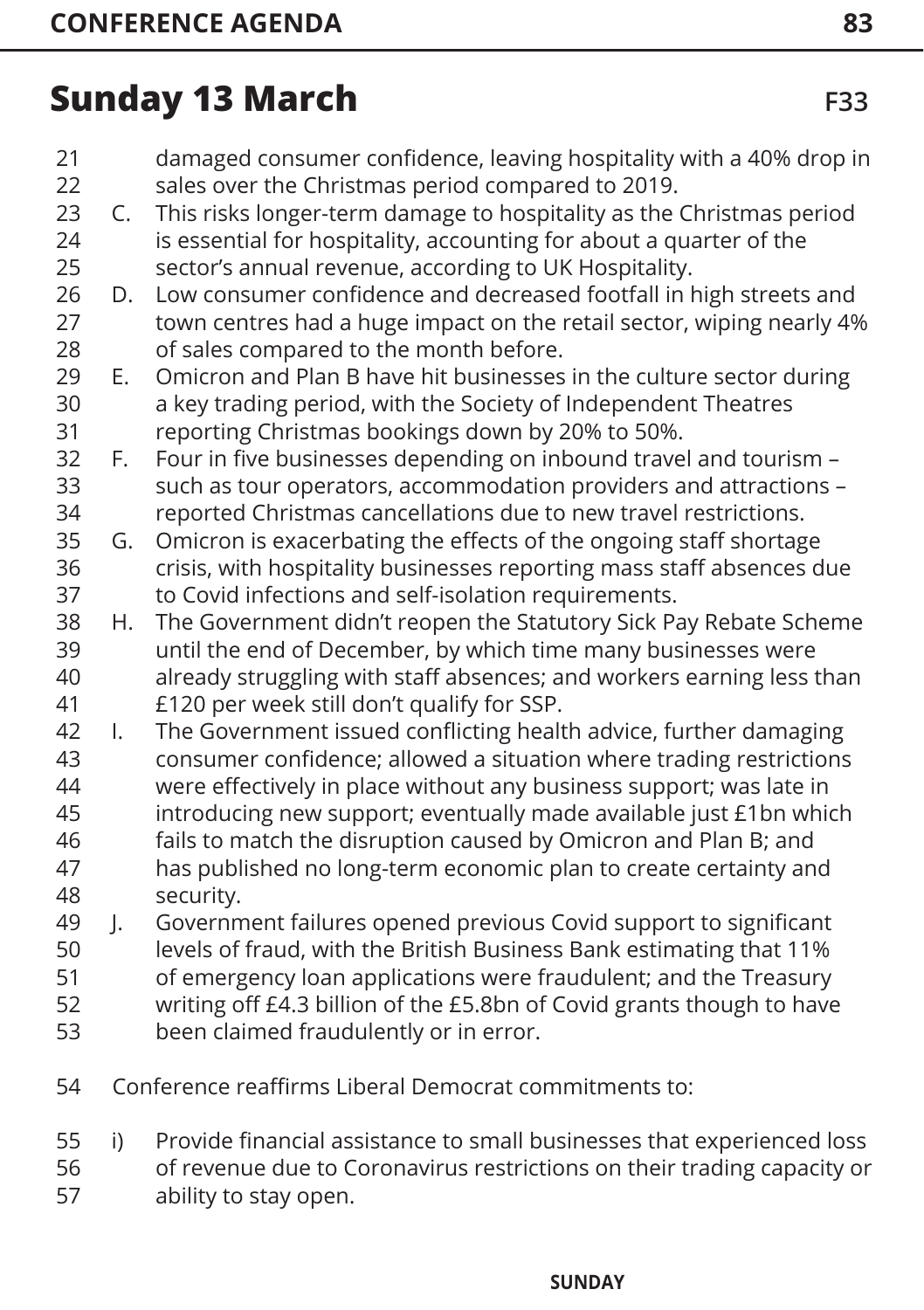## Sunday 13 March

F33

damaged consumer confidence, leaving hospitality with a 40% drop in sales over the Christmas period compared to 2019.

C. This risks longer-term damage to hospitality as the Christmas period is essential for hospitality, accounting for about a quarter of the sector's annual revenue, according to UK Hospitality.

D. Low consumer confidence and decreased footfall in high streets and town centres had a huge impact on the retail sector, wiping nearly 4% of sales compared to the month before.

E. Omicron and Plan B have hit businesses in the culture sector during a key trading period, with the Society of Independent Theatres reporting Christmas bookings down by 20% to 50%.

F. Four in five businesses depending on inbound travel and tourism – such as tour operators, accommodation providers and attractions – reported Christmas cancellations due to new travel restrictions.

G. Omicron is exacerbating the effects of the ongoing staff shortage crisis, with hospitality businesses reporting mass staff absences due to Covid infections and self-isolation requirements.

H. The Government didn't reopen the Statutory Sick Pay Rebate Scheme until the end of December, by which time many businesses were already struggling with staff absences; and workers earning less than £120 per week still don't qualify for SSP.

I. The Government issued conflicting health advice, further damaging consumer confidence; allowed a situation where trading restrictions were effectively in place without any business support; was late in introducing new support; eventually made available just £1bn which fails to match the disruption caused by Omicron and Plan B; and has published no long-term economic plan to create certainty and security.

J. Government failures opened previous Covid support to significant levels of fraud, with the British Business Bank estimating that 11% of emergency loan applications were fraudulent; and the Treasury writing off £4.3 billion of the £5.8bn of Covid grants though to have been claimed fraudulently or in error.

Conference reaffirms Liberal Democrat commitments to:

i) Provide financial assistance to small businesses that experienced loss of revenue due to Coronavirus restrictions on their trading capacity or ability to stay open.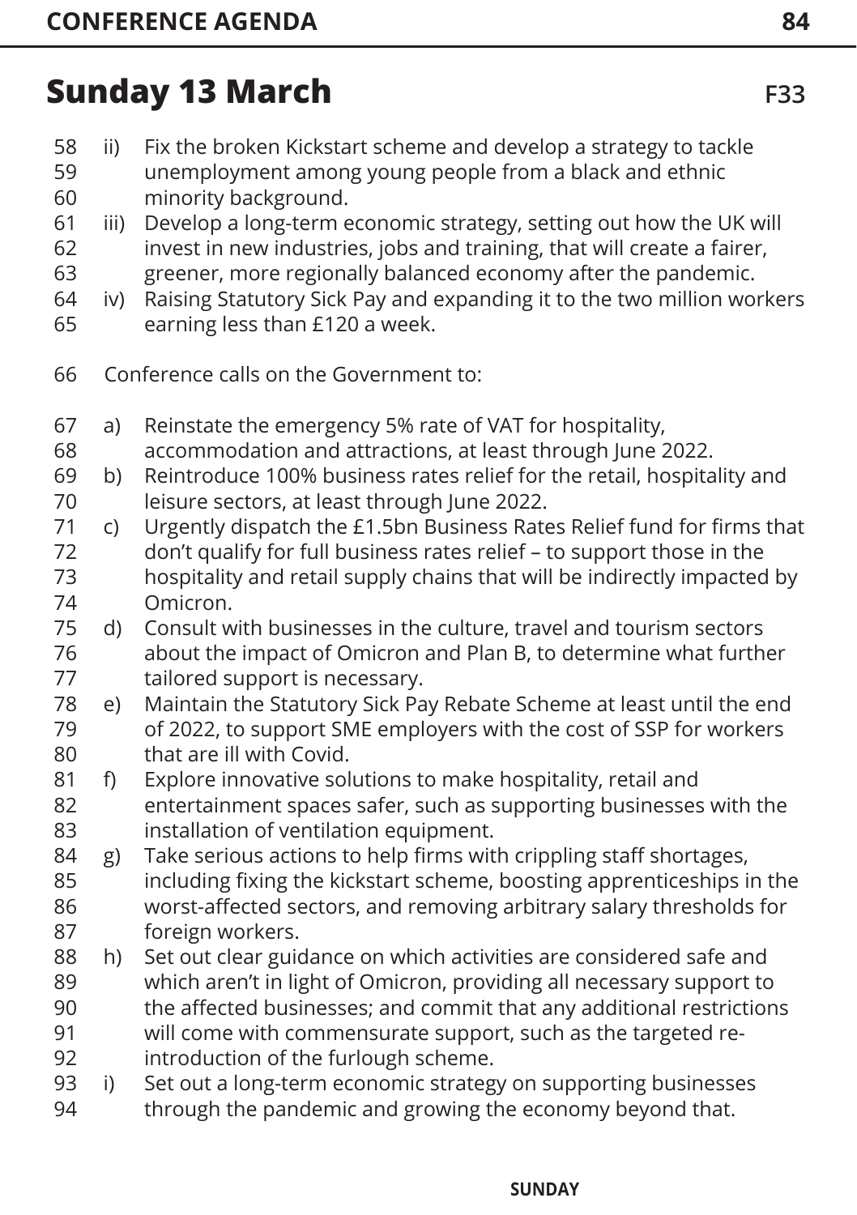## Sunday 13 March

F33

ii) Fix the broken Kickstart scheme and develop a strategy to tackle unemployment among young people from a black and ethnic minority background.

iii) Develop a long-term economic strategy, setting out how the UK will invest in new industries, jobs and training, that will create a fairer, greener, more regionally balanced economy after the pandemic.

iv) Raising Statutory Sick Pay and expanding it to the two million workers earning less than £120 a week.

Conference calls on the Government to:

a) Reinstate the emergency 5% rate of VAT for hospitality, accommodation and attractions, at least through June 2022.

b) Reintroduce 100% business rates relief for the retail, hospitality and leisure sectors, at least through June 2022.

c) Urgently dispatch the £1.5bn Business Rates Relief fund for firms that don't qualify for full business rates relief – to support those in the hospitality and retail supply chains that will be indirectly impacted by Omicron.

d) Consult with businesses in the culture, travel and tourism sectors about the impact of Omicron and Plan B, to determine what further tailored support is necessary.

e) Maintain the Statutory Sick Pay Rebate Scheme at least until the end of 2022, to support SME employers with the cost of SSP for workers that are ill with Covid.

f) Explore innovative solutions to make hospitality, retail and entertainment spaces safer, such as supporting businesses with the installation of ventilation equipment.

g) Take serious actions to help firms with crippling staff shortages, including fixing the kickstart scheme, boosting apprenticeships in the worst-affected sectors, and removing arbitrary salary thresholds for foreign workers.

h) Set out clear guidance on which activities are considered safe and which aren't in light of Omicron, providing all necessary support to the affected businesses; and commit that any additional restrictions will come with commensurate support, such as the targeted re-introduction of the furlough scheme.

i) Set out a long-term economic strategy on supporting businesses through the pandemic and growing the economy beyond that.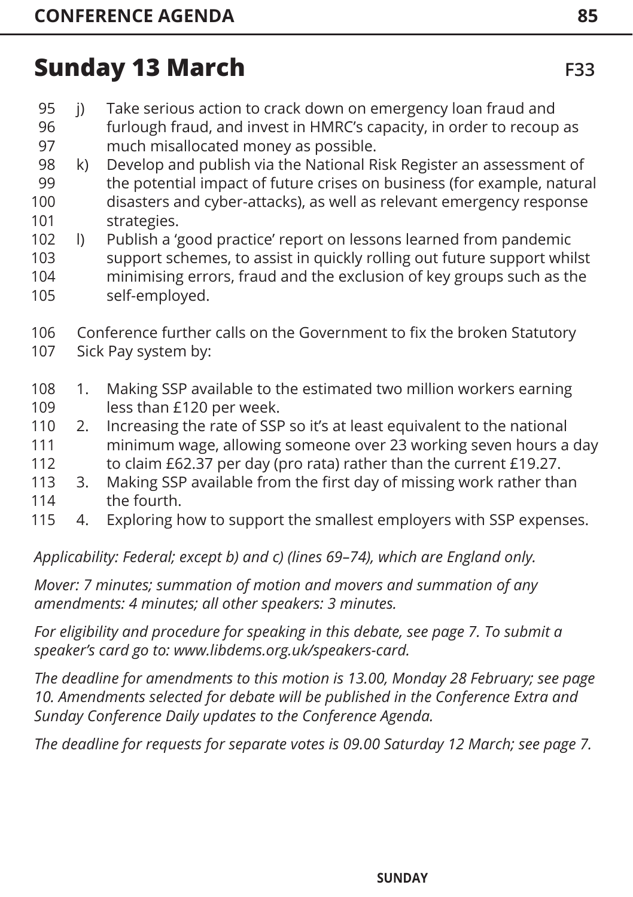## Sunday 13 March

F33

j) Take serious action to crack down on emergency loan fraud and furlough fraud, and invest in HMRC's capacity, in order to recoup as much misallocated money as possible.
k) Develop and publish via the National Risk Register an assessment of the potential impact of future crises on business (for example, natural disasters and cyber-attacks), as well as relevant emergency response strategies.
l) Publish a 'good practice' report on lessons learned from pandemic support schemes, to assist in quickly rolling out future support whilst minimising errors, fraud and the exclusion of key groups such as the self-employed.

Conference further calls on the Government to fix the broken Statutory Sick Pay system by:

1. Making SSP available to the estimated two million workers earning less than £120 per week.
2. Increasing the rate of SSP so it's at least equivalent to the national minimum wage, allowing someone over 23 working seven hours a day to claim £62.37 per day (pro rata) rather than the current £19.27.
3. Making SSP available from the first day of missing work rather than the fourth.
4. Exploring how to support the smallest employers with SSP expenses.

*Applicability: Federal; except b) and c) (lines 69–74), which are England only.*

*Mover: 7 minutes; summation of motion and movers and summation of any amendments: 4 minutes; all other speakers: 3 minutes.*

*For eligibility and procedure for speaking in this debate, see page 7. To submit a speaker's card go to: www.libdems.org.uk/speakers-card.*

*The deadline for amendments to this motion is 13.00, Monday 28 February; see page 10. Amendments selected for debate will be published in the Conference Extra and Sunday Conference Daily updates to the Conference Agenda.*

*The deadline for requests for separate votes is 09.00 Saturday 12 March; see page 7.*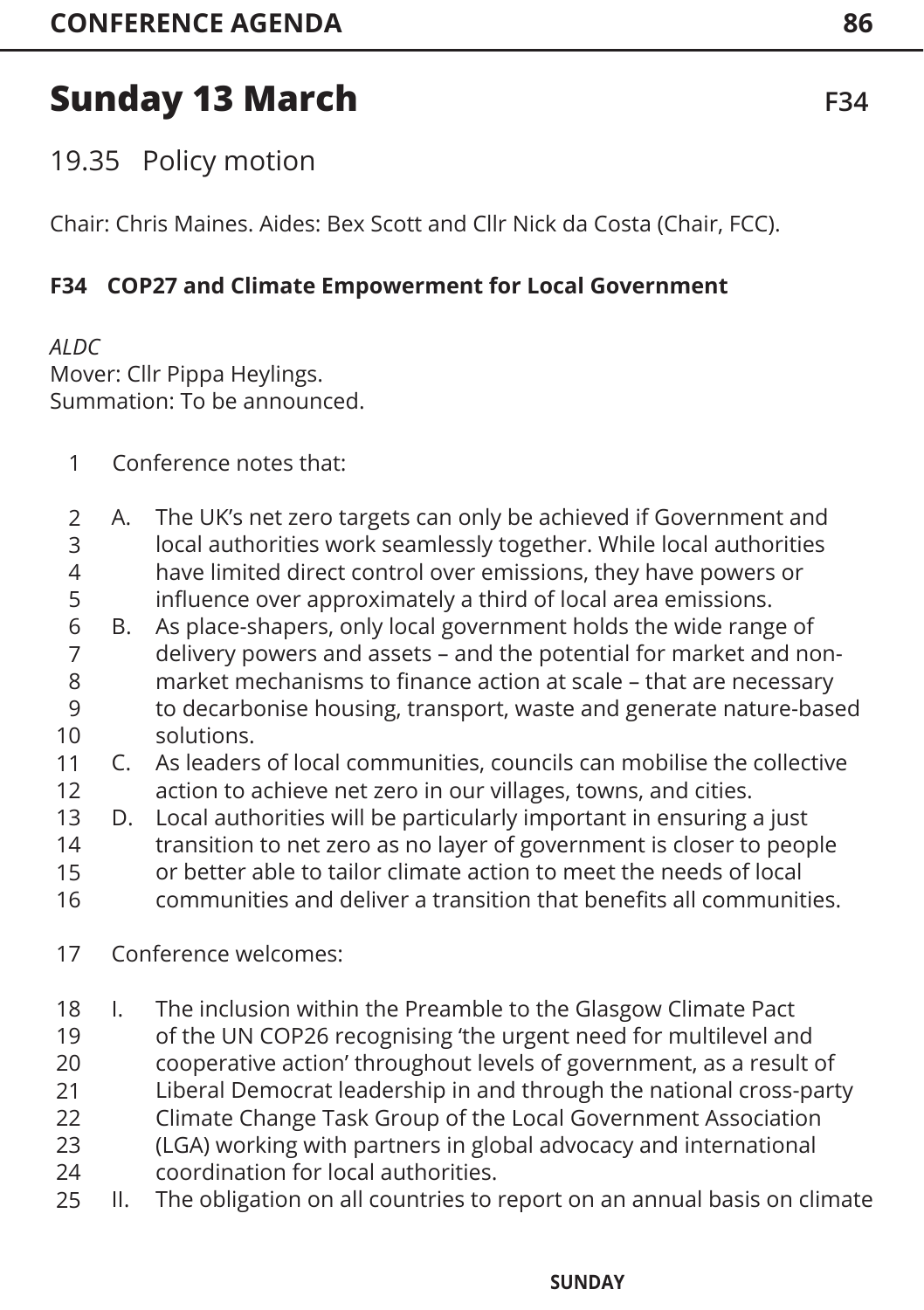# Sunday 13 March

F34

## 19.35 Policy motion

Chair: Chris Maines. Aides: Bex Scott and Cllr Nick da Costa (Chair, FCC).

### F34 COP27 and Climate Empowerment for Local Government

*ALDC*
Mover: Cllr Pippa Heylings.
Summation: To be announced.

Conference notes that:

A. The UK's net zero targets can only be achieved if Government and local authorities work seamlessly together. While local authorities have limited direct control over emissions, they have powers or influence over approximately a third of local area emissions.

B. As place-shapers, only local government holds the wide range of delivery powers and assets – and the potential for market and non-market mechanisms to finance action at scale – that are necessary to decarbonise housing, transport, waste and generate nature-based solutions.

C. As leaders of local communities, councils can mobilise the collective action to achieve net zero in our villages, towns, and cities.

D. Local authorities will be particularly important in ensuring a just transition to net zero as no layer of government is closer to people or better able to tailor climate action to meet the needs of local communities and deliver a transition that benefits all communities.

Conference welcomes:

I. The inclusion within the Preamble to the Glasgow Climate Pact of the UN COP26 recognising 'the urgent need for multilevel and cooperative action' throughout levels of government, as a result of Liberal Democrat leadership in and through the national cross-party Climate Change Task Group of the Local Government Association (LGA) working with partners in global advocacy and international coordination for local authorities.

II. The obligation on all countries to report on an annual basis on climate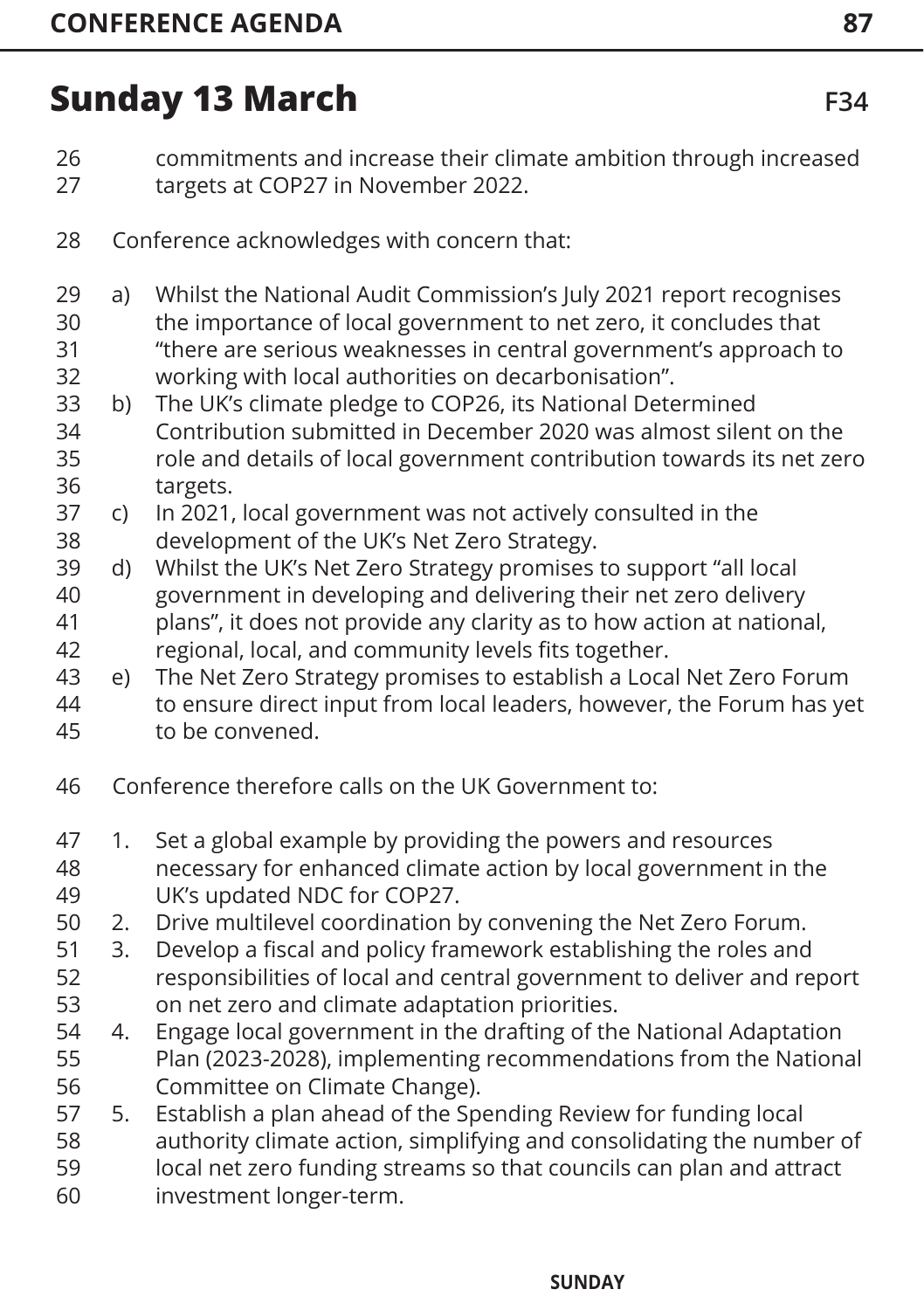## Sunday 13 March

F34

commitments and increase their climate ambition through increased targets at COP27 in November 2022.

Conference acknowledges with concern that:

a) Whilst the National Audit Commission's July 2021 report recognises the importance of local government to net zero, it concludes that "there are serious weaknesses in central government's approach to working with local authorities on decarbonisation".
b) The UK's climate pledge to COP26, its National Determined Contribution submitted in December 2020 was almost silent on the role and details of local government contribution towards its net zero targets.
c) In 2021, local government was not actively consulted in the development of the UK's Net Zero Strategy.
d) Whilst the UK's Net Zero Strategy promises to support "all local government in developing and delivering their net zero delivery plans", it does not provide any clarity as to how action at national, regional, local, and community levels fits together.
e) The Net Zero Strategy promises to establish a Local Net Zero Forum to ensure direct input from local leaders, however, the Forum has yet to be convened.

Conference therefore calls on the UK Government to:

1. Set a global example by providing the powers and resources necessary for enhanced climate action by local government in the UK's updated NDC for COP27.
2. Drive multilevel coordination by convening the Net Zero Forum.
3. Develop a fiscal and policy framework establishing the roles and responsibilities of local and central government to deliver and report on net zero and climate adaptation priorities.
4. Engage local government in the drafting of the National Adaptation Plan (2023-2028), implementing recommendations from the National Committee on Climate Change).
5. Establish a plan ahead of the Spending Review for funding local authority climate action, simplifying and consolidating the number of local net zero funding streams so that councils can plan and attract investment longer-term.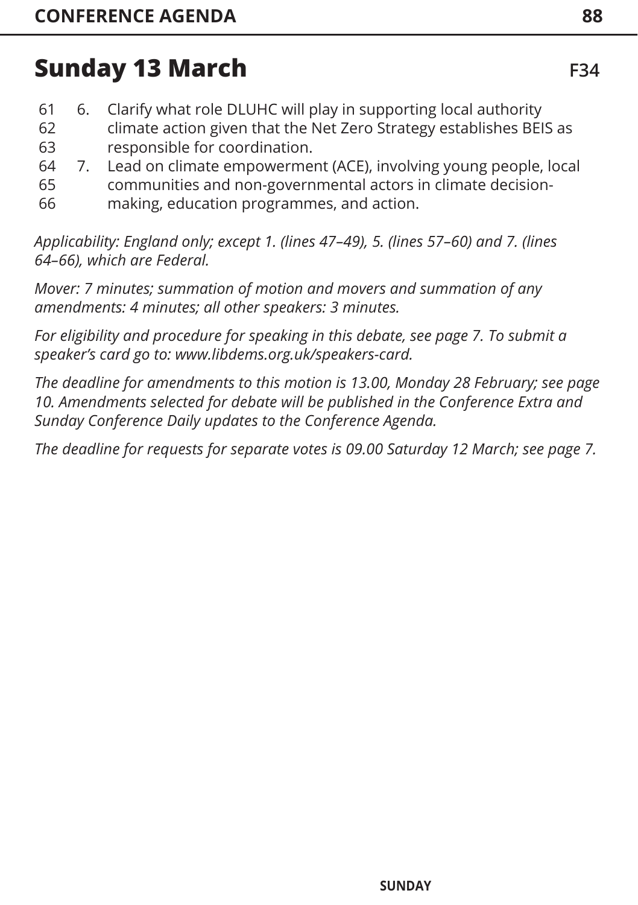## Sunday 13 March

F34

61 6. Clarify what role DLUHC will play in supporting local authority
62 climate action given that the Net Zero Strategy establishes BEIS as
63 responsible for coordination.
64 7. Lead on climate empowerment (ACE), involving young people, local
65 communities and non-governmental actors in climate decision-
66 making, education programmes, and action.

*Applicability: England only; except 1. (lines 47–49), 5. (lines 57–60) and 7. (lines 64–66), which are Federal.*

*Mover: 7 minutes; summation of motion and movers and summation of any amendments: 4 minutes; all other speakers: 3 minutes.*

*For eligibility and procedure for speaking in this debate, see page 7. To submit a speaker's card go to: www.libdems.org.uk/speakers-card.*

*The deadline for amendments to this motion is 13.00, Monday 28 February; see page 10. Amendments selected for debate will be published in the Conference Extra and Sunday Conference Daily updates to the Conference Agenda.*

*The deadline for requests for separate votes is 09.00 Saturday 12 March; see page 7.*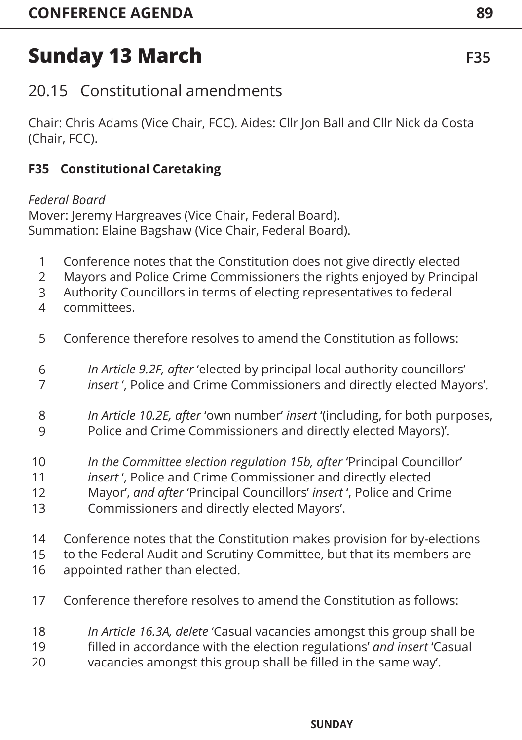# Sunday 13 March

F35

## 20.15 Constitutional amendments

Chair: Chris Adams (Vice Chair, FCC). Aides: Cllr Jon Ball and Cllr Nick da Costa (Chair, FCC).

**F35 Constitutional Caretaking**

*Federal Board*
Mover: Jeremy Hargreaves (Vice Chair, Federal Board).
Summation: Elaine Bagshaw (Vice Chair, Federal Board).

1 Conference notes that the Constitution does not give directly elected
2 Mayors and Police Crime Commissioners the rights enjoyed by Principal
3 Authority Councillors in terms of electing representatives to federal
4 committees.

5 Conference therefore resolves to amend the Constitution as follows:

6 *In Article 9.2F, after* 'elected by principal local authority councillors'
7 *insert* ', Police and Crime Commissioners and directly elected Mayors'.

8 *In Article 10.2E, after* 'own number' *insert* '(including, for both purposes,
9 Police and Crime Commissioners and directly elected Mayors)'.

10 *In the Committee election regulation 15b, after* 'Principal Councillor'
11 *insert* ', Police and Crime Commissioner and directly elected
12 Mayor', *and after* 'Principal Councillors' *insert* ', Police and Crime
13 Commissioners and directly elected Mayors'.

14 Conference notes that the Constitution makes provision for by-elections
15 to the Federal Audit and Scrutiny Committee, but that its members are
16 appointed rather than elected.

17 Conference therefore resolves to amend the Constitution as follows:

18 *In Article 16.3A, delete* 'Casual vacancies amongst this group shall be
19 filled in accordance with the election regulations' *and insert* 'Casual
20 vacancies amongst this group shall be filled in the same way'.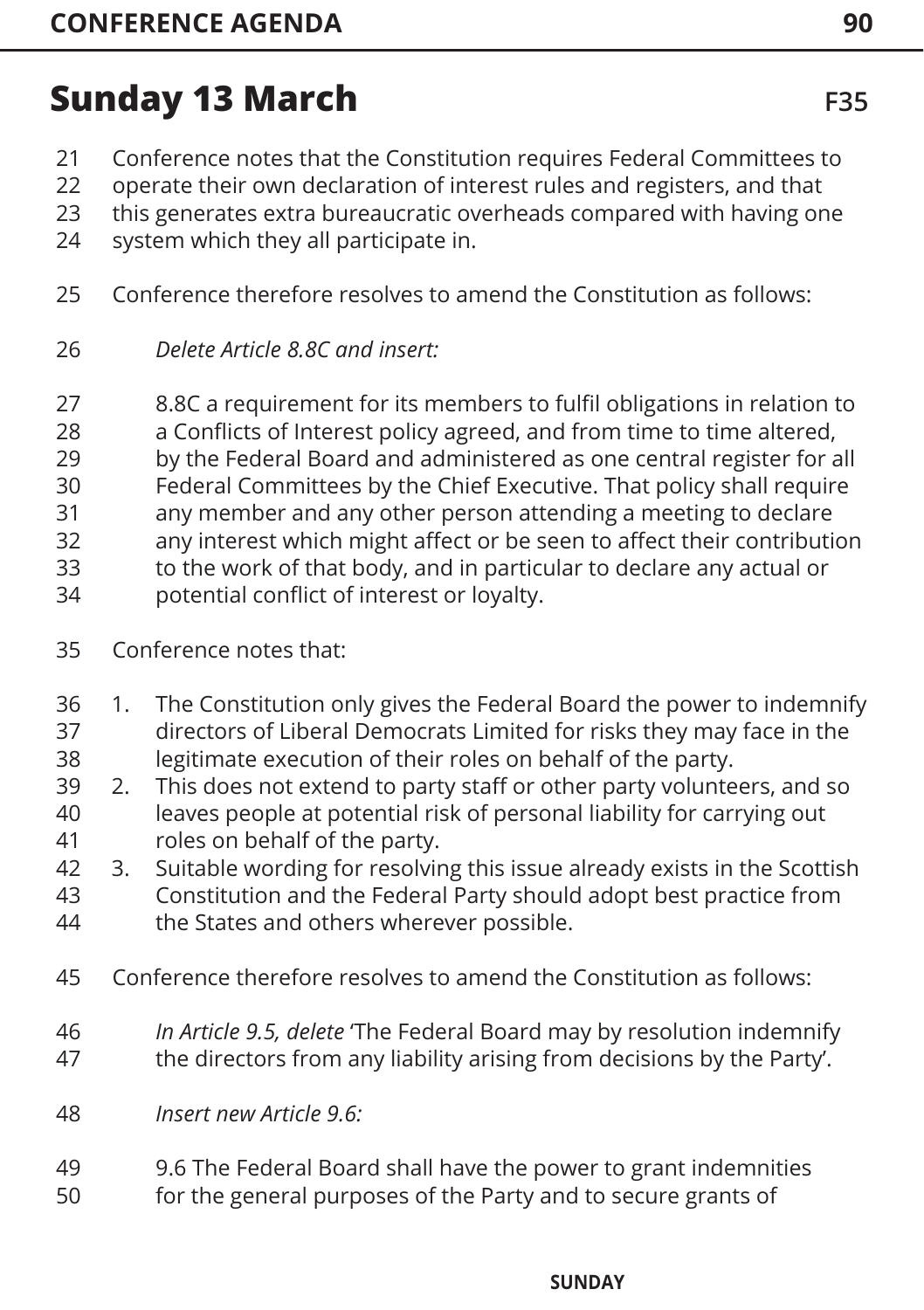## Sunday 13 March

F35

Conference notes that the Constitution requires Federal Committees to operate their own declaration of interest rules and registers, and that this generates extra bureaucratic overheads compared with having one system which they all participate in.

Conference therefore resolves to amend the Constitution as follows:

*Delete Article 8.8C and insert:*

8.8C a requirement for its members to fulfil obligations in relation to a Conflicts of Interest policy agreed, and from time to time altered, by the Federal Board and administered as one central register for all Federal Committees by the Chief Executive. That policy shall require any member and any other person attending a meeting to declare any interest which might affect or be seen to affect their contribution to the work of that body, and in particular to declare any actual or potential conflict of interest or loyalty.

Conference notes that:

1. The Constitution only gives the Federal Board the power to indemnify directors of Liberal Democrats Limited for risks they may face in the legitimate execution of their roles on behalf of the party.
2. This does not extend to party staff or other party volunteers, and so leaves people at potential risk of personal liability for carrying out roles on behalf of the party.
3. Suitable wording for resolving this issue already exists in the Scottish Constitution and the Federal Party should adopt best practice from the States and others wherever possible.

Conference therefore resolves to amend the Constitution as follows:

*In Article 9.5, delete* 'The Federal Board may by resolution indemnify the directors from any liability arising from decisions by the Party'.

*Insert new Article 9.6:*

9.6 The Federal Board shall have the power to grant indemnities for the general purposes of the Party and to secure grants of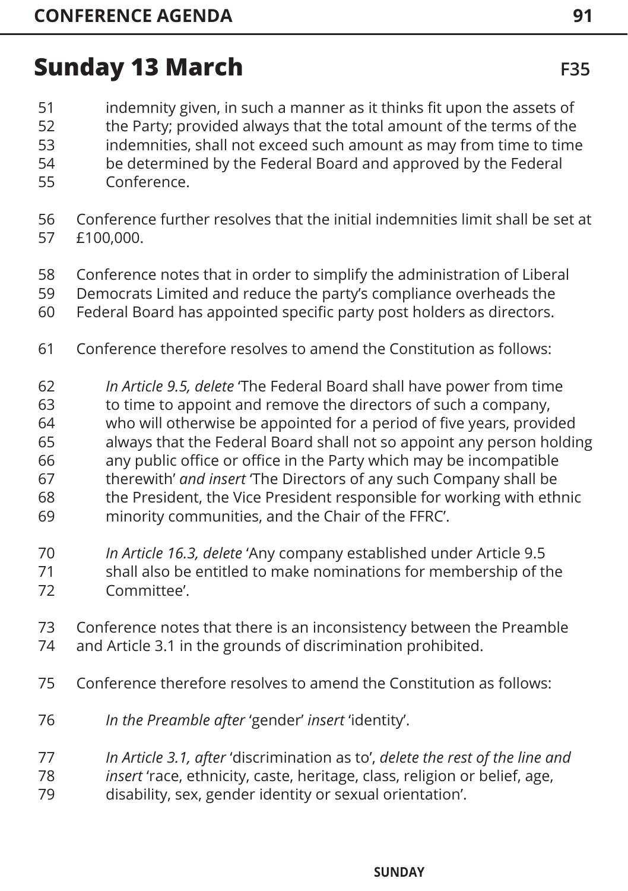## Sunday 13 March

F35

> indemnity given, in such a manner as it thinks fit upon the assets of the Party; provided always that the total amount of the terms of the indemnities, shall not exceed such amount as may from time to time be determined by the Federal Board and approved by the Federal Conference.

Conference further resolves that the initial indemnities limit shall be set at £100,000.

Conference notes that in order to simplify the administration of Liberal Democrats Limited and reduce the party's compliance overheads the Federal Board has appointed specific party post holders as directors.

Conference therefore resolves to amend the Constitution as follows:

> *In Article 9.5, delete* 'The Federal Board shall have power from time to time to appoint and remove the directors of such a company, who will otherwise be appointed for a period of five years, provided always that the Federal Board shall not so appoint any person holding any public office or office in the Party which may be incompatible therewith' *and insert* 'The Directors of any such Company shall be the President, the Vice President responsible for working with ethnic minority communities, and the Chair of the FFRC'.

> *In Article 16.3, delete* 'Any company established under Article 9.5 shall also be entitled to make nominations for membership of the Committee'.

Conference notes that there is an inconsistency between the Preamble and Article 3.1 in the grounds of discrimination prohibited.

Conference therefore resolves to amend the Constitution as follows:

> *In the Preamble after* 'gender' *insert* 'identity'.

> *In Article 3.1, after* 'discrimination as to', *delete the rest of the line and insert* 'race, ethnicity, caste, heritage, class, religion or belief, age, disability, sex, gender identity or sexual orientation'.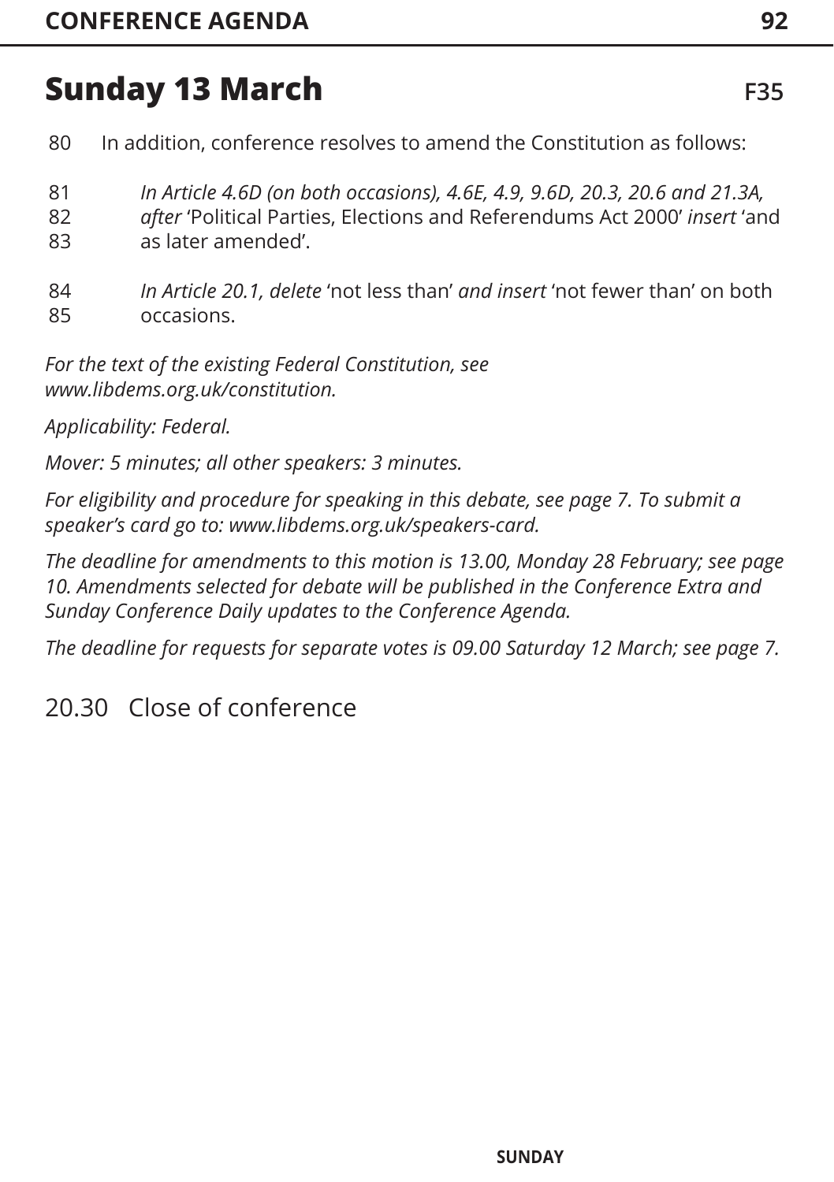## Sunday 13 March

F35

80 In addition, conference resolves to amend the Constitution as follows:

81 *In Article 4.6D (on both occasions), 4.6E, 4.9, 9.6D, 20.3, 20.6 and 21.3A,*
82 *after* 'Political Parties, Elections and Referendums Act 2000' *insert* 'and
83 as later amended'.

84 *In Article 20.1, delete* 'not less than' *and insert* 'not fewer than' on both
85 occasions.

*For the text of the existing Federal Constitution, see www.libdems.org.uk/constitution.*

*Applicability: Federal.*

*Mover: 5 minutes; all other speakers: 3 minutes.*

*For eligibility and procedure for speaking in this debate, see page 7. To submit a speaker's card go to: www.libdems.org.uk/speakers-card.*

*The deadline for amendments to this motion is 13.00, Monday 28 February; see page 10. Amendments selected for debate will be published in the Conference Extra and Sunday Conference Daily updates to the Conference Agenda.*

*The deadline for requests for separate votes is 09.00 Saturday 12 March; see page 7.*

## 20.30 Close of conference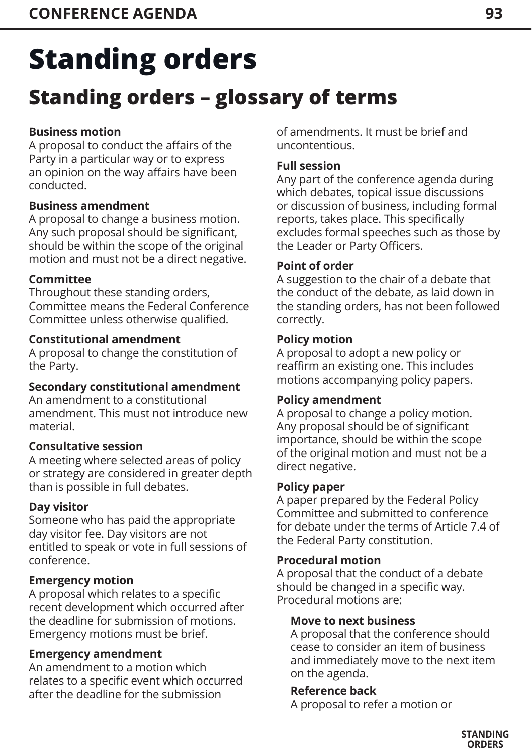# Standing orders

## Standing orders – glossary of terms

**Business motion**
A proposal to conduct the affairs of the Party in a particular way or to express an opinion on the way affairs have been conducted.

**Business amendment**
A proposal to change a business motion. Any such proposal should be significant, should be within the scope of the original motion and must not be a direct negative.

**Committee**
Throughout these standing orders, Committee means the Federal Conference Committee unless otherwise qualified.

**Constitutional amendment**
A proposal to change the constitution of the Party.

**Secondary constitutional amendment**
An amendment to a constitutional amendment. This must not introduce new material.

**Consultative session**
A meeting where selected areas of policy or strategy are considered in greater depth than is possible in full debates.

**Day visitor**
Someone who has paid the appropriate day visitor fee. Day visitors are not entitled to speak or vote in full sessions of conference.

**Emergency motion**
A proposal which relates to a specific recent development which occurred after the deadline for submission of motions. Emergency motions must be brief.

**Emergency amendment**
An amendment to a motion which relates to a specific event which occurred after the deadline for the submission of amendments. It must be brief and uncontentious.

**Full session**
Any part of the conference agenda during which debates, topical issue discussions or discussion of business, including formal reports, takes place. This specifically excludes formal speeches such as those by the Leader or Party Officers.

**Point of order**
A suggestion to the chair of a debate that the conduct of the debate, as laid down in the standing orders, has not been followed correctly.

**Policy motion**
A proposal to adopt a new policy or reaffirm an existing one. This includes motions accompanying policy papers.

**Policy amendment**
A proposal to change a policy motion. Any proposal should be of significant importance, should be within the scope of the original motion and must not be a direct negative.

**Policy paper**
A paper prepared by the Federal Policy Committee and submitted to conference for debate under the terms of Article 7.4 of the Federal Party constitution.

**Procedural motion**
A proposal that the conduct of a debate should be changed in a specific way. Procedural motions are:

> **Move to next business**
> A proposal that the conference should cease to consider an item of business and immediately move to the next item on the agenda.
>
> **Reference back**
> A proposal to refer a motion or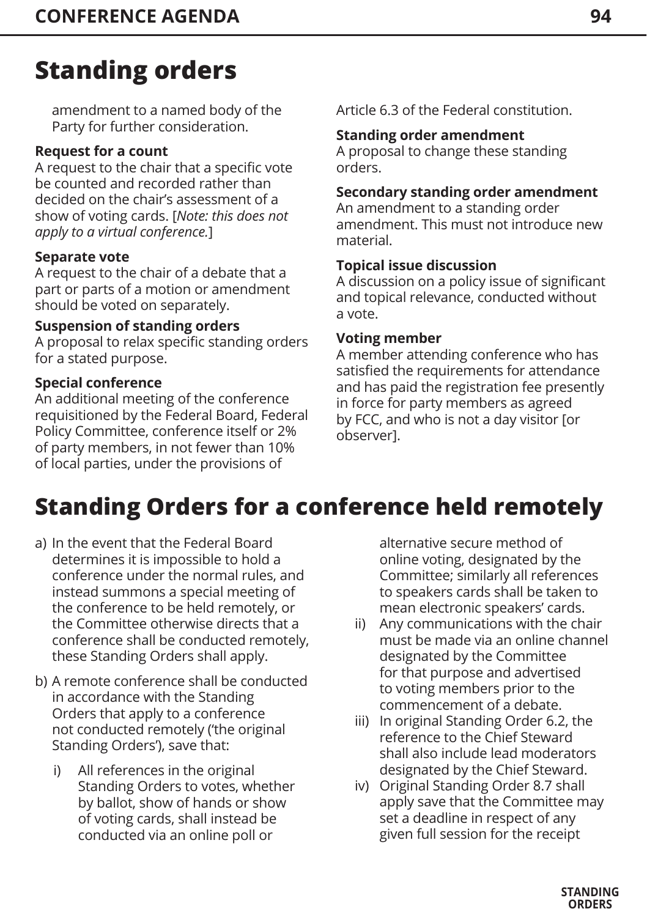# Standing orders

amendment to a named body of the Party for further consideration.

**Request for a count**
A request to the chair that a specific vote be counted and recorded rather than decided on the chair's assessment of a show of voting cards. [*Note: this does not apply to a virtual conference.*]

**Separate vote**
A request to the chair of a debate that a part or parts of a motion or amendment should be voted on separately.

**Suspension of standing orders**
A proposal to relax specific standing orders for a stated purpose.

**Special conference**
An additional meeting of the conference requisitioned by the Federal Board, Federal Policy Committee, conference itself or 2% of party members, in not fewer than 10% of local parties, under the provisions of Article 6.3 of the Federal constitution.

**Standing order amendment**
A proposal to change these standing orders.

**Secondary standing order amendment**
An amendment to a standing order amendment. This must not introduce new material.

**Topical issue discussion**
A discussion on a policy issue of significant and topical relevance, conducted without a vote.

**Voting member**
A member attending conference who has satisfied the requirements for attendance and has paid the registration fee presently in force for party members as agreed by FCC, and who is not a day visitor [or observer].

# Standing Orders for a conference held remotely

a) In the event that the Federal Board determines it is impossible to hold a conference under the normal rules, and instead summons a special meeting of the conference to be held remotely, or the Committee otherwise directs that a conference shall be conducted remotely, these Standing Orders shall apply.

b) A remote conference shall be conducted in accordance with the Standing Orders that apply to a conference not conducted remotely ('the original Standing Orders'), save that:

   i) All references in the original Standing Orders to votes, whether by ballot, show of hands or show of voting cards, shall instead be conducted via an online poll or alternative secure method of online voting, designated by the Committee; similarly all references to speakers cards shall be taken to mean electronic speakers' cards.

   ii) Any communications with the chair must be made via an online channel designated by the Committee for that purpose and advertised to voting members prior to the commencement of a debate.

   iii) In original Standing Order 6.2, the reference to the Chief Steward shall also include lead moderators designated by the Chief Steward.

   iv) Original Standing Order 8.7 shall apply save that the Committee may set a deadline in respect of any given full session for the receipt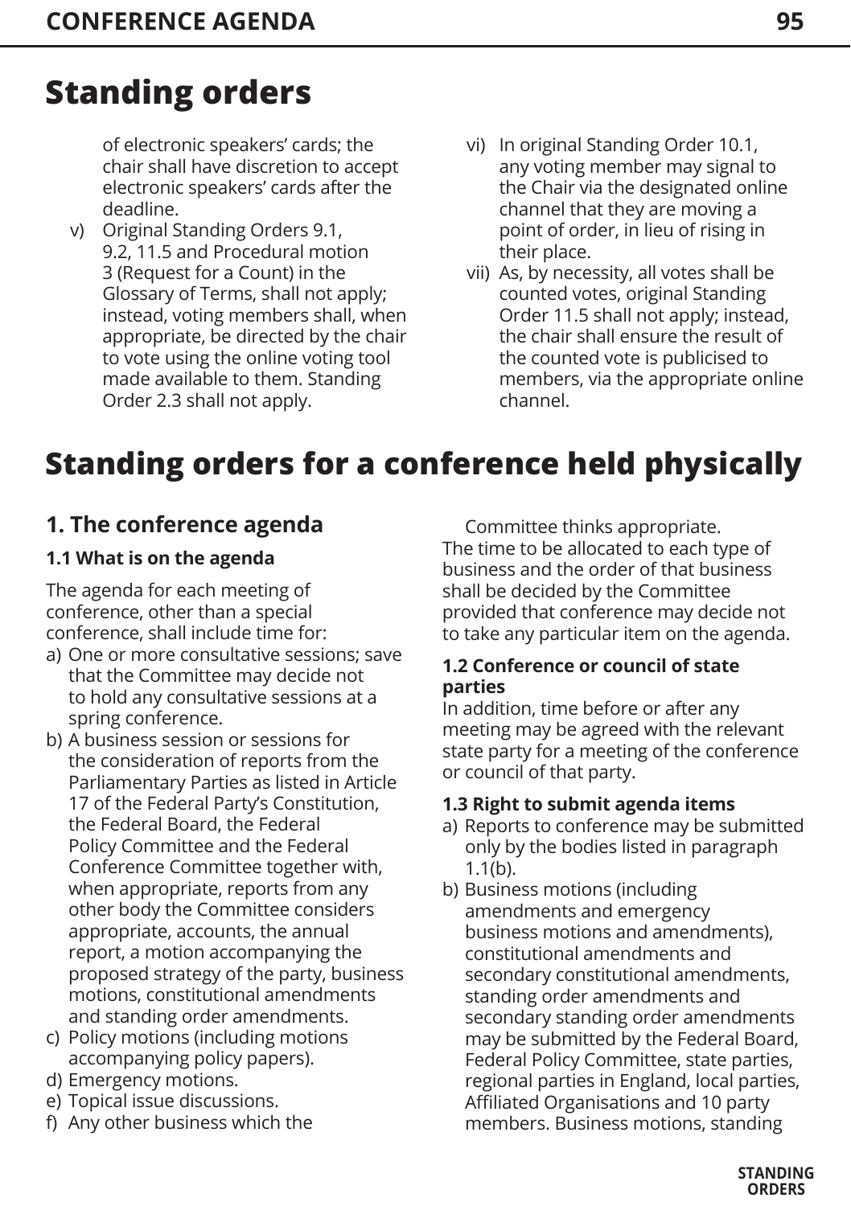# Standing orders

of electronic speakers' cards; the chair shall have discretion to accept electronic speakers' cards after the deadline.

v) Original Standing Orders 9.1, 9.2, 11.5 and Procedural motion 3 (Request for a Count) in the Glossary of Terms, shall not apply; instead, voting members shall, when appropriate, be directed by the chair to vote using the online voting tool made available to them. Standing Order 2.3 shall not apply.

vi) In original Standing Order 10.1, any voting member may signal to the Chair via the designated online channel that they are moving a point of order, in lieu of rising in their place.

vii) As, by necessity, all votes shall be counted votes, original Standing Order 11.5 shall not apply; instead, the chair shall ensure the result of the counted vote is publicised to members, via the appropriate online channel.

# Standing orders for a conference held physically

## 1. The conference agenda

### 1.1 What is on the agenda

The agenda for each meeting of conference, other than a special conference, shall include time for:

a) One or more consultative sessions; save that the Committee may decide not to hold any consultative sessions at a spring conference.
b) A business session or sessions for the consideration of reports from the Parliamentary Parties as listed in Article 17 of the Federal Party's Constitution, the Federal Board, the Federal Policy Committee and the Federal Conference Committee together with, when appropriate, reports from any other body the Committee considers appropriate, accounts, the annual report, a motion accompanying the proposed strategy of the party, business motions, constitutional amendments and standing order amendments.
c) Policy motions (including motions accompanying policy papers).
d) Emergency motions.
e) Topical issue discussions.
f) Any other business which the Committee thinks appropriate.

The time to be allocated to each type of business and the order of that business shall be decided by the Committee provided that conference may decide not to take any particular item on the agenda.

### 1.2 Conference or council of state parties

In addition, time before or after any meeting may be agreed with the relevant state party for a meeting of the conference or council of that party.

### 1.3 Right to submit agenda items

a) Reports to conference may be submitted only by the bodies listed in paragraph 1.1(b).
b) Business motions (including amendments and emergency business motions and amendments), constitutional amendments and secondary constitutional amendments, standing order amendments and secondary standing order amendments may be submitted by the Federal Board, Federal Policy Committee, state parties, regional parties in England, local parties, Affiliated Organisations and 10 party members. Business motions, standing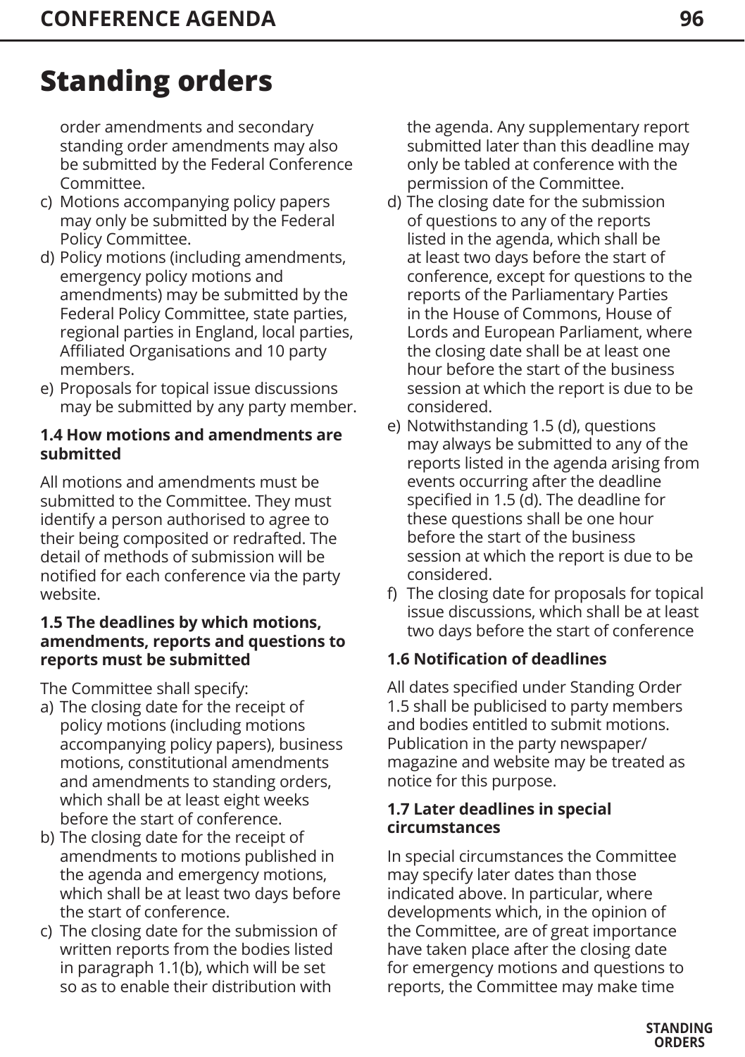# Standing orders

order amendments and secondary standing order amendments may also be submitted by the Federal Conference Committee.

c) Motions accompanying policy papers may only be submitted by the Federal Policy Committee.
d) Policy motions (including amendments, emergency policy motions and amendments) may be submitted by the Federal Policy Committee, state parties, regional parties in England, local parties, Affiliated Organisations and 10 party members.
e) Proposals for topical issue discussions may be submitted by any party member.

**1.4 How motions and amendments are submitted**

All motions and amendments must be submitted to the Committee. They must identify a person authorised to agree to their being composited or redrafted. The detail of methods of submission will be notified for each conference via the party website.

**1.5 The deadlines by which motions, amendments, reports and questions to reports must be submitted**

The Committee shall specify:

a) The closing date for the receipt of policy motions (including motions accompanying policy papers), business motions, constitutional amendments and amendments to standing orders, which shall be at least eight weeks before the start of conference.
b) The closing date for the receipt of amendments to motions published in the agenda and emergency motions, which shall be at least two days before the start of conference.
c) The closing date for the submission of written reports from the bodies listed in paragraph 1.1(b), which will be set so as to enable their distribution with the agenda. Any supplementary report submitted later than this deadline may only be tabled at conference with the permission of the Committee.
d) The closing date for the submission of questions to any of the reports listed in the agenda, which shall be at least two days before the start of conference, except for questions to the reports of the Parliamentary Parties in the House of Commons, House of Lords and European Parliament, where the closing date shall be at least one hour before the start of the business session at which the report is due to be considered.
e) Notwithstanding 1.5 (d), questions may always be submitted to any of the reports listed in the agenda arising from events occurring after the deadline specified in 1.5 (d). The deadline for these questions shall be one hour before the start of the business session at which the report is due to be considered.
f) The closing date for proposals for topical issue discussions, which shall be at least two days before the start of conference

**1.6 Notification of deadlines**

All dates specified under Standing Order 1.5 shall be publicised to party members and bodies entitled to submit motions. Publication in the party newspaper/magazine and website may be treated as notice for this purpose.

**1.7 Later deadlines in special circumstances**

In special circumstances the Committee may specify later dates than those indicated above. In particular, where developments which, in the opinion of the Committee, are of great importance have taken place after the closing date for emergency motions and questions to reports, the Committee may make time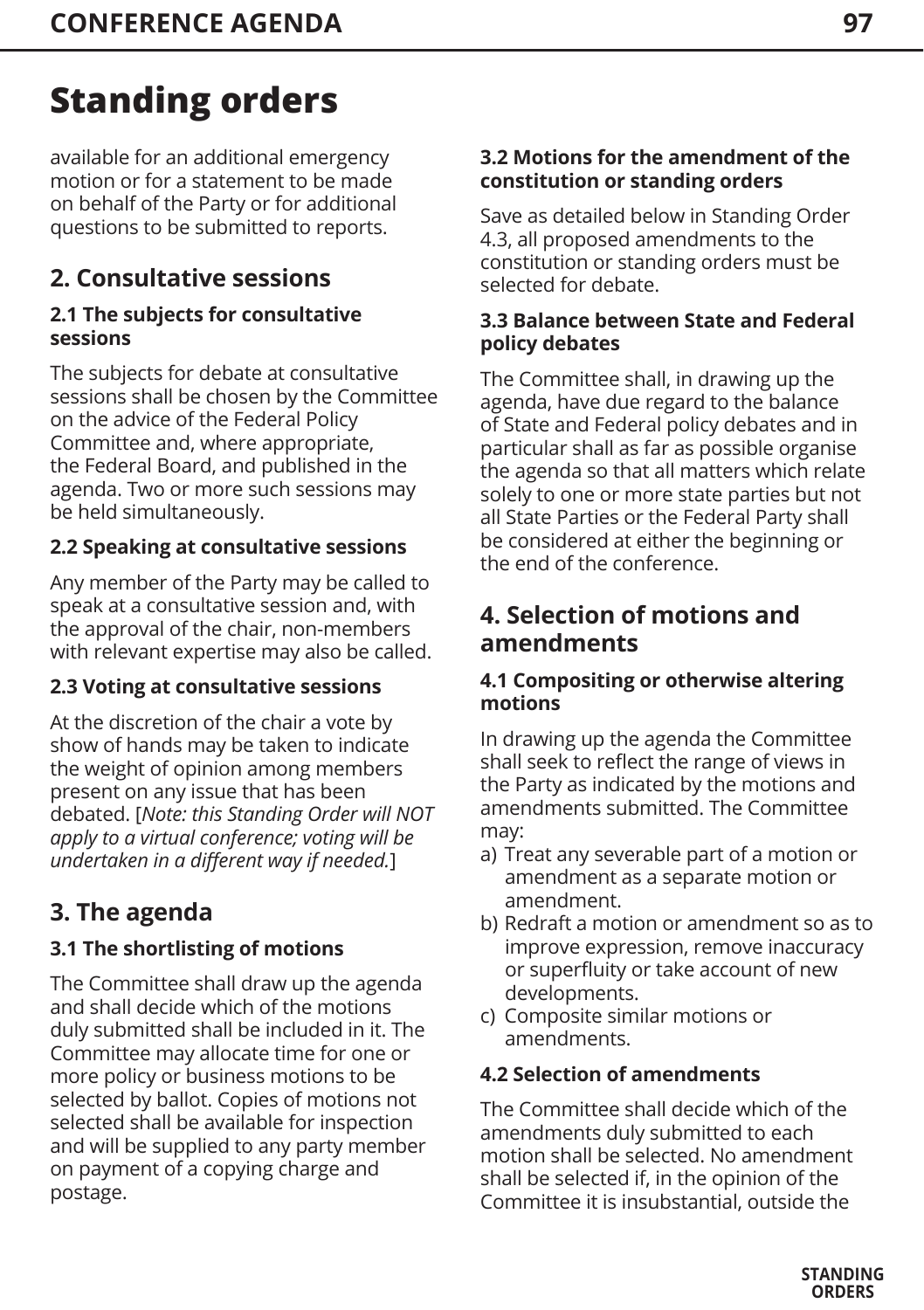# Standing orders

available for an additional emergency motion or for a statement to be made on behalf of the Party or for additional questions to be submitted to reports.

## 2. Consultative sessions

### 2.1 The subjects for consultative sessions

The subjects for debate at consultative sessions shall be chosen by the Committee on the advice of the Federal Policy Committee and, where appropriate, the Federal Board, and published in the agenda. Two or more such sessions may be held simultaneously.

### 2.2 Speaking at consultative sessions

Any member of the Party may be called to speak at a consultative session and, with the approval of the chair, non-members with relevant expertise may also be called.

### 2.3 Voting at consultative sessions

At the discretion of the chair a vote by show of hands may be taken to indicate the weight of opinion among members present on any issue that has been debated. [*Note: this Standing Order will NOT apply to a virtual conference; voting will be undertaken in a different way if needed.*]

## 3. The agenda

### 3.1 The shortlisting of motions

The Committee shall draw up the agenda and shall decide which of the motions duly submitted shall be included in it. The Committee may allocate time for one or more policy or business motions to be selected by ballot. Copies of motions not selected shall be available for inspection and will be supplied to any party member on payment of a copying charge and postage.

### 3.2 Motions for the amendment of the constitution or standing orders

Save as detailed below in Standing Order 4.3, all proposed amendments to the constitution or standing orders must be selected for debate.

### 3.3 Balance between State and Federal policy debates

The Committee shall, in drawing up the agenda, have due regard to the balance of State and Federal policy debates and in particular shall as far as possible organise the agenda so that all matters which relate solely to one or more state parties but not all State Parties or the Federal Party shall be considered at either the beginning or the end of the conference.

## 4. Selection of motions and amendments

### 4.1 Compositing or otherwise altering motions

In drawing up the agenda the Committee shall seek to reflect the range of views in the Party as indicated by the motions and amendments submitted. The Committee may:

a) Treat any severable part of a motion or amendment as a separate motion or amendment.
b) Redraft a motion or amendment so as to improve expression, remove inaccuracy or superfluity or take account of new developments.
c) Composite similar motions or amendments.

### 4.2 Selection of amendments

The Committee shall decide which of the amendments duly submitted to each motion shall be selected. No amendment shall be selected if, in the opinion of the Committee it is insubstantial, outside the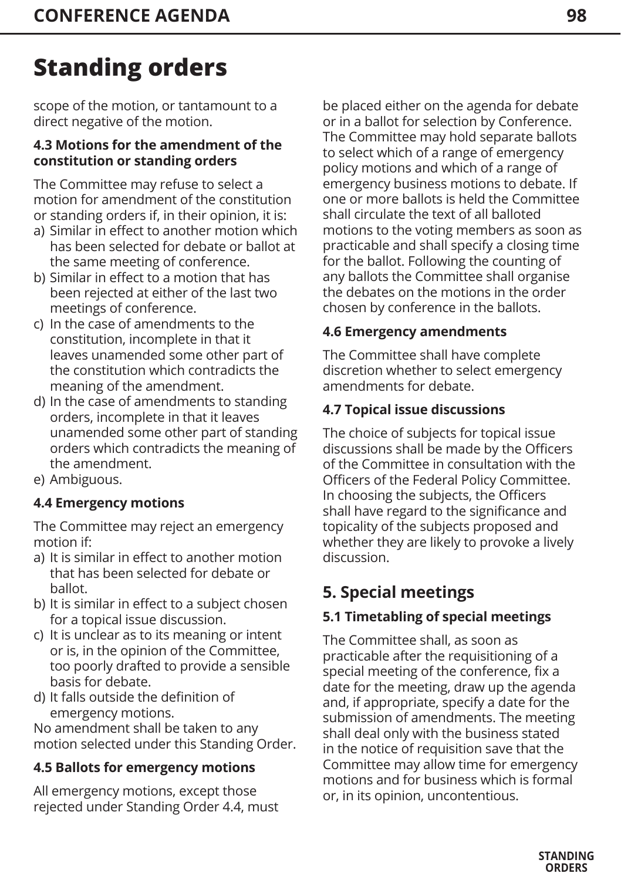# Standing orders

scope of the motion, or tantamount to a direct negative of the motion.

### 4.3 Motions for the amendment of the constitution or standing orders

The Committee may refuse to select a motion for amendment of the constitution or standing orders if, in their opinion, it is:

a) Similar in effect to another motion which has been selected for debate or ballot at the same meeting of conference.
b) Similar in effect to a motion that has been rejected at either of the last two meetings of conference.
c) In the case of amendments to the constitution, incomplete in that it leaves unamended some other part of the constitution which contradicts the meaning of the amendment.
d) In the case of amendments to standing orders, incomplete in that it leaves unamended some other part of standing orders which contradicts the meaning of the amendment.
e) Ambiguous.

### 4.4 Emergency motions

The Committee may reject an emergency motion if:

a) It is similar in effect to another motion that has been selected for debate or ballot.
b) It is similar in effect to a subject chosen for a topical issue discussion.
c) It is unclear as to its meaning or intent or is, in the opinion of the Committee, too poorly drafted to provide a sensible basis for debate.
d) It falls outside the definition of emergency motions.

No amendment shall be taken to any motion selected under this Standing Order.

### 4.5 Ballots for emergency motions

All emergency motions, except those rejected under Standing Order 4.4, must be placed either on the agenda for debate or in a ballot for selection by Conference. The Committee may hold separate ballots to select which of a range of emergency policy motions and which of a range of emergency business motions to debate. If one or more ballots is held the Committee shall circulate the text of all balloted motions to the voting members as soon as practicable and shall specify a closing time for the ballot. Following the counting of any ballots the Committee shall organise the debates on the motions in the order chosen by conference in the ballots.

### 4.6 Emergency amendments

The Committee shall have complete discretion whether to select emergency amendments for debate.

### 4.7 Topical issue discussions

The choice of subjects for topical issue discussions shall be made by the Officers of the Committee in consultation with the Officers of the Federal Policy Committee. In choosing the subjects, the Officers shall have regard to the significance and topicality of the subjects proposed and whether they are likely to provoke a lively discussion.

## 5. Special meetings

### 5.1 Timetabling of special meetings

The Committee shall, as soon as practicable after the requisitioning of a special meeting of the conference, fix a date for the meeting, draw up the agenda and, if appropriate, specify a date for the submission of amendments. The meeting shall deal only with the business stated in the notice of requisition save that the Committee may allow time for emergency motions and for business which is formal or, in its opinion, uncontentious.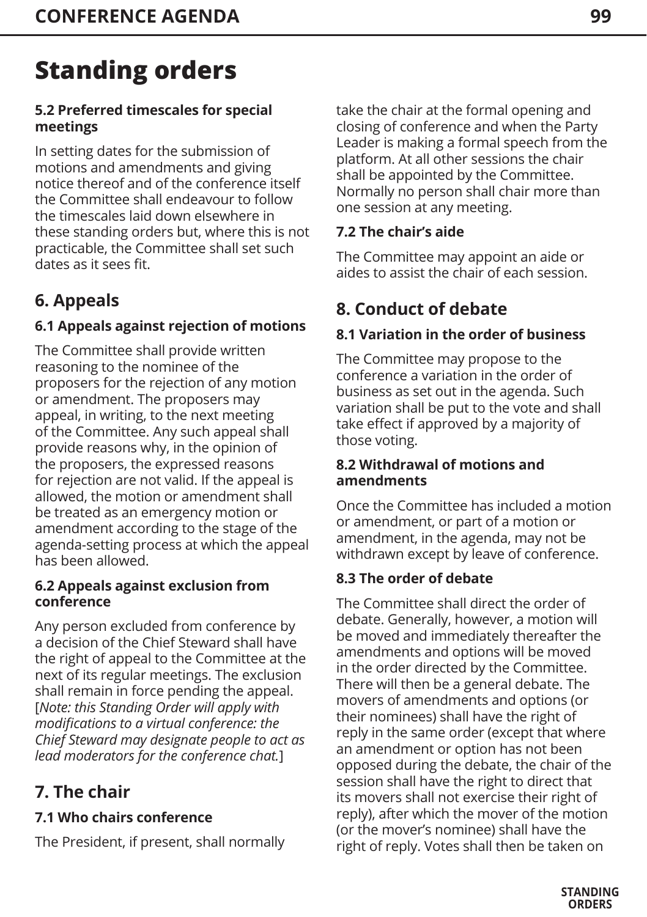# Standing orders

#### 5.2 Preferred timescales for special meetings

In setting dates for the submission of motions and amendments and giving notice thereof and of the conference itself the Committee shall endeavour to follow the timescales laid down elsewhere in these standing orders but, where this is not practicable, the Committee shall set such dates as it sees fit.

## 6. Appeals

#### 6.1 Appeals against rejection of motions

The Committee shall provide written reasoning to the nominee of the proposers for the rejection of any motion or amendment. The proposers may appeal, in writing, to the next meeting of the Committee. Any such appeal shall provide reasons why, in the opinion of the proposers, the expressed reasons for rejection are not valid. If the appeal is allowed, the motion or amendment shall be treated as an emergency motion or amendment according to the stage of the agenda-setting process at which the appeal has been allowed.

#### 6.2 Appeals against exclusion from conference

Any person excluded from conference by a decision of the Chief Steward shall have the right of appeal to the Committee at the next of its regular meetings. The exclusion shall remain in force pending the appeal. [*Note: this Standing Order will apply with modifications to a virtual conference: the Chief Steward may designate people to act as lead moderators for the conference chat.*]

## 7. The chair

#### 7.1 Who chairs conference

The President, if present, shall normally take the chair at the formal opening and closing of conference and when the Party Leader is making a formal speech from the platform. At all other sessions the chair shall be appointed by the Committee. Normally no person shall chair more than one session at any meeting.

#### 7.2 The chair's aide

The Committee may appoint an aide or aides to assist the chair of each session.

## 8. Conduct of debate

#### 8.1 Variation in the order of business

The Committee may propose to the conference a variation in the order of business as set out in the agenda. Such variation shall be put to the vote and shall take effect if approved by a majority of those voting.

#### 8.2 Withdrawal of motions and amendments

Once the Committee has included a motion or amendment, or part of a motion or amendment, in the agenda, may not be withdrawn except by leave of conference.

#### 8.3 The order of debate

The Committee shall direct the order of debate. Generally, however, a motion will be moved and immediately thereafter the amendments and options will be moved in the order directed by the Committee. There will then be a general debate. The movers of amendments and options (or their nominees) shall have the right of reply in the same order (except that where an amendment or option has not been opposed during the debate, the chair of the session shall have the right to direct that its movers shall not exercise their right of reply), after which the mover of the motion (or the mover's nominee) shall have the right of reply. Votes shall then be taken on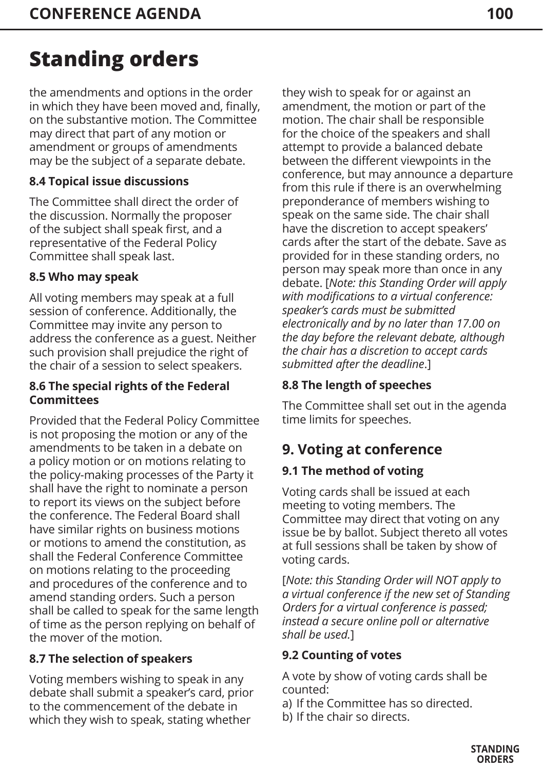# Standing orders

the amendments and options in the order in which they have been moved and, finally, on the substantive motion. The Committee may direct that part of any motion or amendment or groups of amendments may be the subject of a separate debate.

### 8.4 Topical issue discussions

The Committee shall direct the order of the discussion. Normally the proposer of the subject shall speak first, and a representative of the Federal Policy Committee shall speak last.

### 8.5 Who may speak

All voting members may speak at a full session of conference. Additionally, the Committee may invite any person to address the conference as a guest. Neither such provision shall prejudice the right of the chair of a session to select speakers.

### 8.6 The special rights of the Federal Committees

Provided that the Federal Policy Committee is not proposing the motion or any of the amendments to be taken in a debate on a policy motion or on motions relating to the policy-making processes of the Party it shall have the right to nominate a person to report its views on the subject before the conference. The Federal Board shall have similar rights on business motions or motions to amend the constitution, as shall the Federal Conference Committee on motions relating to the proceeding and procedures of the conference and to amend standing orders. Such a person shall be called to speak for the same length of time as the person replying on behalf of the mover of the motion.

### 8.7 The selection of speakers

Voting members wishing to speak in any debate shall submit a speaker's card, prior to the commencement of the debate in which they wish to speak, stating whether they wish to speak for or against an amendment, the motion or part of the motion. The chair shall be responsible for the choice of the speakers and shall attempt to provide a balanced debate between the different viewpoints in the conference, but may announce a departure from this rule if there is an overwhelming preponderance of members wishing to speak on the same side. The chair shall have the discretion to accept speakers' cards after the start of the debate. Save as provided for in these standing orders, no person may speak more than once in any debate. [*Note: this Standing Order will apply with modifications to a virtual conference: speaker's cards must be submitted electronically and by no later than 17.00 on the day before the relevant debate, although the chair has a discretion to accept cards submitted after the deadline*.]

### 8.8 The length of speeches

The Committee shall set out in the agenda time limits for speeches.

## 9. Voting at conference

### 9.1 The method of voting

Voting cards shall be issued at each meeting to voting members. The Committee may direct that voting on any issue be by ballot. Subject thereto all votes at full sessions shall be taken by show of voting cards.

[*Note: this Standing Order will NOT apply to a virtual conference if the new set of Standing Orders for a virtual conference is passed; instead a secure online poll or alternative shall be used.*]

### 9.2 Counting of votes

A vote by show of voting cards shall be counted:

a) If the Committee has so directed.
b) If the chair so directs.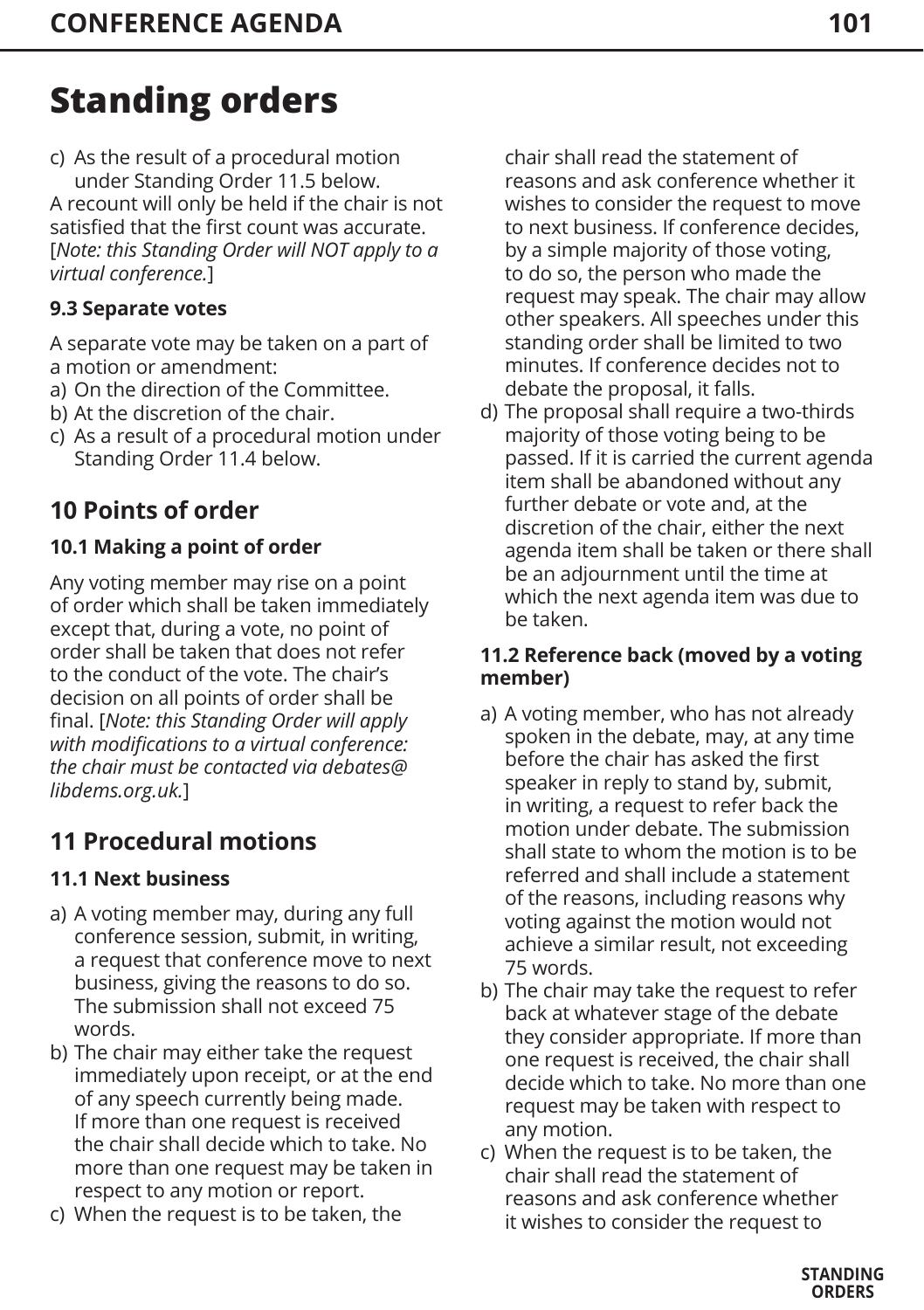# Standing orders

c) As the result of a procedural motion under Standing Order 11.5 below.

A recount will only be held if the chair is not satisfied that the first count was accurate. [*Note: this Standing Order will NOT apply to a virtual conference.*]

### 9.3 Separate votes

A separate vote may be taken on a part of a motion or amendment:

a) On the direction of the Committee.
b) At the discretion of the chair.
c) As a result of a procedural motion under Standing Order 11.4 below.

## 10 Points of order

### 10.1 Making a point of order

Any voting member may rise on a point of order which shall be taken immediately except that, during a vote, no point of order shall be taken that does not refer to the conduct of the vote. The chair's decision on all points of order shall be final. [*Note: this Standing Order will apply with modifications to a virtual conference: the chair must be contacted via debates@libdems.org.uk.*]

## 11 Procedural motions

### 11.1 Next business

a) A voting member may, during any full conference session, submit, in writing, a request that conference move to next business, giving the reasons to do so. The submission shall not exceed 75 words.
b) The chair may either take the request immediately upon receipt, or at the end of any speech currently being made. If more than one request is received the chair shall decide which to take. No more than one request may be taken in respect to any motion or report.
c) When the request is to be taken, the chair shall read the statement of reasons and ask conference whether it wishes to consider the request to move to next business. If conference decides, by a simple majority of those voting, to do so, the person who made the request may speak. The chair may allow other speakers. All speeches under this standing order shall be limited to two minutes. If conference decides not to debate the proposal, it falls.
d) The proposal shall require a two-thirds majority of those voting being to be passed. If it is carried the current agenda item shall be abandoned without any further debate or vote and, at the discretion of the chair, either the next agenda item shall be taken or there shall be an adjournment until the time at which the next agenda item was due to be taken.

### 11.2 Reference back (moved by a voting member)

a) A voting member, who has not already spoken in the debate, may, at any time before the chair has asked the first speaker in reply to stand by, submit, in writing, a request to refer back the motion under debate. The submission shall state to whom the motion is to be referred and shall include a statement of the reasons, including reasons why voting against the motion would not achieve a similar result, not exceeding 75 words.
b) The chair may take the request to refer back at whatever stage of the debate they consider appropriate. If more than one request is received, the chair shall decide which to take. No more than one request may be taken with respect to any motion.
c) When the request is to be taken, the chair shall read the statement of reasons and ask conference whether it wishes to consider the request to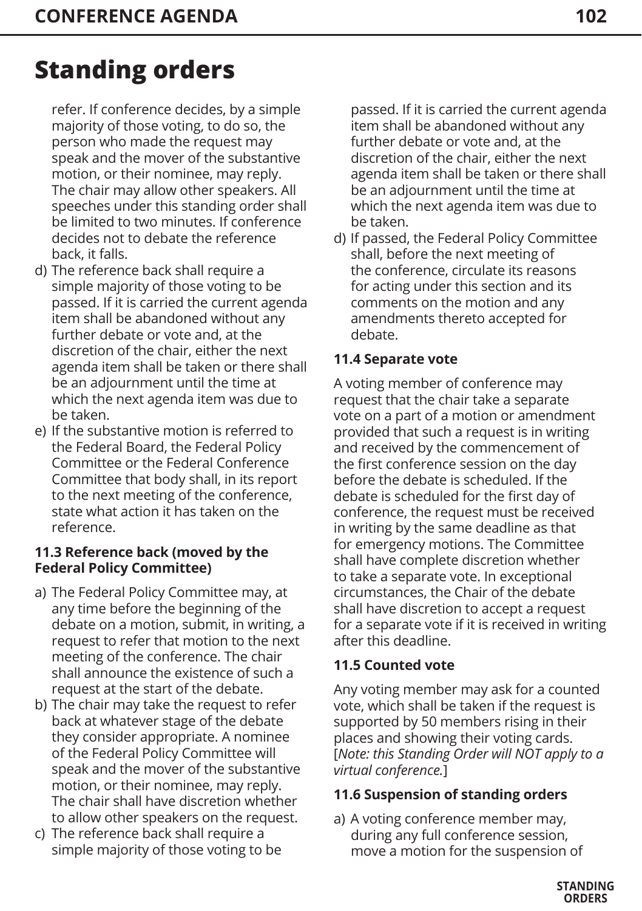# Standing orders

refer. If conference decides, by a simple majority of those voting, to do so, the person who made the request may speak and the mover of the substantive motion, or their nominee, may reply. The chair may allow other speakers. All speeches under this standing order shall be limited to two minutes. If conference decides not to debate the reference back, it falls.

d) The reference back shall require a simple majority of those voting to be passed. If it is carried the current agenda item shall be abandoned without any further debate or vote and, at the discretion of the chair, either the next agenda item shall be taken or there shall be an adjournment until the time at which the next agenda item was due to be taken.

e) If the substantive motion is referred to the Federal Board, the Federal Policy Committee or the Federal Conference Committee that body shall, in its report to the next meeting of the conference, state what action it has taken on the reference.

**11.3 Reference back (moved by the Federal Policy Committee)**

a) The Federal Policy Committee may, at any time before the beginning of the debate on a motion, submit, in writing, a request to refer that motion to the next meeting of the conference. The chair shall announce the existence of such a request at the start of the debate.

b) The chair may take the request to refer back at whatever stage of the debate they consider appropriate. A nominee of the Federal Policy Committee will speak and the mover of the substantive motion, or their nominee, may reply. The chair shall have discretion whether to allow other speakers on the request.

c) The reference back shall require a simple majority of those voting to be passed. If it is carried the current agenda item shall be abandoned without any further debate or vote and, at the discretion of the chair, either the next agenda item shall be taken or there shall be an adjournment until the time at which the next agenda item was due to be taken.

d) If passed, the Federal Policy Committee shall, before the next meeting of the conference, circulate its reasons for acting under this section and its comments on the motion and any amendments thereto accepted for debate.

**11.4 Separate vote**

A voting member of conference may request that the chair take a separate vote on a part of a motion or amendment provided that such a request is in writing and received by the commencement of the first conference session on the day before the debate is scheduled. If the debate is scheduled for the first day of conference, the request must be received in writing by the same deadline as that for emergency motions. The Committee shall have complete discretion whether to take a separate vote. In exceptional circumstances, the Chair of the debate shall have discretion to accept a request for a separate vote if it is received in writing after this deadline.

**11.5 Counted vote**

Any voting member may ask for a counted vote, which shall be taken if the request is supported by 50 members rising in their places and showing their voting cards. [*Note: this Standing Order will NOT apply to a virtual conference.*]

**11.6 Suspension of standing orders**

a) A voting conference member may, during any full conference session, move a motion for the suspension of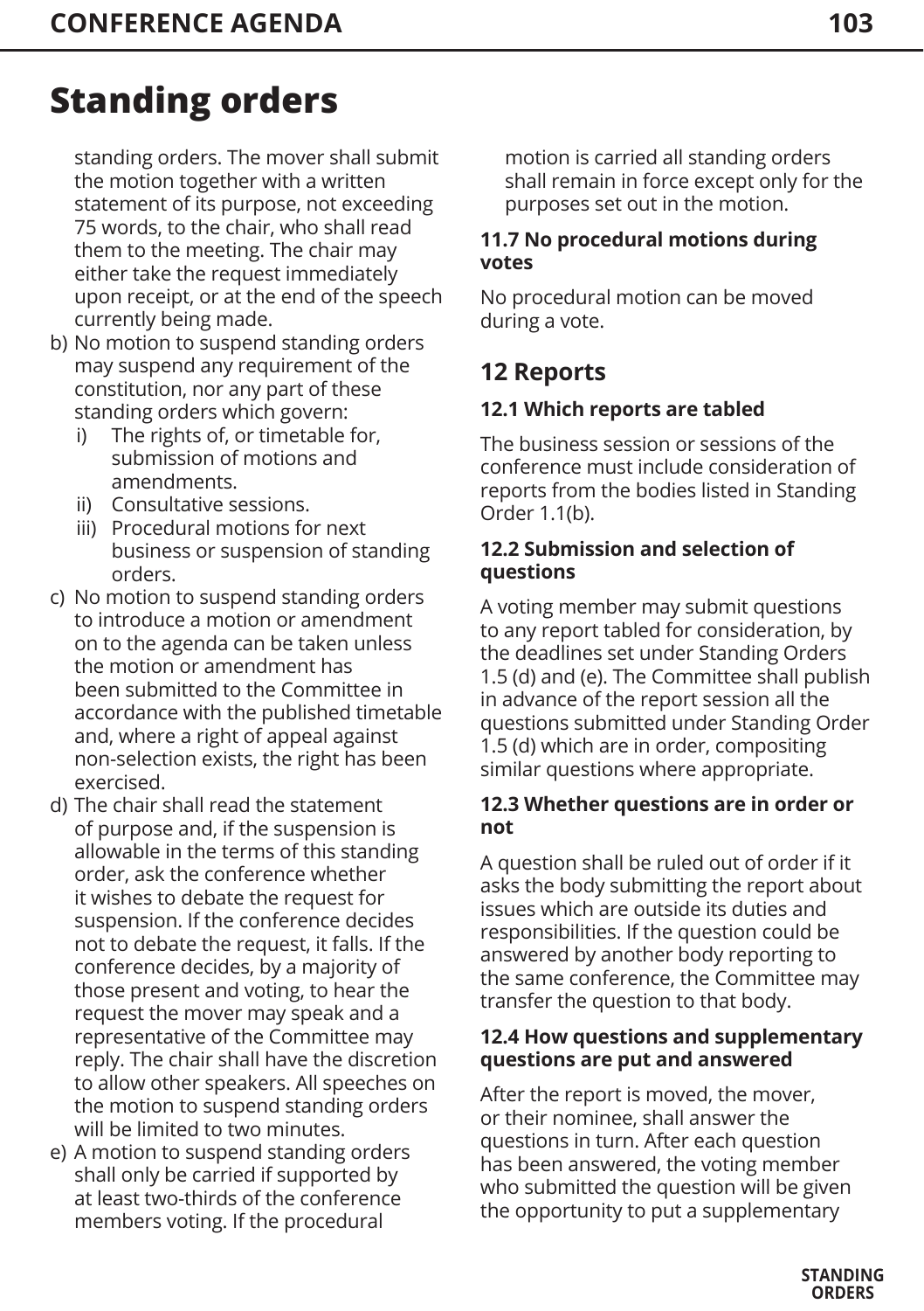# Standing orders

standing orders. The mover shall submit the motion together with a written statement of its purpose, not exceeding 75 words, to the chair, who shall read them to the meeting. The chair may either take the request immediately upon receipt, or at the end of the speech currently being made.

b) No motion to suspend standing orders may suspend any requirement of the constitution, nor any part of these standing orders which govern:
   i) The rights of, or timetable for, submission of motions and amendments.
   ii) Consultative sessions.
   iii) Procedural motions for next business or suspension of standing orders.

c) No motion to suspend standing orders to introduce a motion or amendment on to the agenda can be taken unless the motion or amendment has been submitted to the Committee in accordance with the published timetable and, where a right of appeal against non-selection exists, the right has been exercised.

d) The chair shall read the statement of purpose and, if the suspension is allowable in the terms of this standing order, ask the conference whether it wishes to debate the request for suspension. If the conference decides not to debate the request, it falls. If the conference decides, by a majority of those present and voting, to hear the request the mover may speak and a representative of the Committee may reply. The chair shall have the discretion to allow other speakers. All speeches on the motion to suspend standing orders will be limited to two minutes.

e) A motion to suspend standing orders shall only be carried if supported by at least two-thirds of the conference members voting. If the procedural motion is carried all standing orders shall remain in force except only for the purposes set out in the motion.

### 11.7 No procedural motions during votes

No procedural motion can be moved during a vote.

## 12 Reports

### 12.1 Which reports are tabled

The business session or sessions of the conference must include consideration of reports from the bodies listed in Standing Order 1.1(b).

### 12.2 Submission and selection of questions

A voting member may submit questions to any report tabled for consideration, by the deadlines set under Standing Orders 1.5 (d) and (e). The Committee shall publish in advance of the report session all the questions submitted under Standing Order 1.5 (d) which are in order, compositing similar questions where appropriate.

### 12.3 Whether questions are in order or not

A question shall be ruled out of order if it asks the body submitting the report about issues which are outside its duties and responsibilities. If the question could be answered by another body reporting to the same conference, the Committee may transfer the question to that body.

### 12.4 How questions and supplementary questions are put and answered

After the report is moved, the mover, or their nominee, shall answer the questions in turn. After each question has been answered, the voting member who submitted the question will be given the opportunity to put a supplementary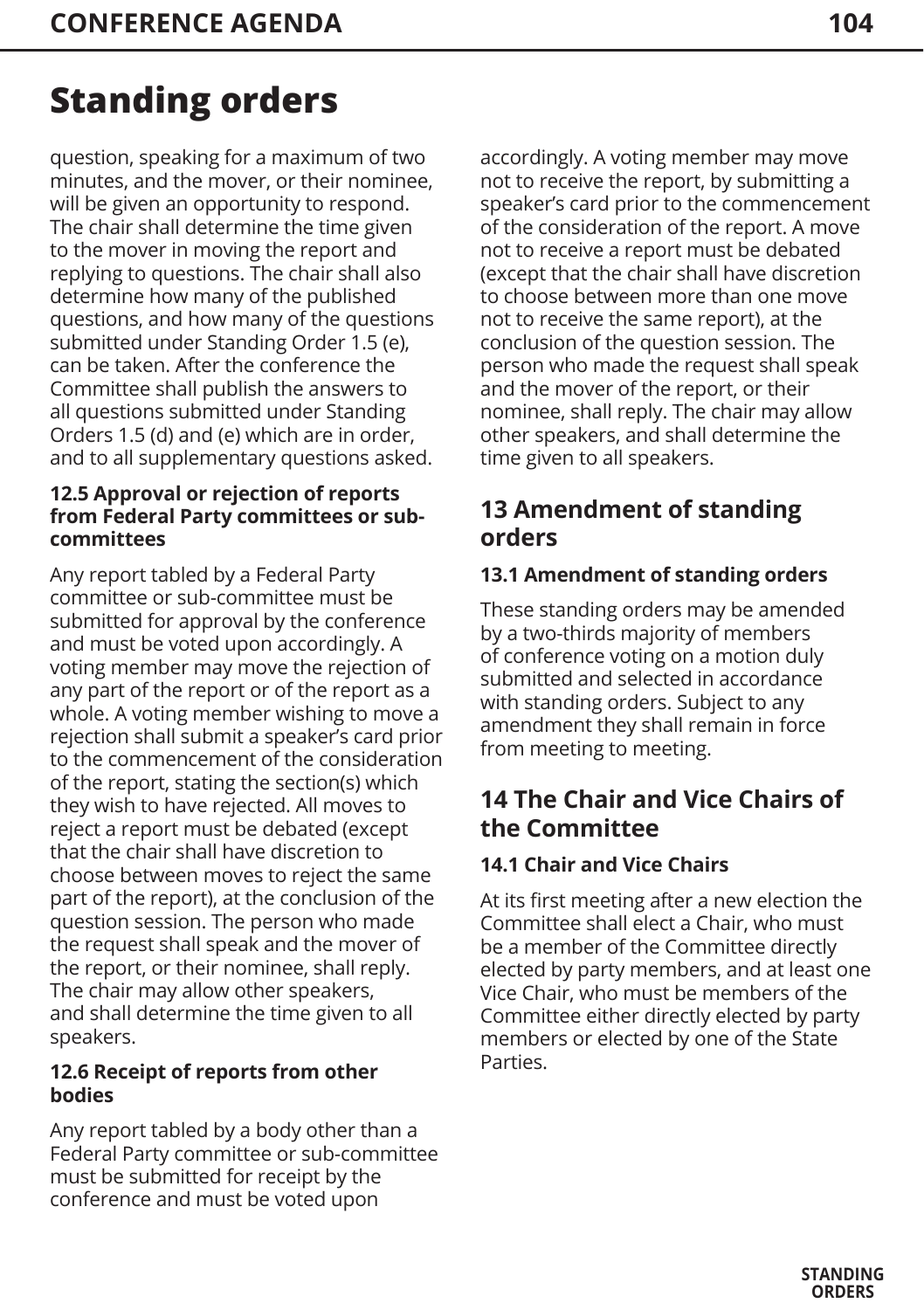# Standing orders

question, speaking for a maximum of two minutes, and the mover, or their nominee, will be given an opportunity to respond. The chair shall determine the time given to the mover in moving the report and replying to questions. The chair shall also determine how many of the published questions, and how many of the questions submitted under Standing Order 1.5 (e), can be taken. After the conference the Committee shall publish the answers to all questions submitted under Standing Orders 1.5 (d) and (e) which are in order, and to all supplementary questions asked.

#### 12.5 Approval or rejection of reports from Federal Party committees or sub-committees

Any report tabled by a Federal Party committee or sub-committee must be submitted for approval by the conference and must be voted upon accordingly. A voting member may move the rejection of any part of the report or of the report as a whole. A voting member wishing to move a rejection shall submit a speaker's card prior to the commencement of the consideration of the report, stating the section(s) which they wish to have rejected. All moves to reject a report must be debated (except that the chair shall have discretion to choose between moves to reject the same part of the report), at the conclusion of the question session. The person who made the request shall speak and the mover of the report, or their nominee, shall reply. The chair may allow other speakers, and shall determine the time given to all speakers.

#### 12.6 Receipt of reports from other bodies

Any report tabled by a body other than a Federal Party committee or sub-committee must be submitted for receipt by the conference and must be voted upon accordingly. A voting member may move not to receive the report, by submitting a speaker's card prior to the commencement of the consideration of the report. A move not to receive a report must be debated (except that the chair shall have discretion to choose between more than one move not to receive the same report), at the conclusion of the question session. The person who made the request shall speak and the mover of the report, or their nominee, shall reply. The chair may allow other speakers, and shall determine the time given to all speakers.

## 13 Amendment of standing orders

#### 13.1 Amendment of standing orders

These standing orders may be amended by a two-thirds majority of members of conference voting on a motion duly submitted and selected in accordance with standing orders. Subject to any amendment they shall remain in force from meeting to meeting.

## 14 The Chair and Vice Chairs of the Committee

#### 14.1 Chair and Vice Chairs

At its first meeting after a new election the Committee shall elect a Chair, who must be a member of the Committee directly elected by party members, and at least one Vice Chair, who must be members of the Committee either directly elected by party members or elected by one of the State Parties.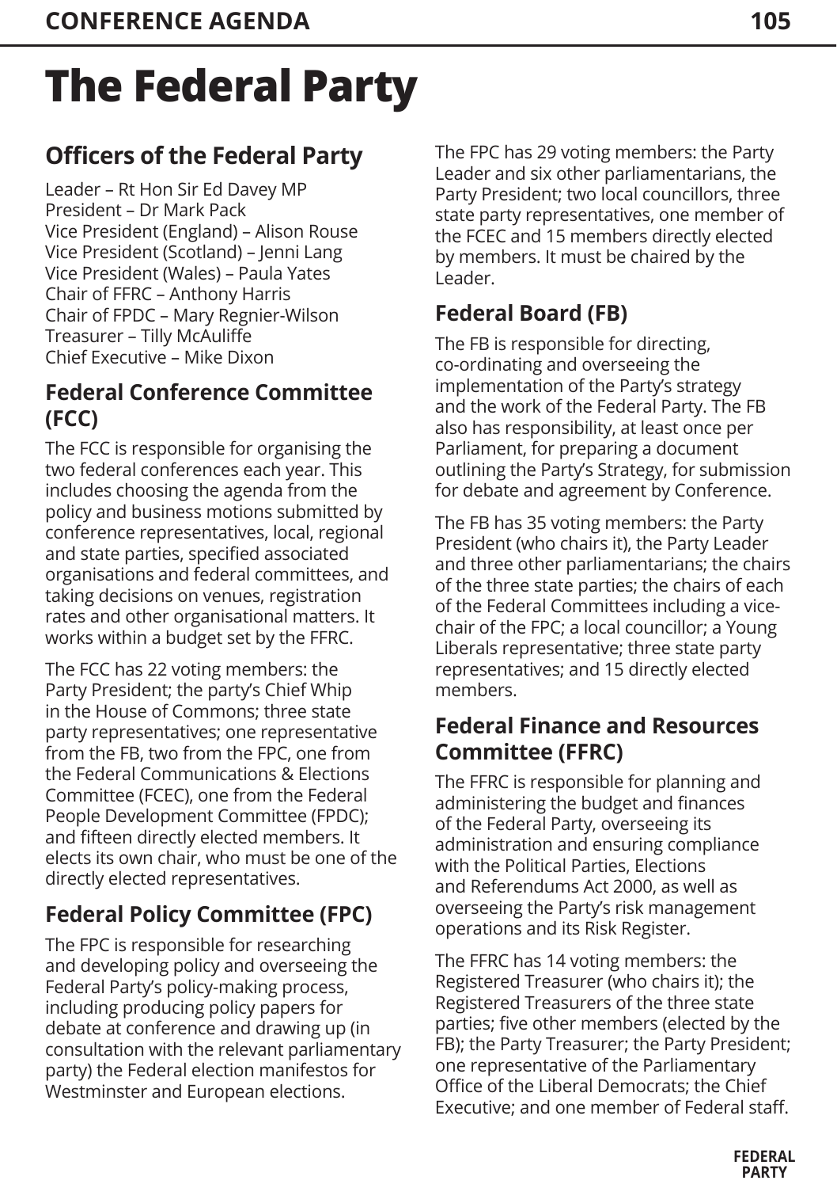# The Federal Party

## Officers of the Federal Party

Leader – Rt Hon Sir Ed Davey MP
President – Dr Mark Pack
Vice President (England) – Alison Rouse
Vice President (Scotland) – Jenni Lang
Vice President (Wales) – Paula Yates
Chair of FFRC – Anthony Harris
Chair of FPDC – Mary Regnier-Wilson
Treasurer – Tilly McAuliffe
Chief Executive – Mike Dixon

## Federal Conference Committee (FCC)

The FCC is responsible for organising the two federal conferences each year. This includes choosing the agenda from the policy and business motions submitted by conference representatives, local, regional and state parties, specified associated organisations and federal committees, and taking decisions on venues, registration rates and other organisational matters. It works within a budget set by the FFRC.

The FCC has 22 voting members: the Party President; the party's Chief Whip in the House of Commons; three state party representatives; one representative from the FB, two from the FPC, one from the Federal Communications & Elections Committee (FCEC), one from the Federal People Development Committee (FPDC); and fifteen directly elected members. It elects its own chair, who must be one of the directly elected representatives.

## Federal Policy Committee (FPC)

The FPC is responsible for researching and developing policy and overseeing the Federal Party's policy-making process, including producing policy papers for debate at conference and drawing up (in consultation with the relevant parliamentary party) the Federal election manifestos for Westminster and European elections.

The FPC has 29 voting members: the Party Leader and six other parliamentarians, the Party President; two local councillors, three state party representatives, one member of the FCEC and 15 members directly elected by members. It must be chaired by the Leader.

## Federal Board (FB)

The FB is responsible for directing, co-ordinating and overseeing the implementation of the Party's strategy and the work of the Federal Party. The FB also has responsibility, at least once per Parliament, for preparing a document outlining the Party's Strategy, for submission for debate and agreement by Conference.

The FB has 35 voting members: the Party President (who chairs it), the Party Leader and three other parliamentarians; the chairs of the three state parties; the chairs of each of the Federal Committees including a vice-chair of the FPC; a local councillor; a Young Liberals representative; three state party representatives; and 15 directly elected members.

## Federal Finance and Resources Committee (FFRC)

The FFRC is responsible for planning and administering the budget and finances of the Federal Party, overseeing its administration and ensuring compliance with the Political Parties, Elections and Referendums Act 2000, as well as overseeing the Party's risk management operations and its Risk Register.

The FFRC has 14 voting members: the Registered Treasurer (who chairs it); the Registered Treasurers of the three state parties; five other members (elected by the FB); the Party Treasurer; the Party President; one representative of the Parliamentary Office of the Liberal Democrats; the Chief Executive; and one member of Federal staff.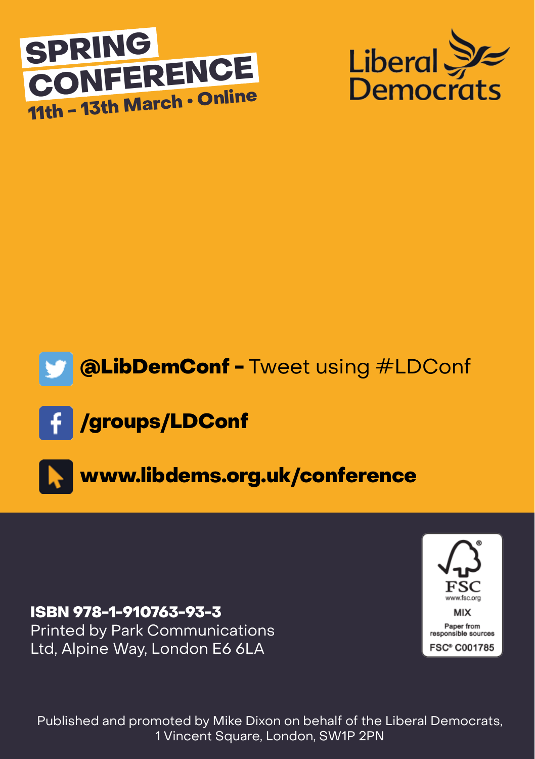# SPRING CONFERENCE

11th – 13th March • Online

Liberal Democrats

**@LibDemConf –** Tweet using #LDConf

**/groups/LDConf**

**www.libdems.org.uk/conference**

**ISBN 978-1-910763-93-3**
Printed by Park Communications Ltd, Alpine Way, London E6 6LA

FSC
www.fsc.org
MIX
Paper from responsible sources
FSC® C001785

Published and promoted by Mike Dixon on behalf of the Liberal Democrats, 1 Vincent Square, London, SW1P 2PN